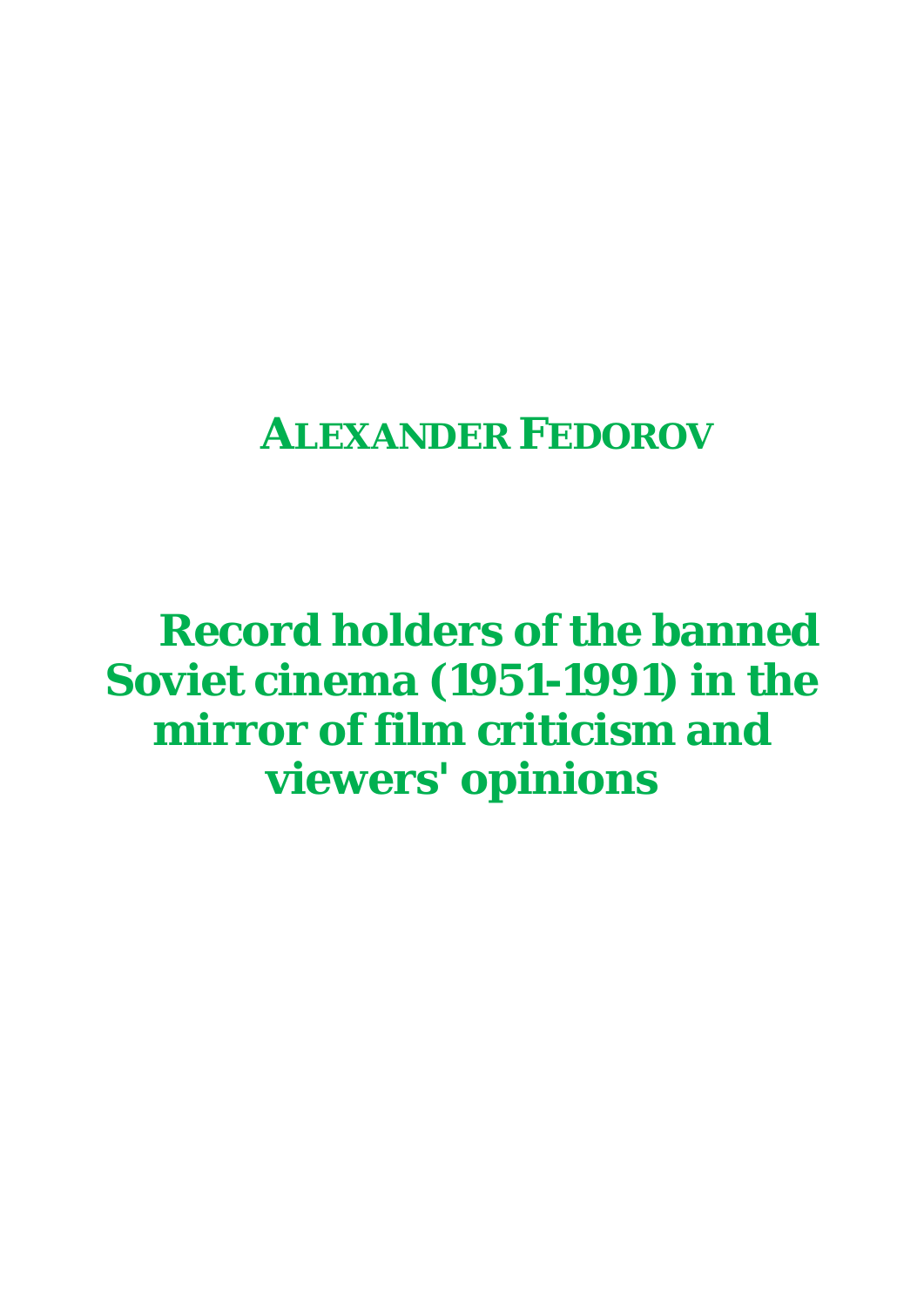**ALEXANDER FEDOROV**

# Record holders of the banned Soviet cinema (1951-1991) in the mirror of film criticism and viewers' opinions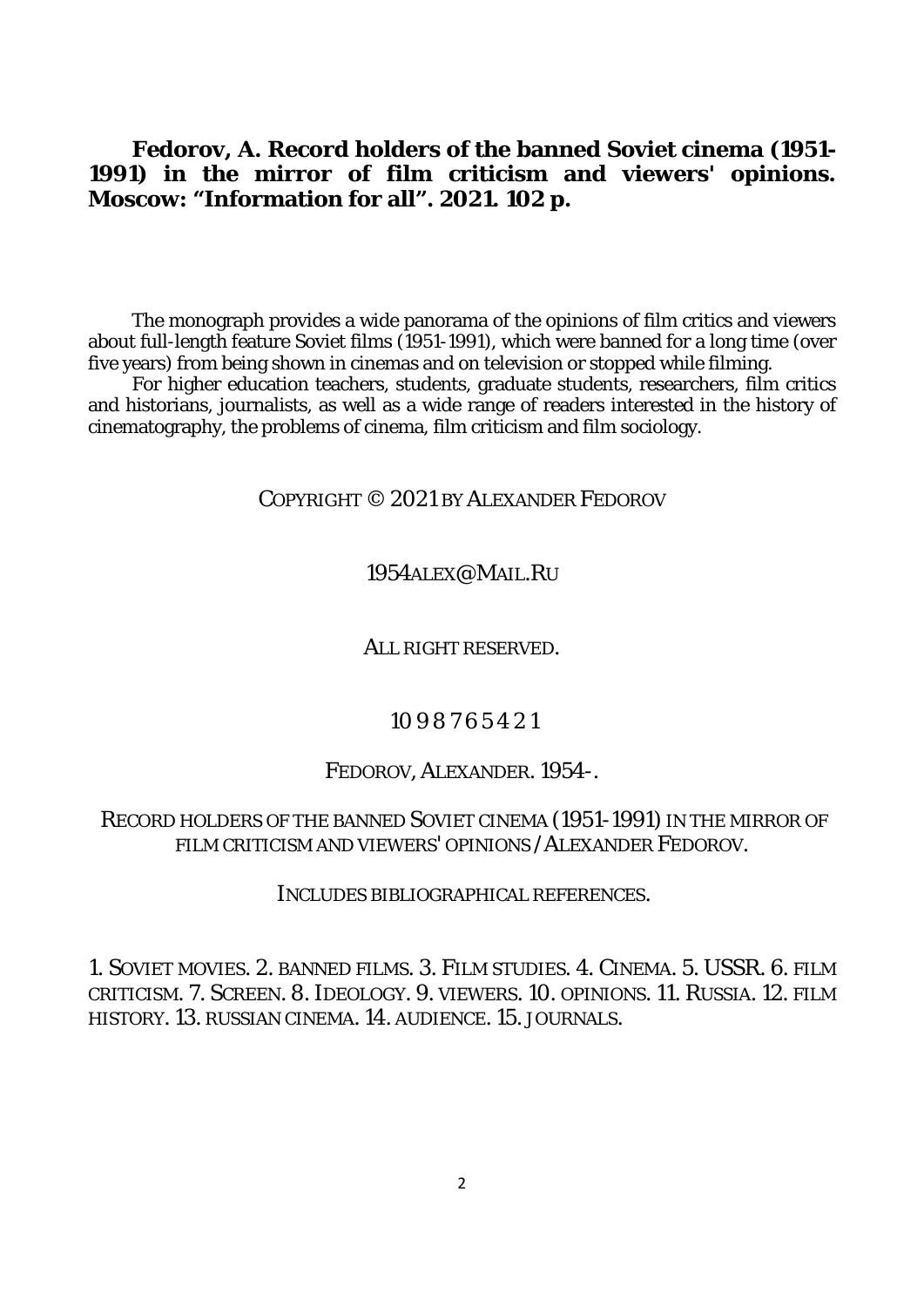**Fedorov, A. Record holders of the banned Soviet cinema (1951-1991) in the mirror of film criticism and viewers' opinions. Moscow: "Information for all". 2021. 102 p.**

The monograph provides a wide panorama of the opinions of film critics and viewers about full-length feature Soviet films (1951-1991), which were banned for a long time (over five years) from being shown in cinemas and on television or stopped while filming.

For higher education teachers, students, graduate students, researchers, film critics and historians, journalists, as well as a wide range of readers interested in the history of cinematography, the problems of cinema, film criticism and film sociology.

COPYRIGHT © 2021 BY ALEXANDER FEDOROV

1954ALEX@MAIL.RU

ALL RIGHT RESERVED.

10 9 8 7 6 5 4 2 1

FEDOROV, ALEXANDER. 1954-.

RECORD HOLDERS OF THE BANNED SOVIET CINEMA (1951-1991) IN THE MIRROR OF FILM CRITICISM AND VIEWERS' OPINIONS / ALEXANDER FEDOROV.

INCLUDES BIBLIOGRAPHICAL REFERENCES.

1. SOVIET MOVIES. 2. BANNED FILMS. 3. FILM STUDIES. 4. CINEMA. 5. USSR. 6. FILM CRITICISM. 7. SCREEN. 8. IDEOLOGY. 9. VIEWERS. 10. OPINIONS. 11. RUSSIA. 12. FILM HISTORY. 13. RUSSIAN CINEMA. 14. AUDIENCE. 15. JOURNALS.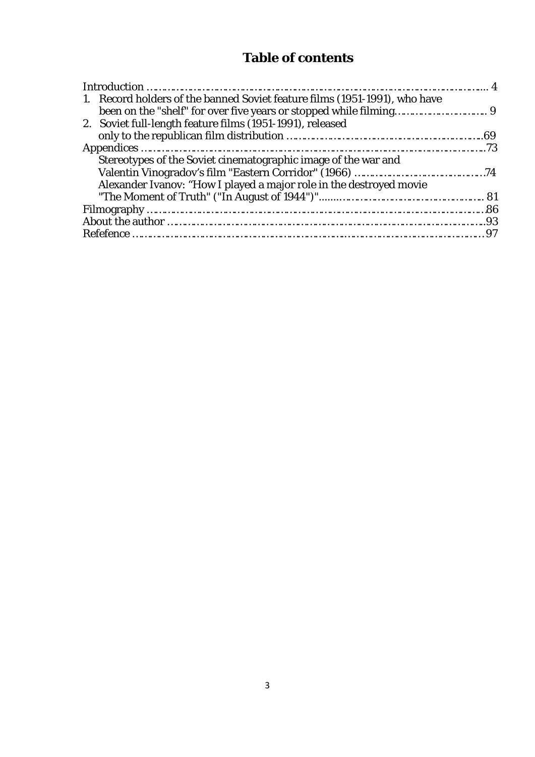# Table of contents

Introduction ........................................................................................................ 4

1. Record holders of the banned Soviet feature films (1951-1991), who have been on the "shelf" for over five years or stopped while filming.......................... 9
2. Soviet full-length feature films (1951-1991), released only to the republican film distribution ....................................................69

Appendices ...........................................................................................................73

Stereotypes of the Soviet cinematographic image of the war and Valentin Vinogradov's film "Eastern Corridor" (1966) ...................................74

Alexander Ivanov: "How I played a major role in the destroyed movie "The Moment of Truth" ("In August of 1944")"............................................. 81

Filmography .........................................................................................................86

About the author ...................................................................................................93

Refefence ..............................................................................................................97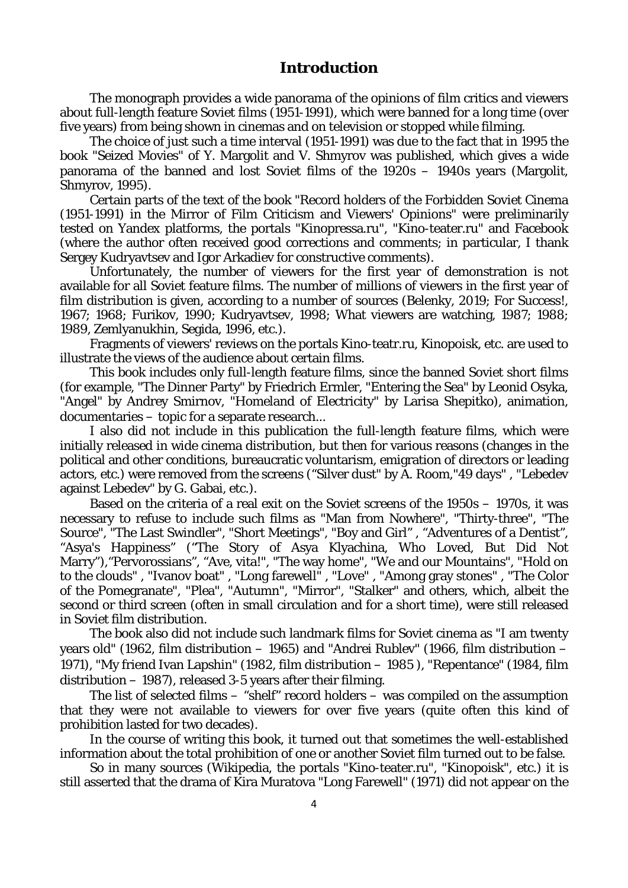# Introduction

The monograph provides a wide panorama of the opinions of film critics and viewers about full-length feature Soviet films (1951-1991), which were banned for a long time (over five years) from being shown in cinemas and on television or stopped while filming.

The choice of just such a time interval (1951-1991) was due to the fact that in 1995 the book "Seized Movies" of Y. Margolit and V. Shmyrov was published, which gives a wide panorama of the banned and lost Soviet films of the 1920s – 1940s years (Margolit, Shmyrov, 1995).

Certain parts of the text of the book "Record holders of the Forbidden Soviet Cinema (1951-1991) in the Mirror of Film Criticism and Viewers' Opinions" were preliminarily tested on Yandex platforms, the portals "Kinopressa.ru", "Kino-teater.ru" and Facebook (where the author often received good corrections and comments; in particular, I thank Sergey Kudryavtsev and Igor Arkadiev for constructive comments).

Unfortunately, the number of viewers for the first year of demonstration is not available for all Soviet feature films. The number of millions of viewers in the first year of film distribution is given, according to a number of sources (Belenky, 2019; For Success!, 1967; 1968; Furikov, 1990; Kudryavtsev, 1998; What viewers are watching, 1987; 1988; 1989, Zemlyanukhin, Segida, 1996, etc.).

Fragments of viewers' reviews on the portals Kino-teatr.ru, Kinopoisk, etc. are used to illustrate the views of the audience about certain films.

This book includes only full-length feature films, since the banned Soviet short films (for example, "The Dinner Party" by Friedrich Ermler, "Entering the Sea" by Leonid Osyka, "Angel" by Andrey Smirnov, "Homeland of Electricity" by Larisa Shepitko), animation, documentaries – topic for a separate research...

I also did not include in this publication the full-length feature films, which were initially released in wide cinema distribution, but then for various reasons (changes in the political and other conditions, bureaucratic voluntarism, emigration of directors or leading actors, etc.) were removed from the screens ("Silver dust" by A. Room,"49 days" , "Lebedev against Lebedev" by G. Gabai, etc.).

Based on the criteria of a real exit on the Soviet screens of the 1950s – 1970s, it was necessary to refuse to include such films as "Man from Nowhere", "Thirty-three", "The Source", "The Last Swindler", "Short Meetings", "Boy and Girl" , "Adventures of a Dentist", "Asya's Happiness" ("The Story of Asya Klyachina, Who Loved, But Did Not Marry"),"Pervorossians", "Ave, vita!", "The way home", "We and our Mountains", "Hold on to the clouds" , "Ivanov boat" , "Long farewell" , "Love" , "Among gray stones" , "The Color of the Pomegranate", "Plea", "Autumn", "Mirror", "Stalker" and others, which, albeit the second or third screen (often in small circulation and for a short time), were still released in Soviet film distribution.

The book also did not include such landmark films for Soviet cinema as "I am twenty years old" (1962, film distribution – 1965) and "Andrei Rublev" (1966, film distribution – 1971), "My friend Ivan Lapshin" (1982, film distribution – 1985 ), "Repentance" (1984, film distribution – 1987), released 3-5 years after their filming.

The list of selected films – "shelf" record holders – was compiled on the assumption that they were not available to viewers for over five years (quite often this kind of prohibition lasted for two decades).

In the course of writing this book, it turned out that sometimes the well-established information about the total prohibition of one or another Soviet film turned out to be false.

So in many sources (Wikipedia, the portals "Kino-teater.ru", "Kinopoisk", etc.) it is still asserted that the drama of Kira Muratova "Long Farewell" (1971) did not appear on the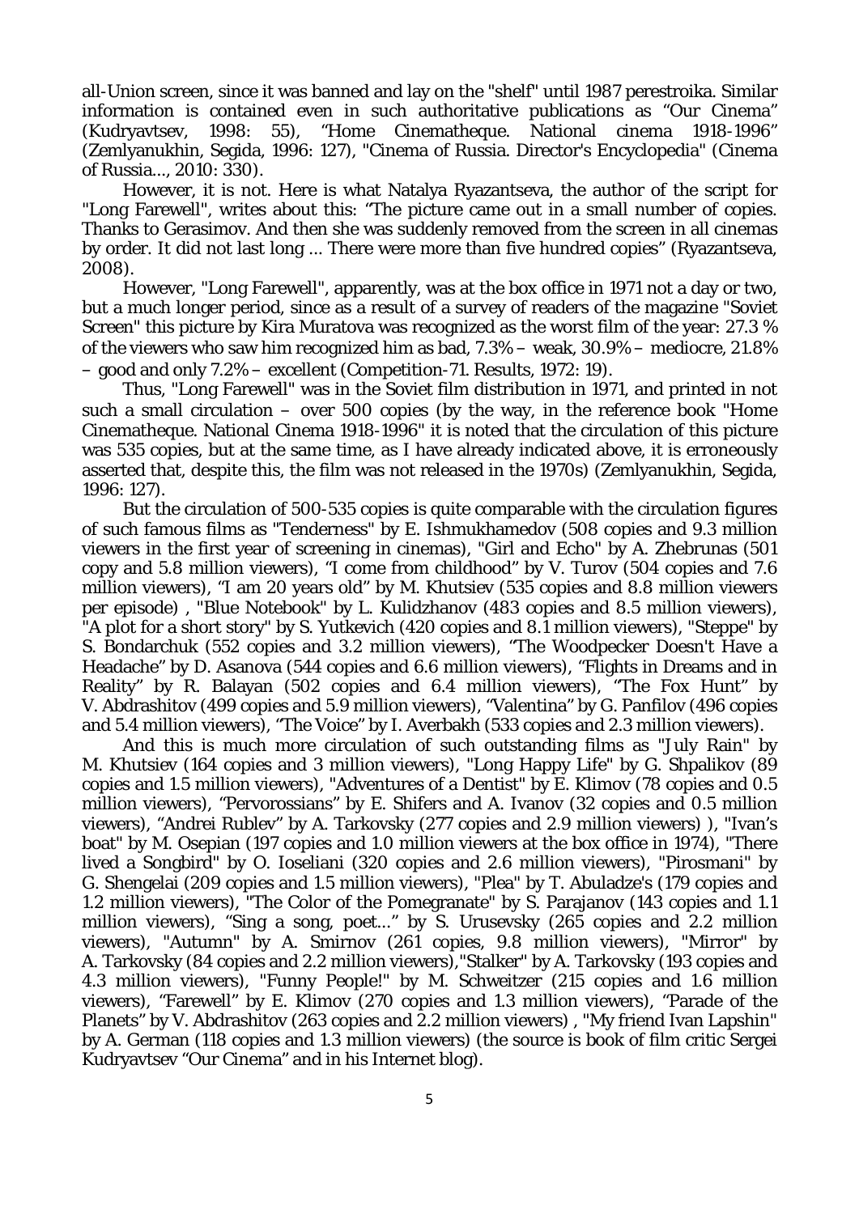all-Union screen, since it was banned and lay on the "shelf" until 1987 perestroika. Similar information is contained even in such authoritative publications as "Our Cinema" (Kudryavtsev, 1998: 55), "Home Cinematheque. National cinema 1918-1996" (Zemlyanukhin, Segida, 1996: 127), "Cinema of Russia. Director's Encyclopedia" (Cinema of Russia..., 2010: 330).

However, it is not. Here is what Natalya Ryazantseva, the author of the script for "Long Farewell", writes about this: "The picture came out in a small number of copies. Thanks to Gerasimov. And then she was suddenly removed from the screen in all cinemas by order. It did not last long ... There were more than five hundred copies" (Ryazantseva, 2008).

However, "Long Farewell", apparently, was at the box office in 1971 not a day or two, but a much longer period, since as a result of a survey of readers of the magazine "Soviet Screen" this picture by Kira Muratova was recognized as the worst film of the year: 27.3 % of the viewers who saw him recognized him as bad, 7.3% – weak, 30.9% – mediocre, 21.8% – good and only 7.2% – excellent (Competition-71. Results, 1972: 19).

Thus, "Long Farewell" was in the Soviet film distribution in 1971, and printed in not such a small circulation – over 500 copies (by the way, in the reference book "Home Cinematheque. National Cinema 1918-1996" it is noted that the circulation of this picture was 535 copies, but at the same time, as I have already indicated above, it is erroneously asserted that, despite this, the film was not released in the 1970s) (Zemlyanukhin, Segida, 1996: 127).

But the circulation of 500-535 copies is quite comparable with the circulation figures of such famous films as "Tenderness" by E. Ishmukhamedov (508 copies and 9.3 million viewers in the first year of screening in cinemas), "Girl and Echo" by A. Zhebrunas (501 copy and 5.8 million viewers), "I come from childhood" by V. Turov (504 copies and 7.6 million viewers), "I am 20 years old" by M. Khutsiev (535 copies and 8.8 million viewers per episode) , "Blue Notebook" by L. Kulidzhanov (483 copies and 8.5 million viewers), "A plot for a short story" by S. Yutkevich (420 copies and 8.1 million viewers), "Steppe" by S. Bondarchuk (552 copies and 3.2 million viewers), "The Woodpecker Doesn't Have a Headache" by D. Asanova (544 copies and 6.6 million viewers), "Flights in Dreams and in Reality" by R. Balayan (502 copies and 6.4 million viewers), "The Fox Hunt" by V. Abdrashitov (499 copies and 5.9 million viewers), "Valentina" by G. Panfilov (496 copies and 5.4 million viewers), "The Voice" by I. Averbakh (533 copies and 2.3 million viewers).

And this is much more circulation of such outstanding films as "July Rain" by M. Khutsiev (164 copies and 3 million viewers), "Long Happy Life" by G. Shpalikov (89 copies and 1.5 million viewers), "Adventures of a Dentist" by E. Klimov (78 copies and 0.5 million viewers), "Pervorossians" by E. Shifers and A. Ivanov (32 copies and 0.5 million viewers), "Andrei Rublev" by A. Tarkovsky (277 copies and 2.9 million viewers) ), "Ivan's boat" by M. Osepian (197 copies and 1.0 million viewers at the box office in 1974), "There lived a Songbird" by O. Ioseliani (320 copies and 2.6 million viewers), "Pirosmani" by G. Shengelai (209 copies and 1.5 million viewers), "Plea" by T. Abuladze's (179 copies and 1.2 million viewers), "The Color of the Pomegranate" by S. Parajanov (143 copies and 1.1 million viewers), "Sing a song, poet..." by S. Urusevsky (265 copies and 2.2 million viewers), "Autumn" by A. Smirnov (261 copies, 9.8 million viewers), "Mirror" by A. Tarkovsky (84 copies and 2.2 million viewers),"Stalker" by A. Tarkovsky (193 copies and 4.3 million viewers), "Funny People!" by M. Schweitzer (215 copies and 1.6 million viewers), "Farewell" by E. Klimov (270 copies and 1.3 million viewers), "Parade of the Planets" by V. Abdrashitov (263 copies and 2.2 million viewers) , "My friend Ivan Lapshin" by A. German (118 copies and 1.3 million viewers) (the source is book of film critic Sergei Kudryavtsev "Our Cinema" and in his Internet blog).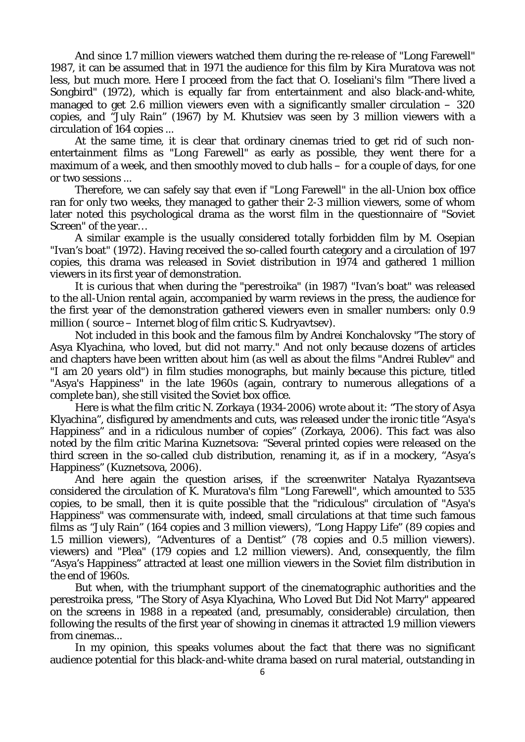And since 1.7 million viewers watched them during the re-release of "Long Farewell" 1987, it can be assumed that in 1971 the audience for this film by Kira Muratova was not less, but much more. Here I proceed from the fact that O. Ioseliani's film "There lived a Songbird" (1972), which is equally far from entertainment and also black-and-white, managed to get 2.6 million viewers even with a significantly smaller circulation – 320 copies, and "July Rain" (1967) by M. Khutsiev was seen by 3 million viewers with a circulation of 164 copies ...

At the same time, it is clear that ordinary cinemas tried to get rid of such non-entertainment films as "Long Farewell" as early as possible, they went there for a maximum of a week, and then smoothly moved to club halls – for a couple of days, for one or two sessions ...

Therefore, we can safely say that even if "Long Farewell" in the all-Union box office ran for only two weeks, they managed to gather their 2-3 million viewers, some of whom later noted this psychological drama as the worst film in the questionnaire of "Soviet Screen" of the year…

A similar example is the usually considered totally forbidden film by M. Osepian "Ivan's boat" (1972). Having received the so-called fourth category and a circulation of 197 copies, this drama was released in Soviet distribution in 1974 and gathered 1 million viewers in its first year of demonstration.

It is curious that when during the "perestroika" (in 1987) "Ivan's boat" was released to the all-Union rental again, accompanied by warm reviews in the press, the audience for the first year of the demonstration gathered viewers even in smaller numbers: only 0.9 million ( source – Internet blog of film critic S. Kudryavtsev).

Not included in this book and the famous film by Andrei Konchalovsky "The story of Asya Klyachina, who loved, but did not marry." And not only because dozens of articles and chapters have been written about him (as well as about the films "Andrei Rublev" and "I am 20 years old") in film studies monographs, but mainly because this picture, titled "Asya's Happiness" in the late 1960s (again, contrary to numerous allegations of a complete ban), she still visited the Soviet box office.

Here is what the film critic N. Zorkaya (1934-2006) wrote about it: "The story of Asya Klyachina", disfigured by amendments and cuts, was released under the ironic title "Asya's Happiness" and in a ridiculous number of copies" (Zorkaya, 2006). This fact was also noted by the film critic Marina Kuznetsova: "Several printed copies were released on the third screen in the so-called club distribution, renaming it, as if in a mockery, "Asya's Happiness" (Kuznetsova, 2006).

And here again the question arises, if the screenwriter Natalya Ryazantseva considered the circulation of K. Muratova's film "Long Farewell", which amounted to 535 copies, to be small, then it is quite possible that the "ridiculous" circulation of "Asya's Happiness" was commensurate with, indeed, small circulations at that time such famous films as "July Rain" (164 copies and 3 million viewers), "Long Happy Life" (89 copies and 1.5 million viewers), "Adventures of a Dentist" (78 copies and 0.5 million viewers). viewers) and "Plea" (179 copies and 1.2 million viewers). And, consequently, the film "Asya's Happiness" attracted at least one million viewers in the Soviet film distribution in the end of 1960s.

But when, with the triumphant support of the cinematographic authorities and the perestroika press, "The Story of Asya Klyachina, Who Loved But Did Not Marry" appeared on the screens in 1988 in a repeated (and, presumably, considerable) circulation, then following the results of the first year of showing in cinemas it attracted 1.9 million viewers from cinemas...

In my opinion, this speaks volumes about the fact that there was no significant audience potential for this black-and-white drama based on rural material, outstanding in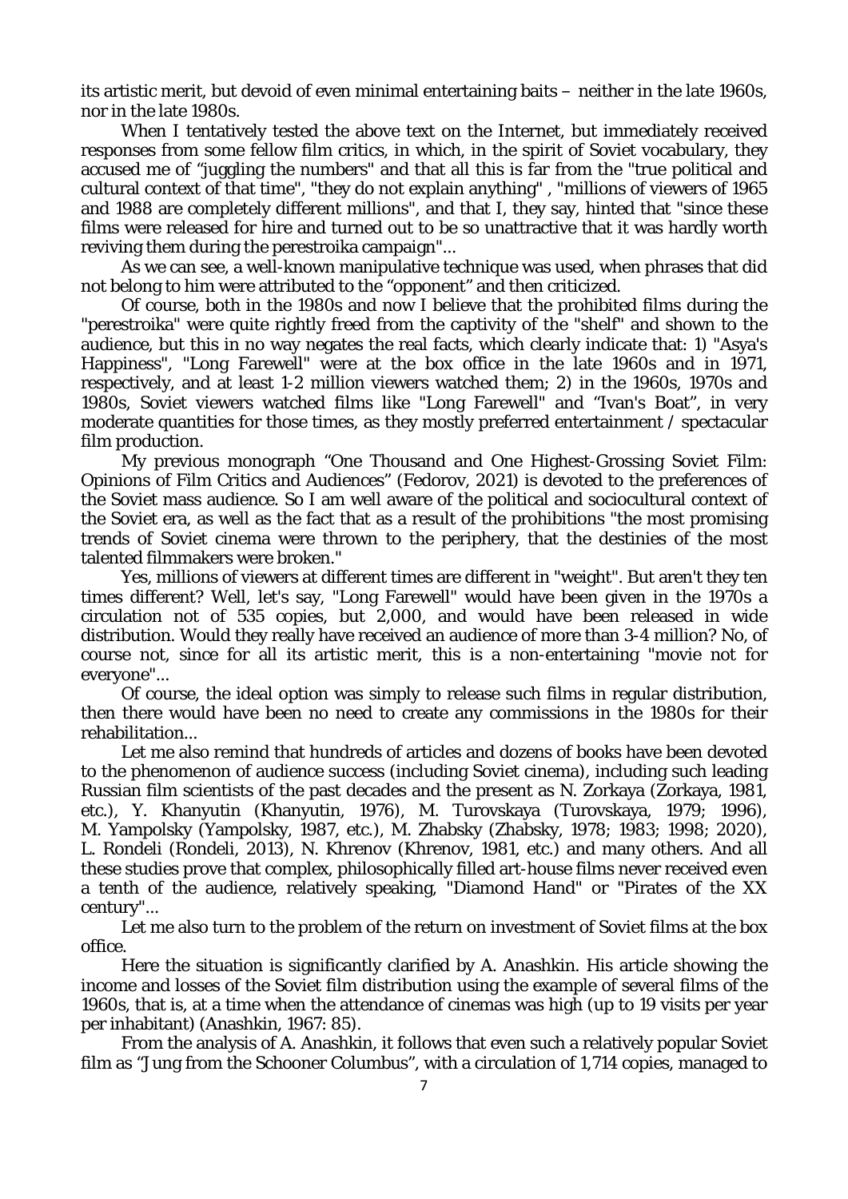its artistic merit, but devoid of even minimal entertaining baits – neither in the late 1960s, nor in the late 1980s.

When I tentatively tested the above text on the Internet, but immediately received responses from some fellow film critics, in which, in the spirit of Soviet vocabulary, they accused me of "juggling the numbers" and that all this is far from the "true political and cultural context of that time", "they do not explain anything" , "millions of viewers of 1965 and 1988 are completely different millions", and that I, they say, hinted that "since these films were released for hire and turned out to be so unattractive that it was hardly worth reviving them during the perestroika campaign"...

As we can see, a well-known manipulative technique was used, when phrases that did not belong to him were attributed to the "opponent" and then criticized.

Of course, both in the 1980s and now I believe that the prohibited films during the "perestroika" were quite rightly freed from the captivity of the "shelf" and shown to the audience, but this in no way negates the real facts, which clearly indicate that: 1) "Asya's Happiness", "Long Farewell" were at the box office in the late 1960s and in 1971, respectively, and at least 1-2 million viewers watched them; 2) in the 1960s, 1970s and 1980s, Soviet viewers watched films like "Long Farewell" and "Ivan's Boat", in very moderate quantities for those times, as they mostly preferred entertainment / spectacular film production.

My previous monograph "One Thousand and One Highest-Grossing Soviet Film: Opinions of Film Critics and Audiences" (Fedorov, 2021) is devoted to the preferences of the Soviet mass audience. So I am well aware of the political and sociocultural context of the Soviet era, as well as the fact that as a result of the prohibitions "the most promising trends of Soviet cinema were thrown to the periphery, that the destinies of the most talented filmmakers were broken."

Yes, millions of viewers at different times are different in "weight". But aren't they ten times different? Well, let's say, "Long Farewell" would have been given in the 1970s a circulation not of 535 copies, but 2,000, and would have been released in wide distribution. Would they really have received an audience of more than 3-4 million? No, of course not, since for all its artistic merit, this is a non-entertaining "movie not for everyone"...

Of course, the ideal option was simply to release such films in regular distribution, then there would have been no need to create any commissions in the 1980s for their rehabilitation...

Let me also remind that hundreds of articles and dozens of books have been devoted to the phenomenon of audience success (including Soviet cinema), including such leading Russian film scientists of the past decades and the present as N. Zorkaya (Zorkaya, 1981, etc.), Y. Khanyutin (Khanyutin, 1976), M. Turovskaya (Turovskaya, 1979; 1996), M. Yampolsky (Yampolsky, 1987, etc.), M. Zhabsky (Zhabsky, 1978; 1983; 1998; 2020), L. Rondeli (Rondeli, 2013), N. Khrenov (Khrenov, 1981, etc.) and many others. And all these studies prove that complex, philosophically filled art-house films never received even a tenth of the audience, relatively speaking, "Diamond Hand" or "Pirates of the XX century"...

Let me also turn to the problem of the return on investment of Soviet films at the box office.

Here the situation is significantly clarified by A. Anashkin. His article showing the income and losses of the Soviet film distribution using the example of several films of the 1960s, that is, at a time when the attendance of cinemas was high (up to 19 visits per year per inhabitant) (Anashkin, 1967: 85).

From the analysis of A. Anashkin, it follows that even such a relatively popular Soviet film as "Jung from the Schooner Columbus", with a circulation of 1,714 copies, managed to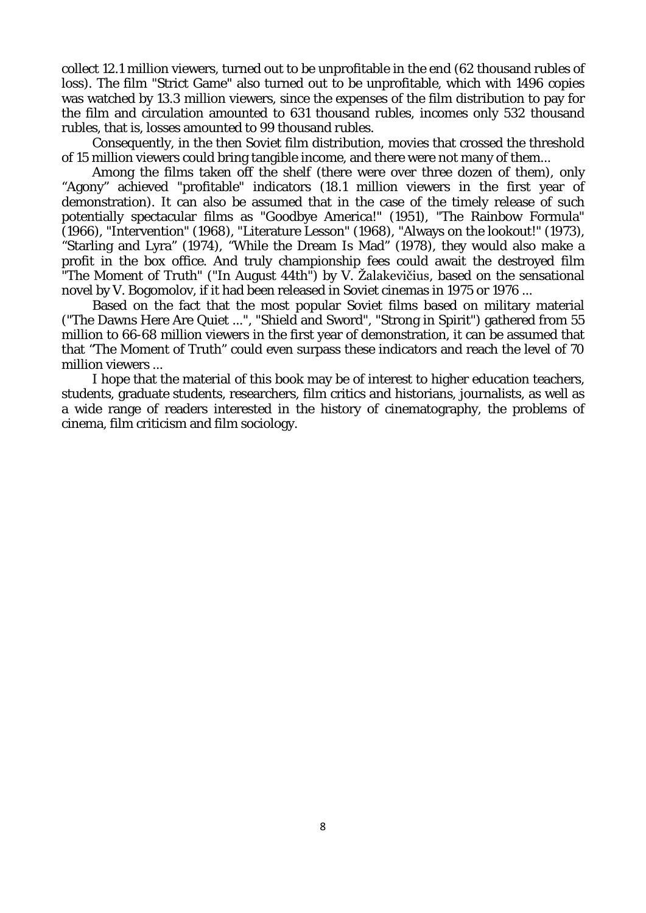collect 12.1 million viewers, turned out to be unprofitable in the end (62 thousand rubles of loss). The film "Strict Game" also turned out to be unprofitable, which with 1496 copies was watched by 13.3 million viewers, since the expenses of the film distribution to pay for the film and circulation amounted to 631 thousand rubles, incomes only 532 thousand rubles, that is, losses amounted to 99 thousand rubles.

Consequently, in the then Soviet film distribution, movies that crossed the threshold of 15 million viewers could bring tangible income, and there were not many of them...

Among the films taken off the shelf (there were over three dozen of them), only “Agony” achieved "profitable" indicators (18.1 million viewers in the first year of demonstration). It can also be assumed that in the case of the timely release of such potentially spectacular films as "Goodbye America!" (1951), "The Rainbow Formula" (1966), "Intervention" (1968), "Literature Lesson" (1968), "Always on the lookout!" (1973), “Starling and Lyra” (1974), “While the Dream Is Mad” (1978), they would also make a profit in the box office. And truly championship fees could await the destroyed film "The Moment of Truth" ("In August 44th") by V. Žalakevičius, based on the sensational novel by V. Bogomolov, if it had been released in Soviet cinemas in 1975 or 1976 ...

Based on the fact that the most popular Soviet films based on military material ("The Dawns Here Are Quiet ...", "Shield and Sword", "Strong in Spirit") gathered from 55 million to 66-68 million viewers in the first year of demonstration, it can be assumed that that “The Moment of Truth” could even surpass these indicators and reach the level of 70 million viewers ...

I hope that the material of this book may be of interest to higher education teachers, students, graduate students, researchers, film critics and historians, journalists, as well as a wide range of readers interested in the history of cinematography, the problems of cinema, film criticism and film sociology.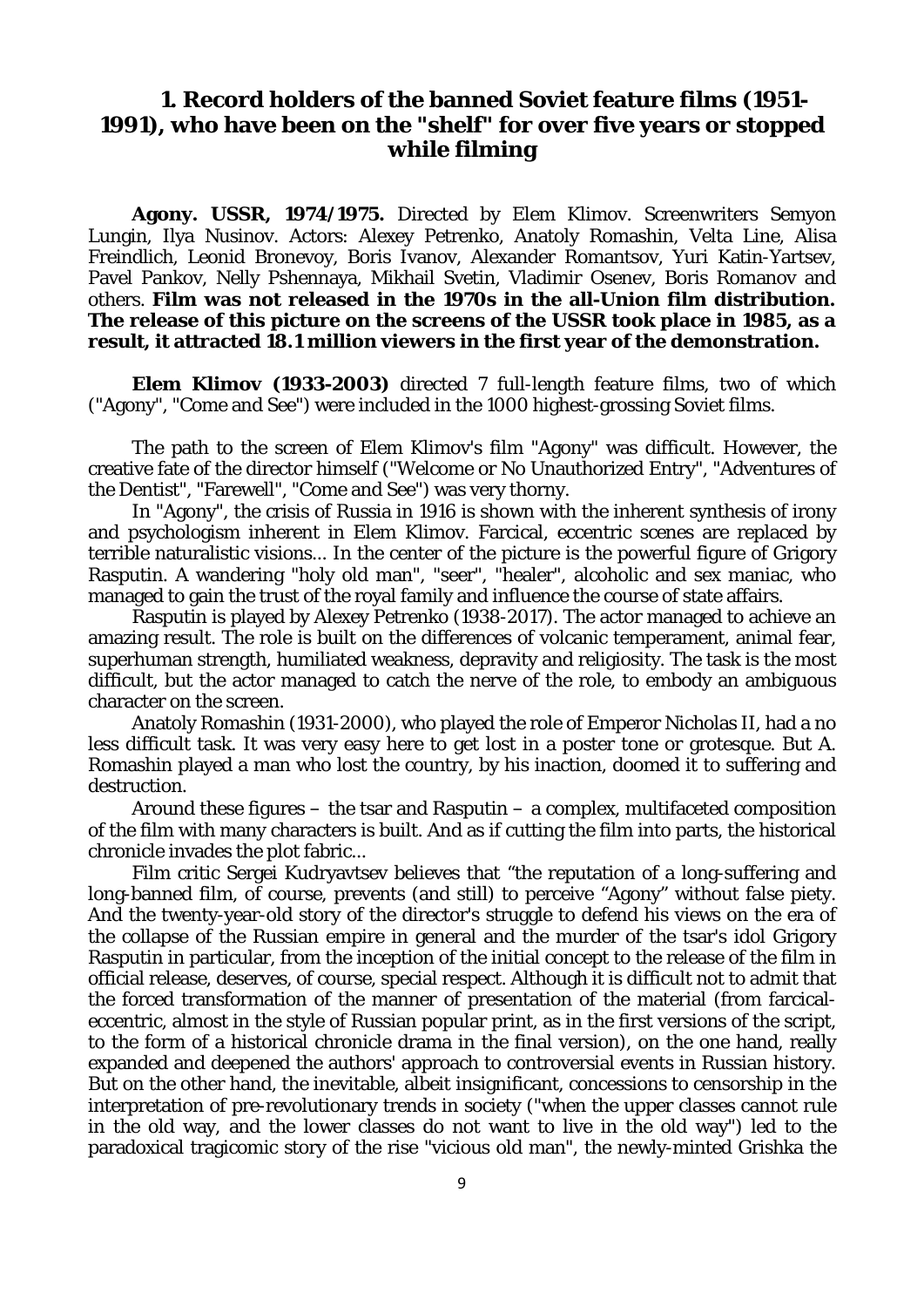# 1. Record holders of the banned Soviet feature films (1951-1991), who have been on the "shelf" for over five years or stopped while filming

**Agony. USSR, 1974/1975.** Directed by Elem Klimov. Screenwriters Semyon Lungin, Ilya Nusinov. Actors: Alexey Petrenko, Anatoly Romashin, Velta Line, Alisa Freindlich, Leonid Bronevoy, Boris Ivanov, Alexander Romantsov, Yuri Katin-Yartsev, Pavel Pankov, Nelly Pshennaya, Mikhail Svetin, Vladimir Osenev, Boris Romanov and others. **Film was not released in the 1970s in the all-Union film distribution. The release of this picture on the screens of the USSR took place in 1985, as a result, it attracted 18.1 million viewers in the first year of the demonstration.**

**Elem Klimov (1933-2003)** directed 7 full-length feature films, two of which ("Agony", "Come and See") were included in the 1000 highest-grossing Soviet films.

The path to the screen of Elem Klimov's film "Agony" was difficult. However, the creative fate of the director himself ("Welcome or No Unauthorized Entry", "Adventures of the Dentist", "Farewell", "Come and See") was very thorny.

In "Agony", the crisis of Russia in 1916 is shown with the inherent synthesis of irony and psychologism inherent in Elem Klimov. Farcical, eccentric scenes are replaced by terrible naturalistic visions... In the center of the picture is the powerful figure of Grigory Rasputin. A wandering "holy old man", "seer", "healer", alcoholic and sex maniac, who managed to gain the trust of the royal family and influence the course of state affairs.

Rasputin is played by Alexey Petrenko (1938-2017). The actor managed to achieve an amazing result. The role is built on the differences of volcanic temperament, animal fear, superhuman strength, humiliated weakness, depravity and religiosity. The task is the most difficult, but the actor managed to catch the nerve of the role, to embody an ambiguous character on the screen.

Anatoly Romashin (1931-2000), who played the role of Emperor Nicholas II, had a no less difficult task. It was very easy here to get lost in a poster tone or grotesque. But A. Romashin played a man who lost the country, by his inaction, doomed it to suffering and destruction.

Around these figures – the tsar and Rasputin – a complex, multifaceted composition of the film with many characters is built. And as if cutting the film into parts, the historical chronicle invades the plot fabric...

Film critic Sergei Kudryavtsev believes that "the reputation of a long-suffering and long-banned film, of course, prevents (and still) to perceive "Agony" without false piety. And the twenty-year-old story of the director's struggle to defend his views on the era of the collapse of the Russian empire in general and the murder of the tsar's idol Grigory Rasputin in particular, from the inception of the initial concept to the release of the film in official release, deserves, of course, special respect. Although it is difficult not to admit that the forced transformation of the manner of presentation of the material (from farcical-eccentric, almost in the style of Russian popular print, as in the first versions of the script, to the form of a historical chronicle drama in the final version), on the one hand, really expanded and deepened the authors' approach to controversial events in Russian history. But on the other hand, the inevitable, albeit insignificant, concessions to censorship in the interpretation of pre-revolutionary trends in society ("when the upper classes cannot rule in the old way, and the lower classes do not want to live in the old way") led to the paradoxical tragicomic story of the rise "vicious old man", the newly-minted Grishka the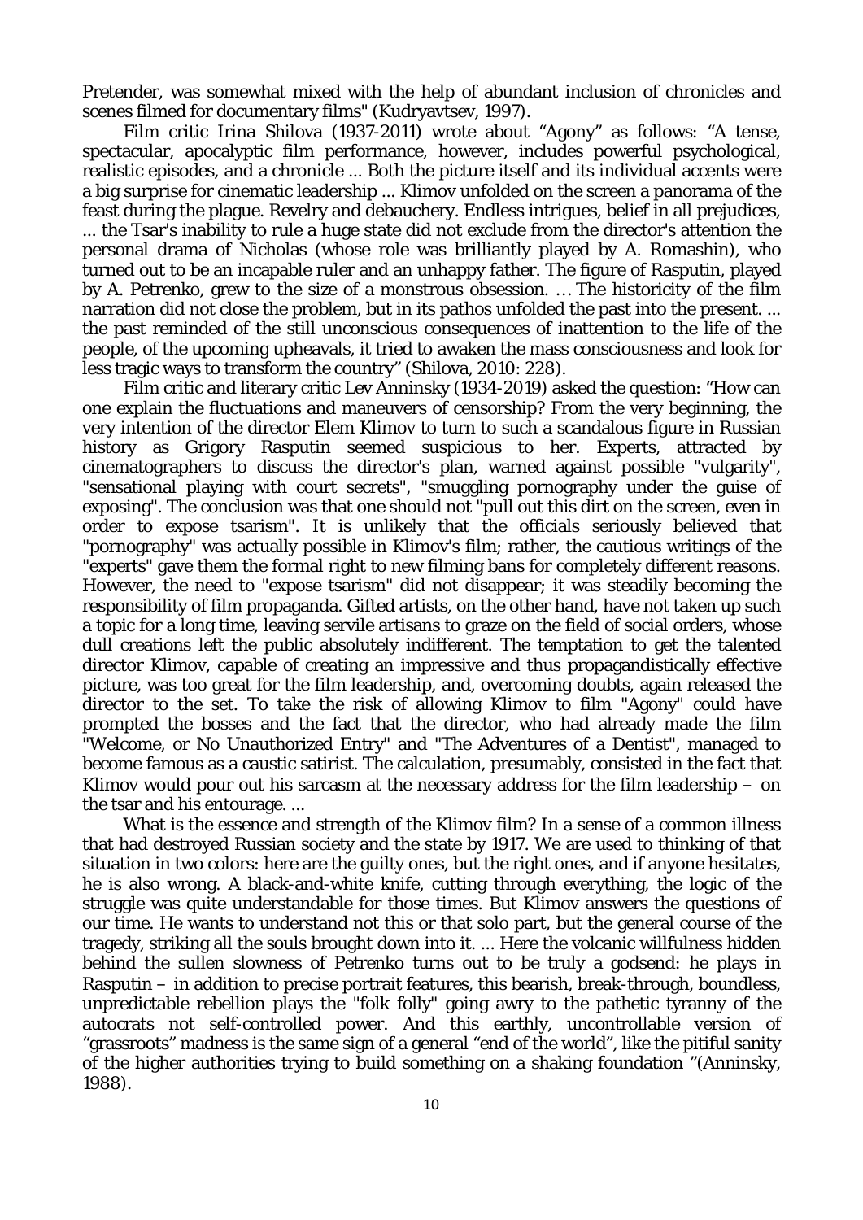Pretender, was somewhat mixed with the help of abundant inclusion of chronicles and scenes filmed for documentary films" (Kudryavtsev, 1997).

Film critic Irina Shilova (1937-2011) wrote about "Agony" as follows: "A tense, spectacular, apocalyptic film performance, however, includes powerful psychological, realistic episodes, and a chronicle ... Both the picture itself and its individual accents were a big surprise for cinematic leadership ... Klimov unfolded on the screen a panorama of the feast during the plague. Revelry and debauchery. Endless intrigues, belief in all prejudices, ... the Tsar's inability to rule a huge state did not exclude from the director's attention the personal drama of Nicholas (whose role was brilliantly played by A. Romashin), who turned out to be an incapable ruler and an unhappy father. The figure of Rasputin, played by A. Petrenko, grew to the size of a monstrous obsession. … The historicity of the film narration did not close the problem, but in its pathos unfolded the past into the present. ... the past reminded of the still unconscious consequences of inattention to the life of the people, of the upcoming upheavals, it tried to awaken the mass consciousness and look for less tragic ways to transform the country" (Shilova, 2010: 228).

Film critic and literary critic Lev Anninsky (1934-2019) asked the question: "How can one explain the fluctuations and maneuvers of censorship? From the very beginning, the very intention of the director Elem Klimov to turn to such a scandalous figure in Russian history as Grigory Rasputin seemed suspicious to her. Experts, attracted by cinematographers to discuss the director's plan, warned against possible "vulgarity", "sensational playing with court secrets", "smuggling pornography under the guise of exposing". The conclusion was that one should not "pull out this dirt on the screen, even in order to expose tsarism". It is unlikely that the officials seriously believed that "pornography" was actually possible in Klimov's film; rather, the cautious writings of the "experts" gave them the formal right to new filming bans for completely different reasons. However, the need to "expose tsarism" did not disappear; it was steadily becoming the responsibility of film propaganda. Gifted artists, on the other hand, have not taken up such a topic for a long time, leaving servile artisans to graze on the field of social orders, whose dull creations left the public absolutely indifferent. The temptation to get the talented director Klimov, capable of creating an impressive and thus propagandistically effective picture, was too great for the film leadership, and, overcoming doubts, again released the director to the set. To take the risk of allowing Klimov to film "Agony" could have prompted the bosses and the fact that the director, who had already made the film "Welcome, or No Unauthorized Entry" and "The Adventures of a Dentist", managed to become famous as a caustic satirist. The calculation, presumably, consisted in the fact that Klimov would pour out his sarcasm at the necessary address for the film leadership – on the tsar and his entourage. ...

What is the essence and strength of the Klimov film? In a sense of a common illness that had destroyed Russian society and the state by 1917. We are used to thinking of that situation in two colors: here are the guilty ones, but the right ones, and if anyone hesitates, he is also wrong. A black-and-white knife, cutting through everything, the logic of the struggle was quite understandable for those times. But Klimov answers the questions of our time. He wants to understand not this or that solo part, but the general course of the tragedy, striking all the souls brought down into it. ... Here the volcanic willfulness hidden behind the sullen slowness of Petrenko turns out to be truly a godsend: he plays in Rasputin – in addition to precise portrait features, this bearish, break-through, boundless, unpredictable rebellion plays the "folk folly" going awry to the pathetic tyranny of the autocrats not self-controlled power. And this earthly, uncontrollable version of "grassroots" madness is the same sign of a general "end of the world", like the pitiful sanity of the higher authorities trying to build something on a shaking foundation "(Anninsky, 1988).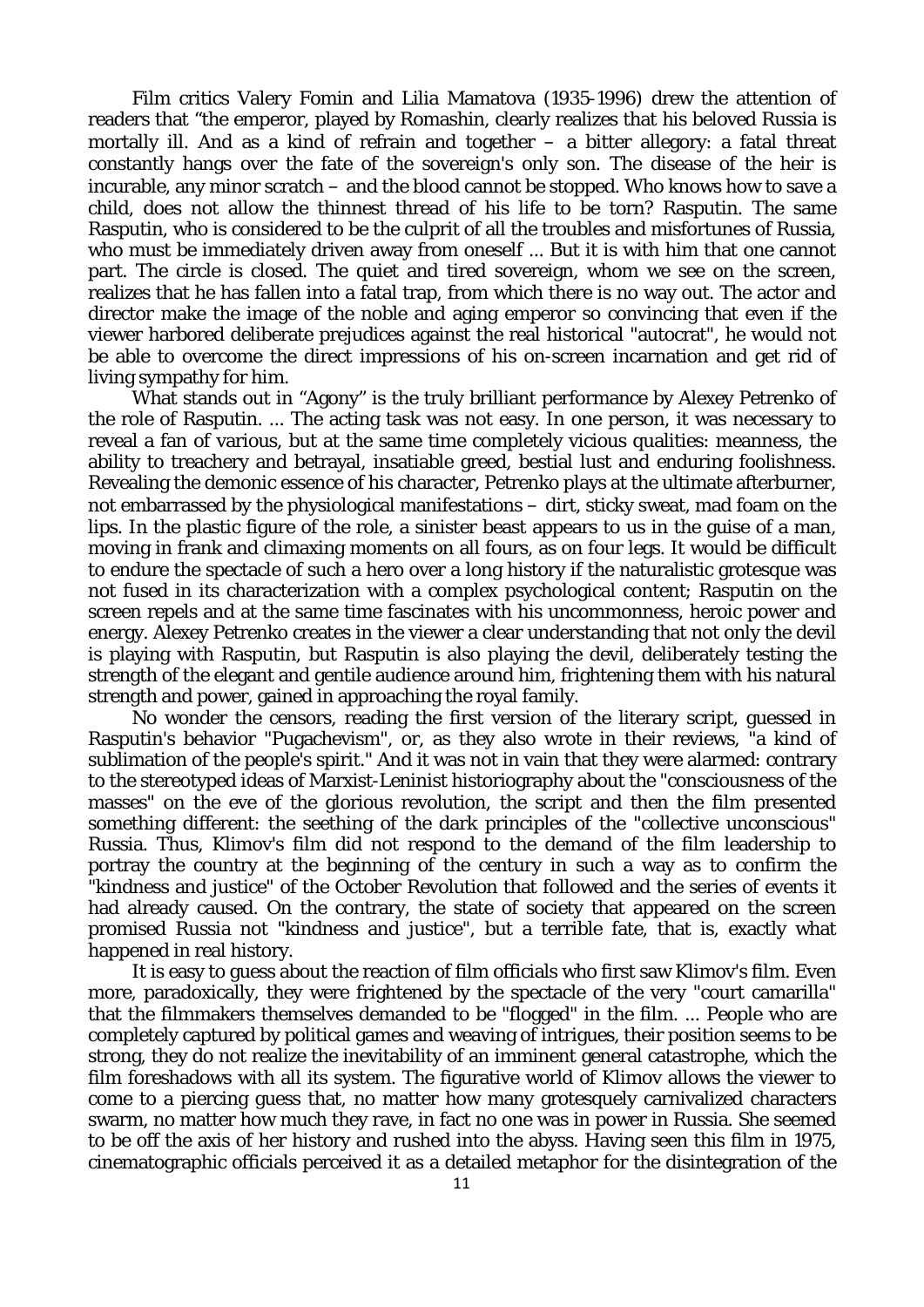Film critics Valery Fomin and Lilia Mamatova (1935-1996) drew the attention of readers that "the emperor, played by Romashin, clearly realizes that his beloved Russia is mortally ill. And as a kind of refrain and together – a bitter allegory: a fatal threat constantly hangs over the fate of the sovereign's only son. The disease of the heir is incurable, any minor scratch – and the blood cannot be stopped. Who knows how to save a child, does not allow the thinnest thread of his life to be torn? Rasputin. The same Rasputin, who is considered to be the culprit of all the troubles and misfortunes of Russia, who must be immediately driven away from oneself ... But it is with him that one cannot part. The circle is closed. The quiet and tired sovereign, whom we see on the screen, realizes that he has fallen into a fatal trap, from which there is no way out. The actor and director make the image of the noble and aging emperor so convincing that even if the viewer harbored deliberate prejudices against the real historical "autocrat", he would not be able to overcome the direct impressions of his on-screen incarnation and get rid of living sympathy for him.

What stands out in "Agony" is the truly brilliant performance by Alexey Petrenko of the role of Rasputin. ... The acting task was not easy. In one person, it was necessary to reveal a fan of various, but at the same time completely vicious qualities: meanness, the ability to treachery and betrayal, insatiable greed, bestial lust and enduring foolishness. Revealing the demonic essence of his character, Petrenko plays at the ultimate afterburner, not embarrassed by the physiological manifestations – dirt, sticky sweat, mad foam on the lips. In the plastic figure of the role, a sinister beast appears to us in the guise of a man, moving in frank and climaxing moments on all fours, as on four legs. It would be difficult to endure the spectacle of such a hero over a long history if the naturalistic grotesque was not fused in its characterization with a complex psychological content; Rasputin on the screen repels and at the same time fascinates with his uncommonness, heroic power and energy. Alexey Petrenko creates in the viewer a clear understanding that not only the devil is playing with Rasputin, but Rasputin is also playing the devil, deliberately testing the strength of the elegant and gentile audience around him, frightening them with his natural strength and power, gained in approaching the royal family.

No wonder the censors, reading the first version of the literary script, guessed in Rasputin's behavior "Pugachevism", or, as they also wrote in their reviews, "a kind of sublimation of the people's spirit." And it was not in vain that they were alarmed: contrary to the stereotyped ideas of Marxist-Leninist historiography about the "consciousness of the masses" on the eve of the glorious revolution, the script and then the film presented something different: the seething of the dark principles of the "collective unconscious" Russia. Thus, Klimov's film did not respond to the demand of the film leadership to portray the country at the beginning of the century in such a way as to confirm the "kindness and justice" of the October Revolution that followed and the series of events it had already caused. On the contrary, the state of society that appeared on the screen promised Russia not "kindness and justice", but a terrible fate, that is, exactly what happened in real history.

It is easy to guess about the reaction of film officials who first saw Klimov's film. Even more, paradoxically, they were frightened by the spectacle of the very "court camarilla" that the filmmakers themselves demanded to be "flogged" in the film. ... People who are completely captured by political games and weaving of intrigues, their position seems to be strong, they do not realize the inevitability of an imminent general catastrophe, which the film foreshadows with all its system. The figurative world of Klimov allows the viewer to come to a piercing guess that, no matter how many grotesquely carnivalized characters swarm, no matter how much they rave, in fact no one was in power in Russia. She seemed to be off the axis of her history and rushed into the abyss. Having seen this film in 1975, cinematographic officials perceived it as a detailed metaphor for the disintegration of the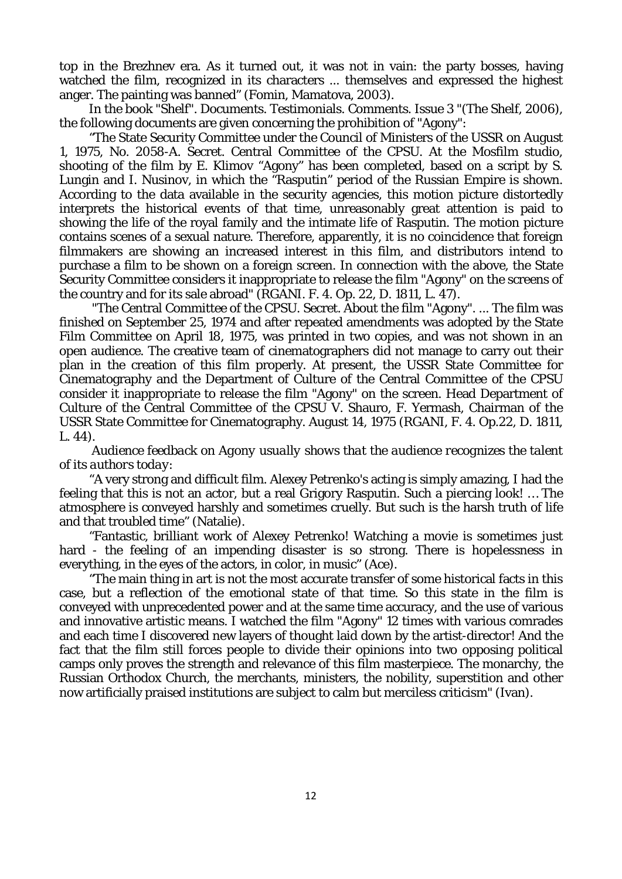top in the Brezhnev era. As it turned out, it was not in vain: the party bosses, having watched the film, recognized in its characters ... themselves and expressed the highest anger. The painting was banned" (Fomin, Mamatova, 2003).

In the book "Shelf". Documents. Testimonials. Comments. Issue 3 "(The Shelf, 2006), the following documents are given concerning the prohibition of "Agony":

"The State Security Committee under the Council of Ministers of the USSR on August 1, 1975, No. 2058-A. Secret. Central Committee of the CPSU. At the Mosfilm studio, shooting of the film by E. Klimov "Agony" has been completed, based on a script by S. Lungin and I. Nusinov, in which the "Rasputin" period of the Russian Empire is shown. According to the data available in the security agencies, this motion picture distortedly interprets the historical events of that time, unreasonably great attention is paid to showing the life of the royal family and the intimate life of Rasputin. The motion picture contains scenes of a sexual nature. Therefore, apparently, it is no coincidence that foreign filmmakers are showing an increased interest in this film, and distributors intend to purchase a film to be shown on a foreign screen. In connection with the above, the State Security Committee considers it inappropriate to release the film "Agony" on the screens of the country and for its sale abroad" (RGANI. F. 4. Op. 22, D. 1811, L. 47).

"The Central Committee of the CPSU. Secret. About the film "Agony". ... The film was finished on September 25, 1974 and after repeated amendments was adopted by the State Film Committee on April 18, 1975, was printed in two copies, and was not shown in an open audience. The creative team of cinematographers did not manage to carry out their plan in the creation of this film properly. At present, the USSR State Committee for Cinematography and the Department of Culture of the Central Committee of the CPSU consider it inappropriate to release the film "Agony" on the screen. Head Department of Culture of the Central Committee of the CPSU V. Shauro, F. Yermash, Chairman of the USSR State Committee for Cinematography. August 14, 1975 (RGANI, F. 4. Op.22, D. 1811, L. 44).

*Audience feedback on Agony usually shows that the audience recognizes the talent of its authors today:*

"A very strong and difficult film. Alexey Petrenko's acting is simply amazing, I had the feeling that this is not an actor, but a real Grigory Rasputin. Such a piercing look! … The atmosphere is conveyed harshly and sometimes cruelly. But such is the harsh truth of life and that troubled time" (Natalie).

"Fantastic, brilliant work of Alexey Petrenko! Watching a movie is sometimes just hard - the feeling of an impending disaster is so strong. There is hopelessness in everything, in the eyes of the actors, in color, in music" (Ace).

"The main thing in art is not the most accurate transfer of some historical facts in this case, but a reflection of the emotional state of that time. So this state in the film is conveyed with unprecedented power and at the same time accuracy, and the use of various and innovative artistic means. I watched the film "Agony" 12 times with various comrades and each time I discovered new layers of thought laid down by the artist-director! And the fact that the film still forces people to divide their opinions into two opposing political camps only proves the strength and relevance of this film masterpiece. The monarchy, the Russian Orthodox Church, the merchants, ministers, the nobility, superstition and other now artificially praised institutions are subject to calm but merciless criticism" (Ivan).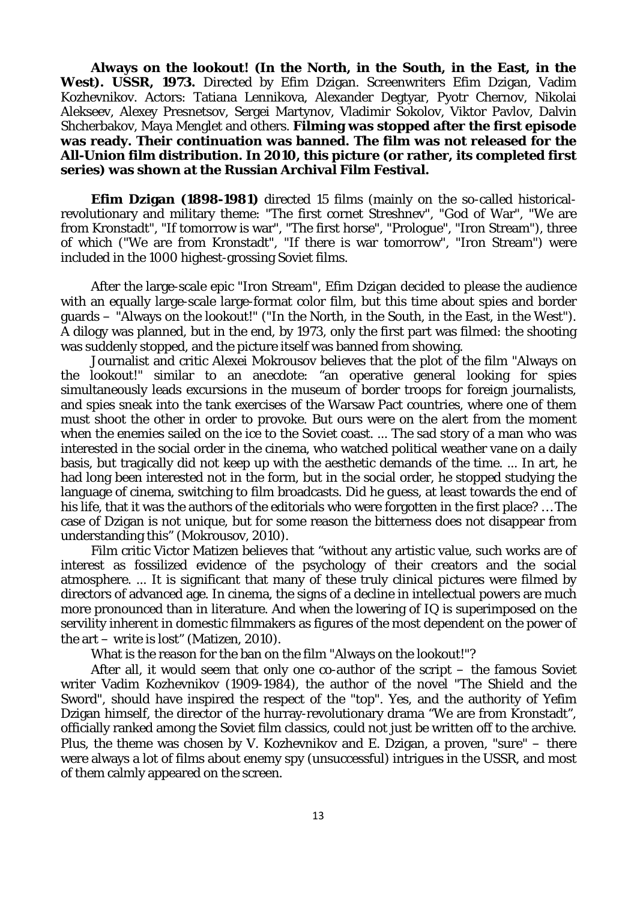**Always on the lookout! (In the North, in the South, in the East, in the West). USSR, 1973.** Directed by Efim Dzigan. Screenwriters Efim Dzigan, Vadim Kozhevnikov. Actors: Tatiana Lennikova, Alexander Degtyar, Pyotr Chernov, Nikolai Alekseev, Alexey Presnetsov, Sergei Martynov, Vladimir Sokolov, Viktor Pavlov, Dalvin Shcherbakov, Maya Menglet and others. **Filming was stopped after the first episode was ready. Their continuation was banned. The film was not released for the All-Union film distribution. In 2010, this picture (or rather, its completed first series) was shown at the Russian Archival Film Festival.**

**Efim Dzigan (1898-1981)** directed 15 films (mainly on the so-called historical-revolutionary and military theme: "The first cornet Streshnev", "God of War", "We are from Kronstadt", "If tomorrow is war", "The first horse", "Prologue", "Iron Stream"), three of which ("We are from Kronstadt", "If there is war tomorrow", "Iron Stream") were included in the 1000 highest-grossing Soviet films.

After the large-scale epic "Iron Stream", Efim Dzigan decided to please the audience with an equally large-scale large-format color film, but this time about spies and border guards – "Always on the lookout!" ("In the North, in the South, in the East, in the West"). A dilogy was planned, but in the end, by 1973, only the first part was filmed: the shooting was suddenly stopped, and the picture itself was banned from showing.

Journalist and critic Alexei Mokrousov believes that the plot of the film "Always on the lookout!" similar to an anecdote: "an operative general looking for spies simultaneously leads excursions in the museum of border troops for foreign journalists, and spies sneak into the tank exercises of the Warsaw Pact countries, where one of them must shoot the other in order to provoke. But ours were on the alert from the moment when the enemies sailed on the ice to the Soviet coast. ... The sad story of a man who was interested in the social order in the cinema, who watched political weather vane on a daily basis, but tragically did not keep up with the aesthetic demands of the time. ... In art, he had long been interested not in the form, but in the social order, he stopped studying the language of cinema, switching to film broadcasts. Did he guess, at least towards the end of his life, that it was the authors of the editorials who were forgotten in the first place? … The case of Dzigan is not unique, but for some reason the bitterness does not disappear from understanding this" (Mokrousov, 2010).

Film critic Victor Matizen believes that "without any artistic value, such works are of interest as fossilized evidence of the psychology of their creators and the social atmosphere. ... It is significant that many of these truly clinical pictures were filmed by directors of advanced age. In cinema, the signs of a decline in intellectual powers are much more pronounced than in literature. And when the lowering of IQ is superimposed on the servility inherent in domestic filmmakers as figures of the most dependent on the power of the art – write is lost" (Matizen, 2010).

What is the reason for the ban on the film "Always on the lookout!"?

After all, it would seem that only one co-author of the script – the famous Soviet writer Vadim Kozhevnikov (1909-1984), the author of the novel "The Shield and the Sword", should have inspired the respect of the "top". Yes, and the authority of Yefim Dzigan himself, the director of the hurray-revolutionary drama "We are from Kronstadt", officially ranked among the Soviet film classics, could not just be written off to the archive. Plus, the theme was chosen by V. Kozhevnikov and E. Dzigan, a proven, "sure" – there were always a lot of films about enemy spy (unsuccessful) intrigues in the USSR, and most of them calmly appeared on the screen.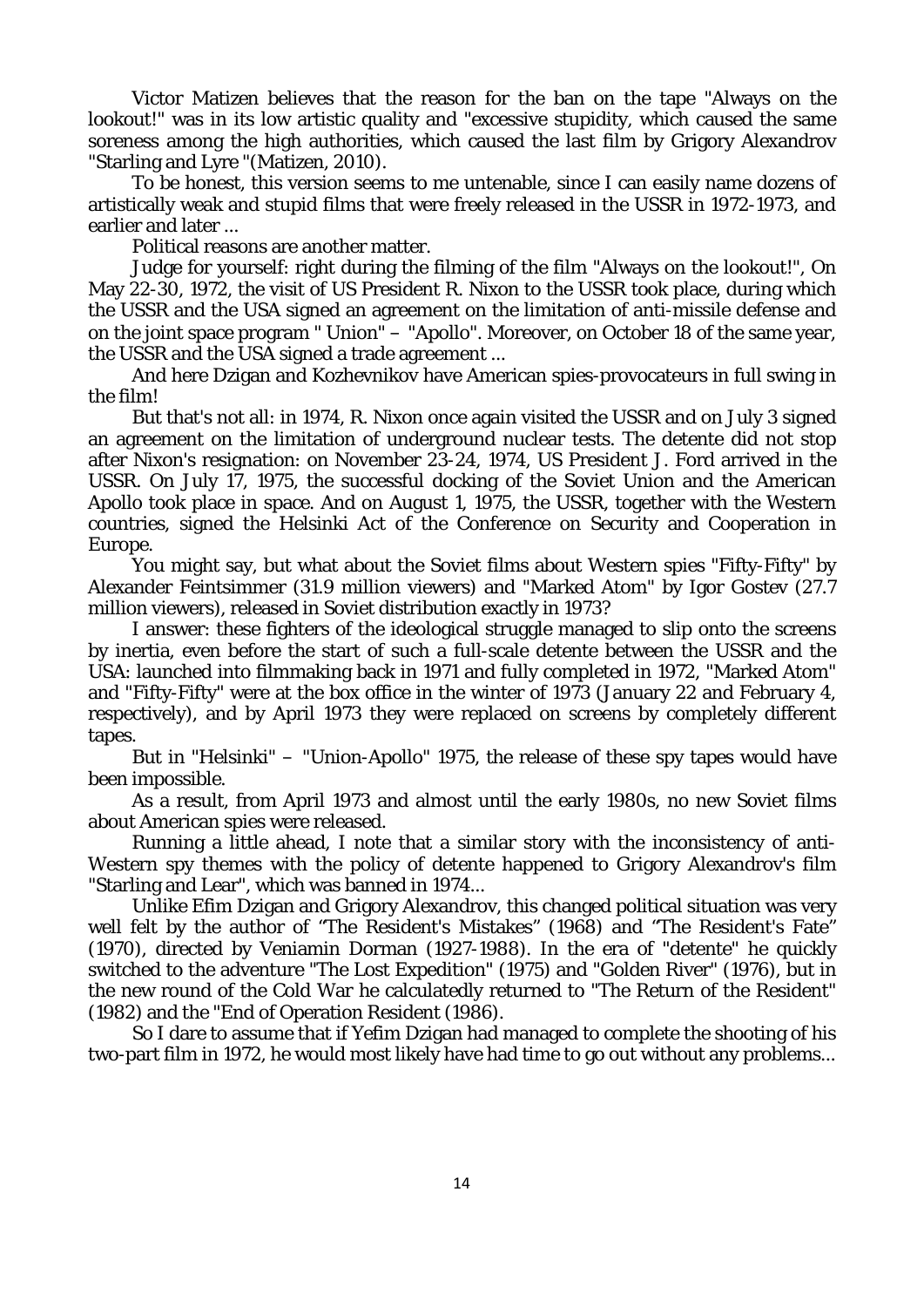Victor Matizen believes that the reason for the ban on the tape "Always on the lookout!" was in its low artistic quality and "excessive stupidity, which caused the same soreness among the high authorities, which caused the last film by Grigory Alexandrov "Starling and Lyre "(Matizen, 2010).

To be honest, this version seems to me untenable, since I can easily name dozens of artistically weak and stupid films that were freely released in the USSR in 1972-1973, and earlier and later ...

Political reasons are another matter.

Judge for yourself: right during the filming of the film "Always on the lookout!", On May 22-30, 1972, the visit of US President R. Nixon to the USSR took place, during which the USSR and the USA signed an agreement on the limitation of anti-missile defense and on the joint space program " Union" – "Apollo". Moreover, on October 18 of the same year, the USSR and the USA signed a trade agreement ...

And here Dzigan and Kozhevnikov have American spies-provocateurs in full swing in the film!

But that's not all: in 1974, R. Nixon once again visited the USSR and on July 3 signed an agreement on the limitation of underground nuclear tests. The detente did not stop after Nixon's resignation: on November 23-24, 1974, US President J. Ford arrived in the USSR. On July 17, 1975, the successful docking of the Soviet Union and the American Apollo took place in space. And on August 1, 1975, the USSR, together with the Western countries, signed the Helsinki Act of the Conference on Security and Cooperation in Europe.

You might say, but what about the Soviet films about Western spies "Fifty-Fifty" by Alexander Feintsimmer (31.9 million viewers) and "Marked Atom" by Igor Gostev (27.7 million viewers), released in Soviet distribution exactly in 1973?

I answer: these fighters of the ideological struggle managed to slip onto the screens by inertia, even before the start of such a full-scale detente between the USSR and the USA: launched into filmmaking back in 1971 and fully completed in 1972, "Marked Atom" and "Fifty-Fifty" were at the box office in the winter of 1973 (January 22 and February 4, respectively), and by April 1973 they were replaced on screens by completely different tapes.

But in "Helsinki" – "Union-Apollo" 1975, the release of these spy tapes would have been impossible.

As a result, from April 1973 and almost until the early 1980s, no new Soviet films about American spies were released.

Running a little ahead, I note that a similar story with the inconsistency of anti-Western spy themes with the policy of detente happened to Grigory Alexandrov's film "Starling and Lear", which was banned in 1974...

Unlike Efim Dzigan and Grigory Alexandrov, this changed political situation was very well felt by the author of "The Resident's Mistakes" (1968) and "The Resident's Fate" (1970), directed by Veniamin Dorman (1927-1988). In the era of "detente" he quickly switched to the adventure "The Lost Expedition" (1975) and "Golden River" (1976), but in the new round of the Cold War he calculatedly returned to "The Return of the Resident" (1982) and the "End of Operation Resident (1986).

So I dare to assume that if Yefim Dzigan had managed to complete the shooting of his two-part film in 1972, he would most likely have had time to go out without any problems...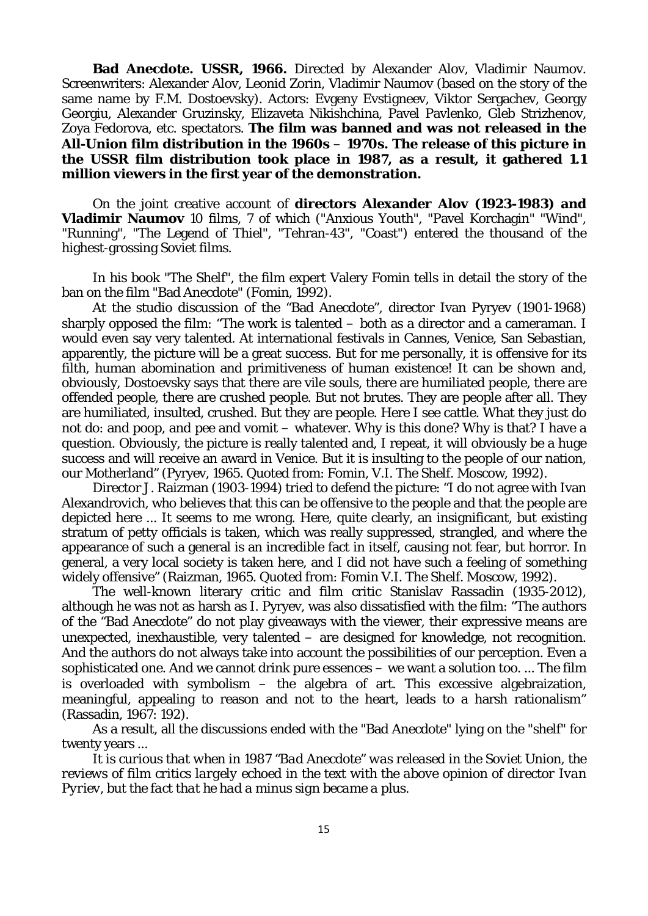**Bad Anecdote. USSR, 1966.** Directed by Alexander Alov, Vladimir Naumov. Screenwriters: Alexander Alov, Leonid Zorin, Vladimir Naumov (based on the story of the same name by F.M. Dostoevsky). Actors: Evgeny Evstigneev, Viktor Sergachev, Georgy Georgiu, Alexander Gruzinsky, Elizaveta Nikishchina, Pavel Pavlenko, Gleb Strizhenov, Zoya Fedorova, etc. spectators. **The film was banned and was not released in the All-Union film distribution in the 1960s – 1970s. The release of this picture in the USSR film distribution took place in 1987, as a result, it gathered 1.1 million viewers in the first year of the demonstration.**

On the joint creative account of **directors Alexander Alov (1923-1983) and Vladimir Naumov** 10 films, 7 of which ("Anxious Youth", "Pavel Korchagin" "Wind", "Running", "The Legend of Thiel", "Tehran-43", "Coast") entered the thousand of the highest-grossing Soviet films.

In his book "The Shelf", the film expert Valery Fomin tells in detail the story of the ban on the film "Bad Anecdote" (Fomin, 1992).

At the studio discussion of the "Bad Anecdote", director Ivan Pyryev (1901-1968) sharply opposed the film: "The work is talented – both as a director and a cameraman. I would even say very talented. At international festivals in Cannes, Venice, San Sebastian, apparently, the picture will be a great success. But for me personally, it is offensive for its filth, human abomination and primitiveness of human existence! It can be shown and, obviously, Dostoevsky says that there are vile souls, there are humiliated people, there are offended people, there are crushed people. But not brutes. They are people after all. They are humiliated, insulted, crushed. But they are people. Here I see cattle. What they just do not do: and poop, and pee and vomit – whatever. Why is this done? Why is that? I have a question. Obviously, the picture is really talented and, I repeat, it will obviously be a huge success and will receive an award in Venice. But it is insulting to the people of our nation, our Motherland" (Pyryev, 1965. Quoted from: Fomin, V.I. The Shelf. Moscow, 1992).

Director J. Raizman (1903-1994) tried to defend the picture: "I do not agree with Ivan Alexandrovich, who believes that this can be offensive to the people and that the people are depicted here ... It seems to me wrong. Here, quite clearly, an insignificant, but existing stratum of petty officials is taken, which was really suppressed, strangled, and where the appearance of such a general is an incredible fact in itself, causing not fear, but horror. In general, a very local society is taken here, and I did not have such a feeling of something widely offensive" (Raizman, 1965. Quoted from: Fomin V.I. The Shelf. Moscow, 1992).

The well-known literary critic and film critic Stanislav Rassadin (1935-2012), although he was not as harsh as I. Pyryev, was also dissatisfied with the film: "The authors of the "Bad Anecdote" do not play giveaways with the viewer, their expressive means are unexpected, inexhaustible, very talented – are designed for knowledge, not recognition. And the authors do not always take into account the possibilities of our perception. Even a sophisticated one. And we cannot drink pure essences – we want a solution too. ... The film is overloaded with symbolism – the algebra of art. This excessive algebraization, meaningful, appealing to reason and not to the heart, leads to a harsh rationalism" (Rassadin, 1967: 192).

As a result, all the discussions ended with the "Bad Anecdote" lying on the "shelf" for twenty years ...

*It is curious that when in 1987 "Bad Anecdote" was released in the Soviet Union, the reviews of film critics largely echoed in the text with the above opinion of director Ivan Pyriev, but the fact that he had a minus sign became a plus.*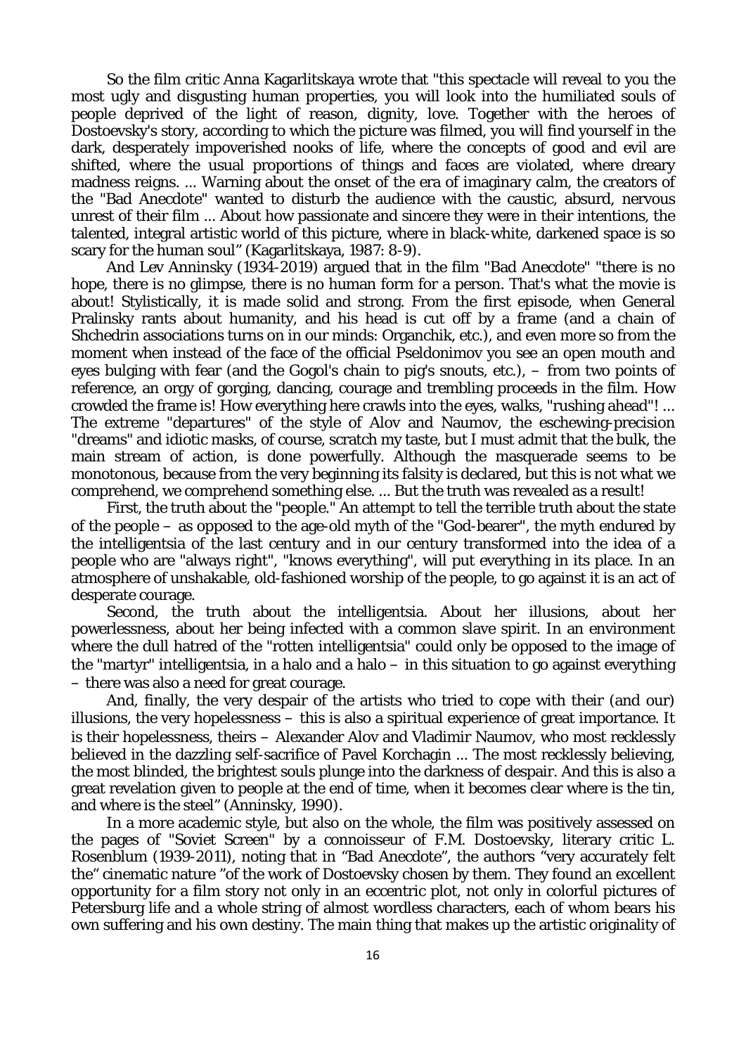So the film critic Anna Kagarlitskaya wrote that "this spectacle will reveal to you the most ugly and disgusting human properties, you will look into the humiliated souls of people deprived of the light of reason, dignity, love. Together with the heroes of Dostoevsky's story, according to which the picture was filmed, you will find yourself in the dark, desperately impoverished nooks of life, where the concepts of good and evil are shifted, where the usual proportions of things and faces are violated, where dreary madness reigns. ... Warning about the onset of the era of imaginary calm, the creators of the "Bad Anecdote" wanted to disturb the audience with the caustic, absurd, nervous unrest of their film ... About how passionate and sincere they were in their intentions, the talented, integral artistic world of this picture, where in black-white, darkened space is so scary for the human soul" (Kagarlitskaya, 1987: 8-9).

And Lev Anninsky (1934-2019) argued that in the film "Bad Anecdote" "there is no hope, there is no glimpse, there is no human form for a person. That's what the movie is about! Stylistically, it is made solid and strong. From the first episode, when General Pralinsky rants about humanity, and his head is cut off by a frame (and a chain of Shchedrin associations turns on in our minds: Organchik, etc.), and even more so from the moment when instead of the face of the official Pseldonimov you see an open mouth and eyes bulging with fear (and the Gogol's chain to pig's snouts, etc.), – from two points of reference, an orgy of gorging, dancing, courage and trembling proceeds in the film. How crowded the frame is! How everything here crawls into the eyes, walks, "rushing ahead"! ... The extreme "departures" of the style of Alov and Naumov, the eschewing-precision "dreams" and idiotic masks, of course, scratch my taste, but I must admit that the bulk, the main stream of action, is done powerfully. Although the masquerade seems to be monotonous, because from the very beginning its falsity is declared, but this is not what we comprehend, we comprehend something else. ... But the truth was revealed as a result!

First, the truth about the "people." An attempt to tell the terrible truth about the state of the people – as opposed to the age-old myth of the "God-bearer", the myth endured by the intelligentsia of the last century and in our century transformed into the idea of a people who are "always right", "knows everything", will put everything in its place. In an atmosphere of unshakable, old-fashioned worship of the people, to go against it is an act of desperate courage.

Second, the truth about the intelligentsia. About her illusions, about her powerlessness, about her being infected with a common slave spirit. In an environment where the dull hatred of the "rotten intelligentsia" could only be opposed to the image of the "martyr" intelligentsia, in a halo and a halo – in this situation to go against everything – there was also a need for great courage.

And, finally, the very despair of the artists who tried to cope with their (and our) illusions, the very hopelessness – this is also a spiritual experience of great importance. It is their hopelessness, theirs – Alexander Alov and Vladimir Naumov, who most recklessly believed in the dazzling self-sacrifice of Pavel Korchagin ... The most recklessly believing, the most blinded, the brightest souls plunge into the darkness of despair. And this is also a great revelation given to people at the end of time, when it becomes clear where is the tin, and where is the steel" (Anninsky, 1990).

In a more academic style, but also on the whole, the film was positively assessed on the pages of "Soviet Screen" by a connoisseur of F.M. Dostoevsky, literary critic L. Rosenblum (1939-2011), noting that in "Bad Anecdote", the authors "very accurately felt the" cinematic nature "of the work of Dostoevsky chosen by them. They found an excellent opportunity for a film story not only in an eccentric plot, not only in colorful pictures of Petersburg life and a whole string of almost wordless characters, each of whom bears his own suffering and his own destiny. The main thing that makes up the artistic originality of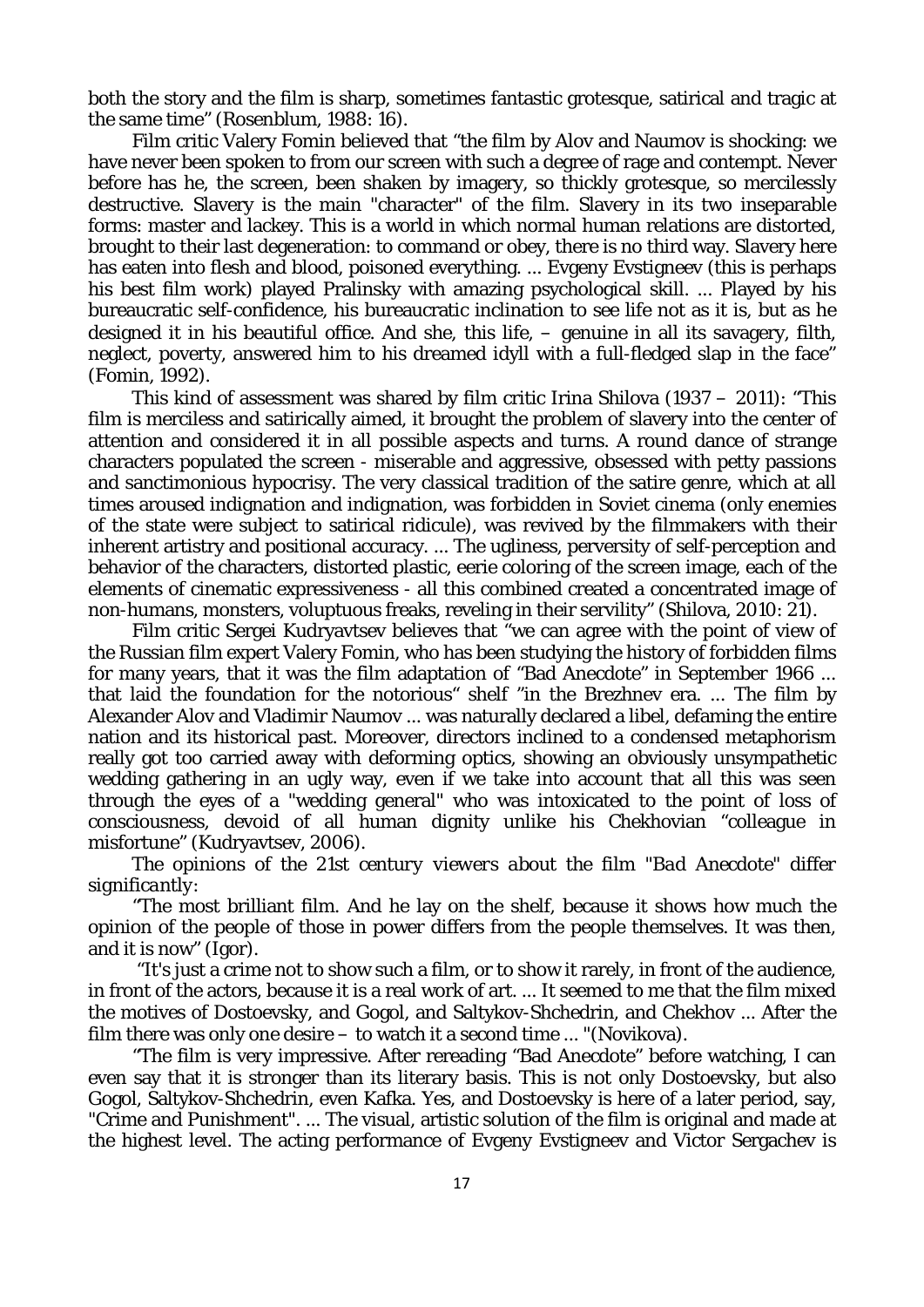both the story and the film is sharp, sometimes fantastic grotesque, satirical and tragic at the same time" (Rosenblum, 1988: 16).

Film critic Valery Fomin believed that "the film by Alov and Naumov is shocking: we have never been spoken to from our screen with such a degree of rage and contempt. Never before has he, the screen, been shaken by imagery, so thickly grotesque, so mercilessly destructive. Slavery is the main "character" of the film. Slavery in its two inseparable forms: master and lackey. This is a world in which normal human relations are distorted, brought to their last degeneration: to command or obey, there is no third way. Slavery here has eaten into flesh and blood, poisoned everything. ... Evgeny Evstigneev (this is perhaps his best film work) played Pralinsky with amazing psychological skill. ... Played by his bureaucratic self-confidence, his bureaucratic inclination to see life not as it is, but as he designed it in his beautiful office. And she, this life, – genuine in all its savagery, filth, neglect, poverty, answered him to his dreamed idyll with a full-fledged slap in the face" (Fomin, 1992).

This kind of assessment was shared by film critic Irina Shilova (1937 – 2011): "This film is merciless and satirically aimed, it brought the problem of slavery into the center of attention and considered it in all possible aspects and turns. A round dance of strange characters populated the screen - miserable and aggressive, obsessed with petty passions and sanctimonious hypocrisy. The very classical tradition of the satire genre, which at all times aroused indignation and indignation, was forbidden in Soviet cinema (only enemies of the state were subject to satirical ridicule), was revived by the filmmakers with their inherent artistry and positional accuracy. ... The ugliness, perversity of self-perception and behavior of the characters, distorted plastic, eerie coloring of the screen image, each of the elements of cinematic expressiveness - all this combined created a concentrated image of non-humans, monsters, voluptuous freaks, reveling in their servility" (Shilova, 2010: 21).

Film critic Sergei Kudryavtsev believes that "we can agree with the point of view of the Russian film expert Valery Fomin, who has been studying the history of forbidden films for many years, that it was the film adaptation of "Bad Anecdote" in September 1966 ... that laid the foundation for the notorious" shelf "in the Brezhnev era. ... The film by Alexander Alov and Vladimir Naumov ... was naturally declared a libel, defaming the entire nation and its historical past. Moreover, directors inclined to a condensed metaphorism really got too carried away with deforming optics, showing an obviously unsympathetic wedding gathering in an ugly way, even if we take into account that all this was seen through the eyes of a "wedding general" who was intoxicated to the point of loss of consciousness, devoid of all human dignity unlike his Chekhovian "colleague in misfortune" (Kudryavtsev, 2006).

*The opinions of the 21st century viewers about the film "Bad Anecdote" differ significantly:*

"The most brilliant film. And he lay on the shelf, because it shows how much the opinion of the people of those in power differs from the people themselves. It was then, and it is now" (Igor).

"It's just a crime not to show such a film, or to show it rarely, in front of the audience, in front of the actors, because it is a real work of art. ... It seemed to me that the film mixed the motives of Dostoevsky, and Gogol, and Saltykov-Shchedrin, and Chekhov ... After the film there was only one desire – to watch it a second time ... "(Novikova).

"The film is very impressive. After rereading "Bad Anecdote" before watching, I can even say that it is stronger than its literary basis. This is not only Dostoevsky, but also Gogol, Saltykov-Shchedrin, even Kafka. Yes, and Dostoevsky is here of a later period, say, "Crime and Punishment". ... The visual, artistic solution of the film is original and made at the highest level. The acting performance of Evgeny Evstigneev and Victor Sergachev is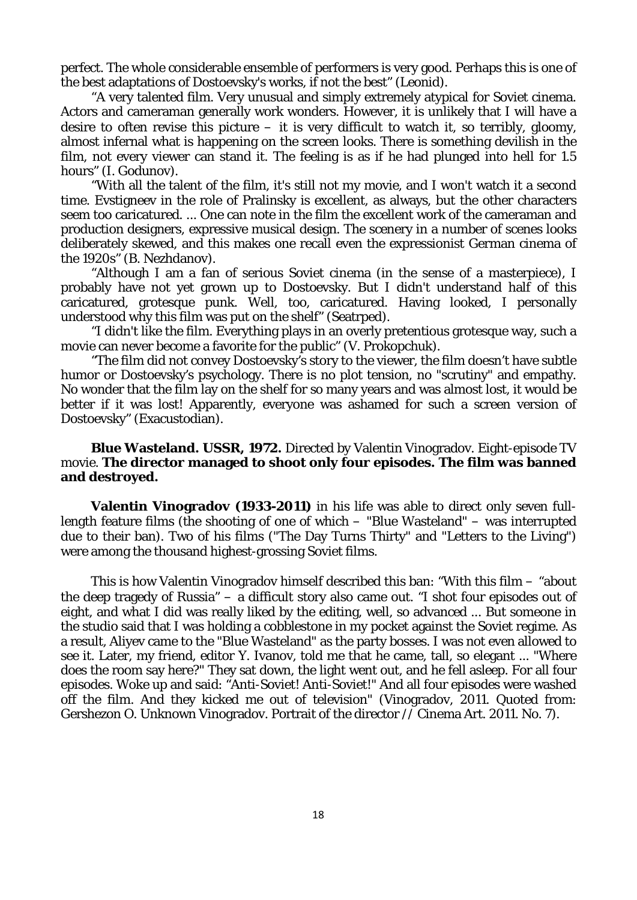perfect. The whole considerable ensemble of performers is very good. Perhaps this is one of the best adaptations of Dostoevsky's works, if not the best" (Leonid).

"A very talented film. Very unusual and simply extremely atypical for Soviet cinema. Actors and cameraman generally work wonders. However, it is unlikely that I will have a desire to often revise this picture – it is very difficult to watch it, so terribly, gloomy, almost infernal what is happening on the screen looks. There is something devilish in the film, not every viewer can stand it. The feeling is as if he had plunged into hell for 1.5 hours" (I. Godunov).

"With all the talent of the film, it's still not my movie, and I won't watch it a second time. Evstigneev in the role of Pralinsky is excellent, as always, but the other characters seem too caricatured. ... One can note in the film the excellent work of the cameraman and production designers, expressive musical design. The scenery in a number of scenes looks deliberately skewed, and this makes one recall even the expressionist German cinema of the 1920s" (B. Nezhdanov).

"Although I am a fan of serious Soviet cinema (in the sense of a masterpiece), I probably have not yet grown up to Dostoevsky. But I didn't understand half of this caricatured, grotesque punk. Well, too, caricatured. Having looked, I personally understood why this film was put on the shelf" (Seatrped).

"I didn't like the film. Everything plays in an overly pretentious grotesque way, such a movie can never become a favorite for the public" (V. Prokopchuk).

"The film did not convey Dostoevsky's story to the viewer, the film doesn't have subtle humor or Dostoevsky's psychology. There is no plot tension, no "scrutiny" and empathy. No wonder that the film lay on the shelf for so many years and was almost lost, it would be better if it was lost! Apparently, everyone was ashamed for such a screen version of Dostoevsky" (Exacustodian).

**Blue Wasteland. USSR, 1972.** Directed by Valentin Vinogradov. Eight-episode TV movie. **The director managed to shoot only four episodes. The film was banned and destroyed.**

**Valentin Vinogradov (1933-2011)** in his life was able to direct only seven full-length feature films (the shooting of one of which – "Blue Wasteland" – was interrupted due to their ban). Two of his films ("The Day Turns Thirty" and "Letters to the Living") were among the thousand highest-grossing Soviet films.

This is how Valentin Vinogradov himself described this ban: "With this film – "about the deep tragedy of Russia" – a difficult story also came out. "I shot four episodes out of eight, and what I did was really liked by the editing, well, so advanced ... But someone in the studio said that I was holding a cobblestone in my pocket against the Soviet regime. As a result, Aliyev came to the "Blue Wasteland" as the party bosses. I was not even allowed to see it. Later, my friend, editor Y. Ivanov, told me that he came, tall, so elegant ... "Where does the room say here?" They sat down, the light went out, and he fell asleep. For all four episodes. Woke up and said: "Anti-Soviet! Anti-Soviet!" And all four episodes were washed off the film. And they kicked me out of television" (Vinogradov, 2011. Quoted from: Gershezon O. Unknown Vinogradov. Portrait of the director // Cinema Art. 2011. No. 7).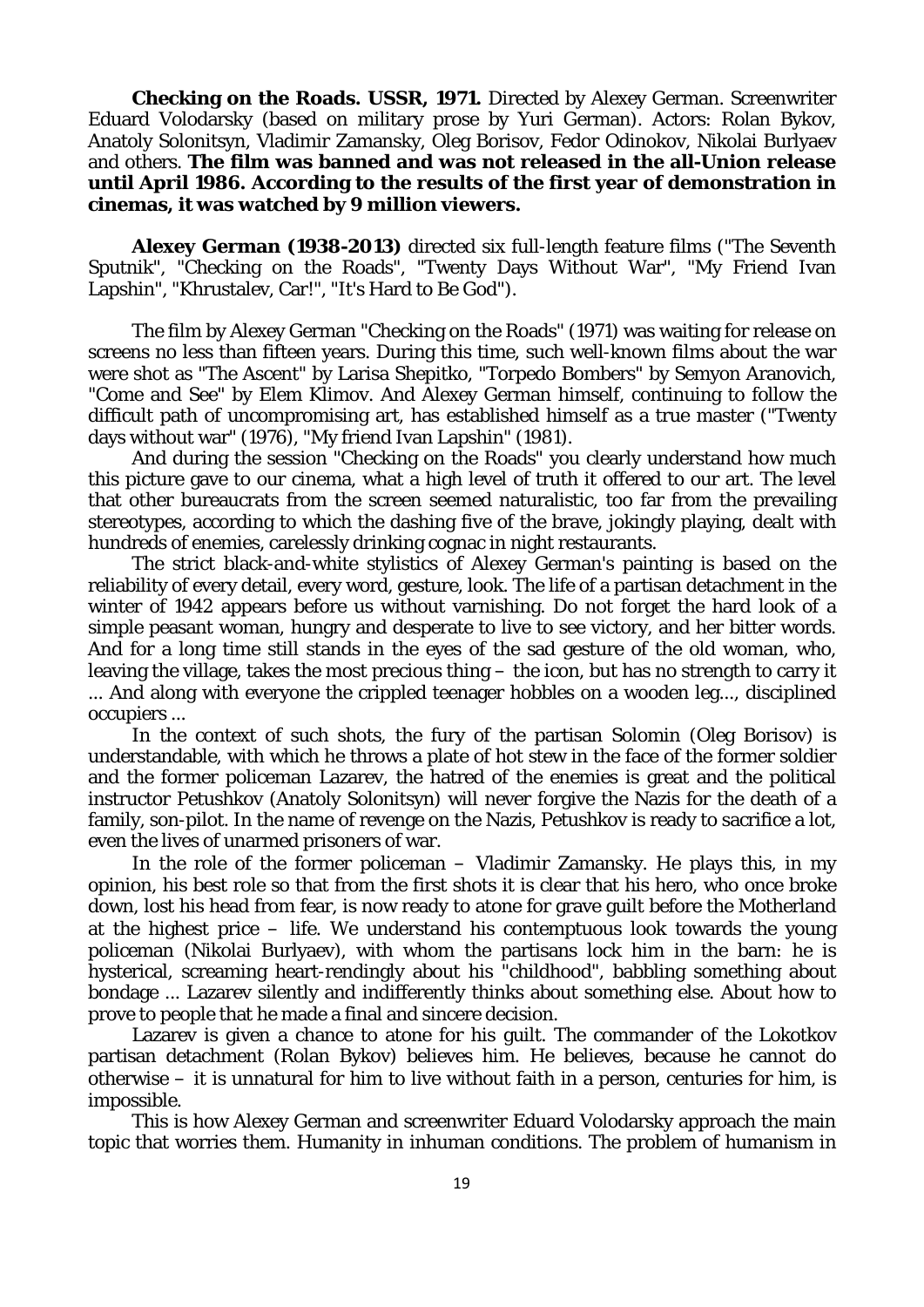**Checking on the Roads. USSR, 1971.** Directed by Alexey German. Screenwriter Eduard Volodarsky (based on military prose by Yuri German). Actors: Rolan Bykov, Anatoly Solonitsyn, Vladimir Zamansky, Oleg Borisov, Fedor Odinokov, Nikolai Burlyaev and others. **The film was banned and was not released in the all-Union release until April 1986. According to the results of the first year of demonstration in cinemas, it was watched by 9 million viewers.**

**Alexey German (1938-2013)** directed six full-length feature films ("The Seventh Sputnik", "Checking on the Roads", "Twenty Days Without War", "My Friend Ivan Lapshin", "Khrustalev, Car!", "It's Hard to Be God").

The film by Alexey German "Checking on the Roads" (1971) was waiting for release on screens no less than fifteen years. During this time, such well-known films about the war were shot as "The Ascent" by Larisa Shepitko, "Torpedo Bombers" by Semyon Aranovich, "Come and See" by Elem Klimov. And Alexey German himself, continuing to follow the difficult path of uncompromising art, has established himself as a true master ("Twenty days without war" (1976), "My friend Ivan Lapshin" (1981).

And during the session "Checking on the Roads" you clearly understand how much this picture gave to our cinema, what a high level of truth it offered to our art. The level that other bureaucrats from the screen seemed naturalistic, too far from the prevailing stereotypes, according to which the dashing five of the brave, jokingly playing, dealt with hundreds of enemies, carelessly drinking cognac in night restaurants.

The strict black-and-white stylistics of Alexey German's painting is based on the reliability of every detail, every word, gesture, look. The life of a partisan detachment in the winter of 1942 appears before us without varnishing. Do not forget the hard look of a simple peasant woman, hungry and desperate to live to see victory, and her bitter words. And for a long time still stands in the eyes of the sad gesture of the old woman, who, leaving the village, takes the most precious thing – the icon, but has no strength to carry it ... And along with everyone the crippled teenager hobbles on a wooden leg..., disciplined occupiers ...

In the context of such shots, the fury of the partisan Solomin (Oleg Borisov) is understandable, with which he throws a plate of hot stew in the face of the former soldier and the former policeman Lazarev, the hatred of the enemies is great and the political instructor Petushkov (Anatoly Solonitsyn) will never forgive the Nazis for the death of a family, son-pilot. In the name of revenge on the Nazis, Petushkov is ready to sacrifice a lot, even the lives of unarmed prisoners of war.

In the role of the former policeman – Vladimir Zamansky. He plays this, in my opinion, his best role so that from the first shots it is clear that his hero, who once broke down, lost his head from fear, is now ready to atone for grave guilt before the Motherland at the highest price – life. We understand his contemptuous look towards the young policeman (Nikolai Burlyaev), with whom the partisans lock him in the barn: he is hysterical, screaming heart-rendingly about his "childhood", babbling something about bondage ... Lazarev silently and indifferently thinks about something else. About how to prove to people that he made a final and sincere decision.

Lazarev is given a chance to atone for his guilt. The commander of the Lokotkov partisan detachment (Rolan Bykov) believes him. He believes, because he cannot do otherwise – it is unnatural for him to live without faith in a person, centuries for him, is impossible.

This is how Alexey German and screenwriter Eduard Volodarsky approach the main topic that worries them. Humanity in inhuman conditions. The problem of humanism in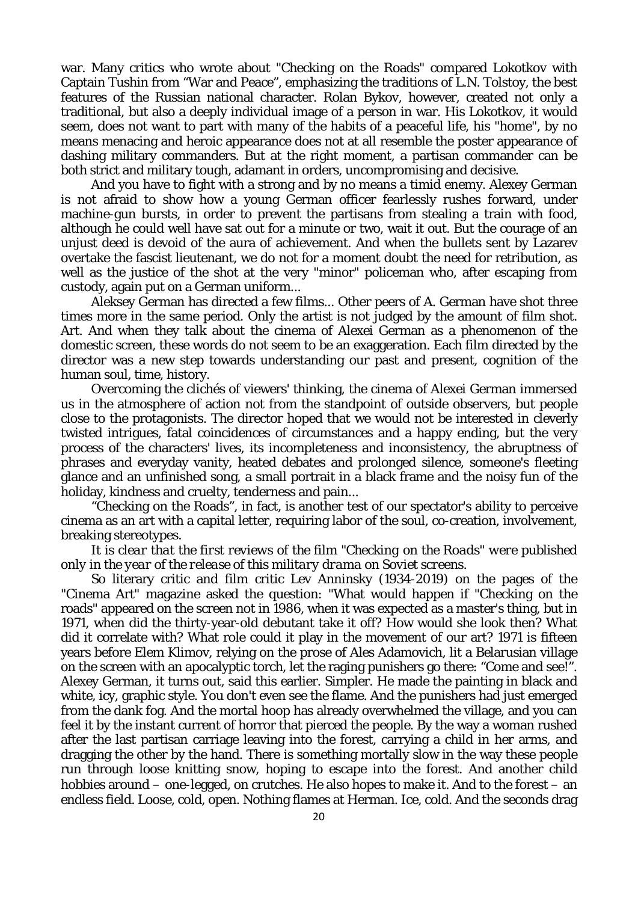war. Many critics who wrote about "Checking on the Roads" compared Lokotkov with Captain Tushin from "War and Peace", emphasizing the traditions of L.N. Tolstoy, the best features of the Russian national character. Rolan Bykov, however, created not only a traditional, but also a deeply individual image of a person in war. His Lokotkov, it would seem, does not want to part with many of the habits of a peaceful life, his "home", by no means menacing and heroic appearance does not at all resemble the poster appearance of dashing military commanders. But at the right moment, a partisan commander can be both strict and military tough, adamant in orders, uncompromising and decisive.

And you have to fight with a strong and by no means a timid enemy. Alexey German is not afraid to show how a young German officer fearlessly rushes forward, under machine-gun bursts, in order to prevent the partisans from stealing a train with food, although he could well have sat out for a minute or two, wait it out. But the courage of an unjust deed is devoid of the aura of achievement. And when the bullets sent by Lazarev overtake the fascist lieutenant, we do not for a moment doubt the need for retribution, as well as the justice of the shot at the very "minor" policeman who, after escaping from custody, again put on a German uniform...

Aleksey German has directed a few films... Other peers of A. German have shot three times more in the same period. Only the artist is not judged by the amount of film shot. Art. And when they talk about the cinema of Alexei German as a phenomenon of the domestic screen, these words do not seem to be an exaggeration. Each film directed by the director was a new step towards understanding our past and present, cognition of the human soul, time, history.

Overcoming the clichés of viewers' thinking, the cinema of Alexei German immersed us in the atmosphere of action not from the standpoint of outside observers, but people close to the protagonists. The director hoped that we would not be interested in cleverly twisted intrigues, fatal coincidences of circumstances and a happy ending, but the very process of the characters' lives, its incompleteness and inconsistency, the abruptness of phrases and everyday vanity, heated debates and prolonged silence, someone's fleeting glance and an unfinished song, a small portrait in a black frame and the noisy fun of the holiday, kindness and cruelty, tenderness and pain...

"Checking on the Roads", in fact, is another test of our spectator's ability to perceive cinema as an art with a capital letter, requiring labor of the soul, co-creation, involvement, breaking stereotypes.

*It is clear that the first reviews of the film "Checking on the Roads" were published only in the year of the release of this military drama on Soviet screens.*

So literary critic and film critic Lev Anninsky (1934-2019) on the pages of the "Cinema Art" magazine asked the question: "What would happen if "Checking on the roads" appeared on the screen not in 1986, when it was expected as a master's thing, but in 1971, when did the thirty-year-old debutant take it off? How would she look then? What did it correlate with? What role could it play in the movement of our art? 1971 is fifteen years before Elem Klimov, relying on the prose of Ales Adamovich, lit a Belarusian village on the screen with an apocalyptic torch, let the raging punishers go there: "Come and see!". Alexey German, it turns out, said this earlier. Simpler. He made the painting in black and white, icy, graphic style. You don't even see the flame. And the punishers had just emerged from the dank fog. And the mortal hoop has already overwhelmed the village, and you can feel it by the instant current of horror that pierced the people. By the way a woman rushed after the last partisan carriage leaving into the forest, carrying a child in her arms, and dragging the other by the hand. There is something mortally slow in the way these people run through loose knitting snow, hoping to escape into the forest. And another child hobbies around – one-legged, on crutches. He also hopes to make it. And to the forest – an endless field. Loose, cold, open. Nothing flames at Herman. Ice, cold. And the seconds drag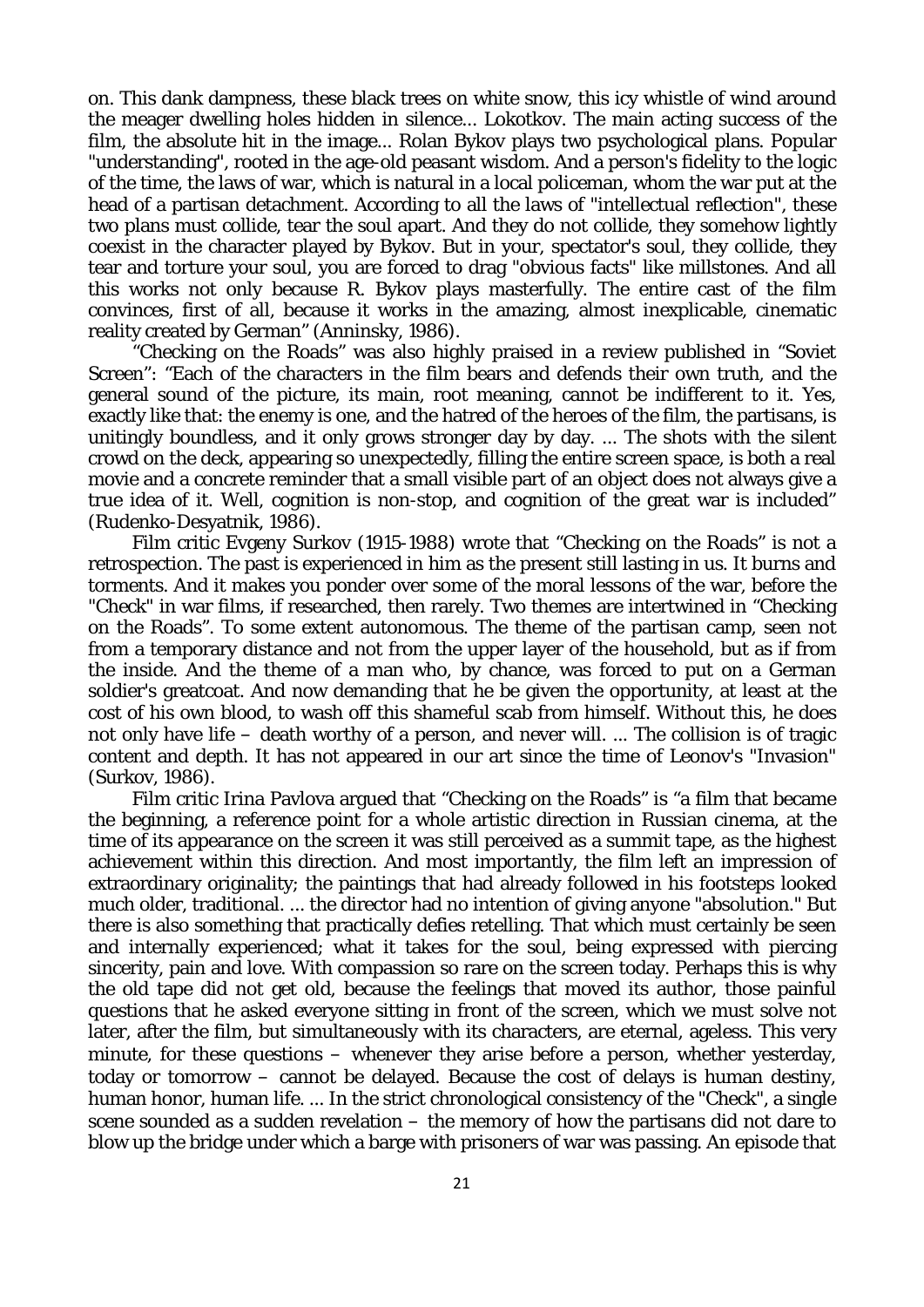on. This dank dampness, these black trees on white snow, this icy whistle of wind around the meager dwelling holes hidden in silence... Lokotkov. The main acting success of the film, the absolute hit in the image... Rolan Bykov plays two psychological plans. Popular "understanding", rooted in the age-old peasant wisdom. And a person's fidelity to the logic of the time, the laws of war, which is natural in a local policeman, whom the war put at the head of a partisan detachment. According to all the laws of "intellectual reflection", these two plans must collide, tear the soul apart. And they do not collide, they somehow lightly coexist in the character played by Bykov. But in your, spectator's soul, they collide, they tear and torture your soul, you are forced to drag "obvious facts" like millstones. And all this works not only because R. Bykov plays masterfully. The entire cast of the film convinces, first of all, because it works in the amazing, almost inexplicable, cinematic reality created by German" (Anninsky, 1986).

"Checking on the Roads" was also highly praised in a review published in "Soviet Screen": "Each of the characters in the film bears and defends their own truth, and the general sound of the picture, its main, root meaning, cannot be indifferent to it. Yes, exactly like that: the enemy is one, and the hatred of the heroes of the film, the partisans, is unitingly boundless, and it only grows stronger day by day. ... The shots with the silent crowd on the deck, appearing so unexpectedly, filling the entire screen space, is both a real movie and a concrete reminder that a small visible part of an object does not always give a true idea of it. Well, cognition is non-stop, and cognition of the great war is included" (Rudenko-Desyatnik, 1986).

Film critic Evgeny Surkov (1915-1988) wrote that "Checking on the Roads" is not a retrospection. The past is experienced in him as the present still lasting in us. It burns and torments. And it makes you ponder over some of the moral lessons of the war, before the "Check" in war films, if researched, then rarely. Two themes are intertwined in "Checking on the Roads". To some extent autonomous. The theme of the partisan camp, seen not from a temporary distance and not from the upper layer of the household, but as if from the inside. And the theme of a man who, by chance, was forced to put on a German soldier's greatcoat. And now demanding that he be given the opportunity, at least at the cost of his own blood, to wash off this shameful scab from himself. Without this, he does not only have life – death worthy of a person, and never will. ... The collision is of tragic content and depth. It has not appeared in our art since the time of Leonov's "Invasion" (Surkov, 1986).

Film critic Irina Pavlova argued that "Checking on the Roads" is "a film that became the beginning, a reference point for a whole artistic direction in Russian cinema, at the time of its appearance on the screen it was still perceived as a summit tape, as the highest achievement within this direction. And most importantly, the film left an impression of extraordinary originality; the paintings that had already followed in his footsteps looked much older, traditional. ... the director had no intention of giving anyone "absolution." But there is also something that practically defies retelling. That which must certainly be seen and internally experienced; what it takes for the soul, being expressed with piercing sincerity, pain and love. With compassion so rare on the screen today. Perhaps this is why the old tape did not get old, because the feelings that moved its author, those painful questions that he asked everyone sitting in front of the screen, which we must solve not later, after the film, but simultaneously with its characters, are eternal, ageless. This very minute, for these questions – whenever they arise before a person, whether yesterday, today or tomorrow – cannot be delayed. Because the cost of delays is human destiny, human honor, human life. ... In the strict chronological consistency of the "Check", a single scene sounded as a sudden revelation – the memory of how the partisans did not dare to blow up the bridge under which a barge with prisoners of war was passing. An episode that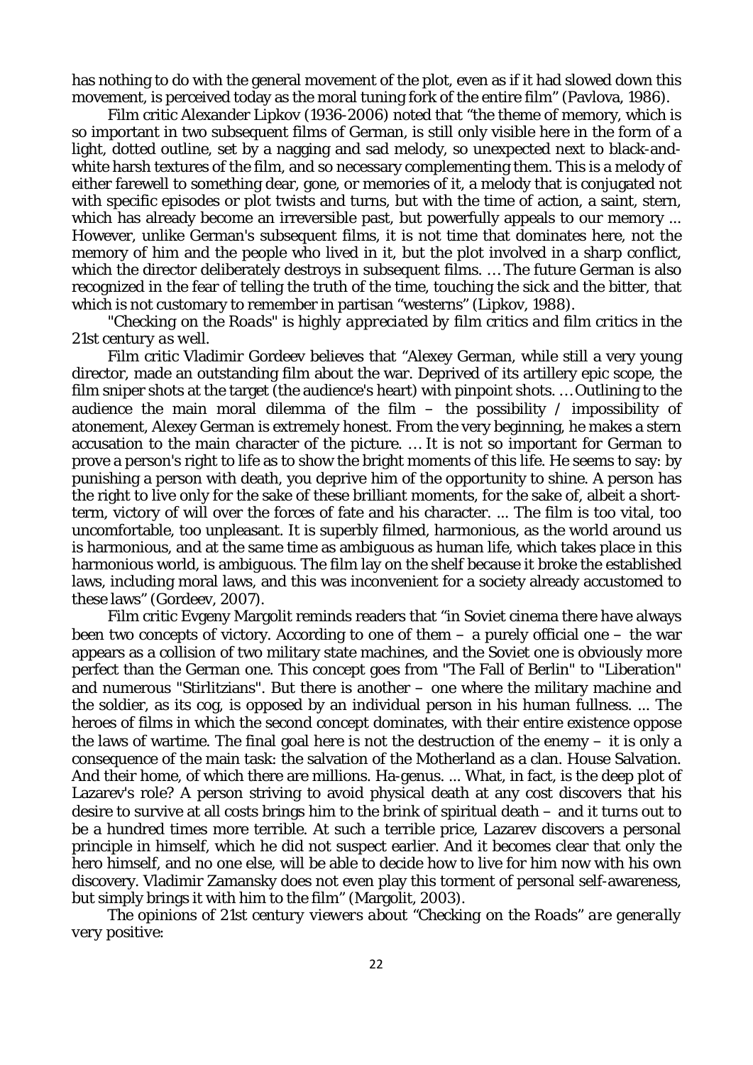has nothing to do with the general movement of the plot, even as if it had slowed down this movement, is perceived today as the moral tuning fork of the entire film" (Pavlova, 1986).

Film critic Alexander Lipkov (1936-2006) noted that "the theme of memory, which is so important in two subsequent films of German, is still only visible here in the form of a light, dotted outline, set by a nagging and sad melody, so unexpected next to black-and-white harsh textures of the film, and so necessary complementing them. This is a melody of either farewell to something dear, gone, or memories of it, a melody that is conjugated not with specific episodes or plot twists and turns, but with the time of action, a saint, stern, which has already become an irreversible past, but powerfully appeals to our memory ... However, unlike German's subsequent films, it is not time that dominates here, not the memory of him and the people who lived in it, but the plot involved in a sharp conflict, which the director deliberately destroys in subsequent films. … The future German is also recognized in the fear of telling the truth of the time, touching the sick and the bitter, that which is not customary to remember in partisan "westerns" (Lipkov, 1988).

*"Checking on the Roads" is highly appreciated by film critics and film critics in the 21st century as well.*

Film critic Vladimir Gordeev believes that "Alexey German, while still a very young director, made an outstanding film about the war. Deprived of its artillery epic scope, the film sniper shots at the target (the audience's heart) with pinpoint shots. … Outlining to the audience the main moral dilemma of the film – the possibility / impossibility of atonement, Alexey German is extremely honest. From the very beginning, he makes a stern accusation to the main character of the picture. … It is not so important for German to prove a person's right to life as to show the bright moments of this life. He seems to say: by punishing a person with death, you deprive him of the opportunity to shine. A person has the right to live only for the sake of these brilliant moments, for the sake of, albeit a short-term, victory of will over the forces of fate and his character. ... The film is too vital, too uncomfortable, too unpleasant. It is superbly filmed, harmonious, as the world around us is harmonious, and at the same time as ambiguous as human life, which takes place in this harmonious world, is ambiguous. The film lay on the shelf because it broke the established laws, including moral laws, and this was inconvenient for a society already accustomed to these laws" (Gordeev, 2007).

Film critic Evgeny Margolit reminds readers that "in Soviet cinema there have always been two concepts of victory. According to one of them – a purely official one – the war appears as a collision of two military state machines, and the Soviet one is obviously more perfect than the German one. This concept goes from "The Fall of Berlin" to "Liberation" and numerous "Stirlitzians". But there is another – one where the military machine and the soldier, as its cog, is opposed by an individual person in his human fullness. ... The heroes of films in which the second concept dominates, with their entire existence oppose the laws of wartime. The final goal here is not the destruction of the enemy – it is only a consequence of the main task: the salvation of the Motherland as a clan. House Salvation. And their home, of which there are millions. Ha-genus. ... What, in fact, is the deep plot of Lazarev's role? A person striving to avoid physical death at any cost discovers that his desire to survive at all costs brings him to the brink of spiritual death – and it turns out to be a hundred times more terrible. At such a terrible price, Lazarev discovers a personal principle in himself, which he did not suspect earlier. And it becomes clear that only the hero himself, and no one else, will be able to decide how to live for him now with his own discovery. Vladimir Zamansky does not even play this torment of personal self-awareness, but simply brings it with him to the film" (Margolit, 2003).

*The opinions of 21st century viewers about "Checking on the Roads" are generally very positive:*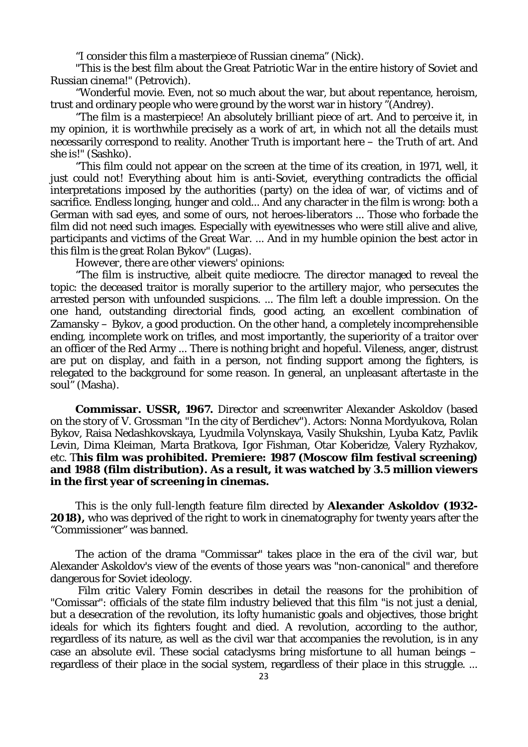"I consider this film a masterpiece of Russian cinema" (Nick).

"This is the best film about the Great Patriotic War in the entire history of Soviet and Russian cinema!" (Petrovich).

"Wonderful movie. Even, not so much about the war, but about repentance, heroism, trust and ordinary people who were ground by the worst war in history "(Andrey).

"The film is a masterpiece! An absolutely brilliant piece of art. And to perceive it, in my opinion, it is worthwhile precisely as a work of art, in which not all the details must necessarily correspond to reality. Another Truth is important here – the Truth of art. And she is!" (Sashko).

"This film could not appear on the screen at the time of its creation, in 1971, well, it just could not! Everything about him is anti-Soviet, everything contradicts the official interpretations imposed by the authorities (party) on the idea of war, of victims and of sacrifice. Endless longing, hunger and cold... And any character in the film is wrong: both a German with sad eyes, and some of ours, not heroes-liberators ... Those who forbade the film did not need such images. Especially with eyewitnesses who were still alive and alive, participants and victims of the Great War. ... And in my humble opinion the best actor in this film is the great Rolan Bykov" (Lugas).

*However, there are other viewers' opinions:*

"The film is instructive, albeit quite mediocre. The director managed to reveal the topic: the deceased traitor is morally superior to the artillery major, who persecutes the arrested person with unfounded suspicions. ... The film left a double impression. On the one hand, outstanding directorial finds, good acting, an excellent combination of Zamansky – Bykov, a good production. On the other hand, a completely incomprehensible ending, incomplete work on trifles, and most importantly, the superiority of a traitor over an officer of the Red Army ... There is nothing bright and hopeful. Vileness, anger, distrust are put on display, and faith in a person, not finding support among the fighters, is relegated to the background for some reason. In general, an unpleasant aftertaste in the soul" (Masha).

**Commissar. USSR, 1967.** Director and screenwriter Alexander Askoldov (based on the story of V. Grossman "In the city of Berdichev"). Actors: Nonna Mordyukova, Rolan Bykov, Raisa Nedashkovskaya, Lyudmila Volynskaya, Vasily Shukshin, Lyuba Katz, Pavlik Levin, Dima Kleiman, Marta Bratkova, Igor Fishman, Otar Koberidze, Valery Ryzhakov, etc. **This film was prohibited. Premiere: 1987 (Moscow film festival screening) and 1988 (film distribution). As a result, it was watched by 3.5 million viewers in the first year of screening in cinemas.**

This is the only full-length feature film directed by **Alexander Askoldov (1932-2018),** who was deprived of the right to work in cinematography for twenty years after the "Commissioner" was banned.

The action of the drama "Commissar" takes place in the era of the civil war, but Alexander Askoldov's view of the events of those years was "non-canonical" and therefore dangerous for Soviet ideology.

Film critic Valery Fomin describes in detail the reasons for the prohibition of "Comissar": officials of the state film industry believed that this film "is not just a denial, but a desecration of the revolution, its lofty humanistic goals and objectives, those bright ideals for which its fighters fought and died. A revolution, according to the author, regardless of its nature, as well as the civil war that accompanies the revolution, is in any case an absolute evil. These social cataclysms bring misfortune to all human beings – regardless of their place in the social system, regardless of their place in this struggle. ...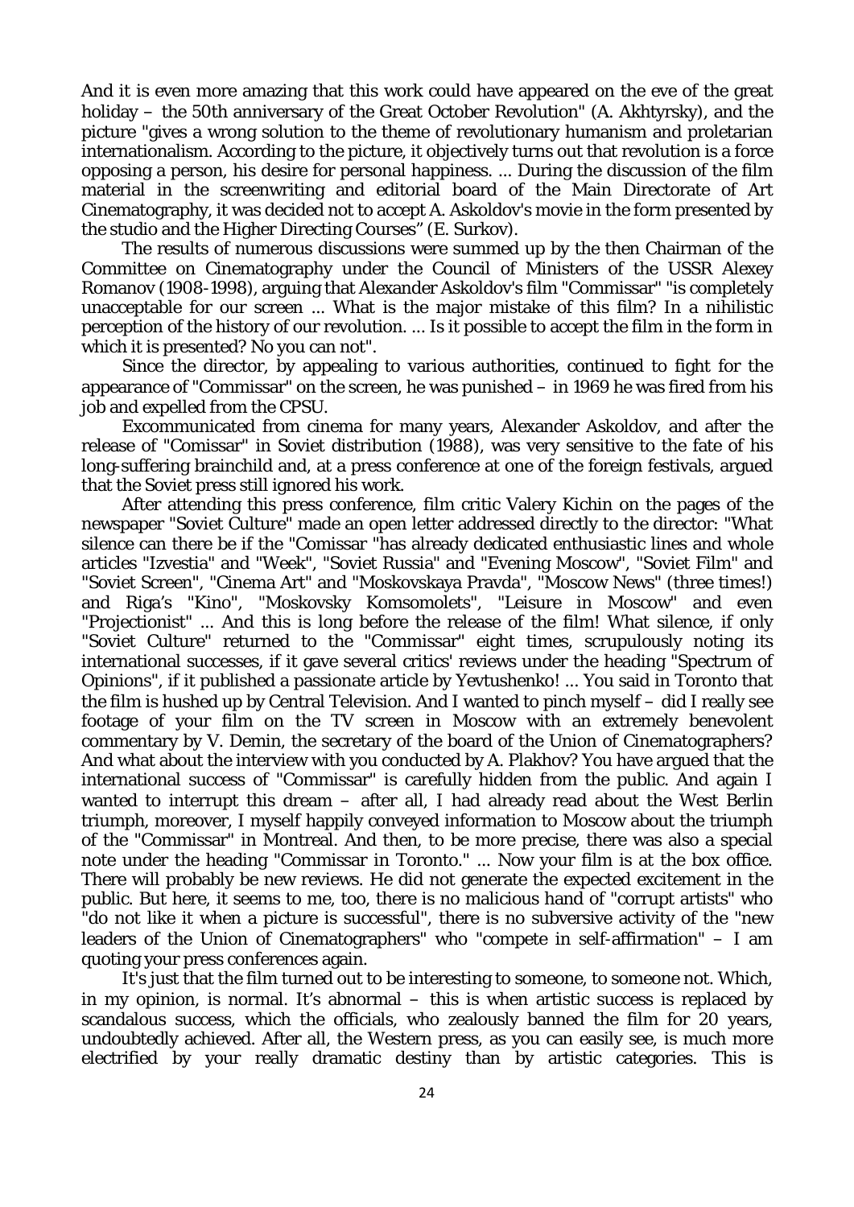And it is even more amazing that this work could have appeared on the eve of the great holiday – the 50th anniversary of the Great October Revolution" (A. Akhtyrsky), and the picture "gives a wrong solution to the theme of revolutionary humanism and proletarian internationalism. According to the picture, it objectively turns out that revolution is a force opposing a person, his desire for personal happiness. ... During the discussion of the film material in the screenwriting and editorial board of the Main Directorate of Art Cinematography, it was decided not to accept A. Askoldov's movie in the form presented by the studio and the Higher Directing Courses" (E. Surkov).

The results of numerous discussions were summed up by the then Chairman of the Committee on Cinematography under the Council of Ministers of the USSR Alexey Romanov (1908-1998), arguing that Alexander Askoldov's film "Commissar" "is completely unacceptable for our screen ... What is the major mistake of this film? In a nihilistic perception of the history of our revolution. ... Is it possible to accept the film in the form in which it is presented? No you can not".

Since the director, by appealing to various authorities, continued to fight for the appearance of "Commissar" on the screen, he was punished – in 1969 he was fired from his job and expelled from the CPSU.

Excommunicated from cinema for many years, Alexander Askoldov, and after the release of "Comissar" in Soviet distribution (1988), was very sensitive to the fate of his long-suffering brainchild and, at a press conference at one of the foreign festivals, argued that the Soviet press still ignored his work.

After attending this press conference, film critic Valery Kichin on the pages of the newspaper "Soviet Culture" made an open letter addressed directly to the director: "What silence can there be if the "Comissar "has already dedicated enthusiastic lines and whole articles "Izvestia" and "Week", "Soviet Russia" and "Evening Moscow", "Soviet Film" and "Soviet Screen", "Cinema Art" and "Moskovskaya Pravda", "Moscow News" (three times!) and Riga's "Kino", "Moskovsky Komsomolets", "Leisure in Moscow" and even "Projectionist" ... And this is long before the release of the film! What silence, if only "Soviet Culture" returned to the "Commissar" eight times, scrupulously noting its international successes, if it gave several critics' reviews under the heading "Spectrum of Opinions", if it published a passionate article by Yevtushenko! ... You said in Toronto that the film is hushed up by Central Television. And I wanted to pinch myself – did I really see footage of your film on the TV screen in Moscow with an extremely benevolent commentary by V. Demin, the secretary of the board of the Union of Cinematographers? And what about the interview with you conducted by A. Plakhov? You have argued that the international success of "Commissar" is carefully hidden from the public. And again I wanted to interrupt this dream – after all, I had already read about the West Berlin triumph, moreover, I myself happily conveyed information to Moscow about the triumph of the "Commissar" in Montreal. And then, to be more precise, there was also a special note under the heading "Commissar in Toronto." ... Now your film is at the box office. There will probably be new reviews. He did not generate the expected excitement in the public. But here, it seems to me, too, there is no malicious hand of "corrupt artists" who "do not like it when a picture is successful", there is no subversive activity of the "new leaders of the Union of Cinematographers" who "compete in self-affirmation" – I am quoting your press conferences again.

It's just that the film turned out to be interesting to someone, to someone not. Which, in my opinion, is normal. It's abnormal – this is when artistic success is replaced by scandalous success, which the officials, who zealously banned the film for 20 years, undoubtedly achieved. After all, the Western press, as you can easily see, is much more electrified by your really dramatic destiny than by artistic categories. This is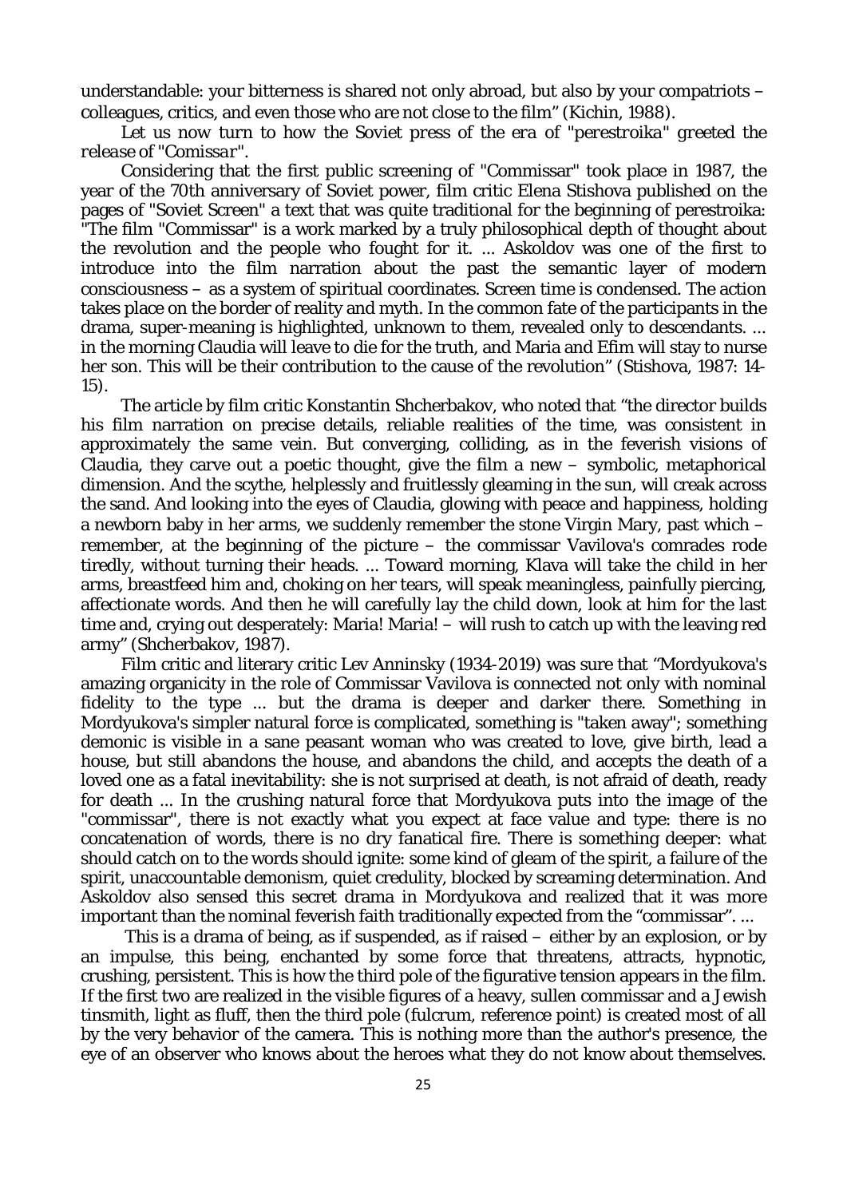understandable: your bitterness is shared not only abroad, but also by your compatriots – colleagues, critics, and even those who are not close to the film" (Kichin, 1988).

*Let us now turn to how the Soviet press of the era of "perestroika" greeted the release of "Comissar".*

Considering that the first public screening of "Commissar" took place in 1987, the year of the 70th anniversary of Soviet power, film critic Elena Stishova published on the pages of "Soviet Screen" a text that was quite traditional for the beginning of perestroika: "The film "Commissar" is a work marked by a truly philosophical depth of thought about the revolution and the people who fought for it. ... Askoldov was one of the first to introduce into the film narration about the past the semantic layer of modern consciousness – as a system of spiritual coordinates. Screen time is condensed. The action takes place on the border of reality and myth. In the common fate of the participants in the drama, super-meaning is highlighted, unknown to them, revealed only to descendants. ... in the morning Claudia will leave to die for the truth, and Maria and Efim will stay to nurse her son. This will be their contribution to the cause of the revolution" (Stishova, 1987: 14-15).

The article by film critic Konstantin Shcherbakov, who noted that "the director builds his film narration on precise details, reliable realities of the time, was consistent in approximately the same vein. But converging, colliding, as in the feverish visions of Claudia, they carve out a poetic thought, give the film a new – symbolic, metaphorical dimension. And the scythe, helplessly and fruitlessly gleaming in the sun, will creak across the sand. And looking into the eyes of Claudia, glowing with peace and happiness, holding a newborn baby in her arms, we suddenly remember the stone Virgin Mary, past which – remember, at the beginning of the picture – the commissar Vavilova's comrades rode tiredly, without turning their heads. ... Toward morning, Klava will take the child in her arms, breastfeed him and, choking on her tears, will speak meaningless, painfully piercing, affectionate words. And then he will carefully lay the child down, look at him for the last time and, crying out desperately: Maria! Maria! – will rush to catch up with the leaving red army" (Shcherbakov, 1987).

Film critic and literary critic Lev Anninsky (1934-2019) was sure that "Mordyukova's amazing organicity in the role of Commissar Vavilova is connected not only with nominal fidelity to the type ... but the drama is deeper and darker there. Something in Mordyukova's simpler natural force is complicated, something is "taken away"; something demonic is visible in a sane peasant woman who was created to love, give birth, lead a house, but still abandons the house, and abandons the child, and accepts the death of a loved one as a fatal inevitability: she is not surprised at death, is not afraid of death, ready for death ... In the crushing natural force that Mordyukova puts into the image of the "commissar", there is not exactly what you expect at face value and type: there is no concatenation of words, there is no dry fanatical fire. There is something deeper: what should catch on to the words should ignite: some kind of gleam of the spirit, a failure of the spirit, unaccountable demonism, quiet credulity, blocked by screaming determination. And Askoldov also sensed this secret drama in Mordyukova and realized that it was more important than the nominal feverish faith traditionally expected from the "commissar". ...

This is a drama of being, as if suspended, as if raised – either by an explosion, or by an impulse, this being, enchanted by some force that threatens, attracts, hypnotic, crushing, persistent. This is how the third pole of the figurative tension appears in the film. If the first two are realized in the visible figures of a heavy, sullen commissar and a Jewish tinsmith, light as fluff, then the third pole (fulcrum, reference point) is created most of all by the very behavior of the camera. This is nothing more than the author's presence, the eye of an observer who knows about the heroes what they do not know about themselves.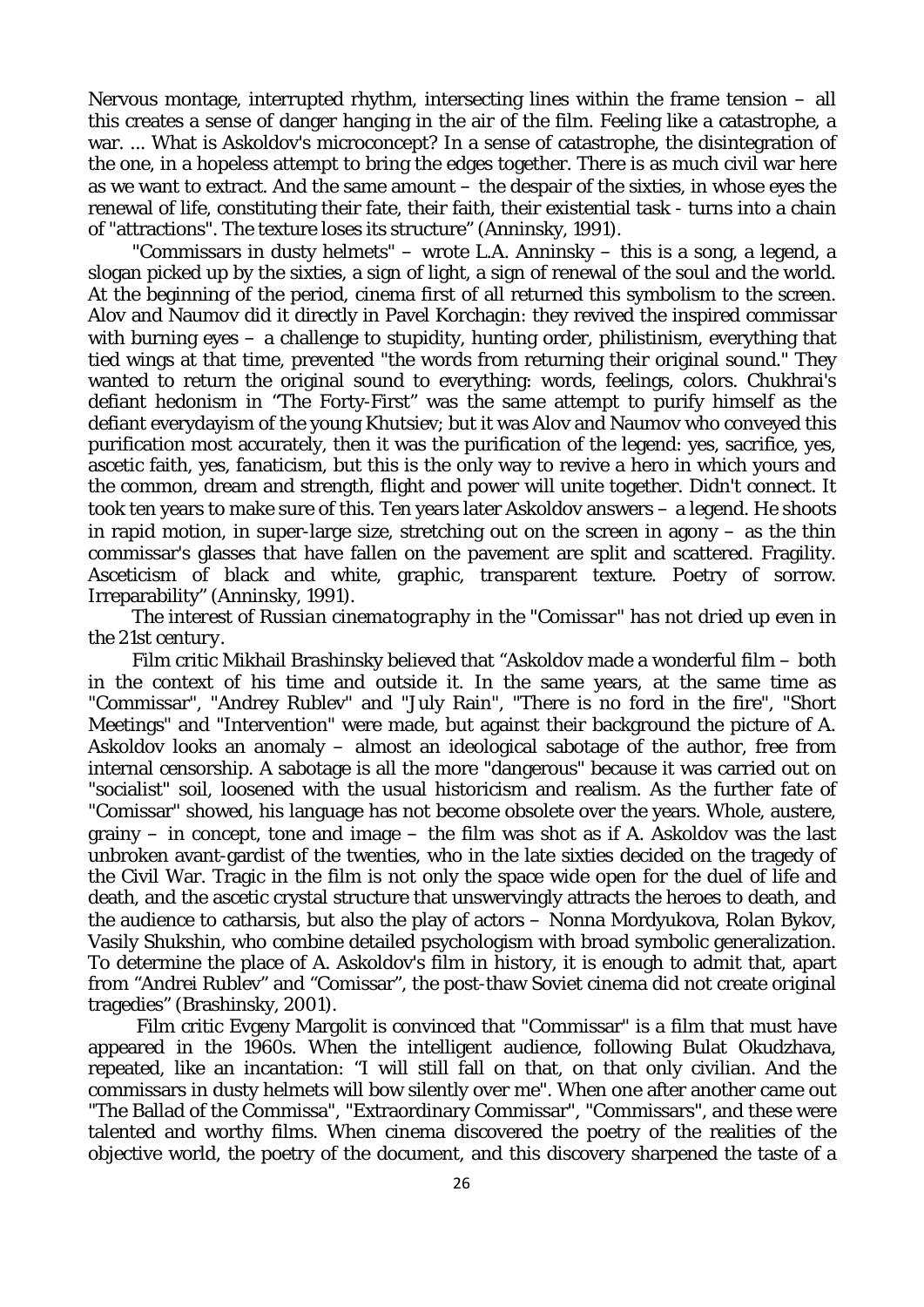Nervous montage, interrupted rhythm, intersecting lines within the frame tension – all this creates a sense of danger hanging in the air of the film. Feeling like a catastrophe, a war. ... What is Askoldov's microconcept? In a sense of catastrophe, the disintegration of the one, in a hopeless attempt to bring the edges together. There is as much civil war here as we want to extract. And the same amount – the despair of the sixties, in whose eyes the renewal of life, constituting their fate, their faith, their existential task - turns into a chain of "attractions". The texture loses its structure" (Anninsky, 1991).

"Commissars in dusty helmets" – wrote L.A. Anninsky – this is a song, a legend, a slogan picked up by the sixties, a sign of light, a sign of renewal of the soul and the world. At the beginning of the period, cinema first of all returned this symbolism to the screen. Alov and Naumov did it directly in Pavel Korchagin: they revived the inspired commissar with burning eyes – a challenge to stupidity, hunting order, philistinism, everything that tied wings at that time, prevented "the words from returning their original sound." They wanted to return the original sound to everything: words, feelings, colors. Chukhrai's defiant hedonism in "The Forty-First" was the same attempt to purify himself as the defiant everydayism of the young Khutsiev; but it was Alov and Naumov who conveyed this purification most accurately, then it was the purification of the legend: yes, sacrifice, yes, ascetic faith, yes, fanaticism, but this is the only way to revive a hero in which yours and the common, dream and strength, flight and power will unite together. Didn't connect. It took ten years to make sure of this. Ten years later Askoldov answers – a legend. He shoots in rapid motion, in super-large size, stretching out on the screen in agony – as the thin commissar's glasses that have fallen on the pavement are split and scattered. Fragility. Asceticism of black and white, graphic, transparent texture. Poetry of sorrow. Irreparability" (Anninsky, 1991).

*The interest of Russian cinematography in the "Comissar" has not dried up even in the 21st century.*

Film critic Mikhail Brashinsky believed that "Askoldov made a wonderful film – both in the context of his time and outside it. In the same years, at the same time as "Commissar", "Andrey Rublev" and "July Rain", "There is no ford in the fire", "Short Meetings" and "Intervention" were made, but against their background the picture of A. Askoldov looks an anomaly – almost an ideological sabotage of the author, free from internal censorship. A sabotage is all the more "dangerous" because it was carried out on "socialist" soil, loosened with the usual historicism and realism. As the further fate of "Comissar" showed, his language has not become obsolete over the years. Whole, austere, grainy – in concept, tone and image – the film was shot as if A. Askoldov was the last unbroken avant-gardist of the twenties, who in the late sixties decided on the tragedy of the Civil War. Tragic in the film is not only the space wide open for the duel of life and death, and the ascetic crystal structure that unswervingly attracts the heroes to death, and the audience to catharsis, but also the play of actors – Nonna Mordyukova, Rolan Bykov, Vasily Shukshin, who combine detailed psychologism with broad symbolic generalization. To determine the place of A. Askoldov's film in history, it is enough to admit that, apart from "Andrei Rublev" and "Comissar", the post-thaw Soviet cinema did not create original tragedies" (Brashinsky, 2001).

Film critic Evgeny Margolit is convinced that "Commissar" is a film that must have appeared in the 1960s. When the intelligent audience, following Bulat Okudzhava, repeated, like an incantation: "I will still fall on that, on that only civilian. And the commissars in dusty helmets will bow silently over me". When one after another came out "The Ballad of the Commissa", "Extraordinary Commissar", "Commissars", and these were talented and worthy films. When cinema discovered the poetry of the realities of the objective world, the poetry of the document, and this discovery sharpened the taste of a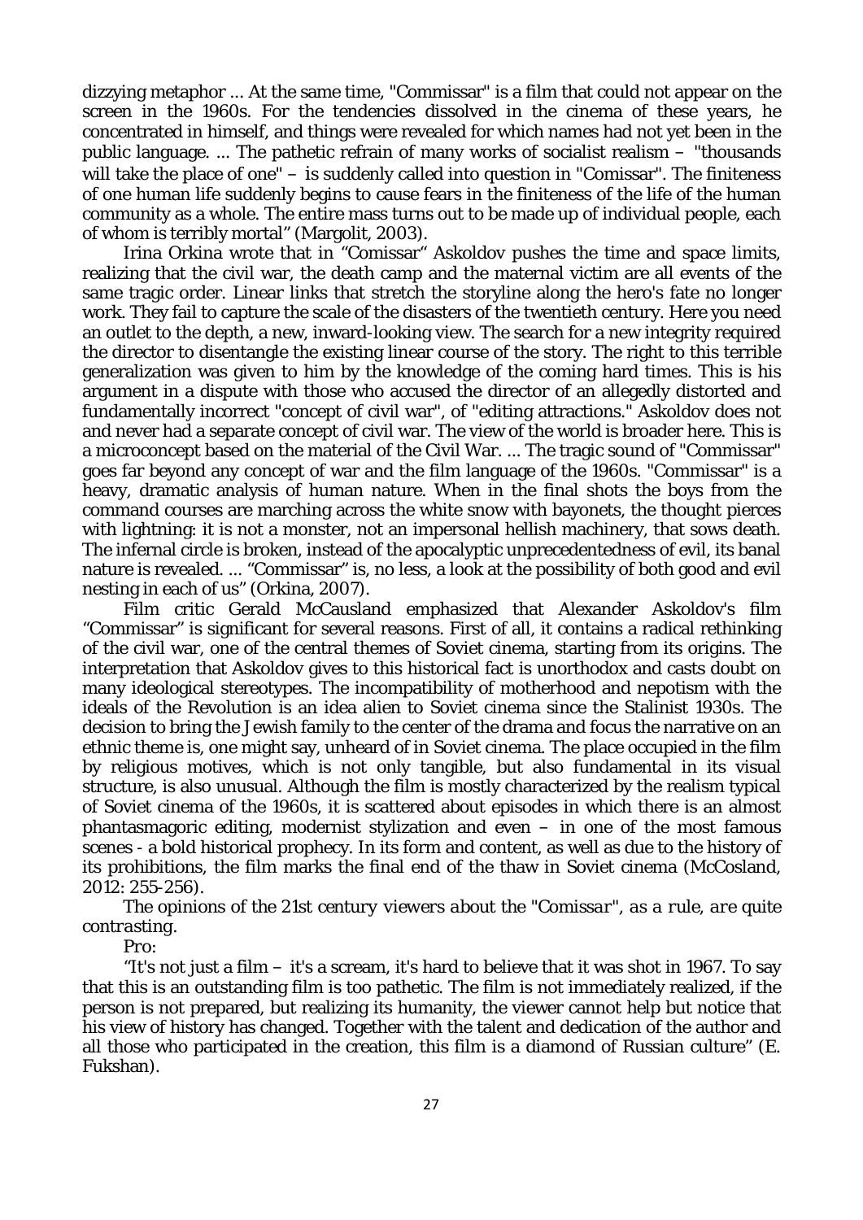dizzying metaphor ... At the same time, "Commissar" is a film that could not appear on the screen in the 1960s. For the tendencies dissolved in the cinema of these years, he concentrated in himself, and things were revealed for which names had not yet been in the public language. ... The pathetic refrain of many works of socialist realism – "thousands will take the place of one" – is suddenly called into question in "Comissar". The finiteness of one human life suddenly begins to cause fears in the finiteness of the life of the human community as a whole. The entire mass turns out to be made up of individual people, each of whom is terribly mortal" (Margolit, 2003).

Irina Orkina wrote that in "Comissar" Askoldov pushes the time and space limits, realizing that the civil war, the death camp and the maternal victim are all events of the same tragic order. Linear links that stretch the storyline along the hero's fate no longer work. They fail to capture the scale of the disasters of the twentieth century. Here you need an outlet to the depth, a new, inward-looking view. The search for a new integrity required the director to disentangle the existing linear course of the story. The right to this terrible generalization was given to him by the knowledge of the coming hard times. This is his argument in a dispute with those who accused the director of an allegedly distorted and fundamentally incorrect "concept of civil war", of "editing attractions." Askoldov does not and never had a separate concept of civil war. The view of the world is broader here. This is a microconcept based on the material of the Civil War. ... The tragic sound of "Commissar" goes far beyond any concept of war and the film language of the 1960s. "Commissar" is a heavy, dramatic analysis of human nature. When in the final shots the boys from the command courses are marching across the white snow with bayonets, the thought pierces with lightning: it is not a monster, not an impersonal hellish machinery, that sows death. The infernal circle is broken, instead of the apocalyptic unprecedentedness of evil, its banal nature is revealed. ... "Commissar" is, no less, a look at the possibility of both good and evil nesting in each of us" (Orkina, 2007).

Film critic Gerald McCausland emphasized that Alexander Askoldov's film "Commissar" is significant for several reasons. First of all, it contains a radical rethinking of the civil war, one of the central themes of Soviet cinema, starting from its origins. The interpretation that Askoldov gives to this historical fact is unorthodox and casts doubt on many ideological stereotypes. The incompatibility of motherhood and nepotism with the ideals of the Revolution is an idea alien to Soviet cinema since the Stalinist 1930s. The decision to bring the Jewish family to the center of the drama and focus the narrative on an ethnic theme is, one might say, unheard of in Soviet cinema. The place occupied in the film by religious motives, which is not only tangible, but also fundamental in its visual structure, is also unusual. Although the film is mostly characterized by the realism typical of Soviet cinema of the 1960s, it is scattered about episodes in which there is an almost phantasmagoric editing, modernist stylization and even – in one of the most famous scenes - a bold historical prophecy. In its form and content, as well as due to the history of its prohibitions, the film marks the final end of the thaw in Soviet cinema (McCosland, 2012: 255-256).

*The opinions of the 21st century viewers about the "Comissar", as a rule, are quite contrasting.*

*Pro*:

"It's not just a film – it's a scream, it's hard to believe that it was shot in 1967. To say that this is an outstanding film is too pathetic. The film is not immediately realized, if the person is not prepared, but realizing its humanity, the viewer cannot help but notice that his view of history has changed. Together with the talent and dedication of the author and all those who participated in the creation, this film is a diamond of Russian culture" (E. Fukshan).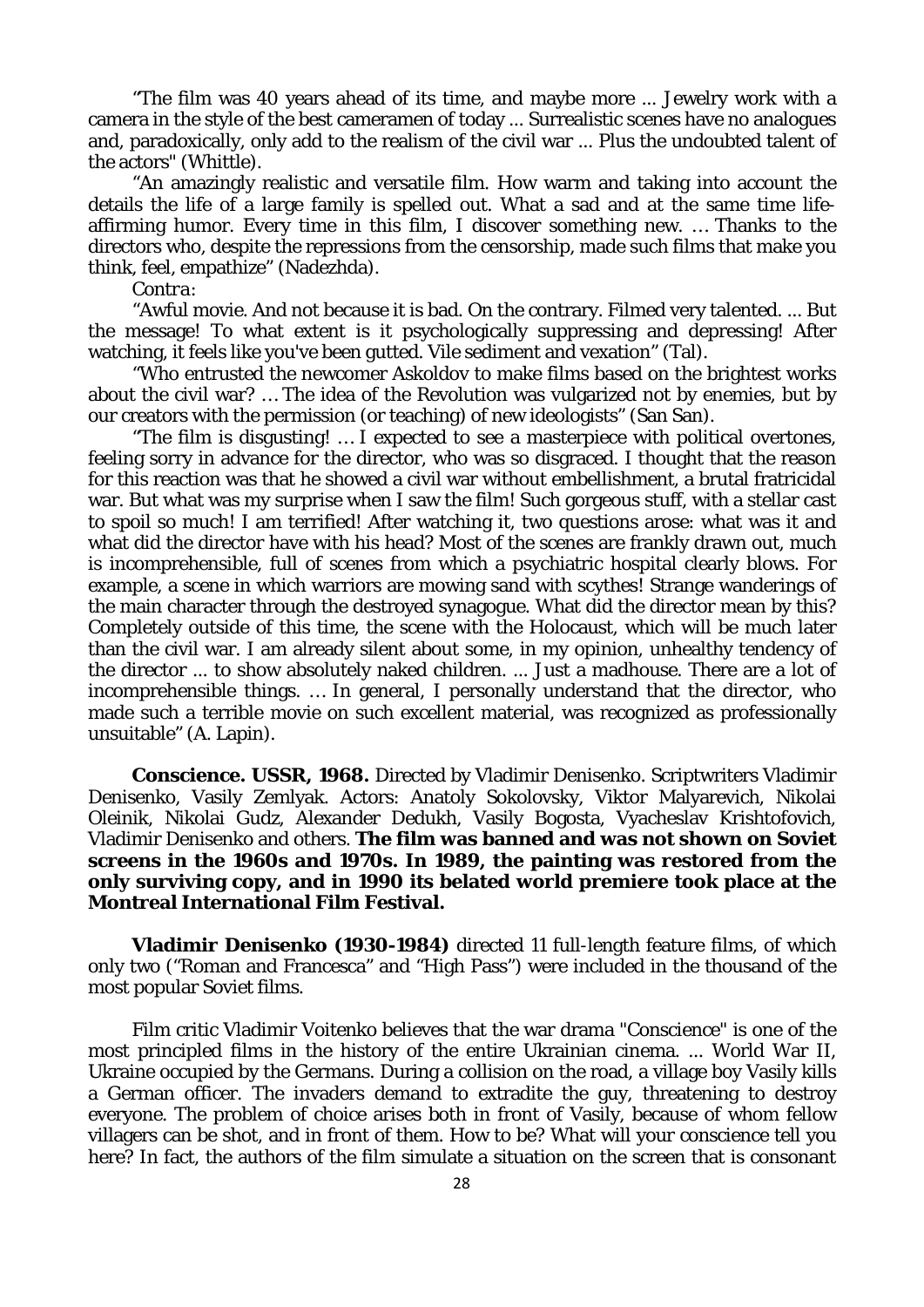"The film was 40 years ahead of its time, and maybe more ... Jewelry work with a camera in the style of the best cameramen of today ... Surrealistic scenes have no analogues and, paradoxically, only add to the realism of the civil war ... Plus the undoubted talent of the actors" (Whittle).

"An amazingly realistic and versatile film. How warm and taking into account the details the life of a large family is spelled out. What a sad and at the same time life-affirming humor. Every time in this film, I discover something new. … Thanks to the directors who, despite the repressions from the censorship, made such films that make you think, feel, empathize" (Nadezhda).

*Contra*:

"Awful movie. And not because it is bad. On the contrary. Filmed very talented. ... But the message! To what extent is it psychologically suppressing and depressing! After watching, it feels like you've been gutted. Vile sediment and vexation" (Tal).

"Who entrusted the newcomer Askoldov to make films based on the brightest works about the civil war? … The idea of the Revolution was vulgarized not by enemies, but by our creators with the permission (or teaching) of new ideologists" (San San).

"The film is disgusting! … I expected to see a masterpiece with political overtones, feeling sorry in advance for the director, who was so disgraced. I thought that the reason for this reaction was that he showed a civil war without embellishment, a brutal fratricidal war. But what was my surprise when I saw the film! Such gorgeous stuff, with a stellar cast to spoil so much! I am terrified! After watching it, two questions arose: what was it and what did the director have with his head? Most of the scenes are frankly drawn out, much is incomprehensible, full of scenes from which a psychiatric hospital clearly blows. For example, a scene in which warriors are mowing sand with scythes! Strange wanderings of the main character through the destroyed synagogue. What did the director mean by this? Completely outside of this time, the scene with the Holocaust, which will be much later than the civil war. I am already silent about some, in my opinion, unhealthy tendency of the director ... to show absolutely naked children. ... Just a madhouse. There are a lot of incomprehensible things. … In general, I personally understand that the director, who made such a terrible movie on such excellent material, was recognized as professionally unsuitable" (A. Lapin).

**Conscience. USSR, 1968.** Directed by Vladimir Denisenko. Scriptwriters Vladimir Denisenko, Vasily Zemlyak. Actors: Anatoly Sokolovsky, Viktor Malyarevich, Nikolai Oleinik, Nikolai Gudz, Alexander Dedukh, Vasily Bogosta, Vyacheslav Krishtofovich, Vladimir Denisenko and others. **The film was banned and was not shown on Soviet screens in the 1960s and 1970s. In 1989, the painting was restored from the only surviving copy, and in 1990 its belated world premiere took place at the Montreal International Film Festival.**

**Vladimir Denisenko (1930-1984)** directed 11 full-length feature films, of which only two ("Roman and Francesca" and "High Pass") were included in the thousand of the most popular Soviet films.

Film critic Vladimir Voitenko believes that the war drama "Conscience" is one of the most principled films in the history of the entire Ukrainian cinema. ... World War II, Ukraine occupied by the Germans. During a collision on the road, a village boy Vasily kills a German officer. The invaders demand to extradite the guy, threatening to destroy everyone. The problem of choice arises both in front of Vasily, because of whom fellow villagers can be shot, and in front of them. How to be? What will your conscience tell you here? In fact, the authors of the film simulate a situation on the screen that is consonant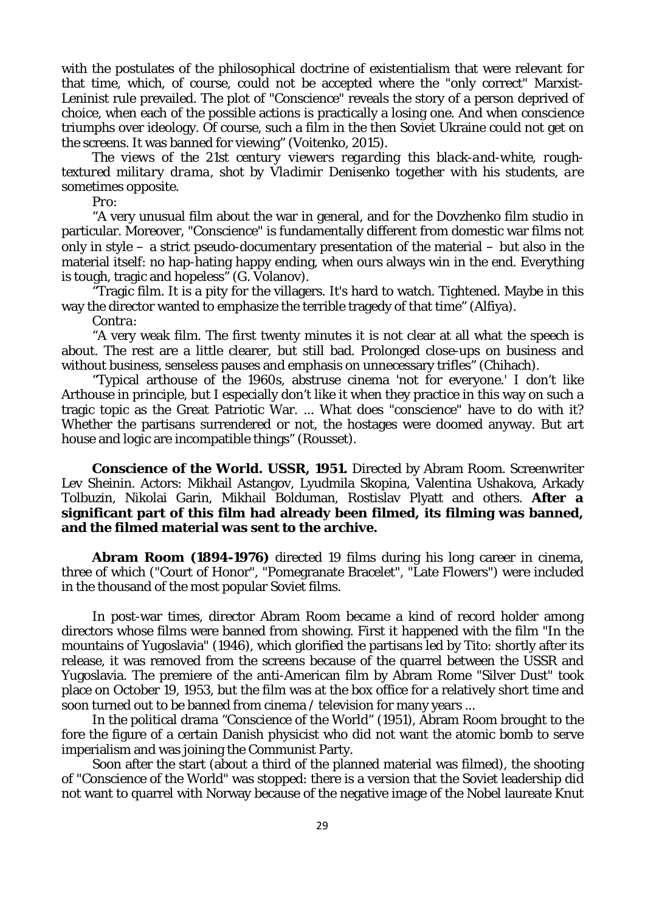with the postulates of the philosophical doctrine of existentialism that were relevant for that time, which, of course, could not be accepted where the "only correct" Marxist-Leninist rule prevailed. The plot of "Conscience" reveals the story of a person deprived of choice, when each of the possible actions is practically a losing one. And when conscience triumphs over ideology. Of course, such a film in the then Soviet Ukraine could not get on the screens. It was banned for viewing" (Voitenko, 2015).

*The views of the 21st century viewers regarding this black-and-white, rough-textured military drama, shot by Vladimir Denisenko together with his students, are sometimes opposite.*

*Pro:*

"A very unusual film about the war in general, and for the Dovzhenko film studio in particular. Moreover, "Conscience" is fundamentally different from domestic war films not only in style – a strict pseudo-documentary presentation of the material – but also in the material itself: no hap-hating happy ending, when ours always win in the end. Everything is tough, tragic and hopeless" (G. Volanov).

"Tragic film. It is a pity for the villagers. It's hard to watch. Tightened. Maybe in this way the director wanted to emphasize the terrible tragedy of that time" (Alfiya).

*Contra:*

"A very weak film. The first twenty minutes it is not clear at all what the speech is about. The rest are a little clearer, but still bad. Prolonged close-ups on business and without business, senseless pauses and emphasis on unnecessary trifles" (Chihach).

"Typical arthouse of the 1960s, abstruse cinema 'not for everyone.' I don't like Arthouse in principle, but I especially don't like it when they practice in this way on such a tragic topic as the Great Patriotic War. ... What does "conscience" have to do with it? Whether the partisans surrendered or not, the hostages were doomed anyway. But art house and logic are incompatible things" (Rousset).

**Conscience of the World. USSR, 1951.** Directed by Abram Room. Screenwriter Lev Sheinin. Actors: Mikhail Astangov, Lyudmila Skopina, Valentina Ushakova, Arkady Tolbuzin, Nikolai Garin, Mikhail Bolduman, Rostislav Plyatt and others. **After a significant part of this film had already been filmed, its filming was banned, and the filmed material was sent to the archive.**

**Abram Room (1894-1976)** directed 19 films during his long career in cinema, three of which ("Court of Honor", "Pomegranate Bracelet", "Late Flowers") were included in the thousand of the most popular Soviet films.

In post-war times, director Abram Room became a kind of record holder among directors whose films were banned from showing. First it happened with the film "In the mountains of Yugoslavia" (1946), which glorified the partisans led by Tito: shortly after its release, it was removed from the screens because of the quarrel between the USSR and Yugoslavia. The premiere of the anti-American film by Abram Rome "Silver Dust" took place on October 19, 1953, but the film was at the box office for a relatively short time and soon turned out to be banned from cinema / television for many years ...

In the political drama "Conscience of the World" (1951), Abram Room brought to the fore the figure of a certain Danish physicist who did not want the atomic bomb to serve imperialism and was joining the Communist Party.

Soon after the start (about a third of the planned material was filmed), the shooting of "Conscience of the World" was stopped: there is a version that the Soviet leadership did not want to quarrel with Norway because of the negative image of the Nobel laureate Knut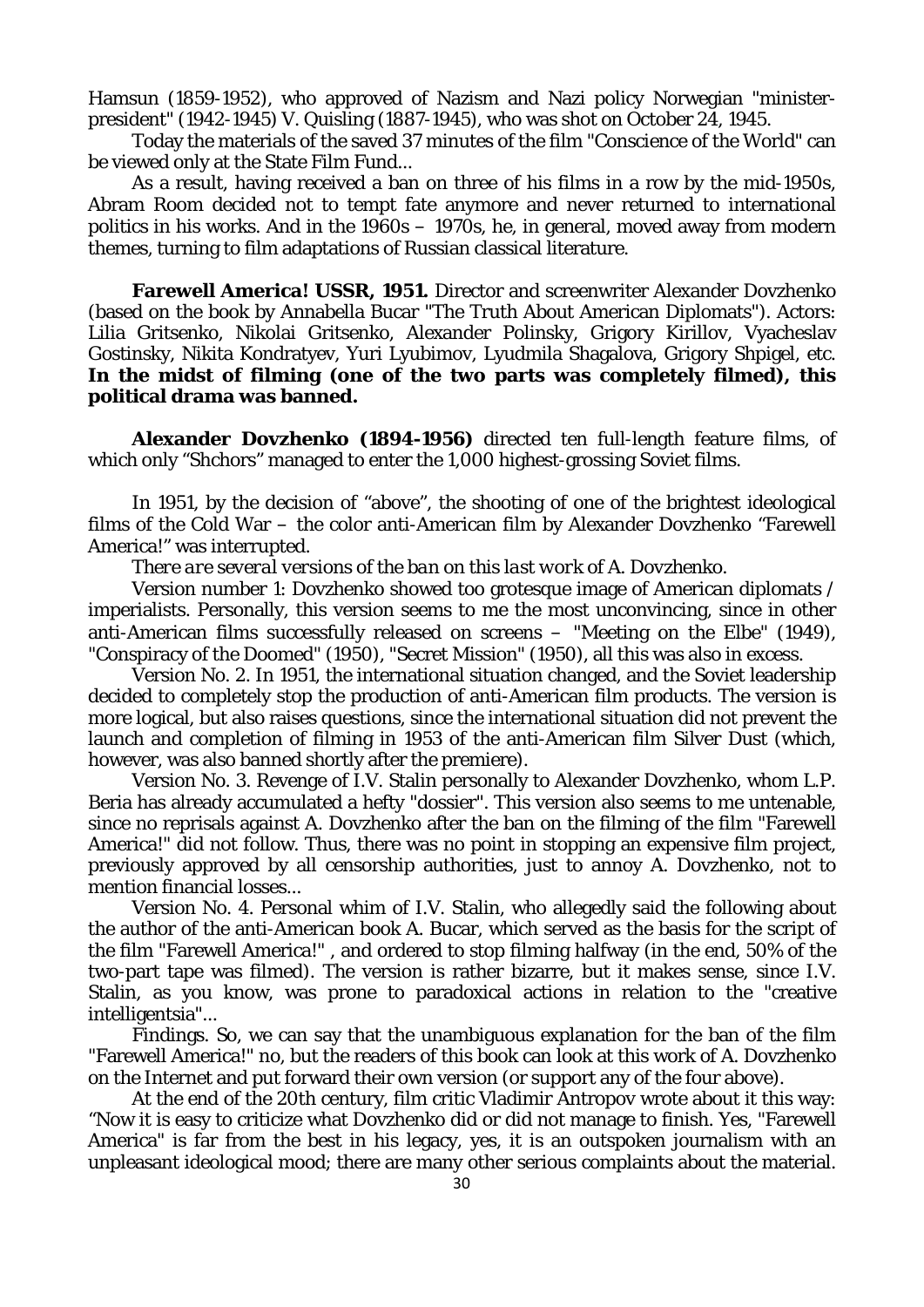Hamsun (1859-1952), who approved of Nazism and Nazi policy Norwegian "minister-president" (1942-1945) V. Quisling (1887-1945), who was shot on October 24, 1945.

Today the materials of the saved 37 minutes of the film "Conscience of the World" can be viewed only at the State Film Fund...

As a result, having received a ban on three of his films in a row by the mid-1950s, Abram Room decided not to tempt fate anymore and never returned to international politics in his works. And in the 1960s – 1970s, he, in general, moved away from modern themes, turning to film adaptations of Russian classical literature.

**Farewell America! USSR, 1951.** Director and screenwriter Alexander Dovzhenko (based on the book by Annabella Bucar "The Truth About American Diplomats"). Actors: Lilia Gritsenko, Nikolai Gritsenko, Alexander Polinsky, Grigory Kirillov, Vyacheslav Gostinsky, Nikita Kondratyev, Yuri Lyubimov, Lyudmila Shagalova, Grigory Shpigel, etc. **In the midst of filming (one of the two parts was completely filmed), this political drama was banned.**

**Alexander Dovzhenko (1894-1956)** directed ten full-length feature films, of which only "Shchors" managed to enter the 1,000 highest-grossing Soviet films.

In 1951, by the decision of "above", the shooting of one of the brightest ideological films of the Cold War – the color anti-American film by Alexander Dovzhenko "Farewell America!" was interrupted.

*There are several versions of the ban on this last work of A. Dovzhenko.*

Version number 1: Dovzhenko showed too grotesque image of American diplomats / imperialists. Personally, this version seems to me the most unconvincing, since in other anti-American films successfully released on screens – "Meeting on the Elbe" (1949), "Conspiracy of the Doomed" (1950), "Secret Mission" (1950), all this was also in excess.

Version No. 2. In 1951, the international situation changed, and the Soviet leadership decided to completely stop the production of anti-American film products. The version is more logical, but also raises questions, since the international situation did not prevent the launch and completion of filming in 1953 of the anti-American film Silver Dust (which, however, was also banned shortly after the premiere).

Version No. 3. Revenge of I.V. Stalin personally to Alexander Dovzhenko, whom L.P. Beria has already accumulated a hefty "dossier". This version also seems to me untenable, since no reprisals against A. Dovzhenko after the ban on the filming of the film "Farewell America!" did not follow. Thus, there was no point in stopping an expensive film project, previously approved by all censorship authorities, just to annoy A. Dovzhenko, not to mention financial losses...

Version No. 4. Personal whim of I.V. Stalin, who allegedly said the following about the author of the anti-American book A. Bucar, which served as the basis for the script of the film "Farewell America!" , and ordered to stop filming halfway (in the end, 50% of the two-part tape was filmed). The version is rather bizarre, but it makes sense, since I.V. Stalin, as you know, was prone to paradoxical actions in relation to the "creative intelligentsia"...

Findings. So, we can say that the unambiguous explanation for the ban of the film "Farewell America!" no, but the readers of this book can look at this work of A. Dovzhenko on the Internet and put forward their own version (or support any of the four above).

At the end of the 20th century, film critic Vladimir Antropov wrote about it this way: "Now it is easy to criticize what Dovzhenko did or did not manage to finish. Yes, "Farewell America" is far from the best in his legacy, yes, it is an outspoken journalism with an unpleasant ideological mood; there are many other serious complaints about the material.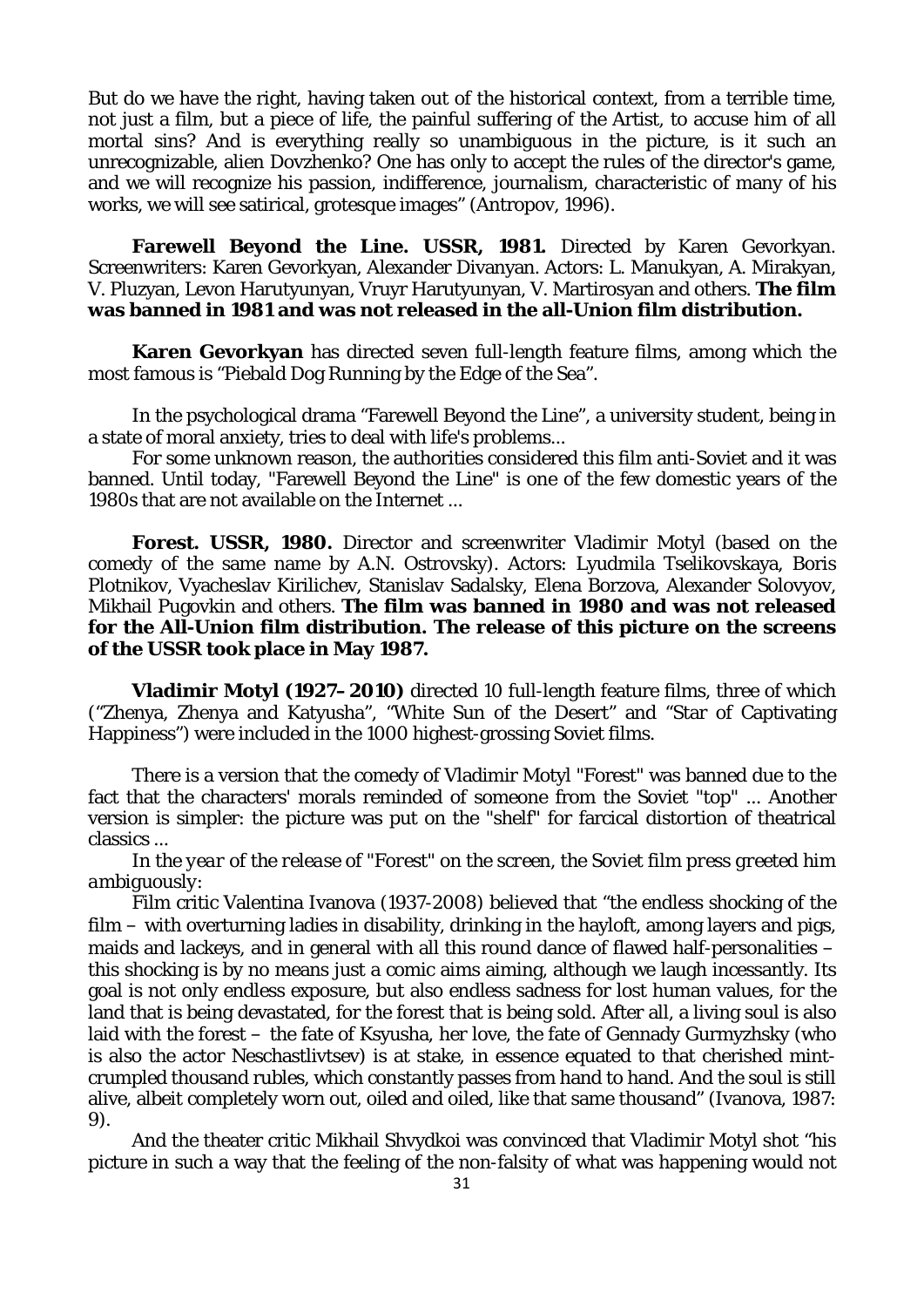But do we have the right, having taken out of the historical context, from a terrible time, not just a film, but a piece of life, the painful suffering of the Artist, to accuse him of all mortal sins? And is everything really so unambiguous in the picture, is it such an unrecognizable, alien Dovzhenko? One has only to accept the rules of the director's game, and we will recognize his passion, indifference, journalism, characteristic of many of his works, we will see satirical, grotesque images" (Antropov, 1996).

**Farewell Beyond the Line. USSR, 1981.** Directed by Karen Gevorkyan. Screenwriters: Karen Gevorkyan, Alexander Divanyan. Actors: L. Manukyan, A. Mirakyan, V. Pluzyan, Levon Harutyunyan, Vruyr Harutyunyan, V. Martirosyan and others. **The film was banned in 1981 and was not released in the all-Union film distribution.**

**Karen Gevorkyan** has directed seven full-length feature films, among which the most famous is "Piebald Dog Running by the Edge of the Sea".

In the psychological drama "Farewell Beyond the Line", a university student, being in a state of moral anxiety, tries to deal with life's problems...

For some unknown reason, the authorities considered this film anti-Soviet and it was banned. Until today, "Farewell Beyond the Line" is one of the few domestic years of the 1980s that are not available on the Internet ...

**Forest. USSR, 1980.** Director and screenwriter Vladimir Motyl (based on the comedy of the same name by A.N. Ostrovsky). Actors: Lyudmila Tselikovskaya, Boris Plotnikov, Vyacheslav Kirilichev, Stanislav Sadalsky, Elena Borzova, Alexander Solovyov, Mikhail Pugovkin and others. **The film was banned in 1980 and was not released for the All-Union film distribution. The release of this picture on the screens of the USSR took place in May 1987.**

**Vladimir Motyl (1927–2010)** directed 10 full-length feature films, three of which ("Zhenya, Zhenya and Katyusha", "White Sun of the Desert" and "Star of Captivating Happiness") were included in the 1000 highest-grossing Soviet films.

There is a version that the comedy of Vladimir Motyl "Forest" was banned due to the fact that the characters' morals reminded of someone from the Soviet "top" ... Another version is simpler: the picture was put on the "shelf" for farcical distortion of theatrical classics ...

*In the year of the release of "Forest" on the screen, the Soviet film press greeted him ambiguously:*

Film critic Valentina Ivanova (1937-2008) believed that "the endless shocking of the film – with overturning ladies in disability, drinking in the hayloft, among layers and pigs, maids and lackeys, and in general with all this round dance of flawed half-personalities – this shocking is by no means just a comic aims aiming, although we laugh incessantly. Its goal is not only endless exposure, but also endless sadness for lost human values, for the land that is being devastated, for the forest that is being sold. After all, a living soul is also laid with the forest – the fate of Ksyusha, her love, the fate of Gennady Gurmyzhsky (who is also the actor Neschastlivtsev) is at stake, in essence equated to that cherished mint-crumpled thousand rubles, which constantly passes from hand to hand. And the soul is still alive, albeit completely worn out, oiled and oiled, like that same thousand" (Ivanova, 1987: 9).

And the theater critic Mikhail Shvydkoi was convinced that Vladimir Motyl shot "his picture in such a way that the feeling of the non-falsity of what was happening would not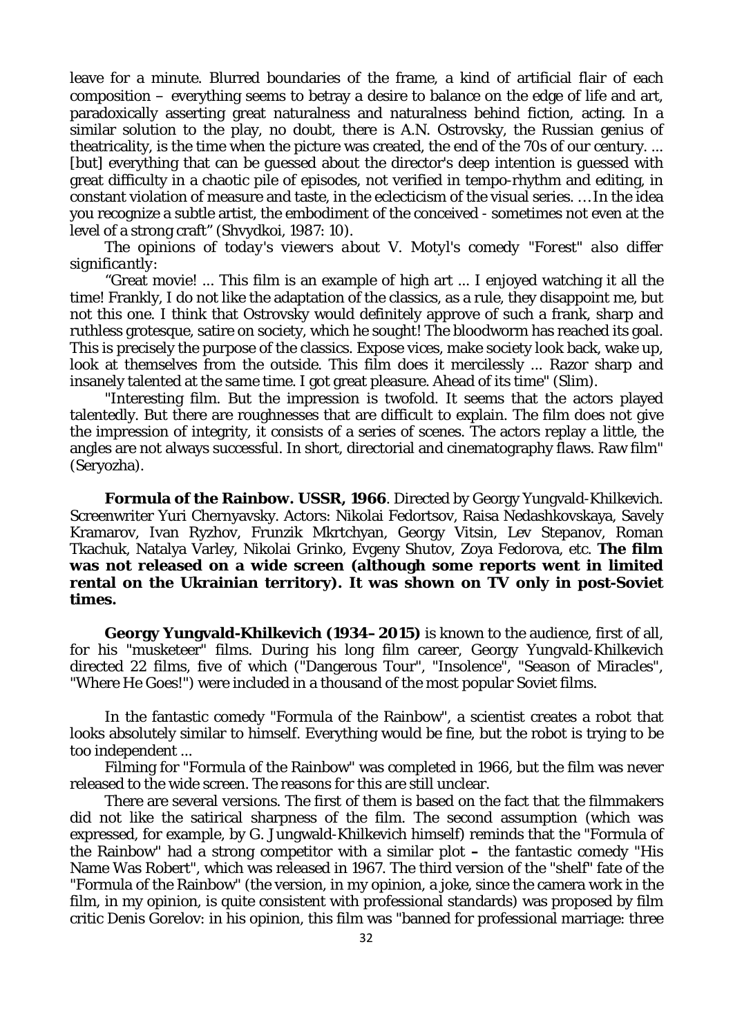leave for a minute. Blurred boundaries of the frame, a kind of artificial flair of each composition – everything seems to betray a desire to balance on the edge of life and art, paradoxically asserting great naturalness and naturalness behind fiction, acting. In a similar solution to the play, no doubt, there is A.N. Ostrovsky, the Russian genius of theatricality, is the time when the picture was created, the end of the 70s of our century. ... [but] everything that can be guessed about the director's deep intention is guessed with great difficulty in a chaotic pile of episodes, not verified in tempo-rhythm and editing, in constant violation of measure and taste, in the eclecticism of the visual series. … In the idea you recognize a subtle artist, the embodiment of the conceived - sometimes not even at the level of a strong craft" (Shvydkoi, 1987: 10).

*The opinions of today's viewers about V. Motyl's comedy "Forest" also differ significantly:*

"Great movie! ... This film is an example of high art ... I enjoyed watching it all the time! Frankly, I do not like the adaptation of the classics, as a rule, they disappoint me, but not this one. I think that Ostrovsky would definitely approve of such a frank, sharp and ruthless grotesque, satire on society, which he sought! The bloodworm has reached its goal. This is precisely the purpose of the classics. Expose vices, make society look back, wake up, look at themselves from the outside. This film does it mercilessly ... Razor sharp and insanely talented at the same time. I got great pleasure. Ahead of its time" (Slim).

"Interesting film. But the impression is twofold. It seems that the actors played talentedly. But there are roughnesses that are difficult to explain. The film does not give the impression of integrity, it consists of a series of scenes. The actors replay a little, the angles are not always successful. In short, directorial and cinematography flaws. Raw film" (Seryozha).

**Formula of the Rainbow. USSR, 1966**. Directed by Georgy Yungvald-Khilkevich. Screenwriter Yuri Chernyavsky. Actors: Nikolai Fedortsov, Raisa Nedashkovskaya, Savely Kramarov, Ivan Ryzhov, Frunzik Mkrtchyan, Georgy Vitsin, Lev Stepanov, Roman Tkachuk, Natalya Varley, Nikolai Grinko, Evgeny Shutov, Zoya Fedorova, etc. **The film was not released on a wide screen (although some reports went in limited rental on the Ukrainian territory). It was shown on TV only in post-Soviet times.**

**Georgy Yungvald-Khilkevich (1934–2015)** is known to the audience, first of all, for his "musketeer" films. During his long film career, Georgy Yungvald-Khilkevich directed 22 films, five of which ("Dangerous Tour", "Insolence", "Season of Miracles", "Where He Goes!") were included in a thousand of the most popular Soviet films.

In the fantastic comedy "Formula of the Rainbow", a scientist creates a robot that looks absolutely similar to himself. Everything would be fine, but the robot is trying to be too independent ...

Filming for "Formula of the Rainbow" was completed in 1966, but the film was never released to the wide screen. The reasons for this are still unclear.

There are several versions. The first of them is based on the fact that the filmmakers did not like the satirical sharpness of the film. The second assumption (which was expressed, for example, by G. Jungwald-Khilkevich himself) reminds that the "Formula of the Rainbow" had a strong competitor with a similar plot **–** the fantastic comedy "His Name Was Robert", which was released in 1967. The third version of the "shelf" fate of the "Formula of the Rainbow" (the version, in my opinion, a joke, since the camera work in the film, in my opinion, is quite consistent with professional standards) was proposed by film critic Denis Gorelov: in his opinion, this film was "banned for professional marriage: three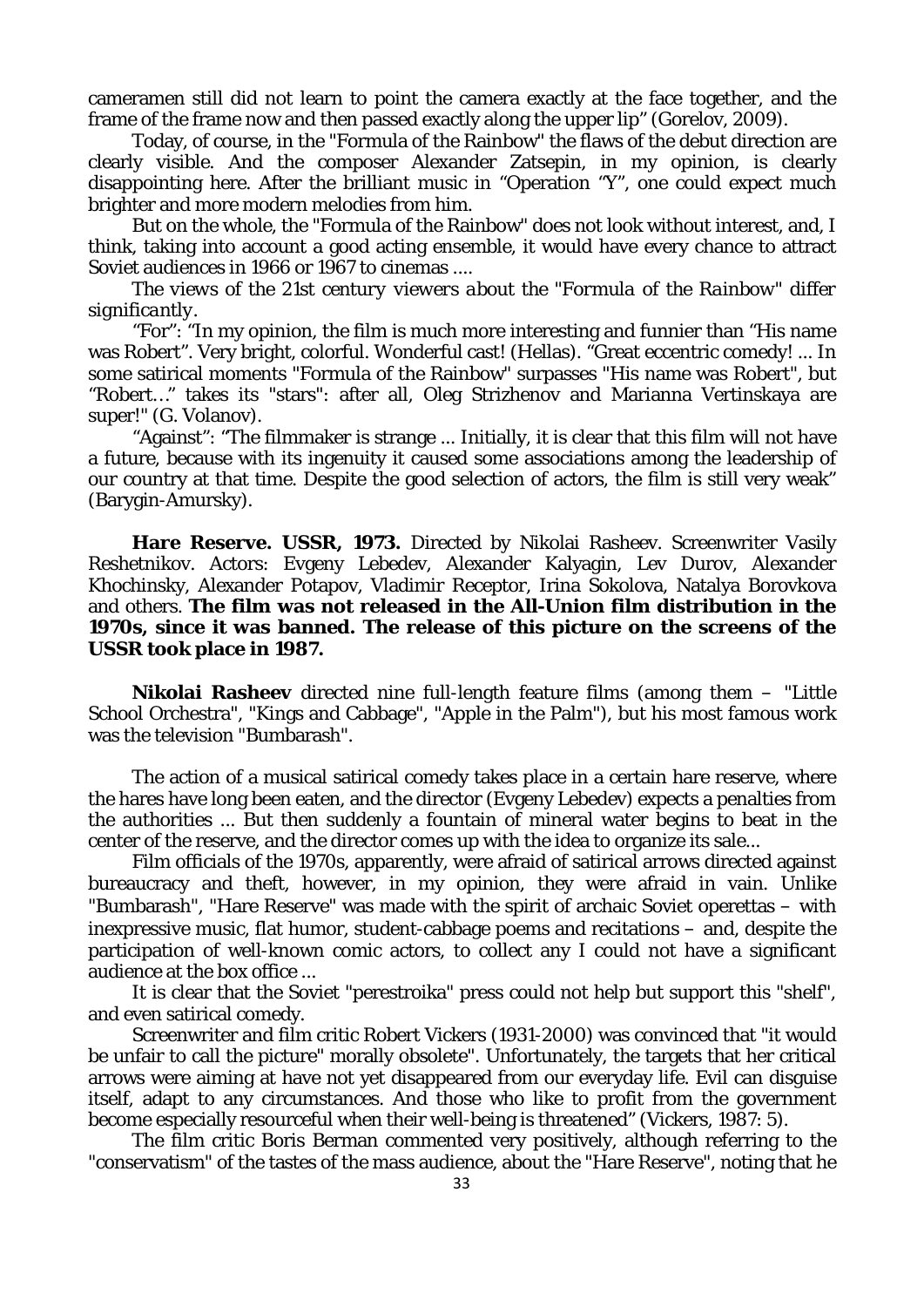cameramen still did not learn to point the camera exactly at the face together, and the frame of the frame now and then passed exactly along the upper lip" (Gorelov, 2009).

Today, of course, in the "Formula of the Rainbow" the flaws of the debut direction are clearly visible. And the composer Alexander Zatsepin, in my opinion, is clearly disappointing here. After the brilliant music in "Operation "Y", one could expect much brighter and more modern melodies from him.

But on the whole, the "Formula of the Rainbow" does not look without interest, and, I think, taking into account a good acting ensemble, it would have every chance to attract Soviet audiences in 1966 or 1967 to cinemas ....

*The views of the 21st century viewers about the "Formula of the Rainbow" differ significantly.*

"For": "In my opinion, the film is much more interesting and funnier than "His name was Robert". Very bright, colorful. Wonderful cast! (Hellas). "Great eccentric comedy! ... In some satirical moments "Formula of the Rainbow" surpasses "His name was Robert", but "Robert…" takes its "stars": after all, Oleg Strizhenov and Marianna Vertinskaya are super!" (G. Volanov).

"Against": "The filmmaker is strange ... Initially, it is clear that this film will not have a future, because with its ingenuity it caused some associations among the leadership of our country at that time. Despite the good selection of actors, the film is still very weak" (Barygin-Amursky).

**Hare Reserve. USSR, 1973.** Directed by Nikolai Rasheev. Screenwriter Vasily Reshetnikov. Actors: Evgeny Lebedev, Alexander Kalyagin, Lev Durov, Alexander Khochinsky, Alexander Potapov, Vladimir Receptor, Irina Sokolova, Natalya Borovkova and others. **The film was not released in the All-Union film distribution in the 1970s, since it was banned. The release of this picture on the screens of the USSR took place in 1987.**

**Nikolai Rasheev** directed nine full-length feature films (among them – "Little School Orchestra", "Kings and Cabbage", "Apple in the Palm"), but his most famous work was the television "Bumbarash".

The action of a musical satirical comedy takes place in a certain hare reserve, where the hares have long been eaten, and the director (Evgeny Lebedev) expects a penalties from the authorities ... But then suddenly a fountain of mineral water begins to beat in the center of the reserve, and the director comes up with the idea to organize its sale...

Film officials of the 1970s, apparently, were afraid of satirical arrows directed against bureaucracy and theft, however, in my opinion, they were afraid in vain. Unlike "Bumbarash", "Hare Reserve" was made with the spirit of archaic Soviet operettas – with inexpressive music, flat humor, student-cabbage poems and recitations – and, despite the participation of well-known comic actors, to collect any I could not have a significant audience at the box office ...

It is clear that the Soviet "perestroika" press could not help but support this "shelf", and even satirical comedy.

Screenwriter and film critic Robert Vickers (1931-2000) was convinced that "it would be unfair to call the picture" morally obsolete". Unfortunately, the targets that her critical arrows were aiming at have not yet disappeared from our everyday life. Evil can disguise itself, adapt to any circumstances. And those who like to profit from the government become especially resourceful when their well-being is threatened" (Vickers, 1987: 5).

The film critic Boris Berman commented very positively, although referring to the "conservatism" of the tastes of the mass audience, about the "Hare Reserve", noting that he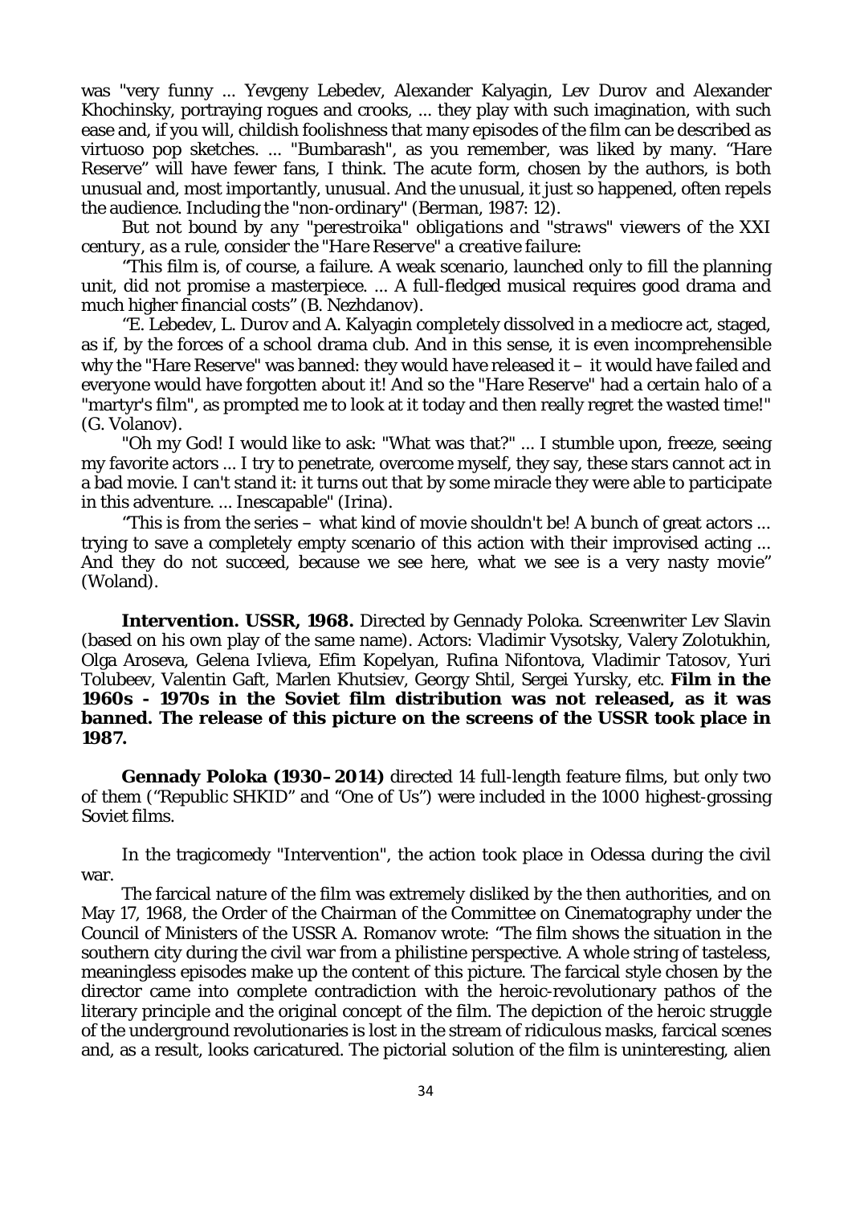was "very funny ... Yevgeny Lebedev, Alexander Kalyagin, Lev Durov and Alexander Khochinsky, portraying rogues and crooks, ... they play with such imagination, with such ease and, if you will, childish foolishness that many episodes of the film can be described as virtuoso pop sketches. ... "Bumbarash", as you remember, was liked by many. "Hare Reserve" will have fewer fans, I think. The acute form, chosen by the authors, is both unusual and, most importantly, unusual. And the unusual, it just so happened, often repels the audience. Including the "non-ordinary" (Berman, 1987: 12).

*But not bound by any "perestroika" obligations and "straws" viewers of the XXI century, as a rule, consider the "Hare Reserve" a creative failure:*

"This film is, of course, a failure. A weak scenario, launched only to fill the planning unit, did not promise a masterpiece. ... A full-fledged musical requires good drama and much higher financial costs" (B. Nezhdanov).

"E. Lebedev, L. Durov and A. Kalyagin completely dissolved in a mediocre act, staged, as if, by the forces of a school drama club. And in this sense, it is even incomprehensible why the "Hare Reserve" was banned: they would have released it – it would have failed and everyone would have forgotten about it! And so the "Hare Reserve" had a certain halo of a "martyr's film", as prompted me to look at it today and then really regret the wasted time!" (G. Volanov).

"Oh my God! I would like to ask: "What was that?" ... I stumble upon, freeze, seeing my favorite actors ... I try to penetrate, overcome myself, they say, these stars cannot act in a bad movie. I can't stand it: it turns out that by some miracle they were able to participate in this adventure. ... Inescapable" (Irina).

"This is from the series – what kind of movie shouldn't be! A bunch of great actors ... trying to save a completely empty scenario of this action with their improvised acting ... And they do not succeed, because we see here, what we see is a very nasty movie" (Woland).

**Intervention. USSR, 1968.** Directed by Gennady Poloka. Screenwriter Lev Slavin (based on his own play of the same name). Actors: Vladimir Vysotsky, Valery Zolotukhin, Olga Aroseva, Gelena Ivlieva, Efim Kopelyan, Rufina Nifontova, Vladimir Tatosov, Yuri Tolubeev, Valentin Gaft, Marlen Khutsiev, Georgy Shtil, Sergei Yursky, etc. **Film in the 1960s - 1970s in the Soviet film distribution was not released, as it was banned. The release of this picture on the screens of the USSR took place in 1987.**

**Gennady Poloka (1930–2014)** directed 14 full-length feature films, but only two of them ("Republic SHKID" and "One of Us") were included in the 1000 highest-grossing Soviet films.

In the tragicomedy "Intervention", the action took place in Odessa during the civil war.

The farcical nature of the film was extremely disliked by the then authorities, and on May 17, 1968, the Order of the Chairman of the Committee on Cinematography under the Council of Ministers of the USSR A. Romanov wrote: "The film shows the situation in the southern city during the civil war from a philistine perspective. A whole string of tasteless, meaningless episodes make up the content of this picture. The farcical style chosen by the director came into complete contradiction with the heroic-revolutionary pathos of the literary principle and the original concept of the film. The depiction of the heroic struggle of the underground revolutionaries is lost in the stream of ridiculous masks, farcical scenes and, as a result, looks caricatured. The pictorial solution of the film is uninteresting, alien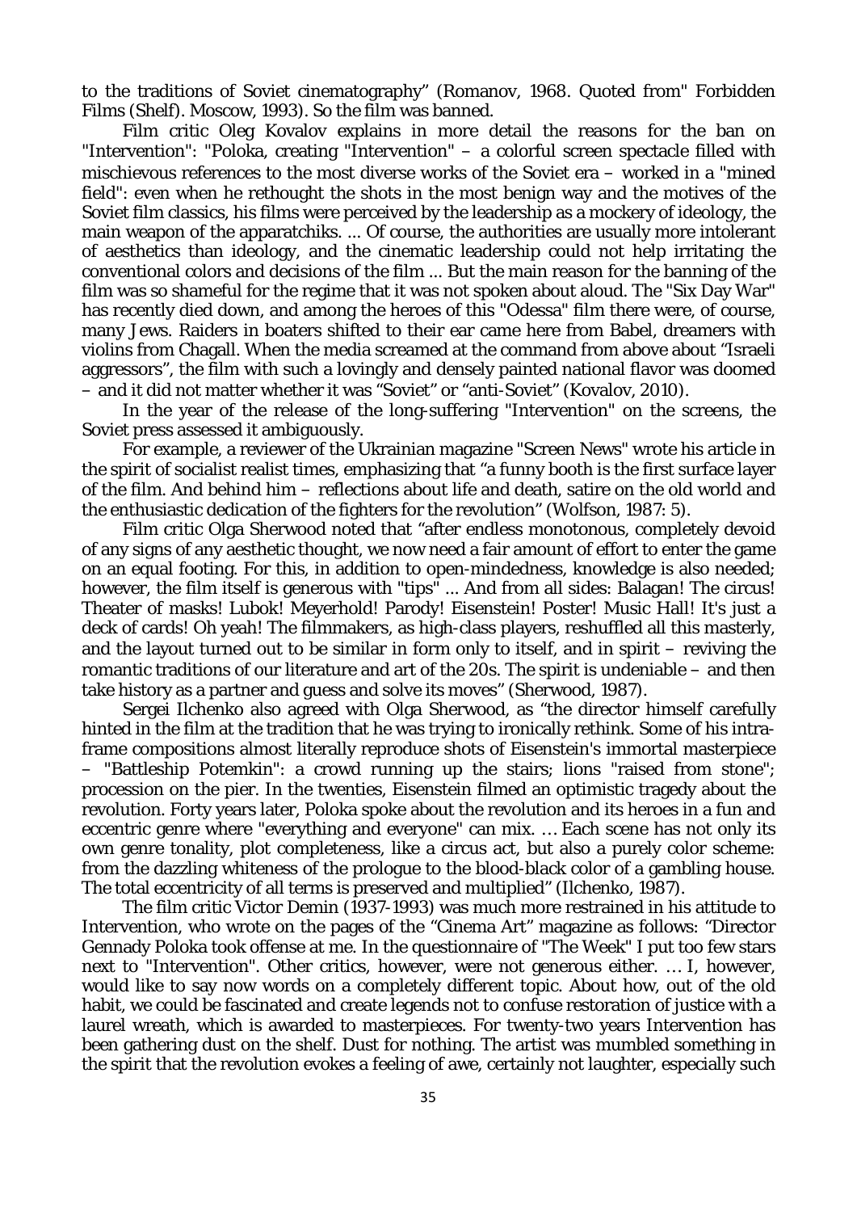to the traditions of Soviet cinematography" (Romanov, 1968. Quoted from" Forbidden Films (Shelf). Moscow, 1993). So the film was banned.

Film critic Oleg Kovalov explains in more detail the reasons for the ban on "Intervention": "Poloka, creating "Intervention" – a colorful screen spectacle filled with mischievous references to the most diverse works of the Soviet era – worked in a "mined field": even when he rethought the shots in the most benign way and the motives of the Soviet film classics, his films were perceived by the leadership as a mockery of ideology, the main weapon of the apparatchiks. ... Of course, the authorities are usually more intolerant of aesthetics than ideology, and the cinematic leadership could not help irritating the conventional colors and decisions of the film ... But the main reason for the banning of the film was so shameful for the regime that it was not spoken about aloud. The "Six Day War" has recently died down, and among the heroes of this "Odessa" film there were, of course, many Jews. Raiders in boaters shifted to their ear came here from Babel, dreamers with violins from Chagall. When the media screamed at the command from above about "Israeli aggressors", the film with such a lovingly and densely painted national flavor was doomed – and it did not matter whether it was "Soviet" or "anti-Soviet" (Kovalov, 2010).

In the year of the release of the long-suffering "Intervention" on the screens, the Soviet press assessed it ambiguously.

For example, a reviewer of the Ukrainian magazine "Screen News" wrote his article in the spirit of socialist realist times, emphasizing that "a funny booth is the first surface layer of the film. And behind him – reflections about life and death, satire on the old world and the enthusiastic dedication of the fighters for the revolution" (Wolfson, 1987: 5).

Film critic Olga Sherwood noted that "after endless monotonous, completely devoid of any signs of any aesthetic thought, we now need a fair amount of effort to enter the game on an equal footing. For this, in addition to open-mindedness, knowledge is also needed; however, the film itself is generous with "tips" ... And from all sides: Balagan! The circus! Theater of masks! Lubok! Meyerhold! Parody! Eisenstein! Poster! Music Hall! It's just a deck of cards! Oh yeah! The filmmakers, as high-class players, reshuffled all this masterly, and the layout turned out to be similar in form only to itself, and in spirit – reviving the romantic traditions of our literature and art of the 20s. The spirit is undeniable – and then take history as a partner and guess and solve its moves" (Sherwood, 1987).

Sergei Ilchenko also agreed with Olga Sherwood, as "the director himself carefully hinted in the film at the tradition that he was trying to ironically rethink. Some of his intra-frame compositions almost literally reproduce shots of Eisenstein's immortal masterpiece – "Battleship Potemkin": a crowd running up the stairs; lions "raised from stone"; procession on the pier. In the twenties, Eisenstein filmed an optimistic tragedy about the revolution. Forty years later, Poloka spoke about the revolution and its heroes in a fun and eccentric genre where "everything and everyone" can mix. … Each scene has not only its own genre tonality, plot completeness, like a circus act, but also a purely color scheme: from the dazzling whiteness of the prologue to the blood-black color of a gambling house. The total eccentricity of all terms is preserved and multiplied" (Ilchenko, 1987).

The film critic Victor Demin (1937-1993) was much more restrained in his attitude to Intervention, who wrote on the pages of the "Cinema Art" magazine as follows: "Director Gennady Poloka took offense at me. In the questionnaire of "The Week" I put too few stars next to "Intervention". Other critics, however, were not generous either. … I, however, would like to say now words on a completely different topic. About how, out of the old habit, we could be fascinated and create legends not to confuse restoration of justice with a laurel wreath, which is awarded to masterpieces. For twenty-two years Intervention has been gathering dust on the shelf. Dust for nothing. The artist was mumbled something in the spirit that the revolution evokes a feeling of awe, certainly not laughter, especially such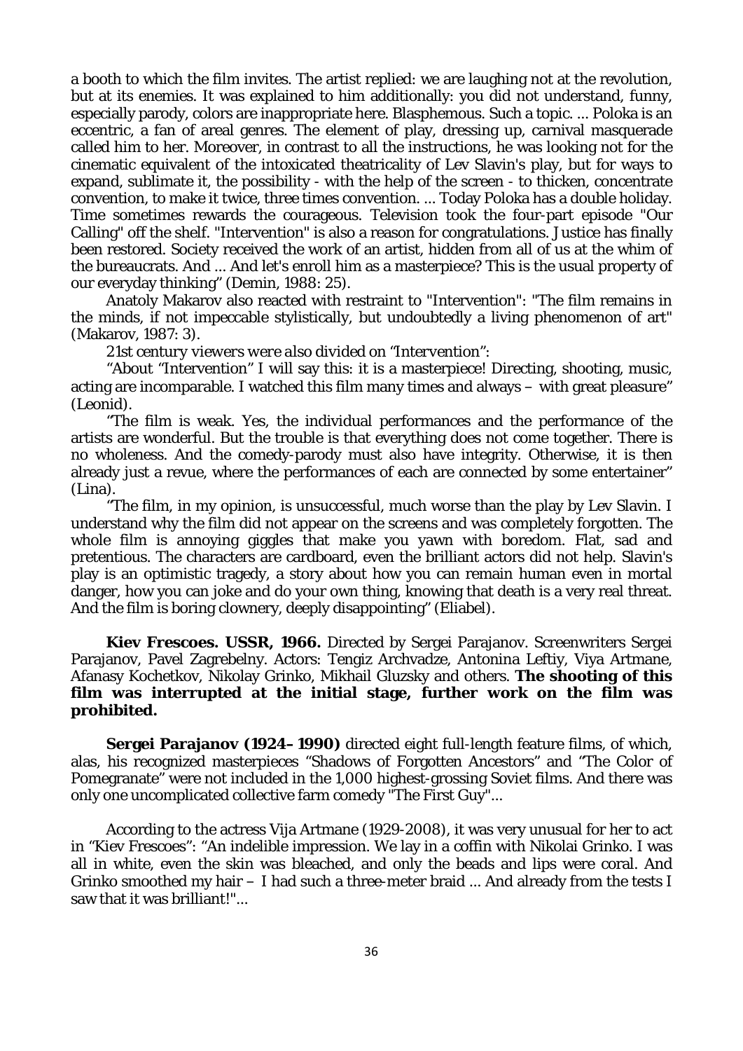a booth to which the film invites. The artist replied: we are laughing not at the revolution, but at its enemies. It was explained to him additionally: you did not understand, funny, especially parody, colors are inappropriate here. Blasphemous. Such a topic. ... Poloka is an eccentric, a fan of areal genres. The element of play, dressing up, carnival masquerade called him to her. Moreover, in contrast to all the instructions, he was looking not for the cinematic equivalent of the intoxicated theatricality of Lev Slavin's play, but for ways to expand, sublimate it, the possibility - with the help of the screen - to thicken, concentrate convention, to make it twice, three times convention. ... Today Poloka has a double holiday. Time sometimes rewards the courageous. Television took the four-part episode "Our Calling" off the shelf. "Intervention" is also a reason for congratulations. Justice has finally been restored. Society received the work of an artist, hidden from all of us at the whim of the bureaucrats. And ... And let's enroll him as a masterpiece? This is the usual property of our everyday thinking" (Demin, 1988: 25).

Anatoly Makarov also reacted with restraint to "Intervention": "The film remains in the minds, if not impeccable stylistically, but undoubtedly a living phenomenon of art" (Makarov, 1987: 3).

*21st century viewers were also divided on "Intervention":*

"About "Intervention" I will say this: it is a masterpiece! Directing, shooting, music, acting are incomparable. I watched this film many times and always – with great pleasure" (Leonid).

"The film is weak. Yes, the individual performances and the performance of the artists are wonderful. But the trouble is that everything does not come together. There is no wholeness. And the comedy-parody must also have integrity. Otherwise, it is then already just a revue, where the performances of each are connected by some entertainer" (Lina).

"The film, in my opinion, is unsuccessful, much worse than the play by Lev Slavin. I understand why the film did not appear on the screens and was completely forgotten. The whole film is annoying giggles that make you yawn with boredom. Flat, sad and pretentious. The characters are cardboard, even the brilliant actors did not help. Slavin's play is an optimistic tragedy, a story about how you can remain human even in mortal danger, how you can joke and do your own thing, knowing that death is a very real threat. And the film is boring clownery, deeply disappointing" (Eliabel).

**Kiev Frescoes. USSR, 1966.** Directed by Sergei Parajanov. Screenwriters Sergei Parajanov, Pavel Zagrebelny. Actors: Tengiz Archvadze, Antonina Leftiy, Viya Artmane, Afanasy Kochetkov, Nikolay Grinko, Mikhail Gluzsky and others. **The shooting of this film was interrupted at the initial stage, further work on the film was prohibited.**

**Sergei Parajanov (1924–1990)** directed eight full-length feature films, of which, alas, his recognized masterpieces "Shadows of Forgotten Ancestors" and "The Color of Pomegranate" were not included in the 1,000 highest-grossing Soviet films. And there was only one uncomplicated collective farm comedy "The First Guy"...

According to the actress Vija Artmane (1929-2008), it was very unusual for her to act in "Kiev Frescoes": "An indelible impression. We lay in a coffin with Nikolai Grinko. I was all in white, even the skin was bleached, and only the beads and lips were coral. And Grinko smoothed my hair – I had such a three-meter braid ... And already from the tests I saw that it was brilliant!"...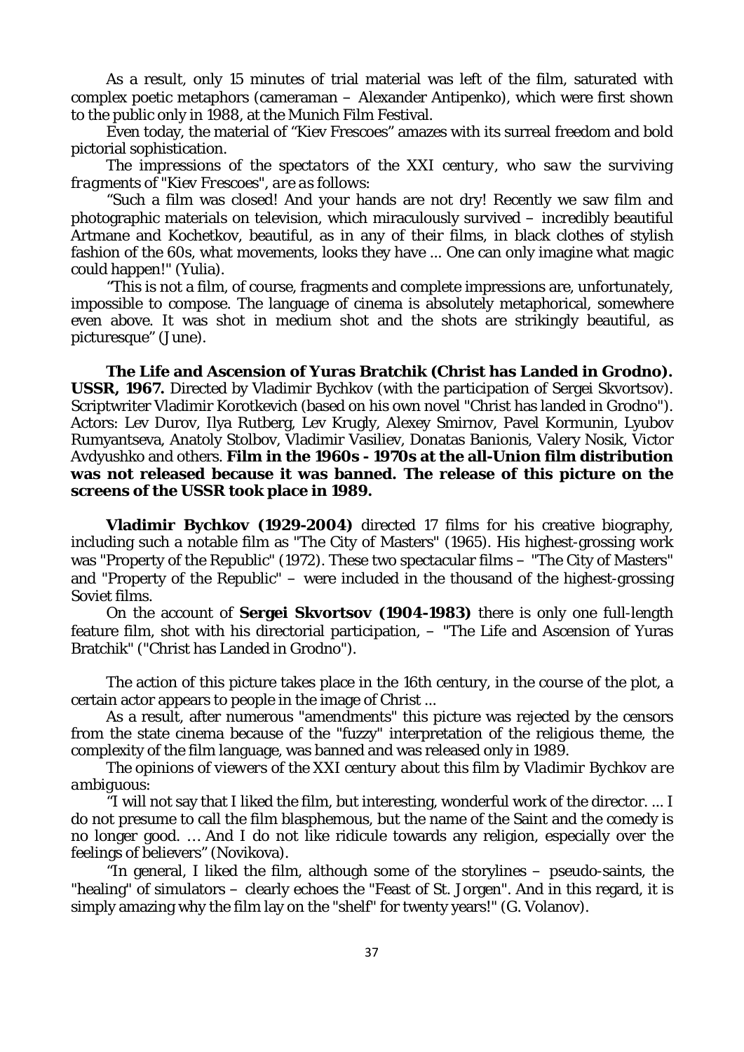As a result, only 15 minutes of trial material was left of the film, saturated with complex poetic metaphors (cameraman – Alexander Antipenko), which were first shown to the public only in 1988, at the Munich Film Festival.

Even today, the material of "Kiev Frescoes" amazes with its surreal freedom and bold pictorial sophistication.

*The impressions of the spectators of the XXI century, who saw the surviving fragments of "Kiev Frescoes", are as follows:*

"Such a film was closed! And your hands are not dry! Recently we saw film and photographic materials on television, which miraculously survived – incredibly beautiful Artmane and Kochetkov, beautiful, as in any of their films, in black clothes of stylish fashion of the 60s, what movements, looks they have ... One can only imagine what magic could happen!" (Yulia).

"This is not a film, of course, fragments and complete impressions are, unfortunately, impossible to compose. The language of cinema is absolutely metaphorical, somewhere even above. It was shot in medium shot and the shots are strikingly beautiful, as picturesque" (June).

**The Life and Ascension of Yuras Bratchik (Christ has Landed in Grodno). USSR, 1967.** Directed by Vladimir Bychkov (with the participation of Sergei Skvortsov). Scriptwriter Vladimir Korotkevich (based on his own novel "Christ has landed in Grodno"). Actors: Lev Durov, Ilya Rutberg, Lev Krugly, Alexey Smirnov, Pavel Kormunin, Lyubov Rumyantseva, Anatoly Stolbov, Vladimir Vasiliev, Donatas Banionis, Valery Nosik, Victor Avdyushko and others. **Film in the 1960s - 1970s at the all-Union film distribution was not released because it was banned. The release of this picture on the screens of the USSR took place in 1989.**

**Vladimir Bychkov (1929-2004)** directed 17 films for his creative biography, including such a notable film as "The City of Masters" (1965). His highest-grossing work was "Property of the Republic" (1972). These two spectacular films – "The City of Masters" and "Property of the Republic" – were included in the thousand of the highest-grossing Soviet films.

On the account of **Sergei Skvortsov (1904-1983)** there is only one full-length feature film, shot with his directorial participation, – "The Life and Ascension of Yuras Bratchik" ("Christ has Landed in Grodno").

The action of this picture takes place in the 16th century, in the course of the plot, a certain actor appears to people in the image of Christ ...

As a result, after numerous "amendments" this picture was rejected by the censors from the state cinema because of the "fuzzy" interpretation of the religious theme, the complexity of the film language, was banned and was released only in 1989.

*The opinions of viewers of the XXI century about this film by Vladimir Bychkov are ambiguous:*

"I will not say that I liked the film, but interesting, wonderful work of the director. ... I do not presume to call the film blasphemous, but the name of the Saint and the comedy is no longer good. … And I do not like ridicule towards any religion, especially over the feelings of believers" (Novikova).

"In general, I liked the film, although some of the storylines – pseudo-saints, the "healing" of simulators – clearly echoes the "Feast of St. Jorgen". And in this regard, it is simply amazing why the film lay on the "shelf" for twenty years!" (G. Volanov).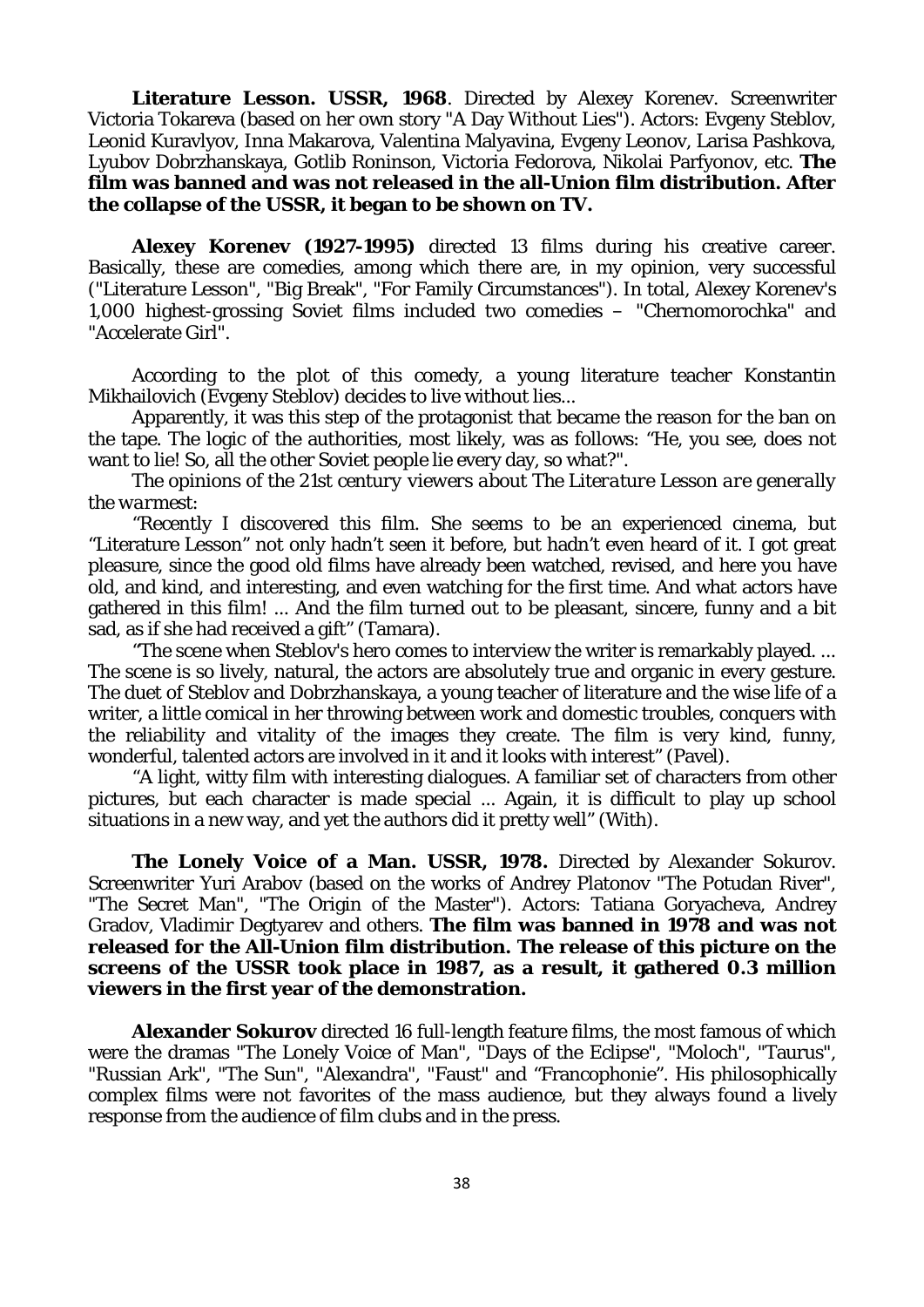**Literature Lesson. USSR, 1968**. Directed by Alexey Korenev. Screenwriter Victoria Tokareva (based on her own story "A Day Without Lies"). Actors: Evgeny Steblov, Leonid Kuravlyov, Inna Makarova, Valentina Malyavina, Evgeny Leonov, Larisa Pashkova, Lyubov Dobrzhanskaya, Gotlib Roninson, Victoria Fedorova, Nikolai Parfyonov, etc. **The film was banned and was not released in the all-Union film distribution. After the collapse of the USSR, it began to be shown on TV.**

**Alexey Korenev (1927-1995)** directed 13 films during his creative career. Basically, these are comedies, among which there are, in my opinion, very successful ("Literature Lesson", "Big Break", "For Family Circumstances"). In total, Alexey Korenev's 1,000 highest-grossing Soviet films included two comedies – "Chernomorochka" and "Accelerate Girl".

According to the plot of this comedy, a young literature teacher Konstantin Mikhailovich (Evgeny Steblov) decides to live without lies...

Apparently, it was this step of the protagonist that became the reason for the ban on the tape. The logic of the authorities, most likely, was as follows: "He, you see, does not want to lie! So, all the other Soviet people lie every day, so what?".

The opinions of the 21st century *viewers about The Literature Lesson are generally the warmest*:

"Recently I discovered this film. She seems to be an experienced cinema, but "Literature Lesson" not only hadn't seen it before, but hadn't even heard of it. I got great pleasure, since the good old films have already been watched, revised, and here you have old, and kind, and interesting, and even watching for the first time. And what actors have gathered in this film! ... And the film turned out to be pleasant, sincere, funny and a bit sad, as if she had received a gift" (Tamara).

"The scene when Steblov's hero comes to interview the writer is remarkably played. ... The scene is so lively, natural, the actors are absolutely true and organic in every gesture. The duet of Steblov and Dobrzhanskaya, a young teacher of literature and the wise life of a writer, a little comical in her throwing between work and domestic troubles, conquers with the reliability and vitality of the images they create. The film is very kind, funny, wonderful, talented actors are involved in it and it looks with interest" (Pavel).

"A light, witty film with interesting dialogues. A familiar set of characters from other pictures, but each character is made special ... Again, it is difficult to play up school situations in a new way, and yet the authors did it pretty well" (With).

**The Lonely Voice of a Man. USSR, 1978.** Directed by Alexander Sokurov. Screenwriter Yuri Arabov (based on the works of Andrey Platonov "The Potudan River", "The Secret Man", "The Origin of the Master"). Actors: Tatiana Goryacheva, Andrey Gradov, Vladimir Degtyarev and others. **The film was banned in 1978 and was not released for the All-Union film distribution. The release of this picture on the screens of the USSR took place in 1987, as a result, it gathered 0.3 million viewers in the first year of the demonstration.**

**Alexander Sokurov** directed 16 full-length feature films, the most famous of which were the dramas "The Lonely Voice of Man", "Days of the Eclipse", "Moloch", "Taurus", "Russian Ark", "The Sun", "Alexandra", "Faust" and "Francophonie". His philosophically complex films were not favorites of the mass audience, but they always found a lively response from the audience of film clubs and in the press.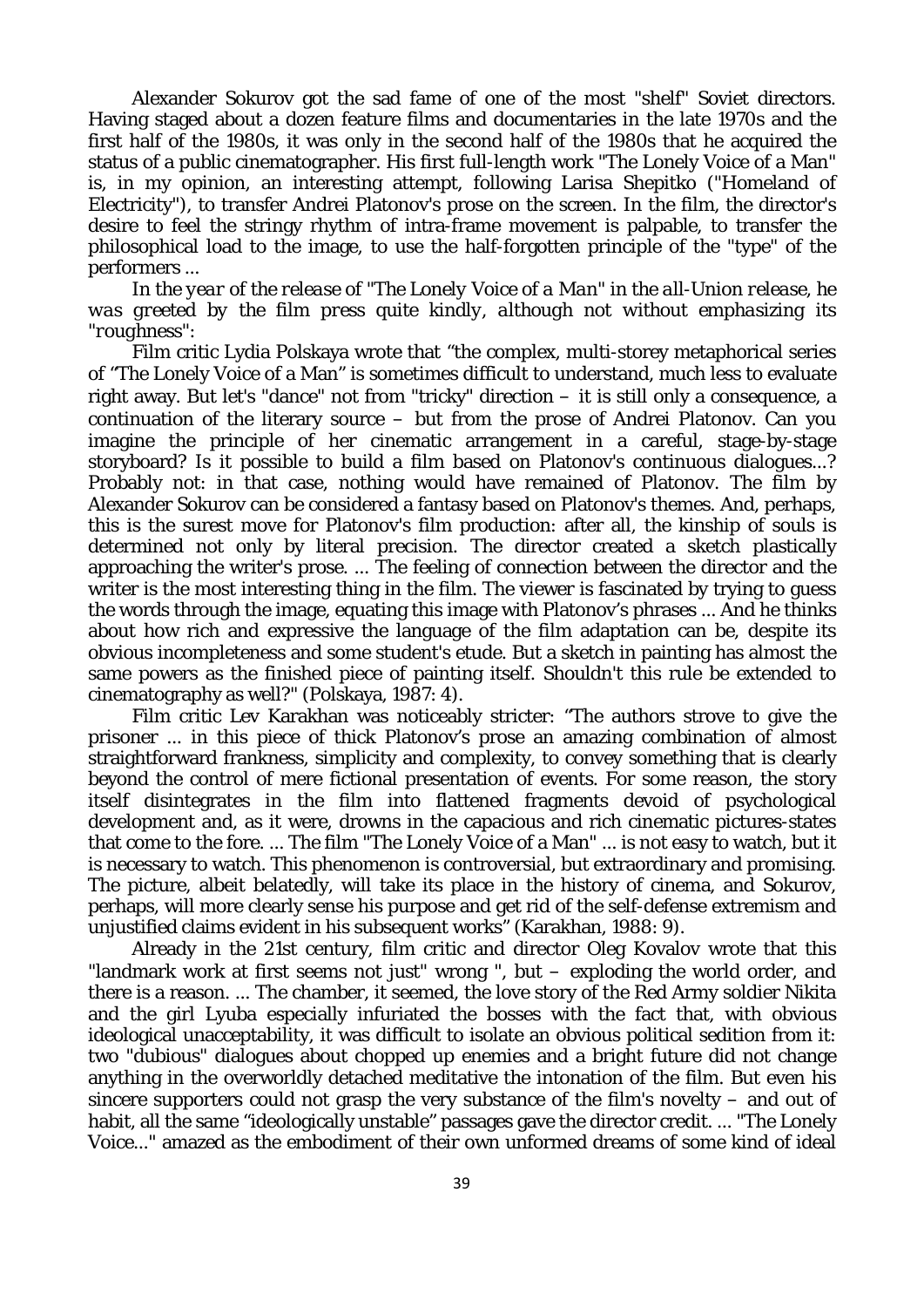Alexander Sokurov got the sad fame of one of the most "shelf" Soviet directors. Having staged about a dozen feature films and documentaries in the late 1970s and the first half of the 1980s, it was only in the second half of the 1980s that he acquired the status of a public cinematographer. His first full-length work "The Lonely Voice of a Man" is, in my opinion, an interesting attempt, following Larisa Shepitko ("Homeland of Electricity"), to transfer Andrei Platonov's prose on the screen. In the film, the director's desire to feel the stringy rhythm of intra-frame movement is palpable, to transfer the philosophical load to the image, to use the half-forgotten principle of the "type" of the performers ...

*In the year of the release of "The Lonely Voice of a Man" in the all-Union release, he was greeted by the film press quite kindly, although not without emphasizing its "roughness":*

Film critic Lydia Polskaya wrote that "the complex, multi-storey metaphorical series of "The Lonely Voice of a Man" is sometimes difficult to understand, much less to evaluate right away. But let's "dance" not from "tricky" direction – it is still only a consequence, a continuation of the literary source – but from the prose of Andrei Platonov. Can you imagine the principle of her cinematic arrangement in a careful, stage-by-stage storyboard? Is it possible to build a film based on Platonov's continuous dialogues...? Probably not: in that case, nothing would have remained of Platonov. The film by Alexander Sokurov can be considered a fantasy based on Platonov's themes. And, perhaps, this is the surest move for Platonov's film production: after all, the kinship of souls is determined not only by literal precision. The director created a sketch plastically approaching the writer's prose. ... The feeling of connection between the director and the writer is the most interesting thing in the film. The viewer is fascinated by trying to guess the words through the image, equating this image with Platonov's phrases ... And he thinks about how rich and expressive the language of the film adaptation can be, despite its obvious incompleteness and some student's etude. But a sketch in painting has almost the same powers as the finished piece of painting itself. Shouldn't this rule be extended to cinematography as well?" (Polskaya, 1987: 4).

Film critic Lev Karakhan was noticeably stricter: "The authors strove to give the prisoner ... in this piece of thick Platonov's prose an amazing combination of almost straightforward frankness, simplicity and complexity, to convey something that is clearly beyond the control of mere fictional presentation of events. For some reason, the story itself disintegrates in the film into flattened fragments devoid of psychological development and, as it were, drowns in the capacious and rich cinematic pictures-states that come to the fore. ... The film "The Lonely Voice of a Man" ... is not easy to watch, but it is necessary to watch. This phenomenon is controversial, but extraordinary and promising. The picture, albeit belatedly, will take its place in the history of cinema, and Sokurov, perhaps, will more clearly sense his purpose and get rid of the self-defense extremism and unjustified claims evident in his subsequent works" (Karakhan, 1988: 9).

Already in the 21st century, film critic and director Oleg Kovalov wrote that this "landmark work at first seems not just" wrong ", but – exploding the world order, and there is a reason. ... The chamber, it seemed, the love story of the Red Army soldier Nikita and the girl Lyuba especially infuriated the bosses with the fact that, with obvious ideological unacceptability, it was difficult to isolate an obvious political sedition from it: two "dubious" dialogues about chopped up enemies and a bright future did not change anything in the overworldly detached meditative the intonation of the film. But even his sincere supporters could not grasp the very substance of the film's novelty – and out of habit, all the same "ideologically unstable" passages gave the director credit. ... "The Lonely Voice..." amazed as the embodiment of their own unformed dreams of some kind of ideal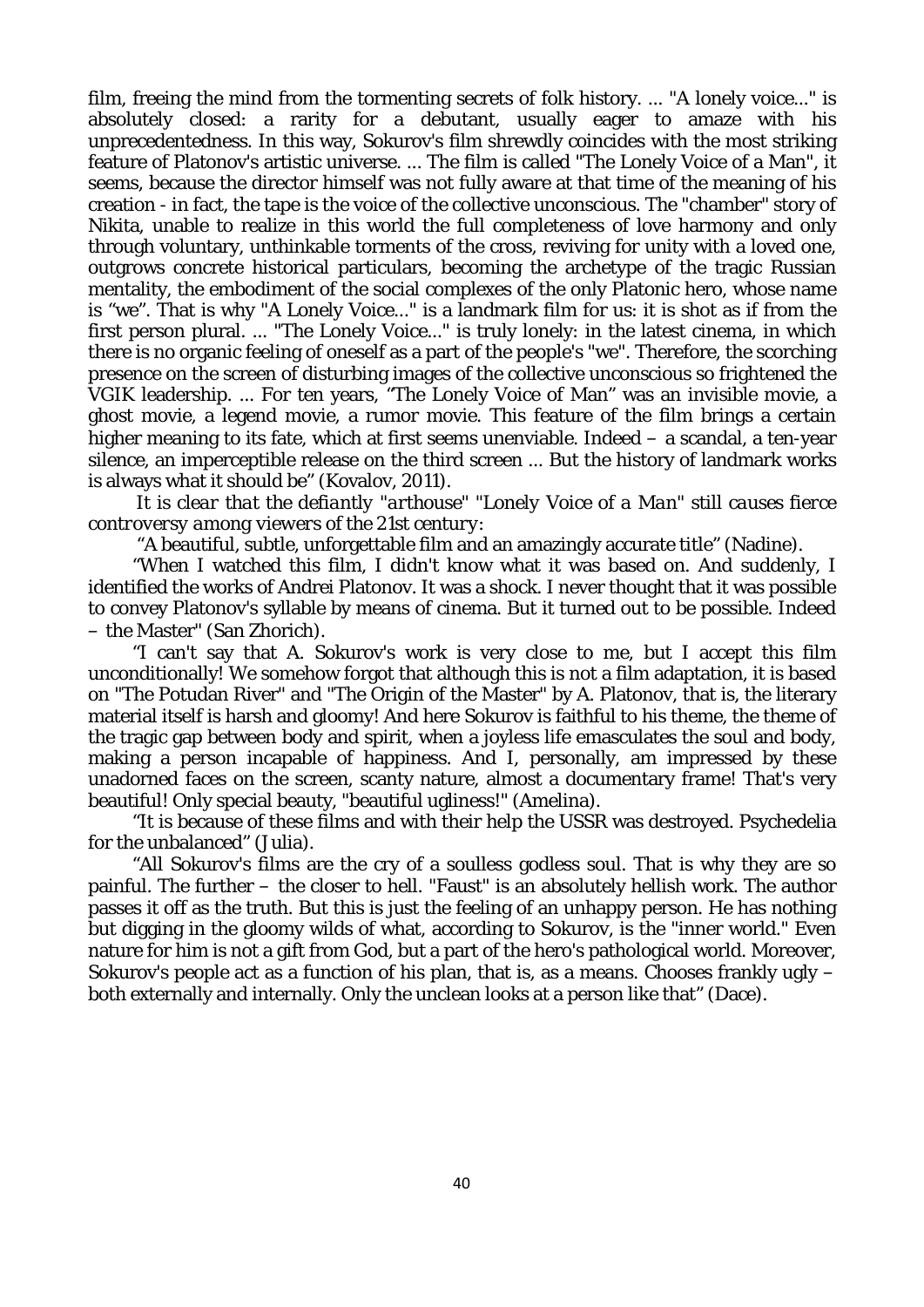film, freeing the mind from the tormenting secrets of folk history. ... "A lonely voice..." is absolutely closed: a rarity for a debutant, usually eager to amaze with his unprecedentedness. In this way, Sokurov's film shrewdly coincides with the most striking feature of Platonov's artistic universe. ... The film is called "The Lonely Voice of a Man", it seems, because the director himself was not fully aware at that time of the meaning of his creation - in fact, the tape is the voice of the collective unconscious. The "chamber" story of Nikita, unable to realize in this world the full completeness of love harmony and only through voluntary, unthinkable torments of the cross, reviving for unity with a loved one, outgrows concrete historical particulars, becoming the archetype of the tragic Russian mentality, the embodiment of the social complexes of the only Platonic hero, whose name is "we". That is why "A Lonely Voice..." is a landmark film for us: it is shot as if from the first person plural. ... "The Lonely Voice..." is truly lonely: in the latest cinema, in which there is no organic feeling of oneself as a part of the people's "we". Therefore, the scorching presence on the screen of disturbing images of the collective unconscious so frightened the VGIK leadership. ... For ten years, "The Lonely Voice of Man" was an invisible movie, a ghost movie, a legend movie, a rumor movie. This feature of the film brings a certain higher meaning to its fate, which at first seems unenviable. Indeed – a scandal, a ten-year silence, an imperceptible release on the third screen ... But the history of landmark works is always what it should be" (Kovalov, 2011).

*It is clear that the defiantly "arthouse" "Lonely Voice of a Man" still causes fierce controversy among viewers of the 21st century:*

"A beautiful, subtle, unforgettable film and an amazingly accurate title" (Nadine).

"When I watched this film, I didn't know what it was based on. And suddenly, I identified the works of Andrei Platonov. It was a shock. I never thought that it was possible to convey Platonov's syllable by means of cinema. But it turned out to be possible. Indeed – the Master" (San Zhorich).

"I can't say that A. Sokurov's work is very close to me, but I accept this film unconditionally! We somehow forgot that although this is not a film adaptation, it is based on "The Potudan River" and "The Origin of the Master" by A. Platonov, that is, the literary material itself is harsh and gloomy! And here Sokurov is faithful to his theme, the theme of the tragic gap between body and spirit, when a joyless life emasculates the soul and body, making a person incapable of happiness. And I, personally, am impressed by these unadorned faces on the screen, scanty nature, almost a documentary frame! That's very beautiful! Only special beauty, "beautiful ugliness!" (Amelina).

"It is because of these films and with their help the USSR was destroyed. Psychedelia for the unbalanced" (Julia).

"All Sokurov's films are the cry of a soulless godless soul. That is why they are so painful. The further – the closer to hell. "Faust" is an absolutely hellish work. The author passes it off as the truth. But this is just the feeling of an unhappy person. He has nothing but digging in the gloomy wilds of what, according to Sokurov, is the "inner world." Even nature for him is not a gift from God, but a part of the hero's pathological world. Moreover, Sokurov's people act as a function of his plan, that is, as a means. Chooses frankly ugly – both externally and internally. Only the unclean looks at a person like that" (Dace).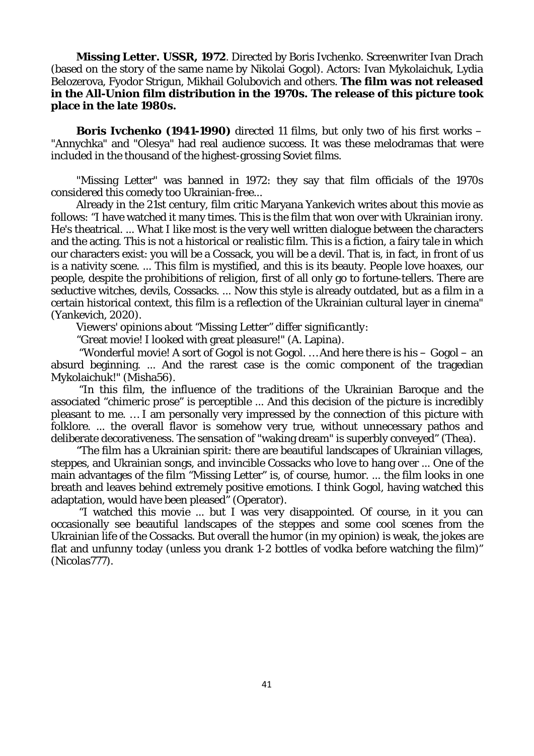**Missing Letter. USSR, 1972**. Directed by Boris Ivchenko. Screenwriter Ivan Drach (based on the story of the same name by Nikolai Gogol). Actors: Ivan Mykolaichuk, Lydia Belozerova, Fyodor Strigun, Mikhail Golubovich and others. **The film was not released in the All-Union film distribution in the 1970s. The release of this picture took place in the late 1980s.**

**Boris Ivchenko (1941-1990)** directed 11 films, but only two of his first works – "Annychka" and "Olesya" had real audience success. It was these melodramas that were included in the thousand of the highest-grossing Soviet films.

"Missing Letter" was banned in 1972: they say that film officials of the 1970s considered this comedy too Ukrainian-free...

Already in the 21st century, film critic Maryana Yankevich writes about this movie as follows: "I have watched it many times. This is the film that won over with Ukrainian irony. He's theatrical. ... What I like most is the very well written dialogue between the characters and the acting. This is not a historical or realistic film. This is a fiction, a fairy tale in which our characters exist: you will be a Cossack, you will be a devil. That is, in fact, in front of us is a nativity scene. ... This film is mystified, and this is its beauty. People love hoaxes, our people, despite the prohibitions of religion, first of all only go to fortune-tellers. There are seductive witches, devils, Cossacks. ... Now this style is already outdated, but as a film in a certain historical context, this film is a reflection of the Ukrainian cultural layer in cinema" (Yankevich, 2020).

*Viewers' opinions about "Missing Letter" differ significantly:*

"Great movie! I looked with great pleasure!" (A. Lapina).

"Wonderful movie! A sort of Gogol is not Gogol. … And here there is his – Gogol – an absurd beginning. ... And the rarest case is the comic component of the tragedian Mykolaichuk!" (Misha56).

"In this film, the influence of the traditions of the Ukrainian Baroque and the associated "chimeric prose" is perceptible ... And this decision of the picture is incredibly pleasant to me. … I am personally very impressed by the connection of this picture with folklore. ... the overall flavor is somehow very true, without unnecessary pathos and deliberate decorativeness. The sensation of "waking dream" is superbly conveyed" (Thea).

"The film has a Ukrainian spirit: there are beautiful landscapes of Ukrainian villages, steppes, and Ukrainian songs, and invincible Cossacks who love to hang over ... One of the main advantages of the film "Missing Letter" is, of course, humor. ... the film looks in one breath and leaves behind extremely positive emotions. I think Gogol, having watched this adaptation, would have been pleased" (Operator).

"I watched this movie ... but I was very disappointed. Of course, in it you can occasionally see beautiful landscapes of the steppes and some cool scenes from the Ukrainian life of the Cossacks. But overall the humor (in my opinion) is weak, the jokes are flat and unfunny today (unless you drank 1-2 bottles of vodka before watching the film)" (Nicolas777).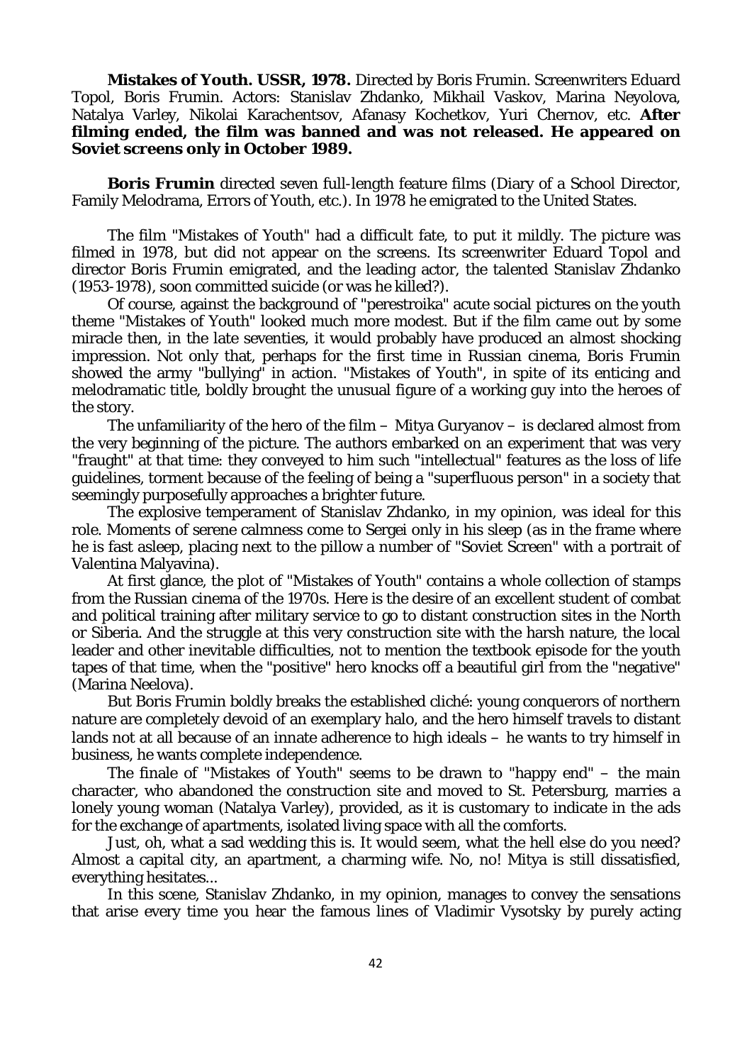**Mistakes of Youth. USSR, 1978.** Directed by Boris Frumin. Screenwriters Eduard Topol, Boris Frumin. Actors: Stanislav Zhdanko, Mikhail Vaskov, Marina Neyolova, Natalya Varley, Nikolai Karachentsov, Afanasy Kochetkov, Yuri Chernov, etc. **After filming ended, the film was banned and was not released. He appeared on Soviet screens only in October 1989.**

**Boris Frumin** directed seven full-length feature films (Diary of a School Director, Family Melodrama, Errors of Youth, etc.). In 1978 he emigrated to the United States.

The film "Mistakes of Youth" had a difficult fate, to put it mildly. The picture was filmed in 1978, but did not appear on the screens. Its screenwriter Eduard Topol and director Boris Frumin emigrated, and the leading actor, the talented Stanislav Zhdanko (1953-1978), soon committed suicide (or was he killed?).

Of course, against the background of "perestroika" acute social pictures on the youth theme "Mistakes of Youth" looked much more modest. But if the film came out by some miracle then, in the late seventies, it would probably have produced an almost shocking impression. Not only that, perhaps for the first time in Russian cinema, Boris Frumin showed the army "bullying" in action. "Mistakes of Youth", in spite of its enticing and melodramatic title, boldly brought the unusual figure of a working guy into the heroes of the story.

The unfamiliarity of the hero of the film – Mitya Guryanov – is declared almost from the very beginning of the picture. The authors embarked on an experiment that was very "fraught" at that time: they conveyed to him such "intellectual" features as the loss of life guidelines, torment because of the feeling of being a "superfluous person" in a society that seemingly purposefully approaches a brighter future.

The explosive temperament of Stanislav Zhdanko, in my opinion, was ideal for this role. Moments of serene calmness come to Sergei only in his sleep (as in the frame where he is fast asleep, placing next to the pillow a number of "Soviet Screen" with a portrait of Valentina Malyavina).

At first glance, the plot of "Mistakes of Youth" contains a whole collection of stamps from the Russian cinema of the 1970s. Here is the desire of an excellent student of combat and political training after military service to go to distant construction sites in the North or Siberia. And the struggle at this very construction site with the harsh nature, the local leader and other inevitable difficulties, not to mention the textbook episode for the youth tapes of that time, when the "positive" hero knocks off a beautiful girl from the "negative" (Marina Neelova).

But Boris Frumin boldly breaks the established cliché: young conquerors of northern nature are completely devoid of an exemplary halo, and the hero himself travels to distant lands not at all because of an innate adherence to high ideals – he wants to try himself in business, he wants complete independence.

The finale of "Mistakes of Youth" seems to be drawn to "happy end" – the main character, who abandoned the construction site and moved to St. Petersburg, marries a lonely young woman (Natalya Varley), provided, as it is customary to indicate in the ads for the exchange of apartments, isolated living space with all the comforts.

Just, oh, what a sad wedding this is. It would seem, what the hell else do you need? Almost a capital city, an apartment, a charming wife. No, no! Mitya is still dissatisfied, everything hesitates...

In this scene, Stanislav Zhdanko, in my opinion, manages to convey the sensations that arise every time you hear the famous lines of Vladimir Vysotsky by purely acting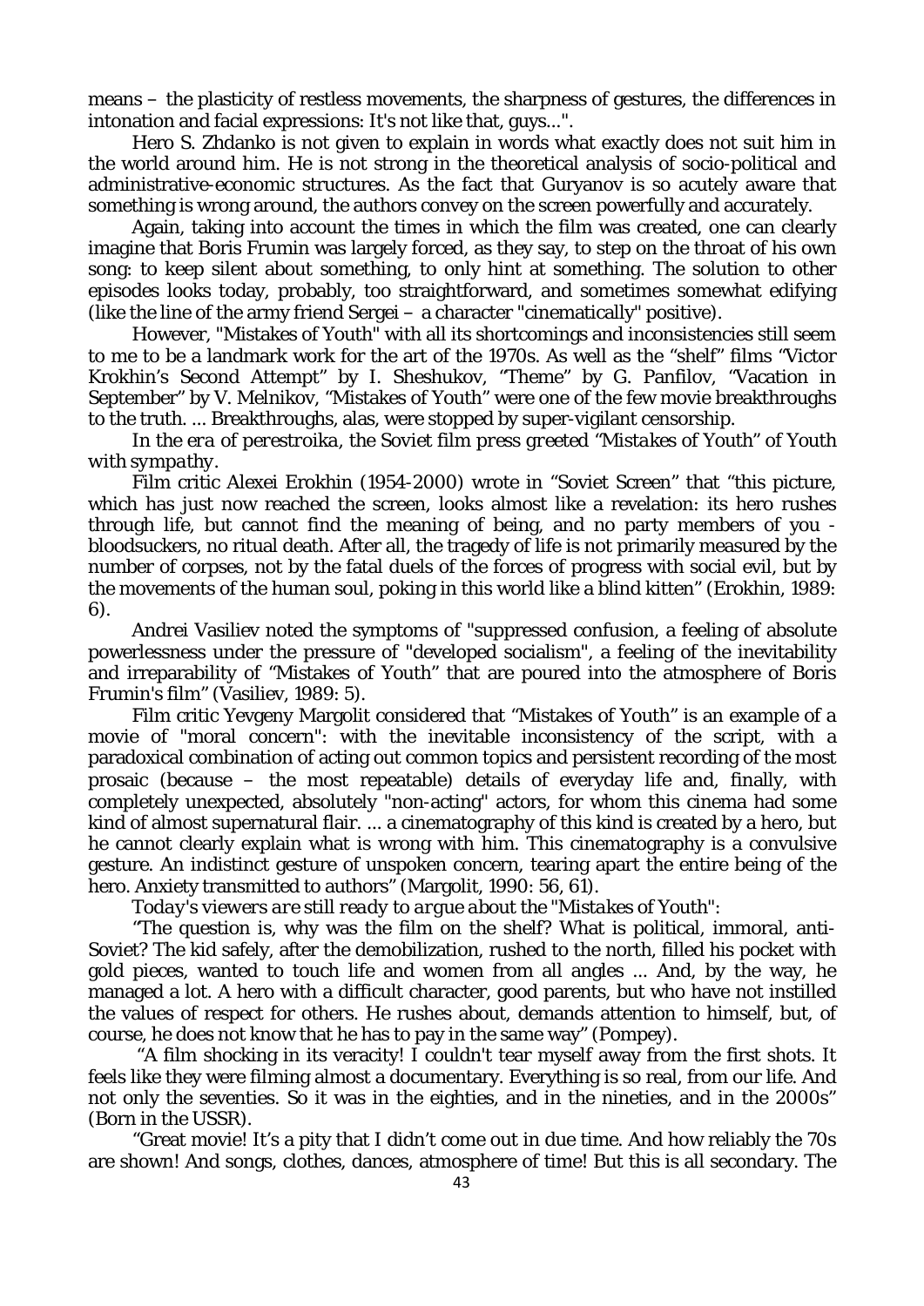means – the plasticity of restless movements, the sharpness of gestures, the differences in intonation and facial expressions: It's not like that, guys...".

Hero S. Zhdanko is not given to explain in words what exactly does not suit him in the world around him. He is not strong in the theoretical analysis of socio-political and administrative-economic structures. As the fact that Guryanov is so acutely aware that something is wrong around, the authors convey on the screen powerfully and accurately.

Again, taking into account the times in which the film was created, one can clearly imagine that Boris Frumin was largely forced, as they say, to step on the throat of his own song: to keep silent about something, to only hint at something. The solution to other episodes looks today, probably, too straightforward, and sometimes somewhat edifying (like the line of the army friend Sergei – a character "cinematically" positive).

However, "Mistakes of Youth" with all its shortcomings and inconsistencies still seem to me to be a landmark work for the art of the 1970s. As well as the "shelf" films "Victor Krokhin's Second Attempt" by I. Sheshukov, "Theme" by G. Panfilov, "Vacation in September" by V. Melnikov, "Mistakes of Youth" were one of the few movie breakthroughs to the truth. ... Breakthroughs, alas, were stopped by super-vigilant censorship.

*In the era of perestroika, the Soviet film press greeted "Mistakes of Youth" of Youth with sympathy.*

Film critic Alexei Erokhin (1954-2000) wrote in "Soviet Screen" that "this picture, which has just now reached the screen, looks almost like a revelation: its hero rushes through life, but cannot find the meaning of being, and no party members of you - bloodsuckers, no ritual death. After all, the tragedy of life is not primarily measured by the number of corpses, not by the fatal duels of the forces of progress with social evil, but by the movements of the human soul, poking in this world like a blind kitten" (Erokhin, 1989: 6).

Andrei Vasiliev noted the symptoms of "suppressed confusion, a feeling of absolute powerlessness under the pressure of "developed socialism", a feeling of the inevitability and irreparability of "Mistakes of Youth" that are poured into the atmosphere of Boris Frumin's film" (Vasiliev, 1989: 5).

Film critic Yevgeny Margolit considered that "Mistakes of Youth" is an example of a movie of "moral concern": with the inevitable inconsistency of the script, with a paradoxical combination of acting out common topics and persistent recording of the most prosaic (because – the most repeatable) details of everyday life and, finally, with completely unexpected, absolutely "non-acting" actors, for whom this cinema had some kind of almost supernatural flair. ... a cinematography of this kind is created by a hero, but he cannot clearly explain what is wrong with him. This cinematography is a convulsive gesture. An indistinct gesture of unspoken concern, tearing apart the entire being of the hero. Anxiety transmitted to authors" (Margolit, 1990: 56, 61).

*Today's viewers are still ready to argue about the "Mistakes of Youth":*

"The question is, why was the film on the shelf? What is political, immoral, anti-Soviet? The kid safely, after the demobilization, rushed to the north, filled his pocket with gold pieces, wanted to touch life and women from all angles ... And, by the way, he managed a lot. A hero with a difficult character, good parents, but who have not instilled the values of respect for others. He rushes about, demands attention to himself, but, of course, he does not know that he has to pay in the same way" (Pompey).

"A film shocking in its veracity! I couldn't tear myself away from the first shots. It feels like they were filming almost a documentary. Everything is so real, from our life. And not only the seventies. So it was in the eighties, and in the nineties, and in the 2000s" (Born in the USSR).

"Great movie! It's a pity that I didn't come out in due time. And how reliably the 70s are shown! And songs, clothes, dances, atmosphere of time! But this is all secondary. The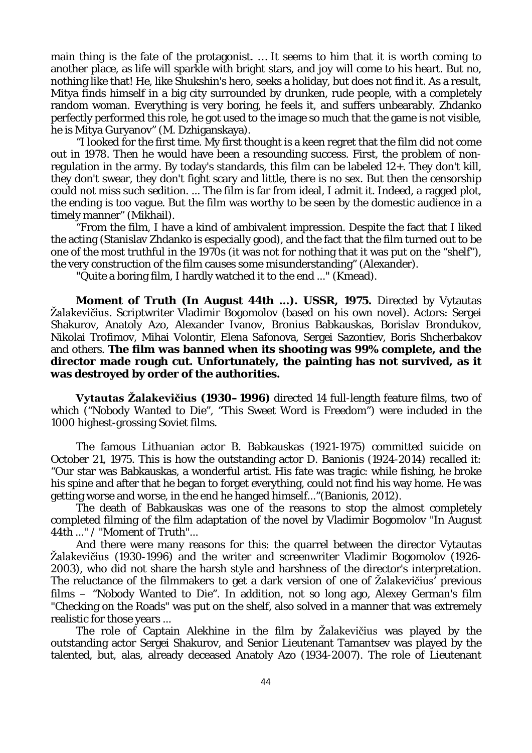main thing is the fate of the protagonist. … It seems to him that it is worth coming to another place, as life will sparkle with bright stars, and joy will come to his heart. But no, nothing like that! He, like Shukshin's hero, seeks a holiday, but does not find it. As a result, Mitya finds himself in a big city surrounded by drunken, rude people, with a completely random woman. Everything is very boring, he feels it, and suffers unbearably. Zhdanko perfectly performed this role, he got used to the image so much that the game is not visible, he is Mitya Guryanov" (M. Dzhiganskaya).

"I looked for the first time. My first thought is a keen regret that the film did not come out in 1978. Then he would have been a resounding success. First, the problem of non-regulation in the army. By today's standards, this film can be labeled 12+. They don't kill, they don't swear, they don't fight scary and little, there is no sex. But then the censorship could not miss such sedition. ... The film is far from ideal, I admit it. Indeed, a ragged plot, the ending is too vague. But the film was worthy to be seen by the domestic audience in a timely manner" (Mikhail).

"From the film, I have a kind of ambivalent impression. Despite the fact that I liked the acting (Stanislav Zhdanko is especially good), and the fact that the film turned out to be one of the most truthful in the 1970s (it was not for nothing that it was put on the "shelf"), the very construction of the film causes some misunderstanding" (Alexander).

"Quite a boring film, I hardly watched it to the end ..." (Kmead).

**Moment of Truth (In August 44th ...). USSR, 1975.** Directed by Vytautas Žalakevičius. Scriptwriter Vladimir Bogomolov (based on his own novel). Actors: Sergei Shakurov, Anatoly Azo, Alexander Ivanov, Bronius Babkauskas, Borislav Brondukov, Nikolai Trofimov, Mihai Volontir, Elena Safonova, Sergei Sazontiev, Boris Shcherbakov and others. **The film was banned when its shooting was 99% complete, and the director made rough cut. Unfortunately, the painting has not survived, as it was destroyed by order of the authorities.**

**Vytautas Žalakevičius (1930–1996)** directed 14 full-length feature films, two of which ("Nobody Wanted to Die", "This Sweet Word is Freedom") were included in the 1000 highest-grossing Soviet films.

The famous Lithuanian actor B. Babkauskas (1921-1975) committed suicide on October 21, 1975. This is how the outstanding actor D. Banionis (1924-2014) recalled it: "Our star was Babkauskas, a wonderful artist. His fate was tragic: while fishing, he broke his spine and after that he began to forget everything, could not find his way home. He was getting worse and worse, in the end he hanged himself..."(Banionis, 2012).

The death of Babkauskas was one of the reasons to stop the almost completely completed filming of the film adaptation of the novel by Vladimir Bogomolov "In August 44th ..." / "Moment of Truth"...

And there were many reasons for this: the quarrel between the director Vytautas Žalakevičius (1930-1996) and the writer and screenwriter Vladimir Bogomolov (1926-2003), who did not share the harsh style and harshness of the director's interpretation. The reluctance of the filmmakers to get a dark version of one of Žalakevičius' previous films – "Nobody Wanted to Die". In addition, not so long ago, Alexey German's film "Checking on the Roads" was put on the shelf, also solved in a manner that was extremely realistic for those years ...

The role of Captain Alekhine in the film by Žalakevičius was played by the outstanding actor Sergei Shakurov, and Senior Lieutenant Tamantsev was played by the talented, but, alas, already deceased Anatoly Azo (1934-2007). The role of Lieutenant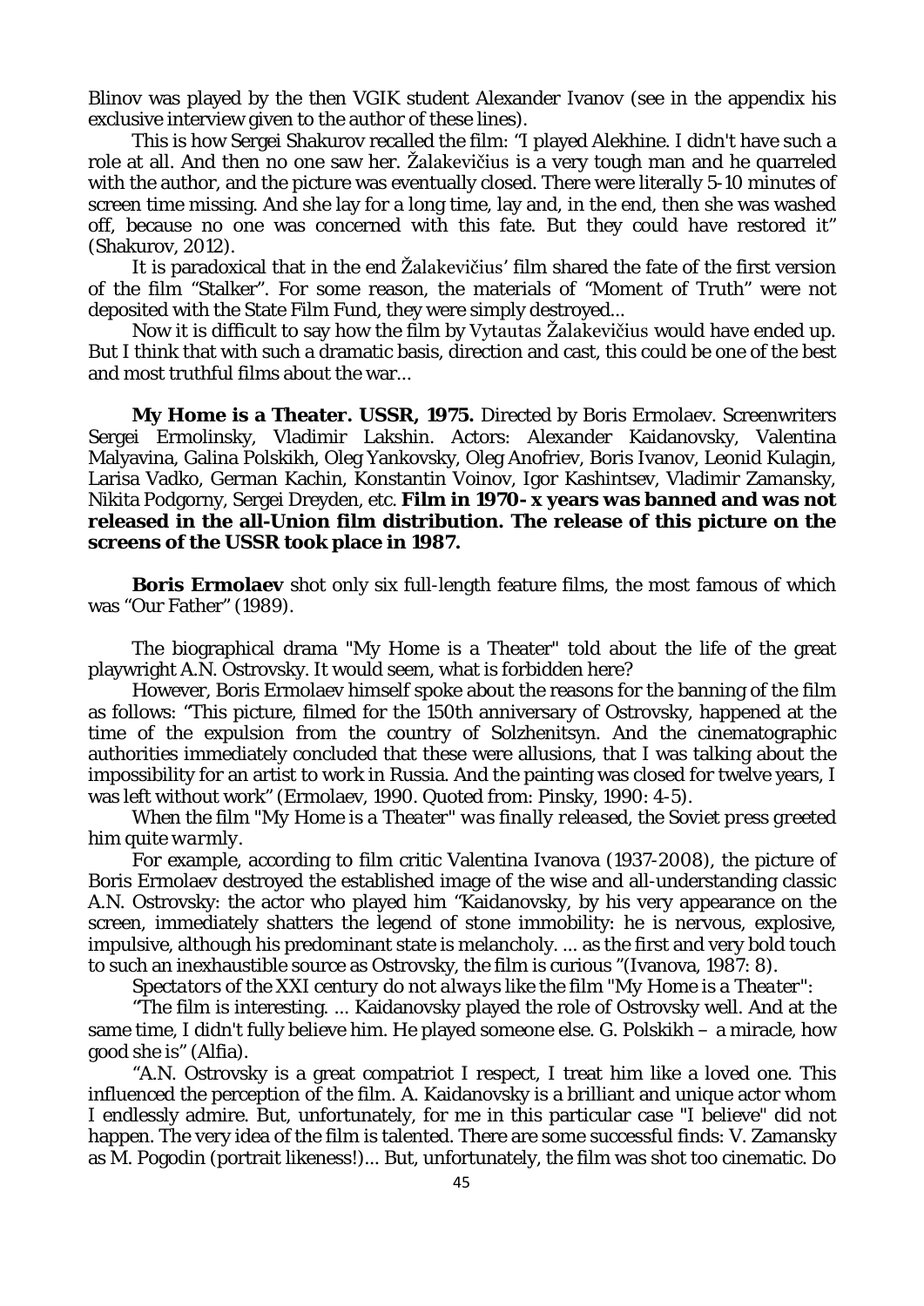Blinov was played by the then VGIK student Alexander Ivanov (see in the appendix his exclusive interview given to the author of these lines).

This is how Sergei Shakurov recalled the film: "I played Alekhine. I didn't have such a role at all. And then no one saw her. Žalakevičius is a very tough man and he quarreled with the author, and the picture was eventually closed. There were literally 5-10 minutes of screen time missing. And she lay for a long time, lay and, in the end, then she was washed off, because no one was concerned with this fate. But they could have restored it" (Shakurov, 2012).

It is paradoxical that in the end Žalakevičius' film shared the fate of the first version of the film "Stalker". For some reason, the materials of "Moment of Truth" were not deposited with the State Film Fund, they were simply destroyed...

Now it is difficult to say how the film by Vytautas Žalakevičius would have ended up. But I think that with such a dramatic basis, direction and cast, this could be one of the best and most truthful films about the war...

**My Home is a Theater. USSR, 1975.** Directed by Boris Ermolaev. Screenwriters Sergei Ermolinsky, Vladimir Lakshin. Actors: Alexander Kaidanovsky, Valentina Malyavina, Galina Polskikh, Oleg Yankovsky, Oleg Anofriev, Boris Ivanov, Leonid Kulagin, Larisa Vadko, German Kachin, Konstantin Voinov, Igor Kashintsev, Vladimir Zamansky, Nikita Podgorny, Sergei Dreyden, etc. **Film in 1970- x years was banned and was not released in the all-Union film distribution. The release of this picture on the screens of the USSR took place in 1987.**

**Boris Ermolaev** shot only six full-length feature films, the most famous of which was "Our Father" (1989).

The biographical drama "My Home is a Theater" told about the life of the great playwright A.N. Ostrovsky. It would seem, what is forbidden here?

However, Boris Ermolaev himself spoke about the reasons for the banning of the film as follows: "This picture, filmed for the 150th anniversary of Ostrovsky, happened at the time of the expulsion from the country of Solzhenitsyn. And the cinematographic authorities immediately concluded that these were allusions, that I was talking about the impossibility for an artist to work in Russia. And the painting was closed for twelve years, I was left without work" (Ermolaev, 1990. Quoted from: Pinsky, 1990: 4-5).

*When the film "My Home is a Theater" was finally released, the Soviet press greeted him quite warmly.*

For example, according to film critic Valentina Ivanova (1937-2008), the picture of Boris Ermolaev destroyed the established image of the wise and all-understanding classic A.N. Ostrovsky: the actor who played him "Kaidanovsky, by his very appearance on the screen, immediately shatters the legend of stone immobility: he is nervous, explosive, impulsive, although his predominant state is melancholy. ... as the first and very bold touch to such an inexhaustible source as Ostrovsky, the film is curious "(Ivanova, 1987: 8).

*Spectators of the XXI century do not always like the film "My Home is a Theater":*

"The film is interesting. ... Kaidanovsky played the role of Ostrovsky well. And at the same time, I didn't fully believe him. He played someone else. G. Polskikh – a miracle, how good she is" (Alfia).

"A.N. Ostrovsky is a great compatriot I respect, I treat him like a loved one. This influenced the perception of the film. A. Kaidanovsky is a brilliant and unique actor whom I endlessly admire. But, unfortunately, for me in this particular case "I believe" did not happen. The very idea of the film is talented. There are some successful finds: V. Zamansky as M. Pogodin (portrait likeness!)... But, unfortunately, the film was shot too cinematic. Do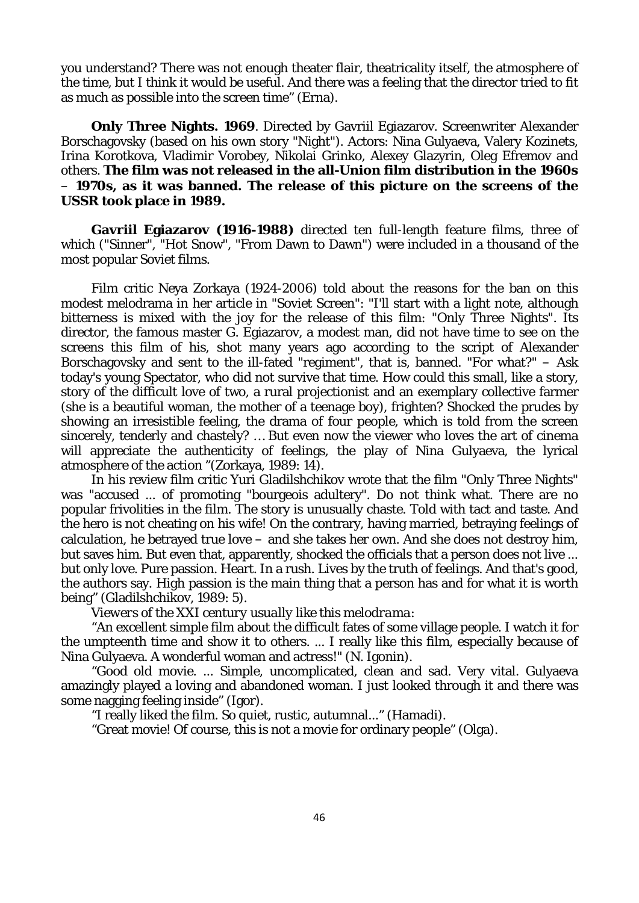you understand? There was not enough theater flair, theatricality itself, the atmosphere of the time, but I think it would be useful. And there was a feeling that the director tried to fit as much as possible into the screen time" (Erna).

**Only Three Nights. 1969**. Directed by Gavriil Egiazarov. Screenwriter Alexander Borschagovsky (based on his own story "Night"). Actors: Nina Gulyaeva, Valery Kozinets, Irina Korotkova, Vladimir Vorobey, Nikolai Grinko, Alexey Glazyrin, Oleg Efremov and others. **The film was not released in the all-Union film distribution in the 1960s – 1970s, as it was banned. The release of this picture on the screens of the USSR took place in 1989.**

**Gavriil Egiazarov (1916-1988)** directed ten full-length feature films, three of which ("Sinner", "Hot Snow", "From Dawn to Dawn") were included in a thousand of the most popular Soviet films.

Film critic Neya Zorkaya (1924-2006) told about the reasons for the ban on this modest melodrama in her article in "Soviet Screen": "I'll start with a light note, although bitterness is mixed with the joy for the release of this film: "Only Three Nights". Its director, the famous master G. Egiazarov, a modest man, did not have time to see on the screens this film of his, shot many years ago according to the script of Alexander Borschagovsky and sent to the ill-fated "regiment", that is, banned. "For what?" – Ask today's young Spectator, who did not survive that time. How could this small, like a story, story of the difficult love of two, a rural projectionist and an exemplary collective farmer (she is a beautiful woman, the mother of a teenage boy), frighten? Shocked the prudes by showing an irresistible feeling, the drama of four people, which is told from the screen sincerely, tenderly and chastely? … But even now the viewer who loves the art of cinema will appreciate the authenticity of feelings, the play of Nina Gulyaeva, the lyrical atmosphere of the action "(Zorkaya, 1989: 14).

In his review film critic Yuri Gladilshchikov wrote that the film "Only Three Nights" was "accused ... of promoting "bourgeois adultery". Do not think what. There are no popular frivolities in the film. The story is unusually chaste. Told with tact and taste. And the hero is not cheating on his wife! On the contrary, having married, betraying feelings of calculation, he betrayed true love – and she takes her own. And she does not destroy him, but saves him. But even that, apparently, shocked the officials that a person does not live ... but only love. Pure passion. Heart. In a rush. Lives by the truth of feelings. And that's good, the authors say. High passion is the main thing that a person has and for what it is worth being" (Gladilshchikov, 1989: 5).

*Viewers of the XXI century usually like this melodrama:*

"An excellent simple film about the difficult fates of some village people. I watch it for the umpteenth time and show it to others. ... I really like this film, especially because of Nina Gulyaeva. A wonderful woman and actress!" (N. Igonin).

"Good old movie. ... Simple, uncomplicated, clean and sad. Very vital. Gulyaeva amazingly played a loving and abandoned woman. I just looked through it and there was some nagging feeling inside" (Igor).

"I really liked the film. So quiet, rustic, autumnal..." (Hamadi).

"Great movie! Of course, this is not a movie for ordinary people" (Olga).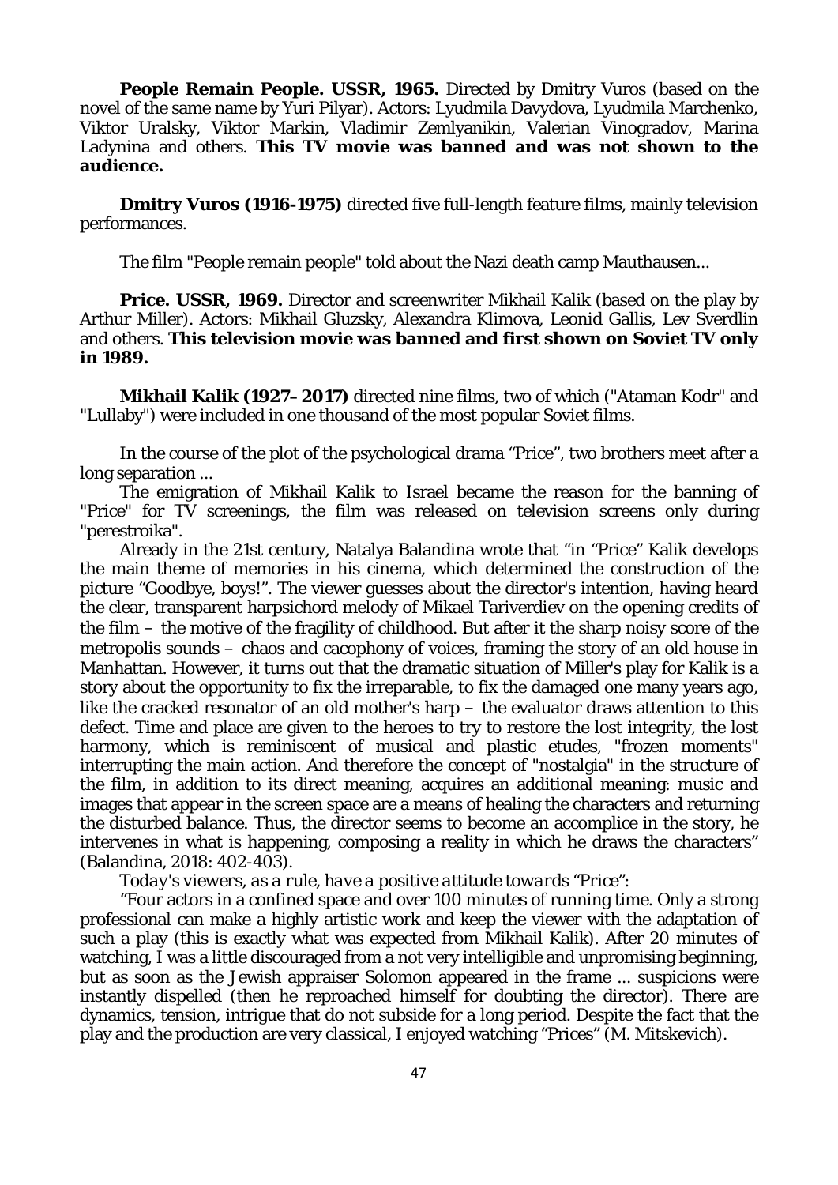**People Remain People. USSR, 1965.** Directed by Dmitry Vuros (based on the novel of the same name by Yuri Pilyar). Actors: Lyudmila Davydova, Lyudmila Marchenko, Viktor Uralsky, Viktor Markin, Vladimir Zemlyanikin, Valerian Vinogradov, Marina Ladynina and others. **This TV movie was banned and was not shown to the audience.**

**Dmitry Vuros (1916-1975)** directed five full-length feature films, mainly television performances.

The film "People remain people" told about the Nazi death camp Mauthausen...

**Price. USSR, 1969.** Director and screenwriter Mikhail Kalik (based on the play by Arthur Miller). Actors: Mikhail Gluzsky, Alexandra Klimova, Leonid Gallis, Lev Sverdlin and others. **This television movie was banned and first shown on Soviet TV only in 1989.**

**Mikhail Kalik (1927–2017)** directed nine films, two of which ("Ataman Kodr" and "Lullaby") were included in one thousand of the most popular Soviet films.

In the course of the plot of the psychological drama "Price", two brothers meet after a long separation ...

The emigration of Mikhail Kalik to Israel became the reason for the banning of "Price" for TV screenings, the film was released on television screens only during "perestroika".

Already in the 21st century, Natalya Balandina wrote that "in "Price" Kalik develops the main theme of memories in his cinema, which determined the construction of the picture "Goodbye, boys!". The viewer guesses about the director's intention, having heard the clear, transparent harpsichord melody of Mikael Tariverdiev on the opening credits of the film – the motive of the fragility of childhood. But after it the sharp noisy score of the metropolis sounds – chaos and cacophony of voices, framing the story of an old house in Manhattan. However, it turns out that the dramatic situation of Miller's play for Kalik is a story about the opportunity to fix the irreparable, to fix the damaged one many years ago, like the cracked resonator of an old mother's harp – the evaluator draws attention to this defect. Time and place are given to the heroes to try to restore the lost integrity, the lost harmony, which is reminiscent of musical and plastic etudes, "frozen moments" interrupting the main action. And therefore the concept of "nostalgia" in the structure of the film, in addition to its direct meaning, acquires an additional meaning: music and images that appear in the screen space are a means of healing the characters and returning the disturbed balance. Thus, the director seems to become an accomplice in the story, he intervenes in what is happening, composing a reality in which he draws the characters" (Balandina, 2018: 402-403).

*Today's viewers, as a rule, have a positive attitude towards "Price":*

"Four actors in a confined space and over 100 minutes of running time. Only a strong professional can make a highly artistic work and keep the viewer with the adaptation of such a play (this is exactly what was expected from Mikhail Kalik). After 20 minutes of watching, I was a little discouraged from a not very intelligible and unpromising beginning, but as soon as the Jewish appraiser Solomon appeared in the frame ... suspicions were instantly dispelled (then he reproached himself for doubting the director). There are dynamics, tension, intrigue that do not subside for a long period. Despite the fact that the play and the production are very classical, I enjoyed watching "Prices" (M. Mitskevich).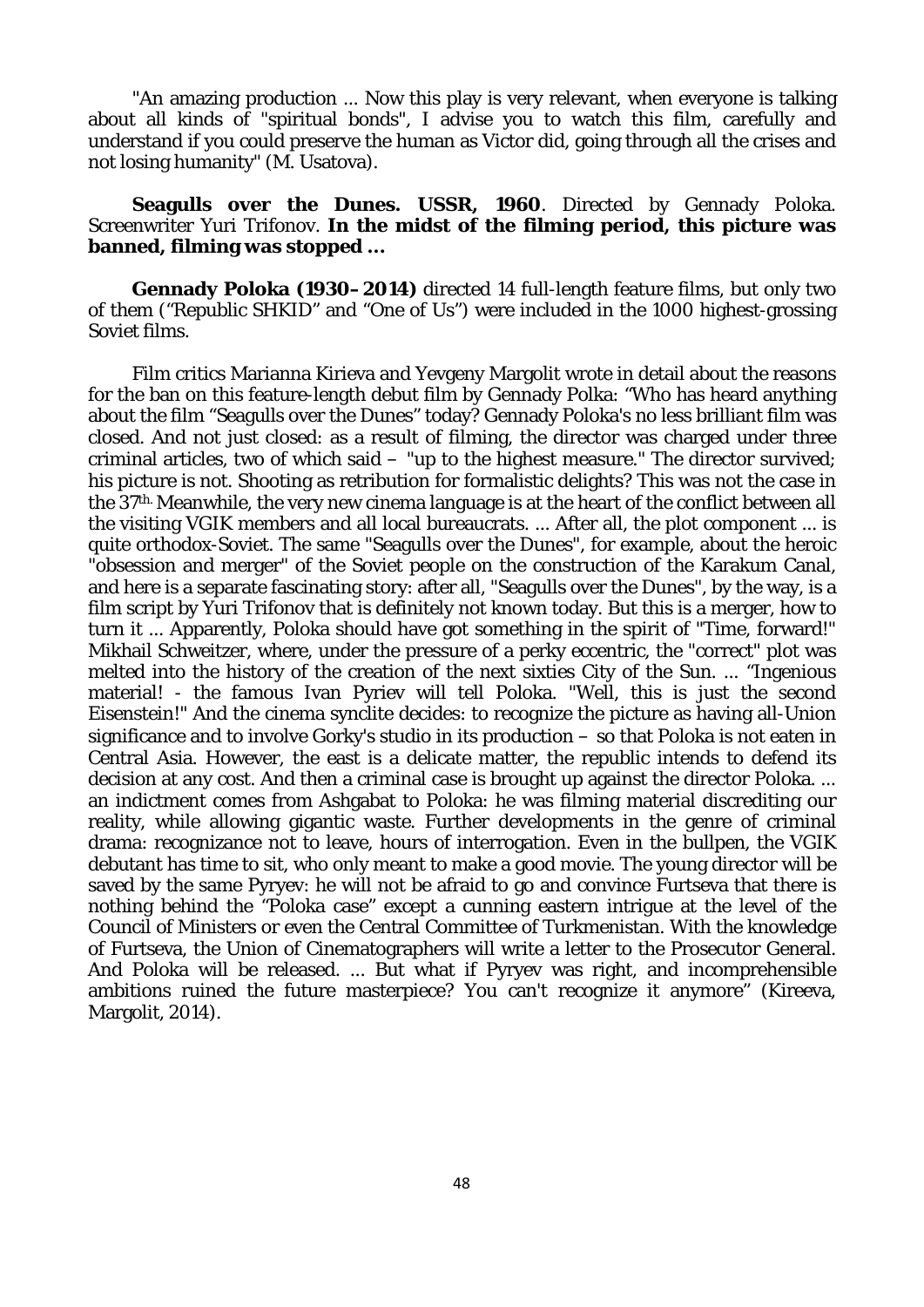"An amazing production ... Now this play is very relevant, when everyone is talking about all kinds of "spiritual bonds", I advise you to watch this film, carefully and understand if you could preserve the human as Victor did, going through all the crises and not losing humanity" (M. Usatova).

**Seagulls over the Dunes. USSR, 1960**. Directed by Gennady Poloka. Screenwriter Yuri Trifonov. **In the midst of the filming period, this picture was banned, filming was stopped ...**

**Gennady Poloka (1930–2014)** directed 14 full-length feature films, but only two of them ("Republic SHKID" and "One of Us") were included in the 1000 highest-grossing Soviet films.

Film critics Marianna Kirieva and Yevgeny Margolit wrote in detail about the reasons for the ban on this feature-length debut film by Gennady Polka: "Who has heard anything about the film "Seagulls over the Dunes" today? Gennady Poloka's no less brilliant film was closed. And not just closed: as a result of filming, the director was charged under three criminal articles, two of which said – "up to the highest measure." The director survived; his picture is not. Shooting as retribution for formalistic delights? This was not the case in the 37th. Meanwhile, the very new cinema language is at the heart of the conflict between all the visiting VGIK members and all local bureaucrats. ... After all, the plot component ... is quite orthodox-Soviet. The same "Seagulls over the Dunes", for example, about the heroic "obsession and merger" of the Soviet people on the construction of the Karakum Canal, and here is a separate fascinating story: after all, "Seagulls over the Dunes", by the way, is a film script by Yuri Trifonov that is definitely not known today. But this is a merger, how to turn it ... Apparently, Poloka should have got something in the spirit of "Time, forward!" Mikhail Schweitzer, where, under the pressure of a perky eccentric, the "correct" plot was melted into the history of the creation of the next sixties City of the Sun. ... "Ingenious material! - the famous Ivan Pyriev will tell Poloka. "Well, this is just the second Eisenstein!" And the cinema synclite decides: to recognize the picture as having all-Union significance and to involve Gorky's studio in its production – so that Poloka is not eaten in Central Asia. However, the east is a delicate matter, the republic intends to defend its decision at any cost. And then a criminal case is brought up against the director Poloka. ... an indictment comes from Ashgabat to Poloka: he was filming material discrediting our reality, while allowing gigantic waste. Further developments in the genre of criminal drama: recognizance not to leave, hours of interrogation. Even in the bullpen, the VGIK debutant has time to sit, who only meant to make a good movie. The young director will be saved by the same Pyryev: he will not be afraid to go and convince Furtseva that there is nothing behind the "Poloka case" except a cunning eastern intrigue at the level of the Council of Ministers or even the Central Committee of Turkmenistan. With the knowledge of Furtseva, the Union of Cinematographers will write a letter to the Prosecutor General. And Poloka will be released. ... But what if Pyryev was right, and incomprehensible ambitions ruined the future masterpiece? You can't recognize it anymore" (Kireeva, Margolit, 2014).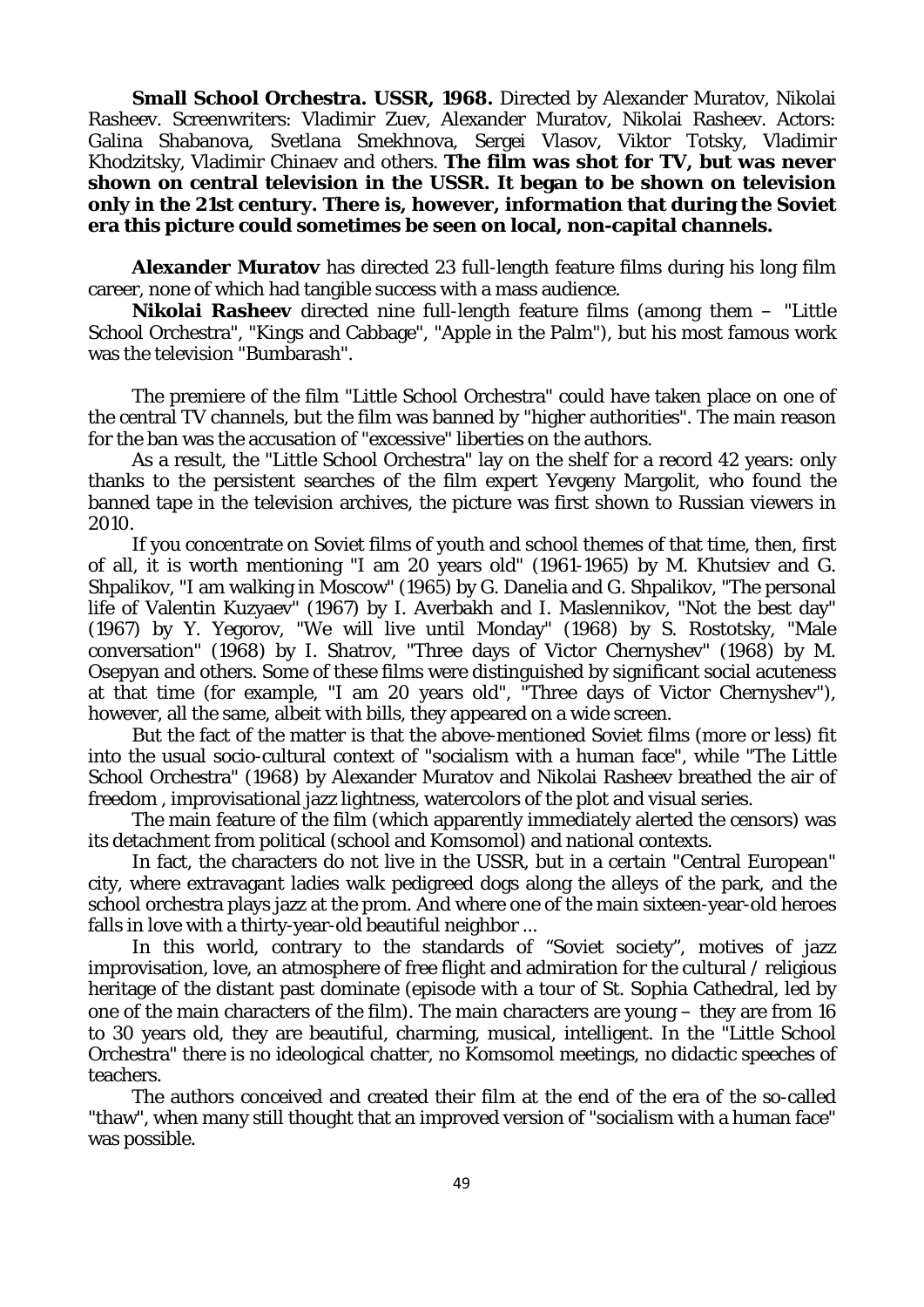**Small School Orchestra. USSR, 1968.** Directed by Alexander Muratov, Nikolai Rasheev. Screenwriters: Vladimir Zuev, Alexander Muratov, Nikolai Rasheev. Actors: Galina Shabanova, Svetlana Smekhnova, Sergei Vlasov, Viktor Totsky, Vladimir Khodzitsky, Vladimir Chinaev and others. **The film was shot for TV, but was never shown on central television in the USSR. It began to be shown on television only in the 21st century. There is, however, information that during the Soviet era this picture could sometimes be seen on local, non-capital channels.**

**Alexander Muratov** has directed 23 full-length feature films during his long film career, none of which had tangible success with a mass audience.

**Nikolai Rasheev** directed nine full-length feature films (among them – "Little School Orchestra", "Kings and Cabbage", "Apple in the Palm"), but his most famous work was the television "Bumbarash".

The premiere of the film "Little School Orchestra" could have taken place on one of the central TV channels, but the film was banned by "higher authorities". The main reason for the ban was the accusation of "excessive" liberties on the authors.

As a result, the "Little School Orchestra" lay on the shelf for a record 42 years: only thanks to the persistent searches of the film expert Yevgeny Margolit, who found the banned tape in the television archives, the picture was first shown to Russian viewers in 2010.

If you concentrate on Soviet films of youth and school themes of that time, then, first of all, it is worth mentioning "I am 20 years old" (1961-1965) by M. Khutsiev and G. Shpalikov, "I am walking in Moscow" (1965) by G. Danelia and G. Shpalikov, "The personal life of Valentin Kuzyaev" (1967) by I. Averbakh and I. Maslennikov, "Not the best day" (1967) by Y. Yegorov, "We will live until Monday" (1968) by S. Rostotsky, "Male conversation" (1968) by I. Shatrov, "Three days of Victor Chernyshev" (1968) by M. Osepyan and others. Some of these films were distinguished by significant social acuteness at that time (for example, "I am 20 years old", "Three days of Victor Chernyshev"), however, all the same, albeit with bills, they appeared on a wide screen.

But the fact of the matter is that the above-mentioned Soviet films (more or less) fit into the usual socio-cultural context of "socialism with a human face", while "The Little School Orchestra" (1968) by Alexander Muratov and Nikolai Rasheev breathed the air of freedom , improvisational jazz lightness, watercolors of the plot and visual series.

The main feature of the film (which apparently immediately alerted the censors) was its detachment from political (school and Komsomol) and national contexts.

In fact, the characters do not live in the USSR, but in a certain "Central European" city, where extravagant ladies walk pedigreed dogs along the alleys of the park, and the school orchestra plays jazz at the prom. And where one of the main sixteen-year-old heroes falls in love with a thirty-year-old beautiful neighbor ...

In this world, contrary to the standards of "Soviet society", motives of jazz improvisation, love, an atmosphere of free flight and admiration for the cultural / religious heritage of the distant past dominate (episode with a tour of St. Sophia Cathedral, led by one of the main characters of the film). The main characters are young – they are from 16 to 30 years old, they are beautiful, charming, musical, intelligent. In the "Little School Orchestra" there is no ideological chatter, no Komsomol meetings, no didactic speeches of teachers.

The authors conceived and created their film at the end of the era of the so-called "thaw", when many still thought that an improved version of "socialism with a human face" was possible.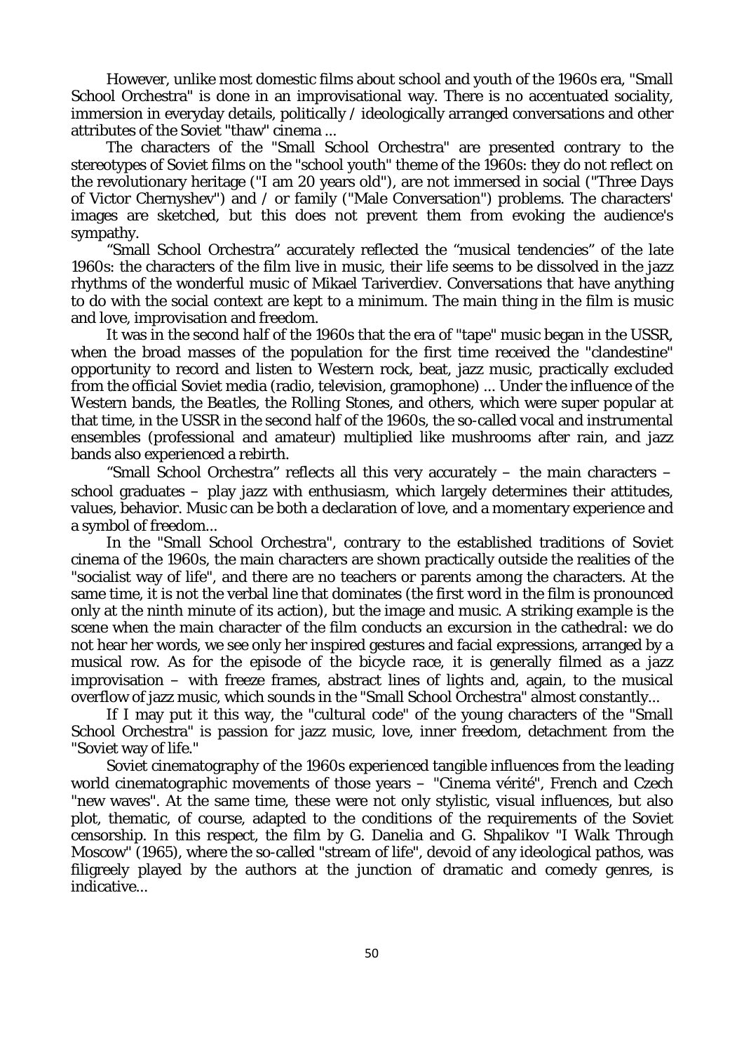However, unlike most domestic films about school and youth of the 1960s era, "Small School Orchestra" is done in an improvisational way. There is no accentuated sociality, immersion in everyday details, politically / ideologically arranged conversations and other attributes of the Soviet "thaw" cinema ...

The characters of the "Small School Orchestra" are presented contrary to the stereotypes of Soviet films on the "school youth" theme of the 1960s: they do not reflect on the revolutionary heritage ("I am 20 years old"), are not immersed in social ("Three Days of Victor Chernyshev") and / or family ("Male Conversation") problems. The characters' images are sketched, but this does not prevent them from evoking the audience's sympathy.

"Small School Orchestra" accurately reflected the "musical tendencies" of the late 1960s: the characters of the film live in music, their life seems to be dissolved in the jazz rhythms of the wonderful music of Mikael Tariverdiev. Conversations that have anything to do with the social context are kept to a minimum. The main thing in the film is music and love, improvisation and freedom.

It was in the second half of the 1960s that the era of "tape" music began in the USSR, when the broad masses of the population for the first time received the "clandestine" opportunity to record and listen to Western rock, beat, jazz music, practically excluded from the official Soviet media (radio, television, gramophone) ... Under the influence of the Western bands, the *Beatles*, the Rolling Stones, and others, which were super popular at that time, in the USSR in the second half of the 1960s, the so-called vocal and instrumental ensembles (professional and amateur) multiplied like mushrooms after rain, and jazz bands also experienced a rebirth.

"Small School Orchestra" reflects all this very accurately – the main characters – school graduates – play jazz with enthusiasm, which largely determines their attitudes, values, behavior. Music can be both a declaration of love, and a momentary experience and a symbol of freedom...

In the "Small School Orchestra", contrary to the established traditions of Soviet cinema of the 1960s, the main characters are shown practically outside the realities of the "socialist way of life", and there are no teachers or parents among the characters. At the same time, it is not the verbal line that dominates (the first word in the film is pronounced only at the ninth minute of its action), but the image and music. A striking example is the scene when the main character of the film conducts an excursion in the cathedral: we do not hear her words, we see only her inspired gestures and facial expressions, arranged by a musical row. As for the episode of the bicycle race, it is generally filmed as a jazz improvisation – with freeze frames, abstract lines of lights and, again, to the musical overflow of jazz music, which sounds in the "Small School Orchestra" almost constantly...

If I may put it this way, the "cultural code" of the young characters of the "Small School Orchestra" is passion for jazz music, love, inner freedom, detachment from the "Soviet way of life."

Soviet cinematography of the 1960s experienced tangible influences from the leading world cinematographic movements of those years – "Cinema vérité", French and Czech "new waves". At the same time, these were not only stylistic, visual influences, but also plot, thematic, of course, adapted to the conditions of the requirements of the Soviet censorship. In this respect, the film by G. Danelia and G. Shpalikov "I Walk Through Moscow" (1965), where the so-called "stream of life", devoid of any ideological pathos, was filigreely played by the authors at the junction of dramatic and comedy genres, is indicative...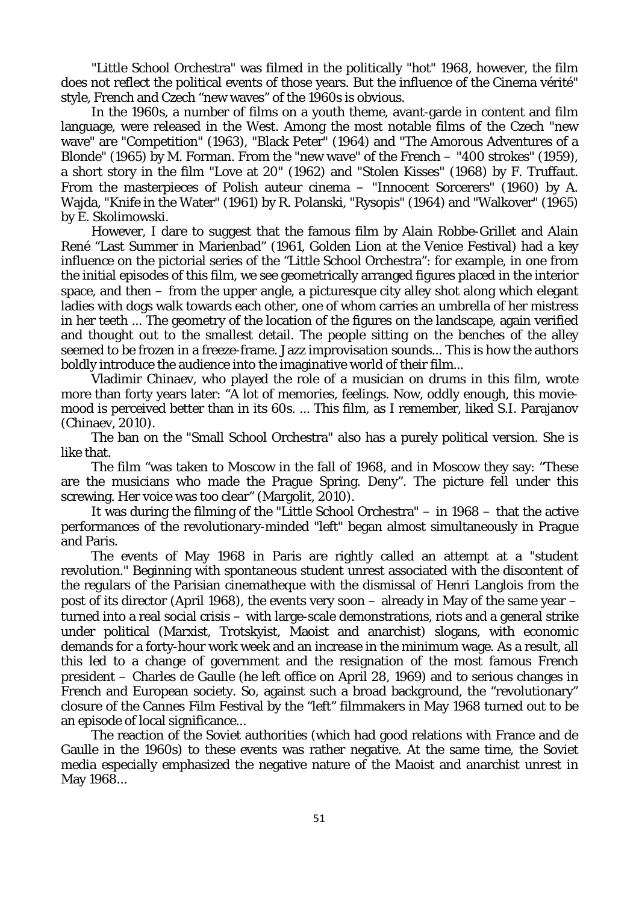"Little School Orchestra" was filmed in the politically "hot" 1968, however, the film does not reflect the political events of those years. But the influence of the Cinema vérité" style, French and Czech "new waves" of the 1960s is obvious.

In the 1960s, a number of films on a youth theme, avant-garde in content and film language, were released in the West. Among the most notable films of the Czech "new wave" are "Competition" (1963), "Black Peter" (1964) and "The Amorous Adventures of a Blonde" (1965) by M. Forman. From the "new wave" of the French – "400 strokes" (1959), a short story in the film "Love at 20" (1962) and "Stolen Kisses" (1968) by F. Truffaut. From the masterpieces of Polish auteur cinema – "Innocent Sorcerers" (1960) by A. Wajda, "Knife in the Water" (1961) by R. Polanski, "Rysopis" (1964) and "Walkover" (1965) by E. Skolimowski.

However, I dare to suggest that the famous film by Alain Robbe-Grillet and Alain René "Last Summer in Marienbad" (1961, Golden Lion at the Venice Festival) had a key influence on the pictorial series of the "Little School Orchestra": for example, in one from the initial episodes of this film, we see geometrically arranged figures placed in the interior space, and then – from the upper angle, a picturesque city alley shot along which elegant ladies with dogs walk towards each other, one of whom carries an umbrella of her mistress in her teeth ... The geometry of the location of the figures on the landscape, again verified and thought out to the smallest detail. The people sitting on the benches of the alley seemed to be frozen in a freeze-frame. Jazz improvisation sounds... This is how the authors boldly introduce the audience into the imaginative world of their film...

Vladimir Chinaev, who played the role of a musician on drums in this film, wrote more than forty years later: "A lot of memories, feelings. Now, oddly enough, this movie-mood is perceived better than in its 60s. ... This film, as I remember, liked S.I. Parajanov (Chinaev, 2010).

The ban on the "Small School Orchestra" also has a purely political version. She is like that.

The film "was taken to Moscow in the fall of 1968, and in Moscow they say: "These are the musicians who made the Prague Spring. Deny". The picture fell under this screwing. Her voice was too clear" (Margolit, 2010).

It was during the filming of the "Little School Orchestra" – in 1968 – that the active performances of the revolutionary-minded "left" began almost simultaneously in Prague and Paris.

The events of May 1968 in Paris are rightly called an attempt at a "student revolution." Beginning with spontaneous student unrest associated with the discontent of the regulars of the Parisian cinematheque with the dismissal of Henri Langlois from the post of its director (April 1968), the events very soon – already in May of the same year – turned into a real social crisis – with large-scale demonstrations, riots and a general strike under political (Marxist, Trotskyist, Maoist and anarchist) slogans, with economic demands for a forty-hour work week and an increase in the minimum wage. As a result, all this led to a change of government and the resignation of the most famous French president – Charles de Gaulle (he left office on April 28, 1969) and to serious changes in French and European society. So, against such a broad background, the "revolutionary" closure of the Cannes Film Festival by the "left" filmmakers in May 1968 turned out to be an episode of local significance...

The reaction of the Soviet authorities (which had good relations with France and de Gaulle in the 1960s) to these events was rather negative. At the same time, the Soviet media especially emphasized the negative nature of the Maoist and anarchist unrest in May 1968...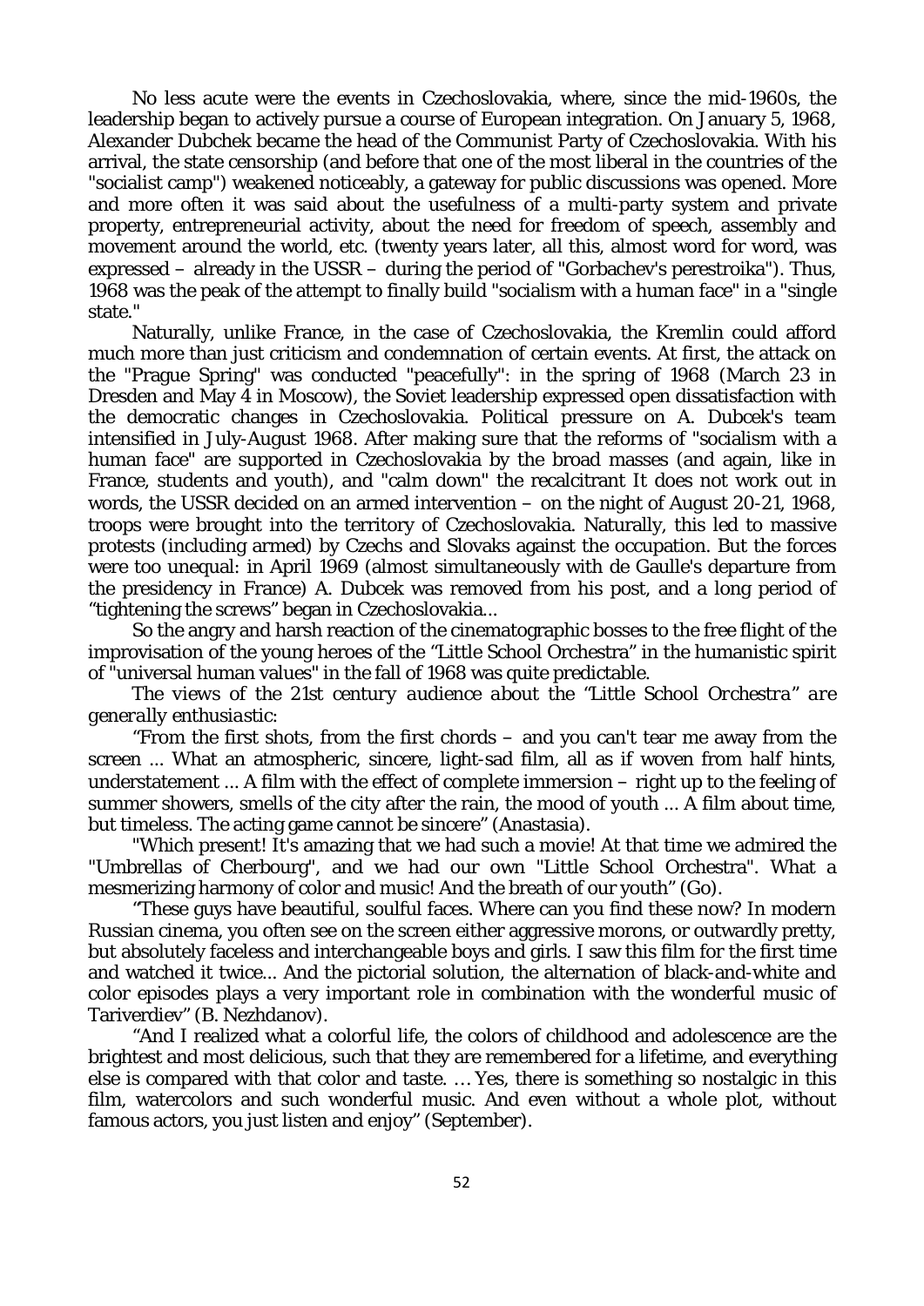No less acute were the events in Czechoslovakia, where, since the mid-1960s, the leadership began to actively pursue a course of European integration. On January 5, 1968, Alexander Dubchek became the head of the Communist Party of Czechoslovakia. With his arrival, the state censorship (and before that one of the most liberal in the countries of the "socialist camp") weakened noticeably, a gateway for public discussions was opened. More and more often it was said about the usefulness of a multi-party system and private property, entrepreneurial activity, about the need for freedom of speech, assembly and movement around the world, etc. (twenty years later, all this, almost word for word, was expressed – already in the USSR – during the period of "Gorbachev's perestroika"). Thus, 1968 was the peak of the attempt to finally build "socialism with a human face" in a "single state."

Naturally, unlike France, in the case of Czechoslovakia, the Kremlin could afford much more than just criticism and condemnation of certain events. At first, the attack on the "Prague Spring" was conducted "peacefully": in the spring of 1968 (March 23 in Dresden and May 4 in Moscow), the Soviet leadership expressed open dissatisfaction with the democratic changes in Czechoslovakia. Political pressure on A. Dubcek's team intensified in July-August 1968. After making sure that the reforms of "socialism with a human face" are supported in Czechoslovakia by the broad masses (and again, like in France, students and youth), and "calm down" the recalcitrant It does not work out in words, the USSR decided on an armed intervention – on the night of August 20-21, 1968, troops were brought into the territory of Czechoslovakia. Naturally, this led to massive protests (including armed) by Czechs and Slovaks against the occupation. But the forces were too unequal: in April 1969 (almost simultaneously with de Gaulle's departure from the presidency in France) A. Dubcek was removed from his post, and a long period of "tightening the screws" began in Czechoslovakia...

So the angry and harsh reaction of the cinematographic bosses to the free flight of the improvisation of the young heroes of the "Little School Orchestra" in the humanistic spirit of "universal human values" in the fall of 1968 was quite predictable.

*The views of the 21st century audience about the "Little School Orchestra" are generally enthusiastic:*

"From the first shots, from the first chords – and you can't tear me away from the screen ... What an atmospheric, sincere, light-sad film, all as if woven from half hints, understatement ... A film with the effect of complete immersion – right up to the feeling of summer showers, smells of the city after the rain, the mood of youth ... A film about time, but timeless. The acting game cannot be sincere" (Anastasia).

"Which present! It's amazing that we had such a movie! At that time we admired the "Umbrellas of Cherbourg", and we had our own "Little School Orchestra". What a mesmerizing harmony of color and music! And the breath of our youth" (Go).

"These guys have beautiful, soulful faces. Where can you find these now? In modern Russian cinema, you often see on the screen either aggressive morons, or outwardly pretty, but absolutely faceless and interchangeable boys and girls. I saw this film for the first time and watched it twice... And the pictorial solution, the alternation of black-and-white and color episodes plays a very important role in combination with the wonderful music of Tariverdiev" (B. Nezhdanov).

"And I realized what a colorful life, the colors of childhood and adolescence are the brightest and most delicious, such that they are remembered for a lifetime, and everything else is compared with that color and taste. … Yes, there is something so nostalgic in this film, watercolors and such wonderful music. And even without a whole plot, without famous actors, you just listen and enjoy" (September).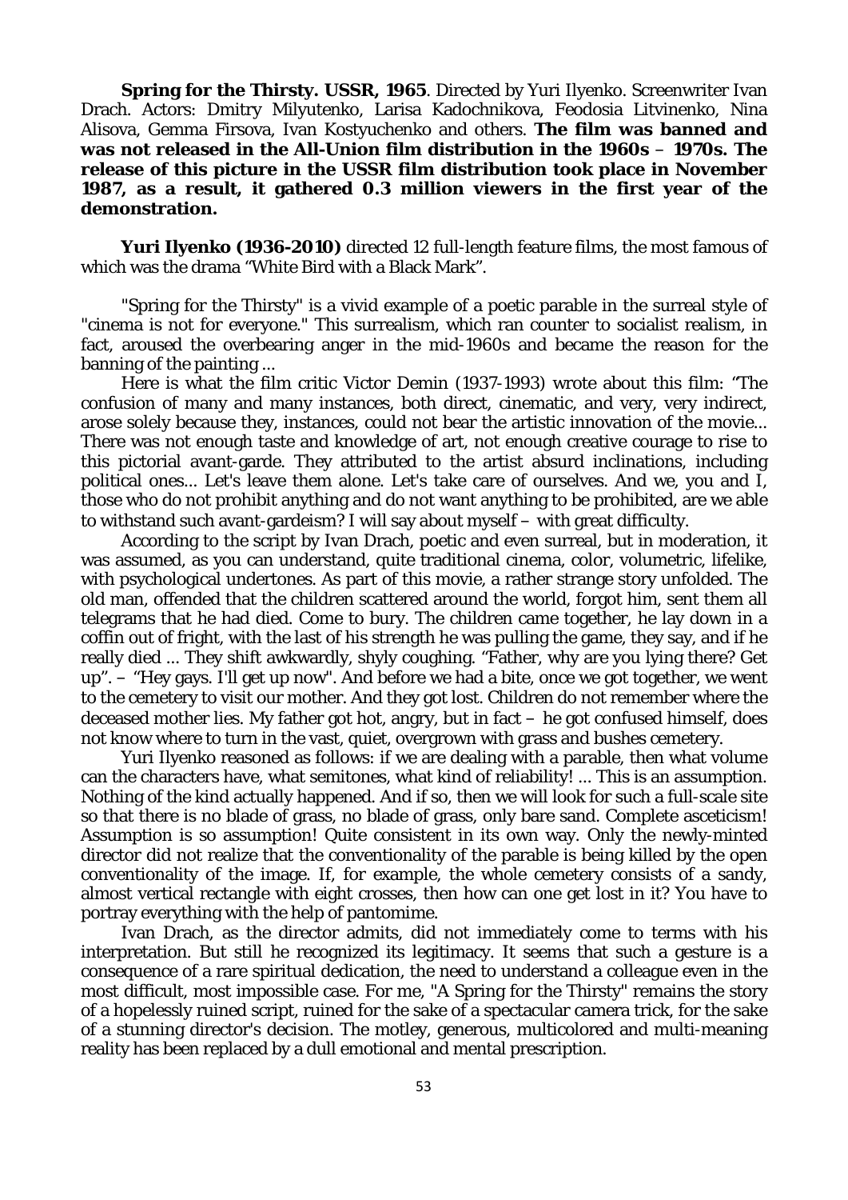**Spring for the Thirsty. USSR, 1965**. Directed by Yuri Ilyenko. Screenwriter Ivan Drach. Actors: Dmitry Milyutenko, Larisa Kadochnikova, Feodosia Litvinenko, Nina Alisova, Gemma Firsova, Ivan Kostyuchenko and others. **The film was banned and was not released in the All-Union film distribution in the 1960s – 1970s. The release of this picture in the USSR film distribution took place in November 1987, as a result, it gathered 0.3 million viewers in the first year of the demonstration.**

**Yuri Ilyenko (1936-2010)** directed 12 full-length feature films, the most famous of which was the drama "White Bird with a Black Mark".

"Spring for the Thirsty" is a vivid example of a poetic parable in the surreal style of "cinema is not for everyone." This surrealism, which ran counter to socialist realism, in fact, aroused the overbearing anger in the mid-1960s and became the reason for the banning of the painting ...

Here is what the film critic Victor Demin (1937-1993) wrote about this film: "The confusion of many and many instances, both direct, cinematic, and very, very indirect, arose solely because they, instances, could not bear the artistic innovation of the movie... There was not enough taste and knowledge of art, not enough creative courage to rise to this pictorial avant-garde. They attributed to the artist absurd inclinations, including political ones... Let's leave them alone. Let's take care of ourselves. And we, you and I, those who do not prohibit anything and do not want anything to be prohibited, are we able to withstand such avant-gardeism? I will say about myself – with great difficulty.

According to the script by Ivan Drach, poetic and even surreal, but in moderation, it was assumed, as you can understand, quite traditional cinema, color, volumetric, lifelike, with psychological undertones. As part of this movie, a rather strange story unfolded. The old man, offended that the children scattered around the world, forgot him, sent them all telegrams that he had died. Come to bury. The children came together, he lay down in a coffin out of fright, with the last of his strength he was pulling the game, they say, and if he really died ... They shift awkwardly, shyly coughing. "Father, why are you lying there? Get up". – "Hey gays. I'll get up now". And before we had a bite, once we got together, we went to the cemetery to visit our mother. And they got lost. Children do not remember where the deceased mother lies. My father got hot, angry, but in fact – he got confused himself, does not know where to turn in the vast, quiet, overgrown with grass and bushes cemetery.

Yuri Ilyenko reasoned as follows: if we are dealing with a parable, then what volume can the characters have, what semitones, what kind of reliability! ... This is an assumption. Nothing of the kind actually happened. And if so, then we will look for such a full-scale site so that there is no blade of grass, no blade of grass, only bare sand. Complete asceticism! Assumption is so assumption! Quite consistent in its own way. Only the newly-minted director did not realize that the conventionality of the parable is being killed by the open conventionality of the image. If, for example, the whole cemetery consists of a sandy, almost vertical rectangle with eight crosses, then how can one get lost in it? You have to portray everything with the help of pantomime.

Ivan Drach, as the director admits, did not immediately come to terms with his interpretation. But still he recognized its legitimacy. It seems that such a gesture is a consequence of a rare spiritual dedication, the need to understand a colleague even in the most difficult, most impossible case. For me, "A Spring for the Thirsty" remains the story of a hopelessly ruined script, ruined for the sake of a spectacular camera trick, for the sake of a stunning director's decision. The motley, generous, multicolored and multi-meaning reality has been replaced by a dull emotional and mental prescription.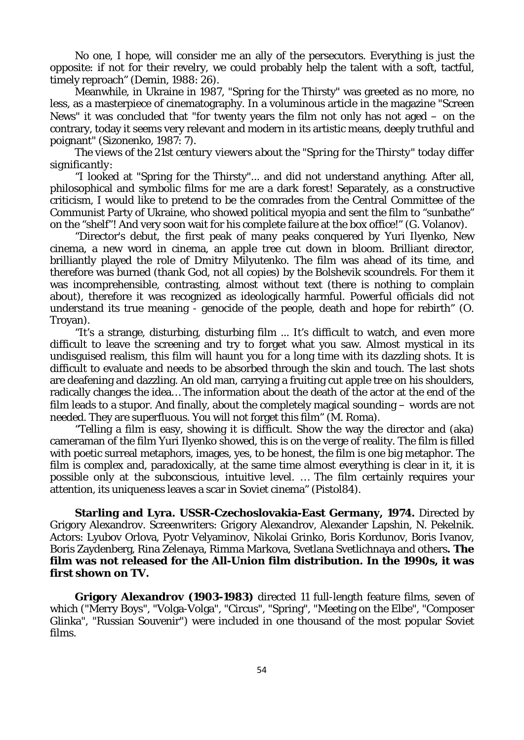No one, I hope, will consider me an ally of the persecutors. Everything is just the opposite: if not for their revelry, we could probably help the talent with a soft, tactful, timely reproach" (Demin, 1988: 26).

Meanwhile, in Ukraine in 1987, "Spring for the Thirsty" was greeted as no more, no less, as a masterpiece of cinematography. In a voluminous article in the magazine "Screen News" it was concluded that "for twenty years the film not only has not aged – on the contrary, today it seems very relevant and modern in its artistic means, deeply truthful and poignant" (Sizonenko, 1987: 7).

*The views of the 21st century viewers about the "Spring for the Thirsty" today differ significantly:*

"I looked at "Spring for the Thirsty"... and did not understand anything. After all, philosophical and symbolic films for me are a dark forest! Separately, as a constructive criticism, I would like to pretend to be the comrades from the Central Committee of the Communist Party of Ukraine, who showed political myopia and sent the film to "sunbathe" on the "shelf"! And very soon wait for his complete failure at the box office!" (G. Volanov).

"Director's debut, the first peak of many peaks conquered by Yuri Ilyenko, New cinema, a new word in cinema, an apple tree cut down in bloom. Brilliant director, brilliantly played the role of Dmitry Milyutenko. The film was ahead of its time, and therefore was burned (thank God, not all copies) by the Bolshevik scoundrels. For them it was incomprehensible, contrasting, almost without text (there is nothing to complain about), therefore it was recognized as ideologically harmful. Powerful officials did not understand its true meaning - genocide of the people, death and hope for rebirth" (O. Troyan).

"It's a strange, disturbing, disturbing film ... It's difficult to watch, and even more difficult to leave the screening and try to forget what you saw. Almost mystical in its undisguised realism, this film will haunt you for a long time with its dazzling shots. It is difficult to evaluate and needs to be absorbed through the skin and touch. The last shots are deafening and dazzling. An old man, carrying a fruiting cut apple tree on his shoulders, radically changes the idea… The information about the death of the actor at the end of the film leads to a stupor. And finally, about the completely magical sounding – words are not needed. They are superfluous. You will not forget this film" (M. Roma).

"Telling a film is easy, showing it is difficult. Show the way the director and (aka) cameraman of the film Yuri Ilyenko showed, this is on the verge of reality. The film is filled with poetic surreal metaphors, images, yes, to be honest, the film is one big metaphor. The film is complex and, paradoxically, at the same time almost everything is clear in it, it is possible only at the subconscious, intuitive level. … The film certainly requires your attention, its uniqueness leaves a scar in Soviet cinema" (Pistol84).

**Starling and Lyra. USSR-Czechoslovakia-East Germany, 1974.** Directed by Grigory Alexandrov. Screenwriters: Grigory Alexandrov, Alexander Lapshin, N. Pekelnik. Actors: Lyubov Orlova, Pyotr Velyaminov, Nikolai Grinko, Boris Kordunov, Boris Ivanov, Boris Zaydenberg, Rina Zelenaya, Rimma Markova, Svetlana Svetlichnaya and others**. The film was not released for the All-Union film distribution. In the 1990s, it was first shown on TV.**

**Grigory Alexandrov (1903-1983)** directed 11 full-length feature films, seven of which ("Merry Boys", "Volga-Volga", "Circus", "Spring", "Meeting on the Elbe", "Composer Glinka", "Russian Souvenir") were included in one thousand of the most popular Soviet films.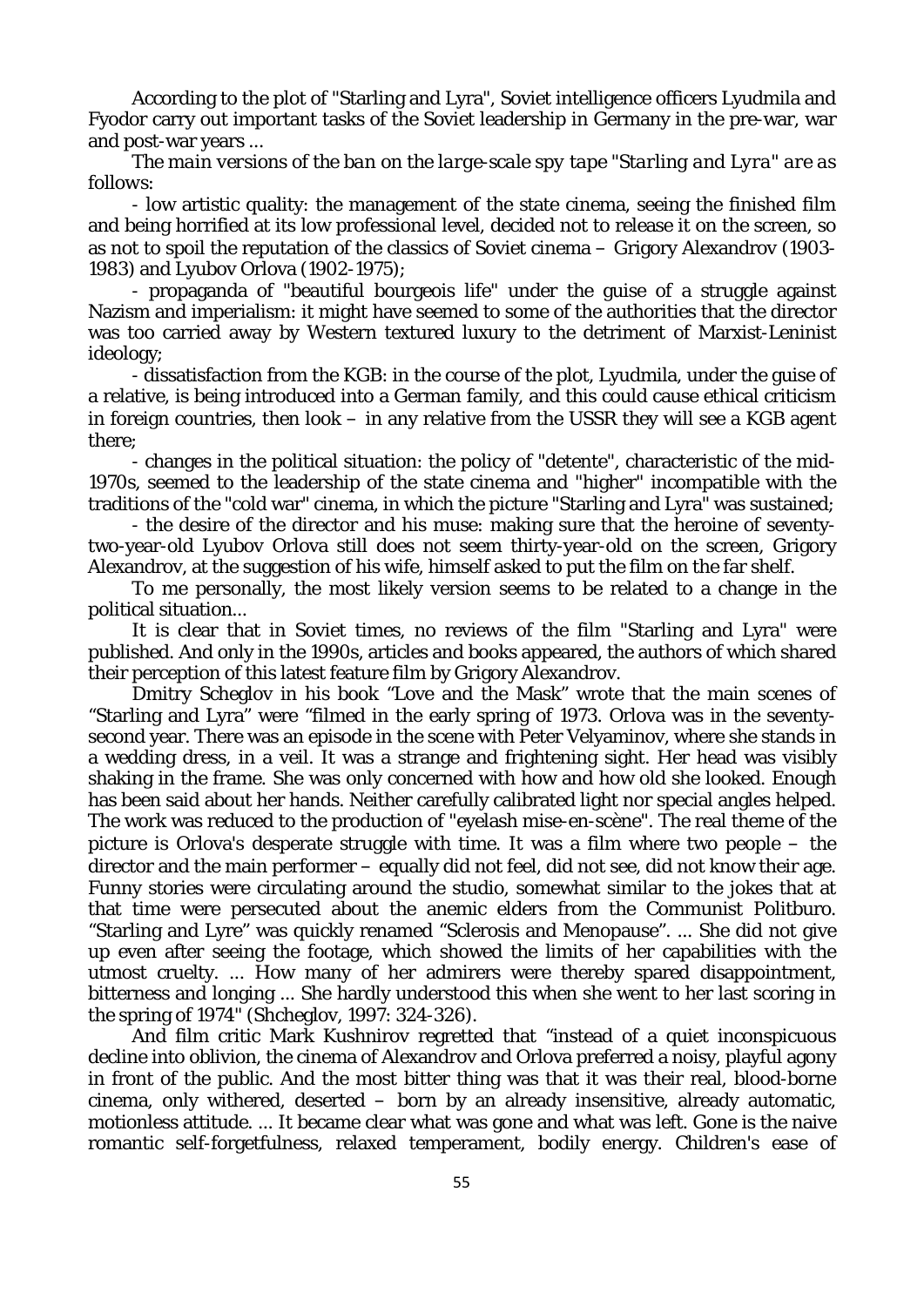According to the plot of "Starling and Lyra", Soviet intelligence officers Lyudmila and Fyodor carry out important tasks of the Soviet leadership in Germany in the pre-war, war and post-war years ...

*The main versions of the ban on the large-scale spy tape "Starling and Lyra" are as* follows:

- low artistic quality: the management of the state cinema, seeing the finished film and being horrified at its low professional level, decided not to release it on the screen, so as not to spoil the reputation of the classics of Soviet cinema – Grigory Alexandrov (1903-1983) and Lyubov Orlova (1902-1975);

- propaganda of "beautiful bourgeois life" under the guise of a struggle against Nazism and imperialism: it might have seemed to some of the authorities that the director was too carried away by Western textured luxury to the detriment of Marxist-Leninist ideology;

- dissatisfaction from the KGB: in the course of the plot, Lyudmila, under the guise of a relative, is being introduced into a German family, and this could cause ethical criticism in foreign countries, then look – in any relative from the USSR they will see a KGB agent there;

- changes in the political situation: the policy of "detente", characteristic of the mid-1970s, seemed to the leadership of the state cinema and "higher" incompatible with the traditions of the "cold war" cinema, in which the picture "Starling and Lyra" was sustained;

- the desire of the director and his muse: making sure that the heroine of seventy-two-year-old Lyubov Orlova still does not seem thirty-year-old on the screen, Grigory Alexandrov, at the suggestion of his wife, himself asked to put the film on the far shelf.

To me personally, the most likely version seems to be related to a change in the political situation...

It is clear that in Soviet times, no reviews of the film "Starling and Lyra" were published. And only in the 1990s, articles and books appeared, the authors of which shared their perception of this latest feature film by Grigory Alexandrov.

Dmitry Scheglov in his book "Love and the Mask" wrote that the main scenes of "Starling and Lyra" were "filmed in the early spring of 1973. Orlova was in the seventy-second year. There was an episode in the scene with Peter Velyaminov, where she stands in a wedding dress, in a veil. It was a strange and frightening sight. Her head was visibly shaking in the frame. She was only concerned with how and how old she looked. Enough has been said about her hands. Neither carefully calibrated light nor special angles helped. The work was reduced to the production of "eyelash mise-en-scène". The real theme of the picture is Orlova's desperate struggle with time. It was a film where two people – the director and the main performer – equally did not feel, did not see, did not know their age. Funny stories were circulating around the studio, somewhat similar to the jokes that at that time were persecuted about the anemic elders from the Communist Politburo. "Starling and Lyre" was quickly renamed "Sclerosis and Menopause". ... She did not give up even after seeing the footage, which showed the limits of her capabilities with the utmost cruelty. ... How many of her admirers were thereby spared disappointment, bitterness and longing ... She hardly understood this when she went to her last scoring in the spring of 1974" (Shcheglov, 1997: 324-326).

And film critic Mark Kushnirov regretted that "instead of a quiet inconspicuous decline into oblivion, the cinema of Alexandrov and Orlova preferred a noisy, playful agony in front of the public. And the most bitter thing was that it was their real, blood-borne cinema, only withered, deserted – born by an already insensitive, already automatic, motionless attitude. ... It became clear what was gone and what was left. Gone is the naive romantic self-forgetfulness, relaxed temperament, bodily energy. Children's ease of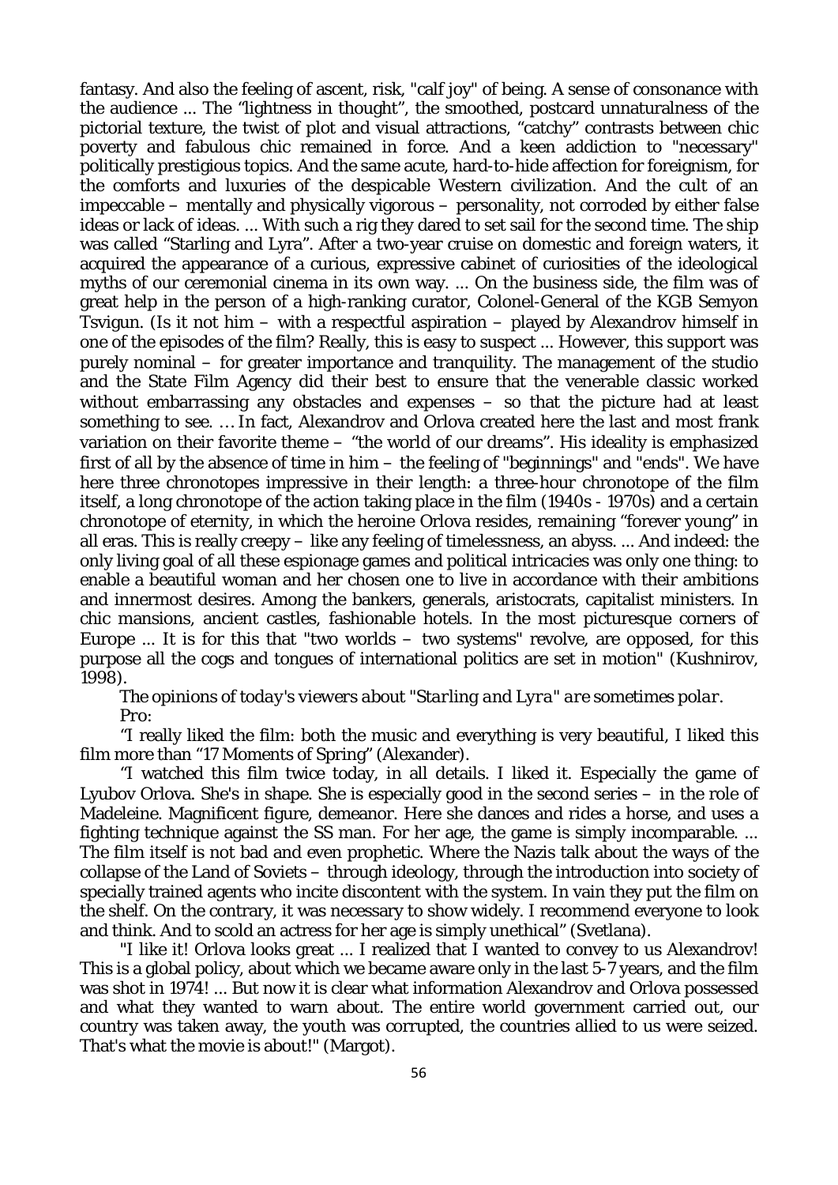fantasy. And also the feeling of ascent, risk, "calf joy" of being. A sense of consonance with the audience ... The "lightness in thought", the smoothed, postcard unnaturalness of the pictorial texture, the twist of plot and visual attractions, "catchy" contrasts between chic poverty and fabulous chic remained in force. And a keen addiction to "necessary" politically prestigious topics. And the same acute, hard-to-hide affection for foreignism, for the comforts and luxuries of the despicable Western civilization. And the cult of an impeccable – mentally and physically vigorous – personality, not corroded by either false ideas or lack of ideas. ... With such a rig they dared to set sail for the second time. The ship was called "Starling and Lyra". After a two-year cruise on domestic and foreign waters, it acquired the appearance of a curious, expressive cabinet of curiosities of the ideological myths of our ceremonial cinema in its own way. ... On the business side, the film was of great help in the person of a high-ranking curator, Colonel-General of the KGB Semyon Tsvigun. (Is it not him – with a respectful aspiration – played by Alexandrov himself in one of the episodes of the film? Really, this is easy to suspect ... However, this support was purely nominal – for greater importance and tranquility. The management of the studio and the State Film Agency did their best to ensure that the venerable classic worked without embarrassing any obstacles and expenses – so that the picture had at least something to see. … In fact, Alexandrov and Orlova created here the last and most frank variation on their favorite theme – "the world of our dreams". His ideality is emphasized first of all by the absence of time in him – the feeling of "beginnings" and "ends". We have here three chronotopes impressive in their length: a three-hour chronotope of the film itself, a long chronotope of the action taking place in the film (1940s - 1970s) and a certain chronotope of eternity, in which the heroine Orlova resides, remaining "forever young" in all eras. This is really creepy – like any feeling of timelessness, an abyss. ... And indeed: the only living goal of all these espionage games and political intricacies was only one thing: to enable a beautiful woman and her chosen one to live in accordance with their ambitions and innermost desires. Among the bankers, generals, aristocrats, capitalist ministers. In chic mansions, ancient castles, fashionable hotels. In the most picturesque corners of Europe ... It is for this that "two worlds – two systems" revolve, are opposed, for this purpose all the cogs and tongues of international politics are set in motion" (Kushnirov, 1998).

*The opinions of today's viewers about "Starling and Lyra" are sometimes polar.*

*Pro:*

"I really liked the film: both the music and everything is very beautiful, I liked this film more than "17 Moments of Spring" (Alexander).

"I watched this film twice today, in all details. I liked it. Especially the game of Lyubov Orlova. She's in shape. She is especially good in the second series – in the role of Madeleine. Magnificent figure, demeanor. Here she dances and rides a horse, and uses a fighting technique against the SS man. For her age, the game is simply incomparable. ... The film itself is not bad and even prophetic. Where the Nazis talk about the ways of the collapse of the Land of Soviets – through ideology, through the introduction into society of specially trained agents who incite discontent with the system. In vain they put the film on the shelf. On the contrary, it was necessary to show widely. I recommend everyone to look and think. And to scold an actress for her age is simply unethical" (Svetlana).

"I like it! Orlova looks great ... I realized that I wanted to convey to us Alexandrov! This is a global policy, about which we became aware only in the last 5-7 years, and the film was shot in 1974! ... But now it is clear what information Alexandrov and Orlova possessed and what they wanted to warn about. The entire world government carried out, our country was taken away, the youth was corrupted, the countries allied to us were seized. That's what the movie is about!" (Margot).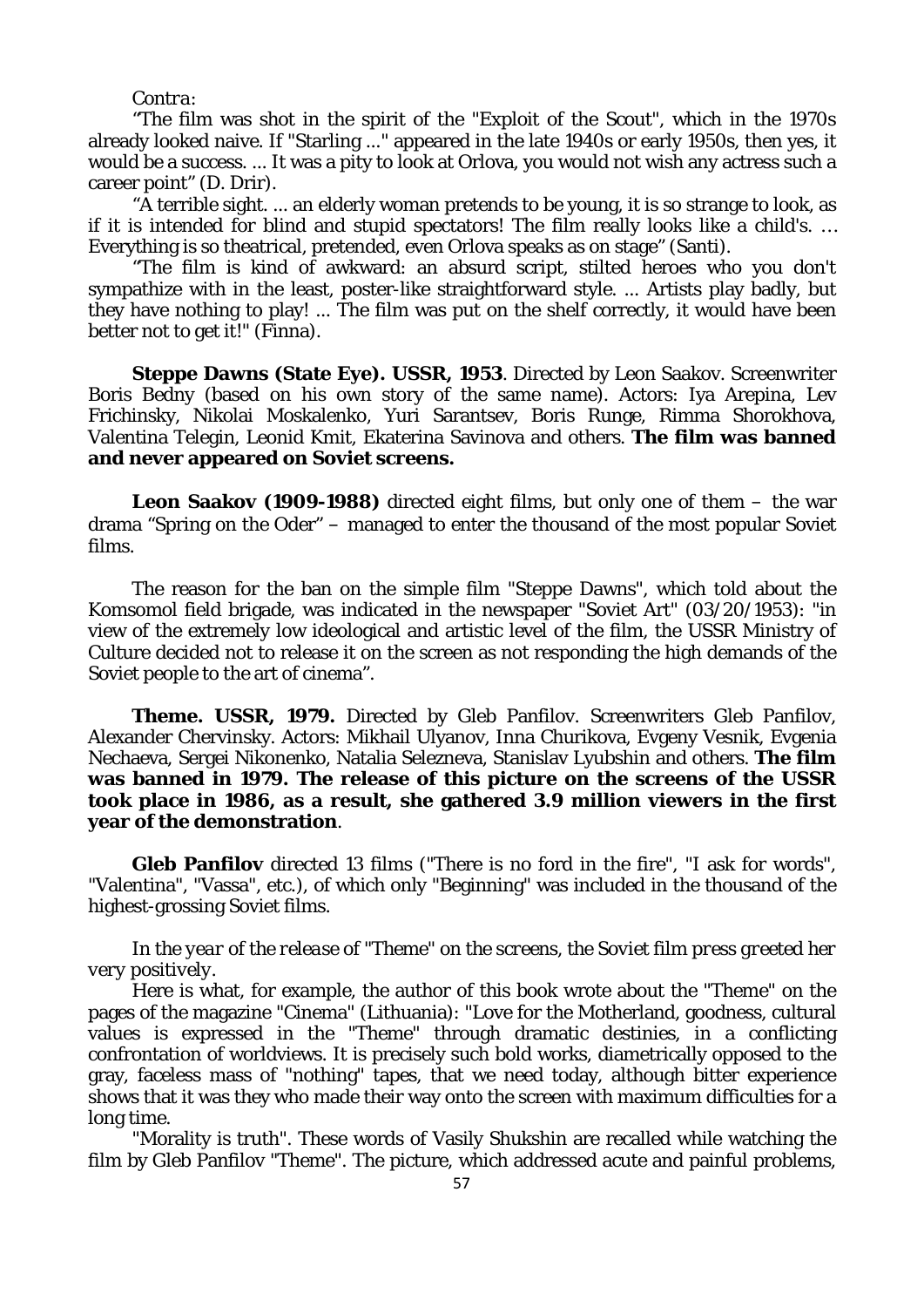*Contra*:

"The film was shot in the spirit of the "Exploit of the Scout", which in the 1970s already looked naive. If "Starling ..." appeared in the late 1940s or early 1950s, then yes, it would be a success. ... It was a pity to look at Orlova, you would not wish any actress such a career point" (D. Drir).

"A terrible sight. ... an elderly woman pretends to be young, it is so strange to look, as if it is intended for blind and stupid spectators! The film really looks like a child's. … Everything is so theatrical, pretended, even Orlova speaks as on stage" (Santi).

"The film is kind of awkward: an absurd script, stilted heroes who you don't sympathize with in the least, poster-like straightforward style. ... Artists play badly, but they have nothing to play! ... The film was put on the shelf correctly, it would have been better not to get it!" (Finna).

**Steppe Dawns (State Eye). USSR, 1953**. Directed by Leon Saakov. Screenwriter Boris Bedny (based on his own story of the same name). Actors: Iya Arepina, Lev Frichinsky, Nikolai Moskalenko, Yuri Sarantsev, Boris Runge, Rimma Shorokhova, Valentina Telegin, Leonid Kmit, Ekaterina Savinova and others. **The film was banned and never appeared on Soviet screens.**

**Leon Saakov (1909-1988)** directed eight films, but only one of them – the war drama "Spring on the Oder" – managed to enter the thousand of the most popular Soviet films.

The reason for the ban on the simple film "Steppe Dawns", which told about the Komsomol field brigade, was indicated in the newspaper "Soviet Art" (03/20/1953): "in view of the extremely low ideological and artistic level of the film, the USSR Ministry of Culture decided not to release it on the screen as not responding the high demands of the Soviet people to the art of cinema".

**Theme. USSR, 1979.** Directed by Gleb Panfilov. Screenwriters Gleb Panfilov, Alexander Chervinsky. Actors: Mikhail Ulyanov, Inna Churikova, Evgeny Vesnik, Evgenia Nechaeva, Sergei Nikonenko, Natalia Selezneva, Stanislav Lyubshin and others. **The film was banned in 1979. The release of this picture on the screens of the USSR took place in 1986, as a result, she gathered 3.9 million viewers in the first year of the demonstration**.

**Gleb Panfilov** directed 13 films ("There is no ford in the fire", "I ask for words", "Valentina", "Vassa", etc.), of which only "Beginning" was included in the thousand of the highest-grossing Soviet films.

*In the year of the release of "Theme" on the screens, the Soviet film press greeted her very positively.*

Here is what, for example, the author of this book wrote about the "Theme" on the pages of the magazine "Cinema" (Lithuania): "Love for the Motherland, goodness, cultural values is expressed in the "Theme" through dramatic destinies, in a conflicting confrontation of worldviews. It is precisely such bold works, diametrically opposed to the gray, faceless mass of "nothing" tapes, that we need today, although bitter experience shows that it was they who made their way onto the screen with maximum difficulties for a long time.

"Morality is truth". These words of Vasily Shukshin are recalled while watching the film by Gleb Panfilov "Theme". The picture, which addressed acute and painful problems,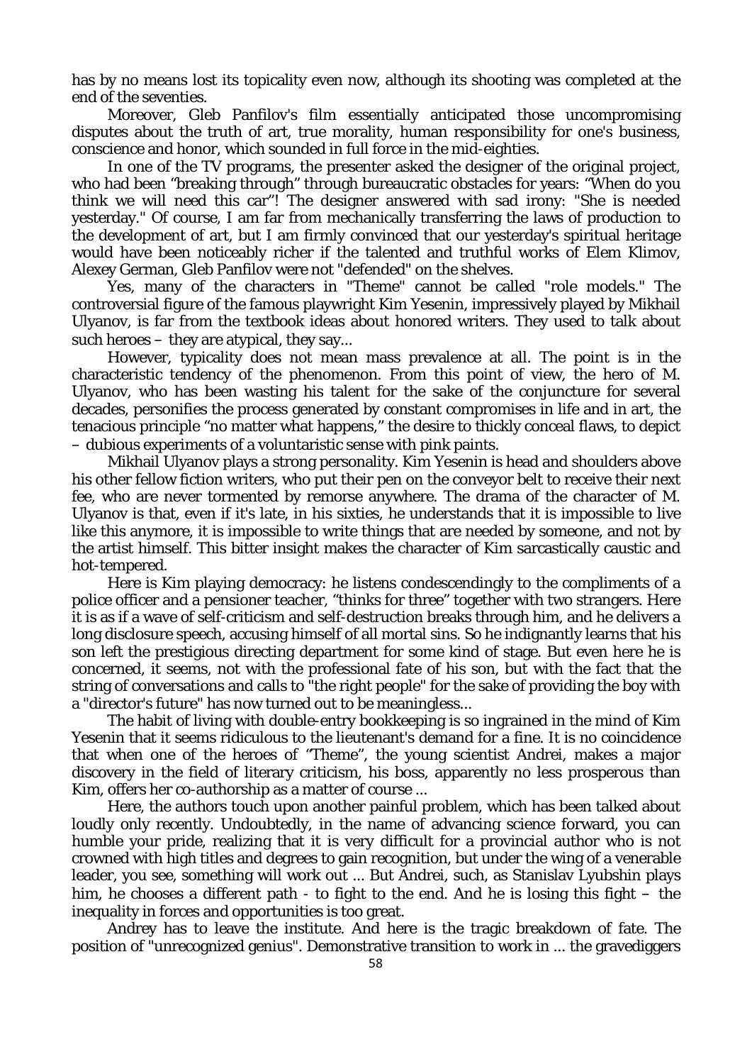has by no means lost its topicality even now, although its shooting was completed at the end of the seventies.

Moreover, Gleb Panfilov's film essentially anticipated those uncompromising disputes about the truth of art, true morality, human responsibility for one's business, conscience and honor, which sounded in full force in the mid-eighties.

In one of the TV programs, the presenter asked the designer of the original project, who had been "breaking through" through bureaucratic obstacles for years: "When do you think we will need this car"! The designer answered with sad irony: "She is needed yesterday." Of course, I am far from mechanically transferring the laws of production to the development of art, but I am firmly convinced that our yesterday's spiritual heritage would have been noticeably richer if the talented and truthful works of Elem Klimov, Alexey German, Gleb Panfilov were not "defended" on the shelves.

Yes, many of the characters in "Theme" cannot be called "role models." The controversial figure of the famous playwright Kim Yesenin, impressively played by Mikhail Ulyanov, is far from the textbook ideas about honored writers. They used to talk about such heroes – they are atypical, they say...

However, typicality does not mean mass prevalence at all. The point is in the characteristic tendency of the phenomenon. From this point of view, the hero of M. Ulyanov, who has been wasting his talent for the sake of the conjuncture for several decades, personifies the process generated by constant compromises in life and in art, the tenacious principle "no matter what happens," the desire to thickly conceal flaws, to depict – dubious experiments of a voluntaristic sense with pink paints.

Mikhail Ulyanov plays a strong personality. Kim Yesenin is head and shoulders above his other fellow fiction writers, who put their pen on the conveyor belt to receive their next fee, who are never tormented by remorse anywhere. The drama of the character of M. Ulyanov is that, even if it's late, in his sixties, he understands that it is impossible to live like this anymore, it is impossible to write things that are needed by someone, and not by the artist himself. This bitter insight makes the character of Kim sarcastically caustic and hot-tempered.

Here is Kim playing democracy: he listens condescendingly to the compliments of a police officer and a pensioner teacher, "thinks for three" together with two strangers. Here it is as if a wave of self-criticism and self-destruction breaks through him, and he delivers a long disclosure speech, accusing himself of all mortal sins. So he indignantly learns that his son left the prestigious directing department for some kind of stage. But even here he is concerned, it seems, not with the professional fate of his son, but with the fact that the string of conversations and calls to "the right people" for the sake of providing the boy with a "director's future" has now turned out to be meaningless...

The habit of living with double-entry bookkeeping is so ingrained in the mind of Kim Yesenin that it seems ridiculous to the lieutenant's demand for a fine. It is no coincidence that when one of the heroes of "Theme", the young scientist Andrei, makes a major discovery in the field of literary criticism, his boss, apparently no less prosperous than Kim, offers her co-authorship as a matter of course ...

Here, the authors touch upon another painful problem, which has been talked about loudly only recently. Undoubtedly, in the name of advancing science forward, you can humble your pride, realizing that it is very difficult for a provincial author who is not crowned with high titles and degrees to gain recognition, but under the wing of a venerable leader, you see, something will work out ... But Andrei, such, as Stanislav Lyubshin plays him, he chooses a different path - to fight to the end. And he is losing this fight – the inequality in forces and opportunities is too great.

Andrey has to leave the institute. And here is the tragic breakdown of fate. The position of "unrecognized genius". Demonstrative transition to work in ... the gravediggers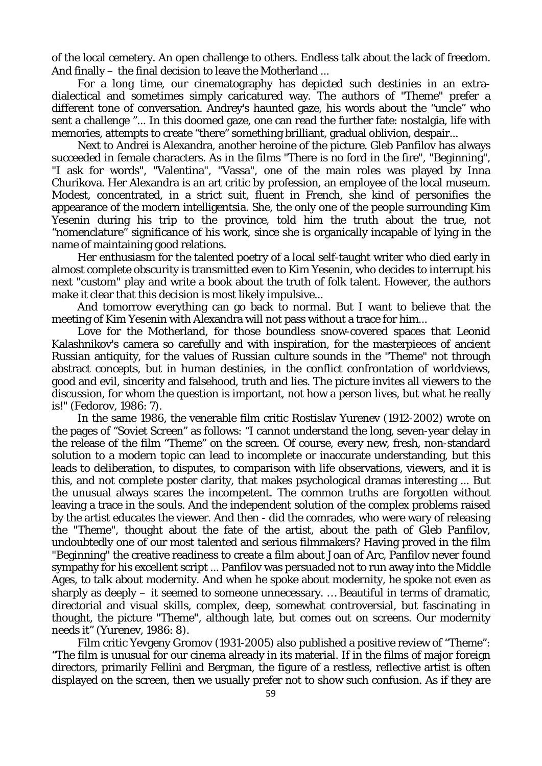of the local cemetery. An open challenge to others. Endless talk about the lack of freedom. And finally – the final decision to leave the Motherland ...

For a long time, our cinematography has depicted such destinies in an extra-dialectical and sometimes simply caricatured way. The authors of "Theme" prefer a different tone of conversation. Andrey's haunted gaze, his words about the "uncle" who sent a challenge "... In this doomed gaze, one can read the further fate: nostalgia, life with memories, attempts to create "there" something brilliant, gradual oblivion, despair...

Next to Andrei is Alexandra, another heroine of the picture. Gleb Panfilov has always succeeded in female characters. As in the films "There is no ford in the fire", "Beginning", "I ask for words", "Valentina", "Vassa", one of the main roles was played by Inna Churikova. Her Alexandra is an art critic by profession, an employee of the local museum. Modest, concentrated, in a strict suit, fluent in French, she kind of personifies the appearance of the modern intelligentsia. She, the only one of the people surrounding Kim Yesenin during his trip to the province, told him the truth about the true, not "nomenclature" significance of his work, since she is organically incapable of lying in the name of maintaining good relations.

Her enthusiasm for the talented poetry of a local self-taught writer who died early in almost complete obscurity is transmitted even to Kim Yesenin, who decides to interrupt his next "custom" play and write a book about the truth of folk talent. However, the authors make it clear that this decision is most likely impulsive...

And tomorrow everything can go back to normal. But I want to believe that the meeting of Kim Yesenin with Alexandra will not pass without a trace for him...

Love for the Motherland, for those boundless snow-covered spaces that Leonid Kalashnikov's camera so carefully and with inspiration, for the masterpieces of ancient Russian antiquity, for the values of Russian culture sounds in the "Theme" not through abstract concepts, but in human destinies, in the conflict confrontation of worldviews, good and evil, sincerity and falsehood, truth and lies. The picture invites all viewers to the discussion, for whom the question is important, not how a person lives, but what he really is!" (Fedorov, 1986: 7).

In the same 1986, the venerable film critic Rostislav Yurenev (1912-2002) wrote on the pages of "Soviet Screen" as follows: "I cannot understand the long, seven-year delay in the release of the film "Theme" on the screen. Of course, every new, fresh, non-standard solution to a modern topic can lead to incomplete or inaccurate understanding, but this leads to deliberation, to disputes, to comparison with life observations, viewers, and it is this, and not complete poster clarity, that makes psychological dramas interesting ... But the unusual always scares the incompetent. The common truths are forgotten without leaving a trace in the souls. And the independent solution of the complex problems raised by the artist educates the viewer. And then - did the comrades, who were wary of releasing the "Theme", thought about the fate of the artist, about the path of Gleb Panfilov, undoubtedly one of our most talented and serious filmmakers? Having proved in the film "Beginning" the creative readiness to create a film about Joan of Arc, Panfilov never found sympathy for his excellent script ... Panfilov was persuaded not to run away into the Middle Ages, to talk about modernity. And when he spoke about modernity, he spoke not even as sharply as deeply – it seemed to someone unnecessary. … Beautiful in terms of dramatic, directorial and visual skills, complex, deep, somewhat controversial, but fascinating in thought, the picture "Theme", although late, but comes out on screens. Our modernity needs it" (Yurenev, 1986: 8).

Film critic Yevgeny Gromov (1931-2005) also published a positive review of "Theme": "The film is unusual for our cinema already in its material. If in the films of major foreign directors, primarily Fellini and Bergman, the figure of a restless, reflective artist is often displayed on the screen, then we usually prefer not to show such confusion. As if they are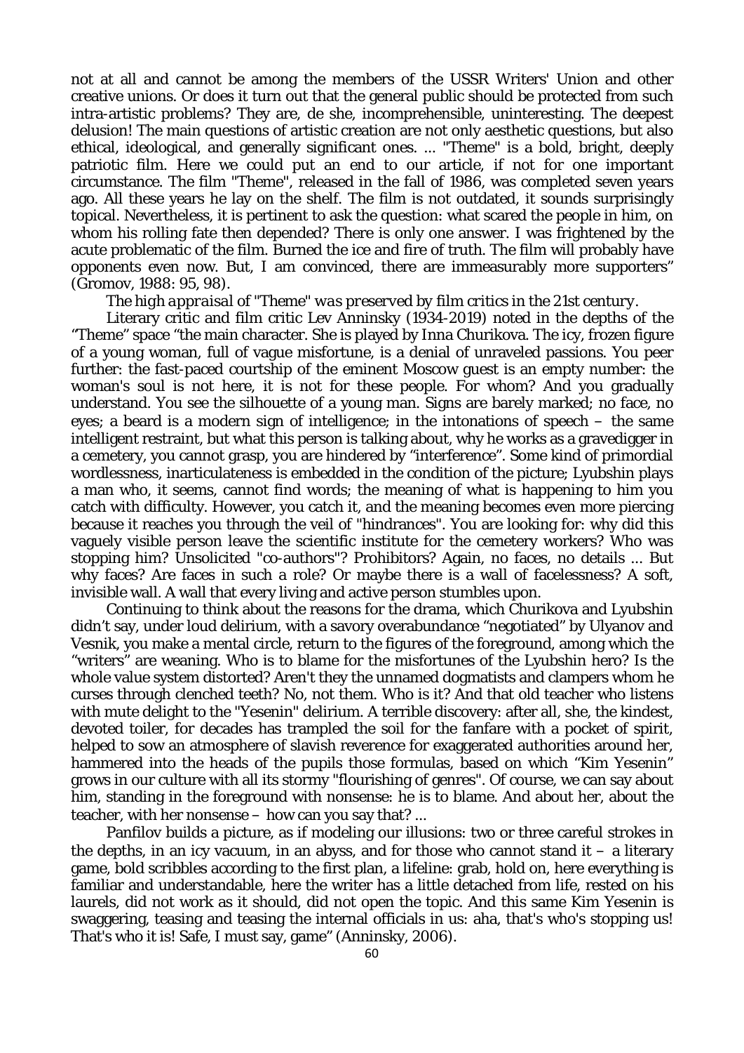not at all and cannot be among the members of the USSR Writers' Union and other creative unions. Or does it turn out that the general public should be protected from such intra-artistic problems? They are, de she, incomprehensible, uninteresting. The deepest delusion! The main questions of artistic creation are not only aesthetic questions, but also ethical, ideological, and generally significant ones. ... "Theme" is a bold, bright, deeply patriotic film. Here we could put an end to our article, if not for one important circumstance. The film "Theme", released in the fall of 1986, was completed seven years ago. All these years he lay on the shelf. The film is not outdated, it sounds surprisingly topical. Nevertheless, it is pertinent to ask the question: what scared the people in him, on whom his rolling fate then depended? There is only one answer. I was frightened by the acute problematic of the film. Burned the ice and fire of truth. The film will probably have opponents even now. But, I am convinced, there are immeasurably more supporters" (Gromov, 1988: 95, 98).

*The high appraisal of "Theme" was preserved by film critics in the 21st century.*

Literary critic and film critic Lev Anninsky (1934-2019) noted in the depths of the "Theme" space "the main character. She is played by Inna Churikova. The icy, frozen figure of a young woman, full of vague misfortune, is a denial of unraveled passions. You peer further: the fast-paced courtship of the eminent Moscow guest is an empty number: the woman's soul is not here, it is not for these people. For whom? And you gradually understand. You see the silhouette of a young man. Signs are barely marked; no face, no eyes; a beard is a modern sign of intelligence; in the intonations of speech – the same intelligent restraint, but what this person is talking about, why he works as a gravedigger in a cemetery, you cannot grasp, you are hindered by "interference". Some kind of primordial wordlessness, inarticulateness is embedded in the condition of the picture; Lyubshin plays a man who, it seems, cannot find words; the meaning of what is happening to him you catch with difficulty. However, you catch it, and the meaning becomes even more piercing because it reaches you through the veil of "hindrances". You are looking for: why did this vaguely visible person leave the scientific institute for the cemetery workers? Who was stopping him? Unsolicited "co-authors"? Prohibitors? Again, no faces, no details ... But why faces? Are faces in such a role? Or maybe there is a wall of facelessness? A soft, invisible wall. A wall that every living and active person stumbles upon.

Continuing to think about the reasons for the drama, which Churikova and Lyubshin didn't say, under loud delirium, with a savory overabundance "negotiated" by Ulyanov and Vesnik, you make a mental circle, return to the figures of the foreground, among which the "writers" are weaning. Who is to blame for the misfortunes of the Lyubshin hero? Is the whole value system distorted? Aren't they the unnamed dogmatists and clampers whom he curses through clenched teeth? No, not them. Who is it? And that old teacher who listens with mute delight to the "Yesenin" delirium. A terrible discovery: after all, she, the kindest, devoted toiler, for decades has trampled the soil for the fanfare with a pocket of spirit, helped to sow an atmosphere of slavish reverence for exaggerated authorities around her, hammered into the heads of the pupils those formulas, based on which "Kim Yesenin" grows in our culture with all its stormy "flourishing of genres". Of course, we can say about him, standing in the foreground with nonsense: he is to blame. And about her, about the teacher, with her nonsense – how can you say that? ...

Panfilov builds a picture, as if modeling our illusions: two or three careful strokes in the depths, in an icy vacuum, in an abyss, and for those who cannot stand it – a literary game, bold scribbles according to the first plan, a lifeline: grab, hold on, here everything is familiar and understandable, here the writer has a little detached from life, rested on his laurels, did not work as it should, did not open the topic. And this same Kim Yesenin is swaggering, teasing and teasing the internal officials in us: aha, that's who's stopping us! That's who it is! Safe, I must say, game" (Anninsky, 2006).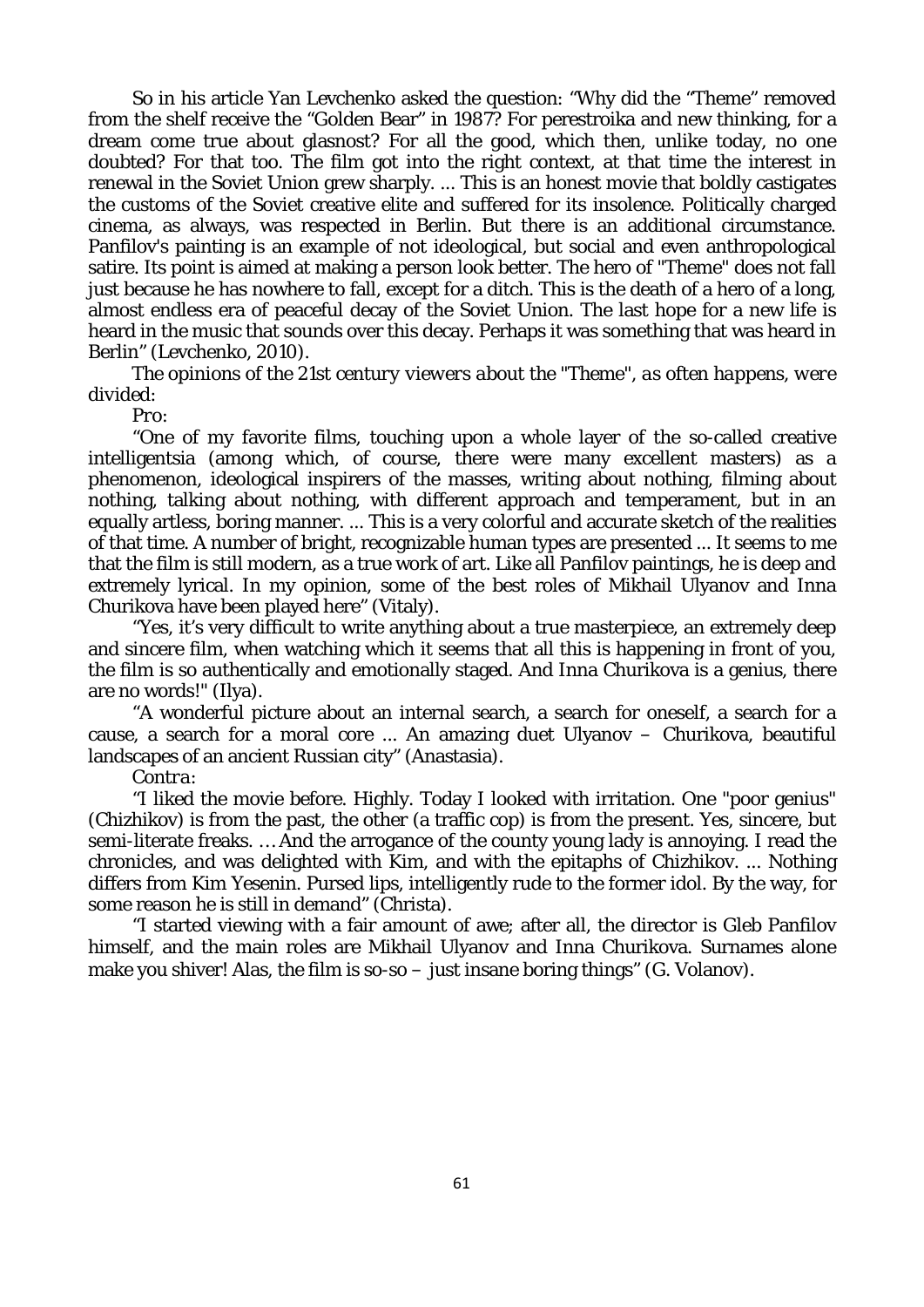So in his article Yan Levchenko asked the question: "Why did the "Theme" removed from the shelf receive the "Golden Bear" in 1987? For perestroika and new thinking, for a dream come true about glasnost? For all the good, which then, unlike today, no one doubted? For that too. The film got into the right context, at that time the interest in renewal in the Soviet Union grew sharply. ... This is an honest movie that boldly castigates the customs of the Soviet creative elite and suffered for its insolence. Politically charged cinema, as always, was respected in Berlin. But there is an additional circumstance. Panfilov's painting is an example of not ideological, but social and even anthropological satire. Its point is aimed at making a person look better. The hero of "Theme" does not fall just because he has nowhere to fall, except for a ditch. This is the death of a hero of a long, almost endless era of peaceful decay of the Soviet Union. The last hope for a new life is heard in the music that sounds over this decay. Perhaps it was something that was heard in Berlin" (Levchenko, 2010).

*The opinions of the 21st century viewers about the "Theme", as often happens, were divided:*

*Pro:*

"One of my favorite films, touching upon a whole layer of the so-called creative intelligentsia (among which, of course, there were many excellent masters) as a phenomenon, ideological inspirers of the masses, writing about nothing, filming about nothing, talking about nothing, with different approach and temperament, but in an equally artless, boring manner. ... This is a very colorful and accurate sketch of the realities of that time. A number of bright, recognizable human types are presented ... It seems to me that the film is still modern, as a true work of art. Like all Panfilov paintings, he is deep and extremely lyrical. In my opinion, some of the best roles of Mikhail Ulyanov and Inna Churikova have been played here" (Vitaly).

"Yes, it's very difficult to write anything about a true masterpiece, an extremely deep and sincere film, when watching which it seems that all this is happening in front of you, the film is so authentically and emotionally staged. And Inna Churikova is a genius, there are no words!" (Ilya).

"A wonderful picture about an internal search, a search for oneself, a search for a cause, a search for a moral core ... An amazing duet Ulyanov – Churikova, beautiful landscapes of an ancient Russian city" (Anastasia).

*Contra:*

"I liked the movie before. Highly. Today I looked with irritation. One "poor genius" (Chizhikov) is from the past, the other (a traffic cop) is from the present. Yes, sincere, but semi-literate freaks. … And the arrogance of the county young lady is annoying. I read the chronicles, and was delighted with Kim, and with the epitaphs of Chizhikov. ... Nothing differs from Kim Yesenin. Pursed lips, intelligently rude to the former idol. By the way, for some reason he is still in demand" (Christa).

"I started viewing with a fair amount of awe; after all, the director is Gleb Panfilov himself, and the main roles are Mikhail Ulyanov and Inna Churikova. Surnames alone make you shiver! Alas, the film is so-so – just insane boring things" (G. Volanov).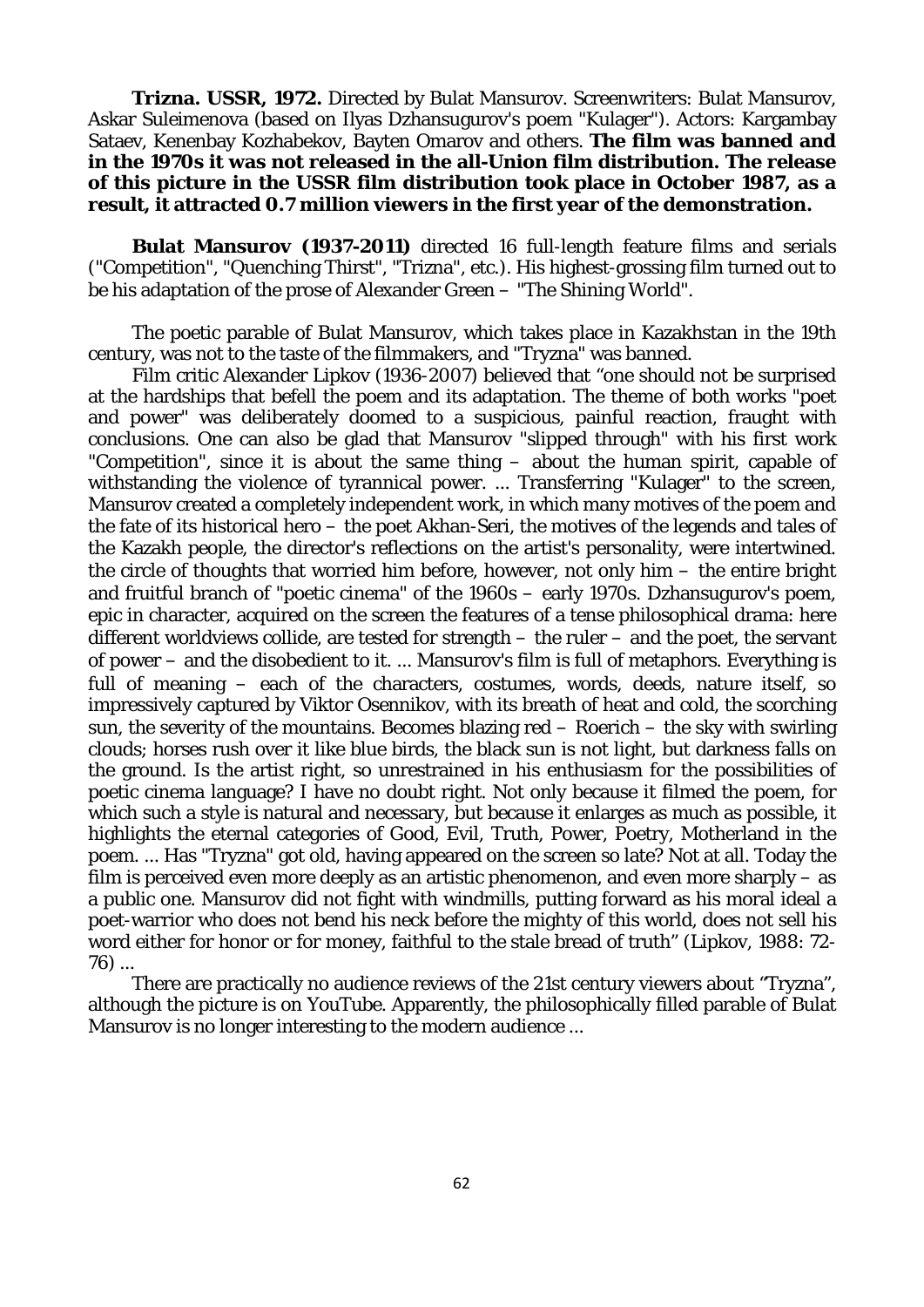**Trizna. USSR, 1972.** Directed by Bulat Mansurov. Screenwriters: Bulat Mansurov, Askar Suleimenova (based on Ilyas Dzhansugurov's poem "Kulager"). Actors: Kargambay Sataev, Kenenbay Kozhabekov, Bayten Omarov and others. **The film was banned and in the 1970s it was not released in the all-Union film distribution. The release of this picture in the USSR film distribution took place in October 1987, as a result, it attracted 0.7 million viewers in the first year of the demonstration.**

**Bulat Mansurov (1937-2011)** directed 16 full-length feature films and serials ("Competition", "Quenching Thirst", "Trizna", etc.). His highest-grossing film turned out to be his adaptation of the prose of Alexander Green – "The Shining World".

The poetic parable of Bulat Mansurov, which takes place in Kazakhstan in the 19th century, was not to the taste of the filmmakers, and "Tryzna" was banned.

Film critic Alexander Lipkov (1936-2007) believed that "one should not be surprised at the hardships that befell the poem and its adaptation. The theme of both works "poet and power" was deliberately doomed to a suspicious, painful reaction, fraught with conclusions. One can also be glad that Mansurov "slipped through" with his first work "Competition", since it is about the same thing – about the human spirit, capable of withstanding the violence of tyrannical power. ... Transferring "Kulager" to the screen, Mansurov created a completely independent work, in which many motives of the poem and the fate of its historical hero – the poet Akhan-Seri, the motives of the legends and tales of the Kazakh people, the director's reflections on the artist's personality, were intertwined. the circle of thoughts that worried him before, however, not only him – the entire bright and fruitful branch of "poetic cinema" of the 1960s – early 1970s. Dzhansugurov's poem, epic in character, acquired on the screen the features of a tense philosophical drama: here different worldviews collide, are tested for strength – the ruler – and the poet, the servant of power – and the disobedient to it. ... Mansurov's film is full of metaphors. Everything is full of meaning – each of the characters, costumes, words, deeds, nature itself, so impressively captured by Viktor Osennikov, with its breath of heat and cold, the scorching sun, the severity of the mountains. Becomes blazing red – Roerich – the sky with swirling clouds; horses rush over it like blue birds, the black sun is not light, but darkness falls on the ground. Is the artist right, so unrestrained in his enthusiasm for the possibilities of poetic cinema language? I have no doubt right. Not only because it filmed the poem, for which such a style is natural and necessary, but because it enlarges as much as possible, it highlights the eternal categories of Good, Evil, Truth, Power, Poetry, Motherland in the poem. ... Has "Tryzna" got old, having appeared on the screen so late? Not at all. Today the film is perceived even more deeply as an artistic phenomenon, and even more sharply – as a public one. Mansurov did not fight with windmills, putting forward as his moral ideal a poet-warrior who does not bend his neck before the mighty of this world, does not sell his word either for honor or for money, faithful to the stale bread of truth" (Lipkov, 1988: 72-76) ...

There are practically no audience reviews of the 21st century viewers about "Tryzna", although the picture is on YouTube. Apparently, the philosophically filled parable of Bulat Mansurov is no longer interesting to the modern audience ...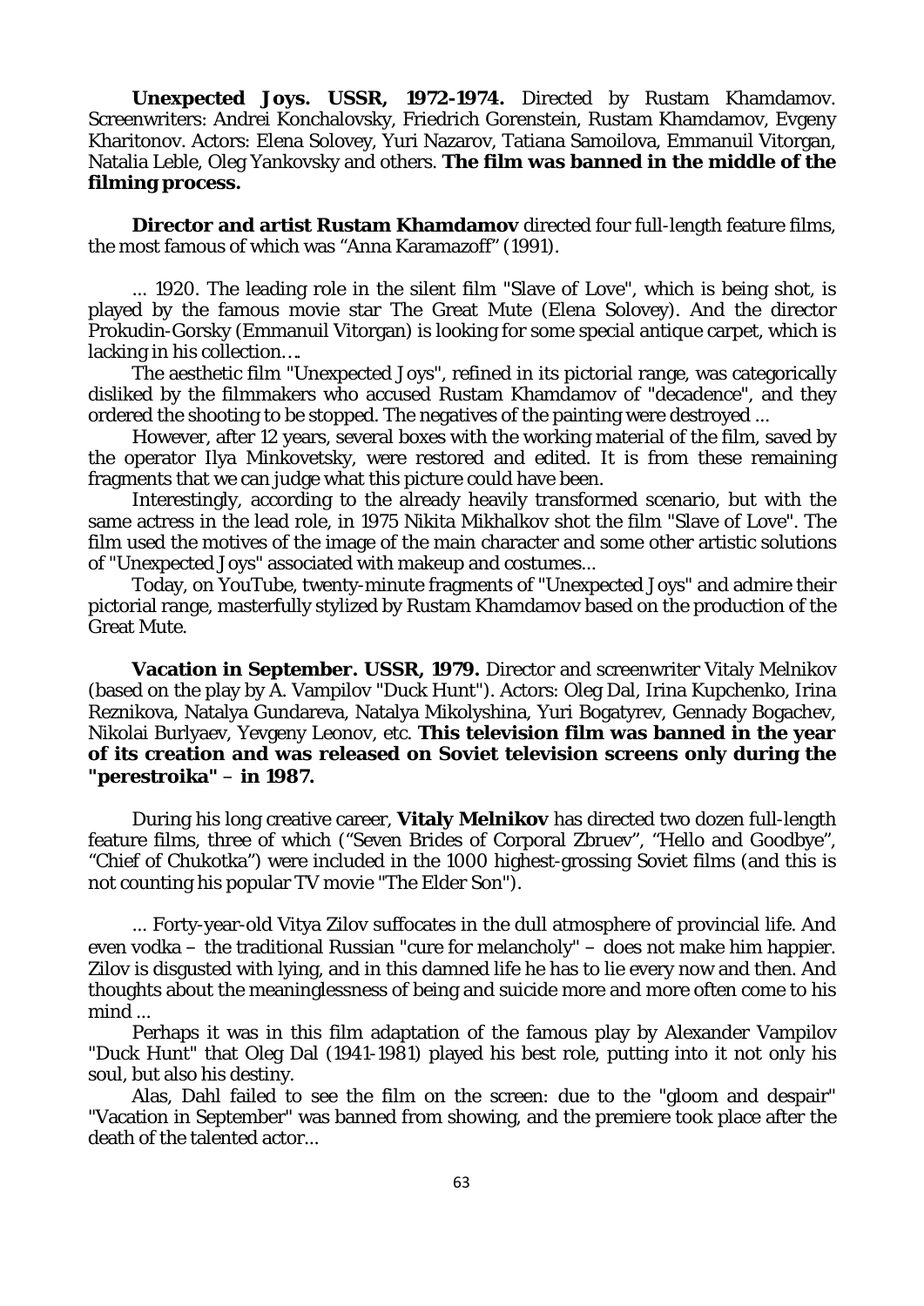**Unexpected Joys. USSR, 1972-1974.** Directed by Rustam Khamdamov. Screenwriters: Andrei Konchalovsky, Friedrich Gorenstein, Rustam Khamdamov, Evgeny Kharitonov. Actors: Elena Solovey, Yuri Nazarov, Tatiana Samoilova, Emmanuil Vitorgan, Natalia Leble, Oleg Yankovsky and others. **The film was banned in the middle of the filming process.**

**Director and artist Rustam Khamdamov** directed four full-length feature films, the most famous of which was "Anna Karamazoff" (1991).

... 1920. The leading role in the silent film "Slave of Love", which is being shot, is played by the famous movie star The Great Mute (Elena Solovey). And the director Prokudin-Gorsky (Emmanuil Vitorgan) is looking for some special antique carpet, which is lacking in his collection….

The aesthetic film "Unexpected Joys", refined in its pictorial range, was categorically disliked by the filmmakers who accused Rustam Khamdamov of "decadence", and they ordered the shooting to be stopped. The negatives of the painting were destroyed ...

However, after 12 years, several boxes with the working material of the film, saved by the operator Ilya Minkovetsky, were restored and edited. It is from these remaining fragments that we can judge what this picture could have been.

Interestingly, according to the already heavily transformed scenario, but with the same actress in the lead role, in 1975 Nikita Mikhalkov shot the film "Slave of Love". The film used the motives of the image of the main character and some other artistic solutions of "Unexpected Joys" associated with makeup and costumes...

Today, on YouTube, twenty-minute fragments of "Unexpected Joys" and admire their pictorial range, masterfully stylized by Rustam Khamdamov based on the production of the Great Mute.

**Vacation in September. USSR, 1979.** Director and screenwriter Vitaly Melnikov (based on the play by A. Vampilov "Duck Hunt"). Actors: Oleg Dal, Irina Kupchenko, Irina Reznikova, Natalya Gundareva, Natalya Mikolyshina, Yuri Bogatyrev, Gennady Bogachev, Nikolai Burlyaev, Yevgeny Leonov, etc. **This television film was banned in the year of its creation and was released on Soviet television screens only during the "perestroika" – in 1987.**

During his long creative career, **Vitaly Melnikov** has directed two dozen full-length feature films, three of which ("Seven Brides of Corporal Zbruev", "Hello and Goodbye", "Chief of Chukotka") were included in the 1000 highest-grossing Soviet films (and this is not counting his popular TV movie "The Elder Son").

... Forty-year-old Vitya Zilov suffocates in the dull atmosphere of provincial life. And even vodka – the traditional Russian "cure for melancholy" – does not make him happier. Zilov is disgusted with lying, and in this damned life he has to lie every now and then. And thoughts about the meaninglessness of being and suicide more and more often come to his mind ...

Perhaps it was in this film adaptation of the famous play by Alexander Vampilov "Duck Hunt" that Oleg Dal (1941-1981) played his best role, putting into it not only his soul, but also his destiny.

Alas, Dahl failed to see the film on the screen: due to the "gloom and despair" "Vacation in September" was banned from showing, and the premiere took place after the death of the talented actor...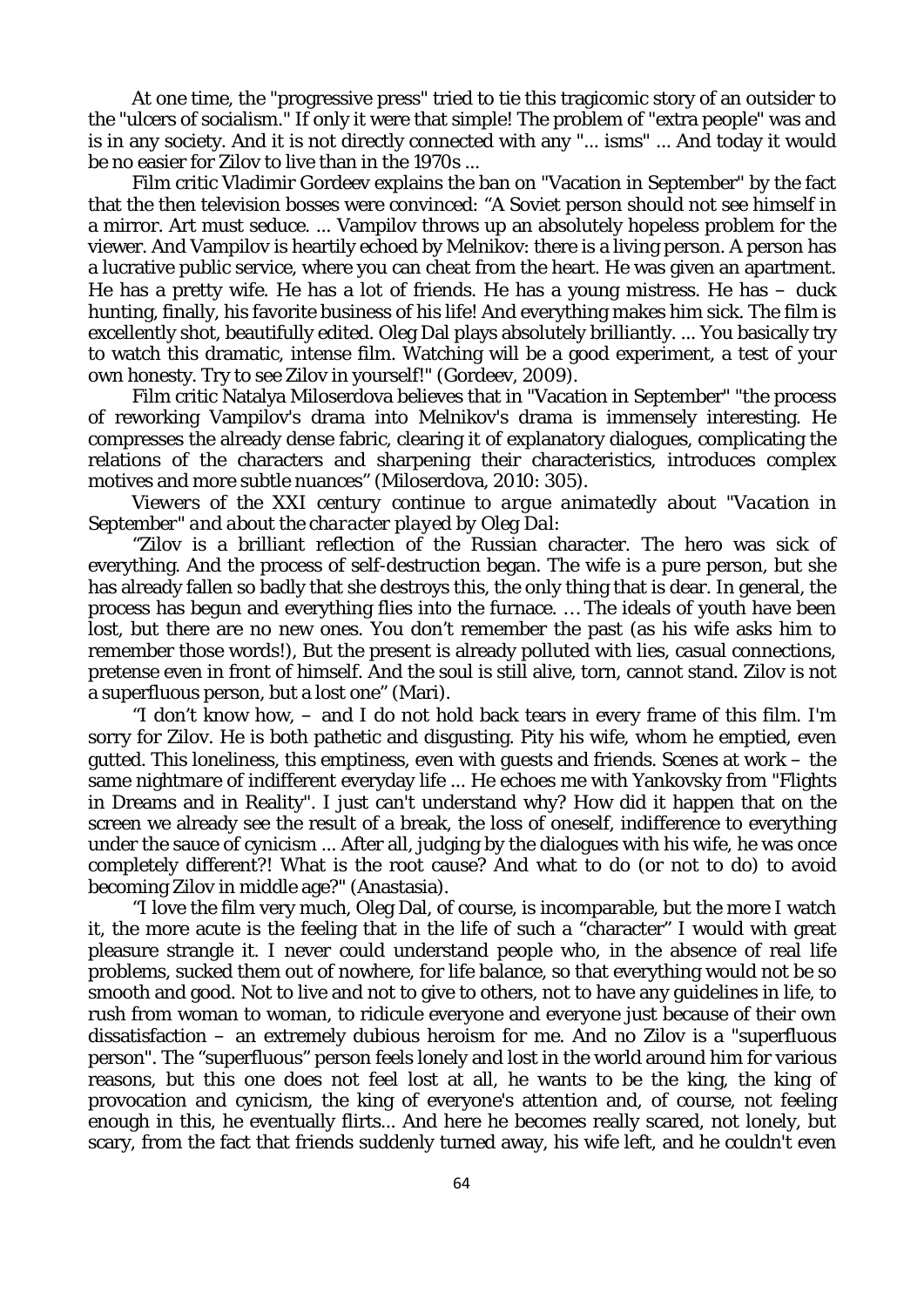At one time, the "progressive press" tried to tie this tragicomic story of an outsider to the "ulcers of socialism." If only it were that simple! The problem of "extra people" was and is in any society. And it is not directly connected with any "... isms" ... And today it would be no easier for Zilov to live than in the 1970s ...

Film critic Vladimir Gordeev explains the ban on "Vacation in September" by the fact that the then television bosses were convinced: "A Soviet person should not see himself in a mirror. Art must seduce. ... Vampilov throws up an absolutely hopeless problem for the viewer. And Vampilov is heartily echoed by Melnikov: there is a living person. A person has a lucrative public service, where you can cheat from the heart. He was given an apartment. He has a pretty wife. He has a lot of friends. He has a young mistress. He has – duck hunting, finally, his favorite business of his life! And everything makes him sick. The film is excellently shot, beautifully edited. Oleg Dal plays absolutely brilliantly. ... You basically try to watch this dramatic, intense film. Watching will be a good experiment, a test of your own honesty. Try to see Zilov in yourself!" (Gordeev, 2009).

Film critic Natalya Miloserdova believes that in "Vacation in September" "the process of reworking Vampilov's drama into Melnikov's drama is immensely interesting. He compresses the already dense fabric, clearing it of explanatory dialogues, complicating the relations of the characters and sharpening their characteristics, introduces complex motives and more subtle nuances" (Miloserdova, 2010: 305).

*Viewers of the XXI century continue to argue animatedly about "Vacation in September" and about the character played by Oleg Dal:*

"Zilov is a brilliant reflection of the Russian character. The hero was sick of everything. And the process of self-destruction began. The wife is a pure person, but she has already fallen so badly that she destroys this, the only thing that is dear. In general, the process has begun and everything flies into the furnace. … The ideals of youth have been lost, but there are no new ones. You don't remember the past (as his wife asks him to remember those words!), But the present is already polluted with lies, casual connections, pretense even in front of himself. And the soul is still alive, torn, cannot stand. Zilov is not a superfluous person, but a lost one" (Mari).

"I don't know how, – and I do not hold back tears in every frame of this film. I'm sorry for Zilov. He is both pathetic and disgusting. Pity his wife, whom he emptied, even gutted. This loneliness, this emptiness, even with guests and friends. Scenes at work – the same nightmare of indifferent everyday life ... He echoes me with Yankovsky from "Flights in Dreams and in Reality". I just can't understand why? How did it happen that on the screen we already see the result of a break, the loss of oneself, indifference to everything under the sauce of cynicism ... After all, judging by the dialogues with his wife, he was once completely different?! What is the root cause? And what to do (or not to do) to avoid becoming Zilov in middle age?" (Anastasia).

"I love the film very much, Oleg Dal, of course, is incomparable, but the more I watch it, the more acute is the feeling that in the life of such a "character" I would with great pleasure strangle it. I never could understand people who, in the absence of real life problems, sucked them out of nowhere, for life balance, so that everything would not be so smooth and good. Not to live and not to give to others, not to have any guidelines in life, to rush from woman to woman, to ridicule everyone and everyone just because of their own dissatisfaction – an extremely dubious heroism for me. And no Zilov is a "superfluous person". The "superfluous" person feels lonely and lost in the world around him for various reasons, but this one does not feel lost at all, he wants to be the king, the king of provocation and cynicism, the king of everyone's attention and, of course, not feeling enough in this, he eventually flirts... And here he becomes really scared, not lonely, but scary, from the fact that friends suddenly turned away, his wife left, and he couldn't even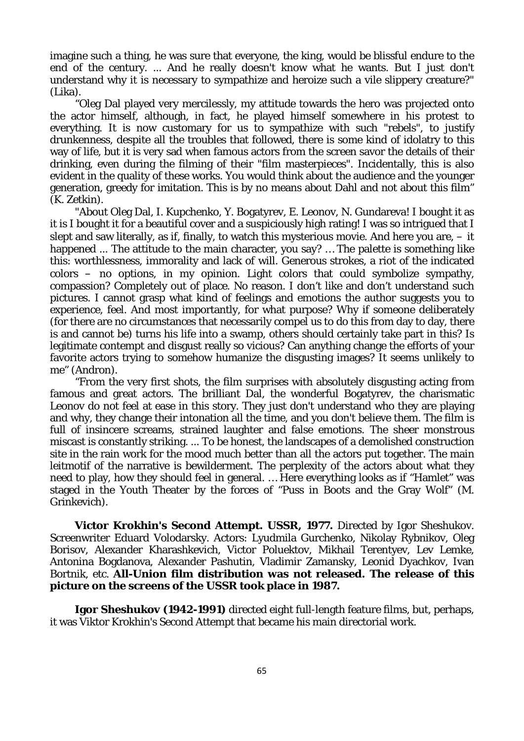imagine such a thing, he was sure that everyone, the king, would be blissful endure to the end of the century. ... And he really doesn't know what he wants. But I just don't understand why it is necessary to sympathize and heroize such a vile slippery creature?" (Lika).

"Oleg Dal played very mercilessly, my attitude towards the hero was projected onto the actor himself, although, in fact, he played himself somewhere in his protest to everything. It is now customary for us to sympathize with such "rebels", to justify drunkenness, despite all the troubles that followed, there is some kind of idolatry to this way of life, but it is very sad when famous actors from the screen savor the details of their drinking, even during the filming of their "film masterpieces". Incidentally, this is also evident in the quality of these works. You would think about the audience and the younger generation, greedy for imitation. This is by no means about Dahl and not about this film" (K. Zetkin).

"About Oleg Dal, I. Kupchenko, Y. Bogatyrev, E. Leonov, N. Gundareva! I bought it as it is I bought it for a beautiful cover and a suspiciously high rating! I was so intrigued that I slept and saw literally, as if, finally, to watch this mysterious movie. And here you are, – it happened ... The attitude to the main character, you say? … The palette is something like this: worthlessness, immorality and lack of will. Generous strokes, a riot of the indicated colors – no options, in my opinion. Light colors that could symbolize sympathy, compassion? Completely out of place. No reason. I don't like and don't understand such pictures. I cannot grasp what kind of feelings and emotions the author suggests you to experience, feel. And most importantly, for what purpose? Why if someone deliberately (for there are no circumstances that necessarily compel us to do this from day to day, there is and cannot be) turns his life into a swamp, others should certainly take part in this? Is legitimate contempt and disgust really so vicious? Can anything change the efforts of your favorite actors trying to somehow humanize the disgusting images? It seems unlikely to me" (Andron).

"From the very first shots, the film surprises with absolutely disgusting acting from famous and great actors. The brilliant Dal, the wonderful Bogatyrev, the charismatic Leonov do not feel at ease in this story. They just don't understand who they are playing and why, they change their intonation all the time, and you don't believe them. The film is full of insincere screams, strained laughter and false emotions. The sheer monstrous miscast is constantly striking. ... To be honest, the landscapes of a demolished construction site in the rain work for the mood much better than all the actors put together. The main leitmotif of the narrative is bewilderment. The perplexity of the actors about what they need to play, how they should feel in general. … Here everything looks as if "Hamlet" was staged in the Youth Theater by the forces of "Puss in Boots and the Gray Wolf" (M. Grinkevich).

**Victor Krokhin's Second Attempt. USSR, 1977.** Directed by Igor Sheshukov. Screenwriter Eduard Volodarsky. Actors: Lyudmila Gurchenko, Nikolay Rybnikov, Oleg Borisov, Alexander Kharashkevich, Victor Poluektov, Mikhail Terentyev, Lev Lemke, Antonina Bogdanova, Alexander Pashutin, Vladimir Zamansky, Leonid Dyachkov, Ivan Bortnik, etc. **All-Union film distribution was not released. The release of this picture on the screens of the USSR took place in 1987.**

**Igor Sheshukov (1942-1991)** directed eight full-length feature films, but, perhaps, it was Viktor Krokhin's Second Attempt that became his main directorial work.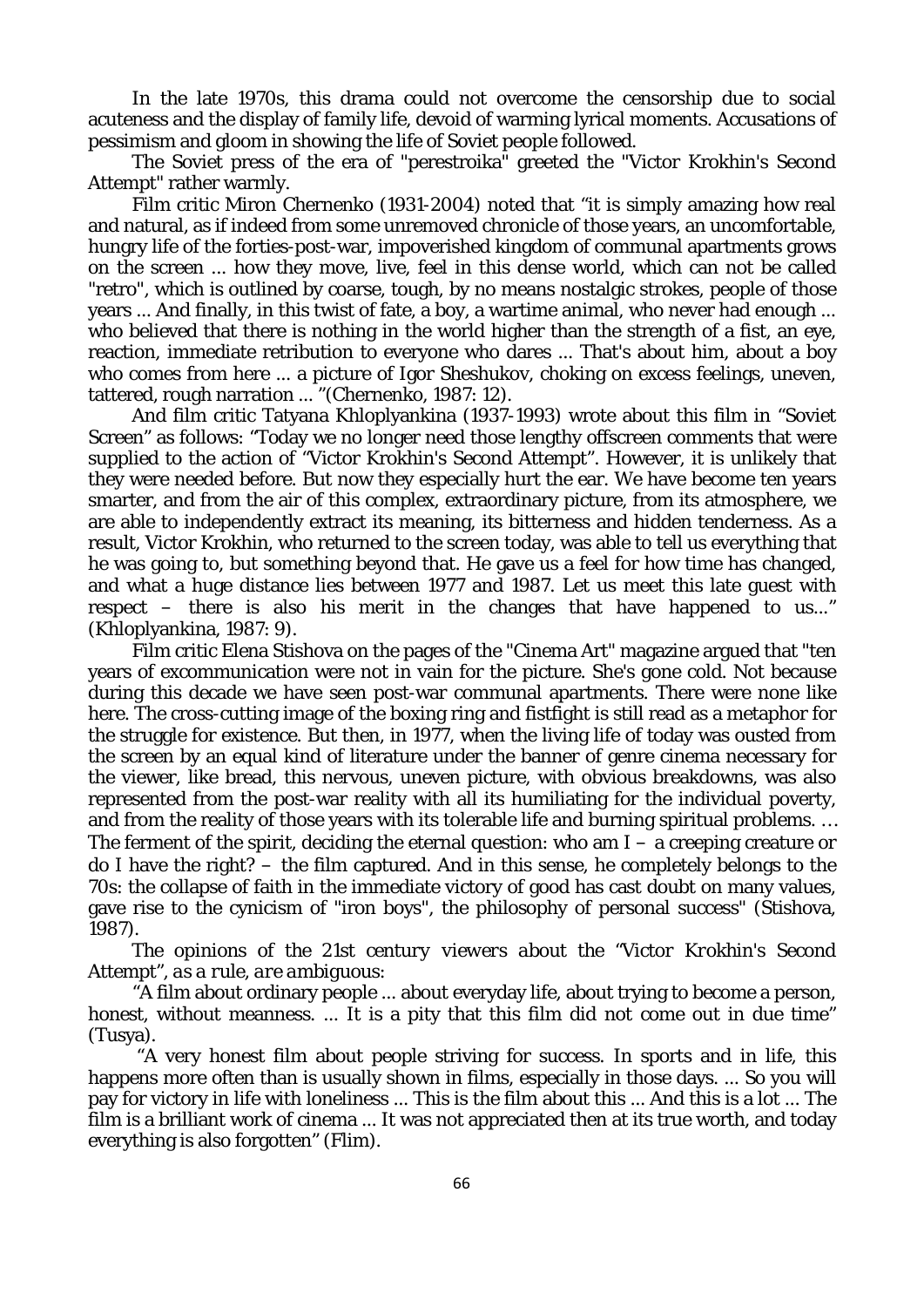In the late 1970s, this drama could not overcome the censorship due to social acuteness and the display of family life, devoid of warming lyrical moments. Accusations of pessimism and gloom in showing the life of Soviet people followed.

The Soviet press of the era of "perestroika" greeted the "Victor Krokhin's Second Attempt" rather warmly.

Film critic Miron Chernenko (1931-2004) noted that "it is simply amazing how real and natural, as if indeed from some unremoved chronicle of those years, an uncomfortable, hungry life of the forties-post-war, impoverished kingdom of communal apartments grows on the screen ... how they move, live, feel in this dense world, which can not be called "retro", which is outlined by coarse, tough, by no means nostalgic strokes, people of those years ... And finally, in this twist of fate, a boy, a wartime animal, who never had enough ... who believed that there is nothing in the world higher than the strength of a fist, an eye, reaction, immediate retribution to everyone who dares ... That's about him, about a boy who comes from here ... a picture of Igor Sheshukov, choking on excess feelings, uneven, tattered, rough narration ... "(Chernenko, 1987: 12).

And film critic Tatyana Khloplyankina (1937-1993) wrote about this film in "Soviet Screen" as follows: "Today we no longer need those lengthy offscreen comments that were supplied to the action of "Victor Krokhin's Second Attempt". However, it is unlikely that they were needed before. But now they especially hurt the ear. We have become ten years smarter, and from the air of this complex, extraordinary picture, from its atmosphere, we are able to independently extract its meaning, its bitterness and hidden tenderness. As a result, Victor Krokhin, who returned to the screen today, was able to tell us everything that he was going to, but something beyond that. He gave us a feel for how time has changed, and what a huge distance lies between 1977 and 1987. Let us meet this late guest with respect – there is also his merit in the changes that have happened to us..." (Khloplyankina, 1987: 9).

Film critic Elena Stishova on the pages of the "Cinema Art" magazine argued that "ten years of excommunication were not in vain for the picture. She's gone cold. Not because during this decade we have seen post-war communal apartments. There were none like here. The cross-cutting image of the boxing ring and fistfight is still read as a metaphor for the struggle for existence. But then, in 1977, when the living life of today was ousted from the screen by an equal kind of literature under the banner of genre cinema necessary for the viewer, like bread, this nervous, uneven picture, with obvious breakdowns, was also represented from the post-war reality with all its humiliating for the individual poverty, and from the reality of those years with its tolerable life and burning spiritual problems. … The ferment of the spirit, deciding the eternal question: who am I – a creeping creature or do I have the right? – the film captured. And in this sense, he completely belongs to the 70s: the collapse of faith in the immediate victory of good has cast doubt on many values, gave rise to the cynicism of "iron boys", the philosophy of personal success" (Stishova, 1987).

*The opinions of the 21st century viewers about the "Victor Krokhin's Second Attempt", as a rule, are ambiguous:*

"A film about ordinary people ... about everyday life, about trying to become a person, honest, without meanness. ... It is a pity that this film did not come out in due time" (Tusya).

"A very honest film about people striving for success. In sports and in life, this happens more often than is usually shown in films, especially in those days. ... So you will pay for victory in life with loneliness ... This is the film about this ... And this is a lot ... The film is a brilliant work of cinema ... It was not appreciated then at its true worth, and today everything is also forgotten" (Flim).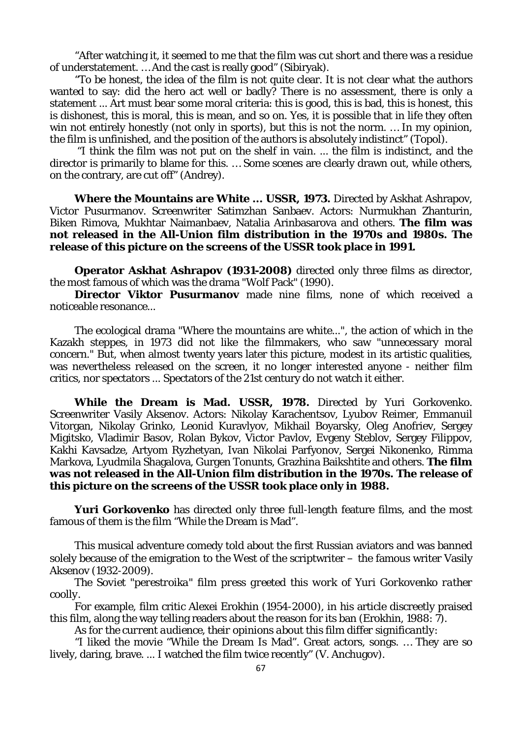"After watching it, it seemed to me that the film was cut short and there was a residue of understatement. … And the cast is really good" (Sibiryak).

"To be honest, the idea of the film is not quite clear. It is not clear what the authors wanted to say: did the hero act well or badly? There is no assessment, there is only a statement ... Art must bear some moral criteria: this is good, this is bad, this is honest, this is dishonest, this is moral, this is mean, and so on. Yes, it is possible that in life they often win not entirely honestly (not only in sports), but this is not the norm. … In my opinion, the film is unfinished, and the position of the authors is absolutely indistinct" (Topol).

"I think the film was not put on the shelf in vain. ... the film is indistinct, and the director is primarily to blame for this. … Some scenes are clearly drawn out, while others, on the contrary, are cut off" (Andrey).

**Where the Mountains are White … USSR, 1973.** Directed by Askhat Ashrapov, Victor Pusurmanov. Screenwriter Satimzhan Sanbaev. Actors: Nurmukhan Zhanturin, Biken Rimova, Mukhtar Naimanbaev, Natalia Arinbasarova and others. **The film was not released in the All-Union film distribution in the 1970s and 1980s. The release of this picture on the screens of the USSR took place in 1991.**

**Operator Askhat Ashrapov (1931-2008)** directed only three films as director, the most famous of which was the drama "Wolf Pack" (1990).

**Director Viktor Pusurmanov** made nine films, none of which received a noticeable resonance...

The ecological drama "Where the mountains are white...", the action of which in the Kazakh steppes, in 1973 did not like the filmmakers, who saw "unnecessary moral concern." But, when almost twenty years later this picture, modest in its artistic qualities, was nevertheless released on the screen, it no longer interested anyone - neither film critics, nor spectators ... Spectators of the 21st century do not watch it either.

**While the Dream is Mad. USSR, 1978.** Directed by Yuri Gorkovenko. Screenwriter Vasily Aksenov. Actors: Nikolay Karachentsov, Lyubov Reimer, Emmanuil Vitorgan, Nikolay Grinko, Leonid Kuravlyov, Mikhail Boyarsky, Oleg Anofriev, Sergey Migitsko, Vladimir Basov, Rolan Bykov, Victor Pavlov, Evgeny Steblov, Sergey Filippov, Kakhi Kavsadze, Artyom Ryzhetyan, Ivan Nikolai Parfyonov, Sergei Nikonenko, Rimma Markova, Lyudmila Shagalova, Gurgen Tonunts, Grazhina Baikshtite and others. **The film was not released in the All-Union film distribution in the 1970s. The release of this picture on the screens of the USSR took place only in 1988.**

**Yuri Gorkovenko** has directed only three full-length feature films, and the most famous of them is the film "While the Dream is Mad".

This musical adventure comedy told about the first Russian aviators and was banned solely because of the emigration to the West of the scriptwriter – the famous writer Vasily Aksenov (1932-2009).

*The Soviet "perestroika" film press greeted this work of Yuri Gorkovenko rather coolly.*

For example, film critic Alexei Erokhin (1954-2000), in his article discreetly praised this film, along the way telling readers about the reason for its ban (Erokhin, 1988: 7).

*As for the current audience, their opinions about this film differ significantly:*

"I liked the movie "While the Dream Is Mad". Great actors, songs. … They are so lively, daring, brave. ... I watched the film twice recently" (V. Anchugov).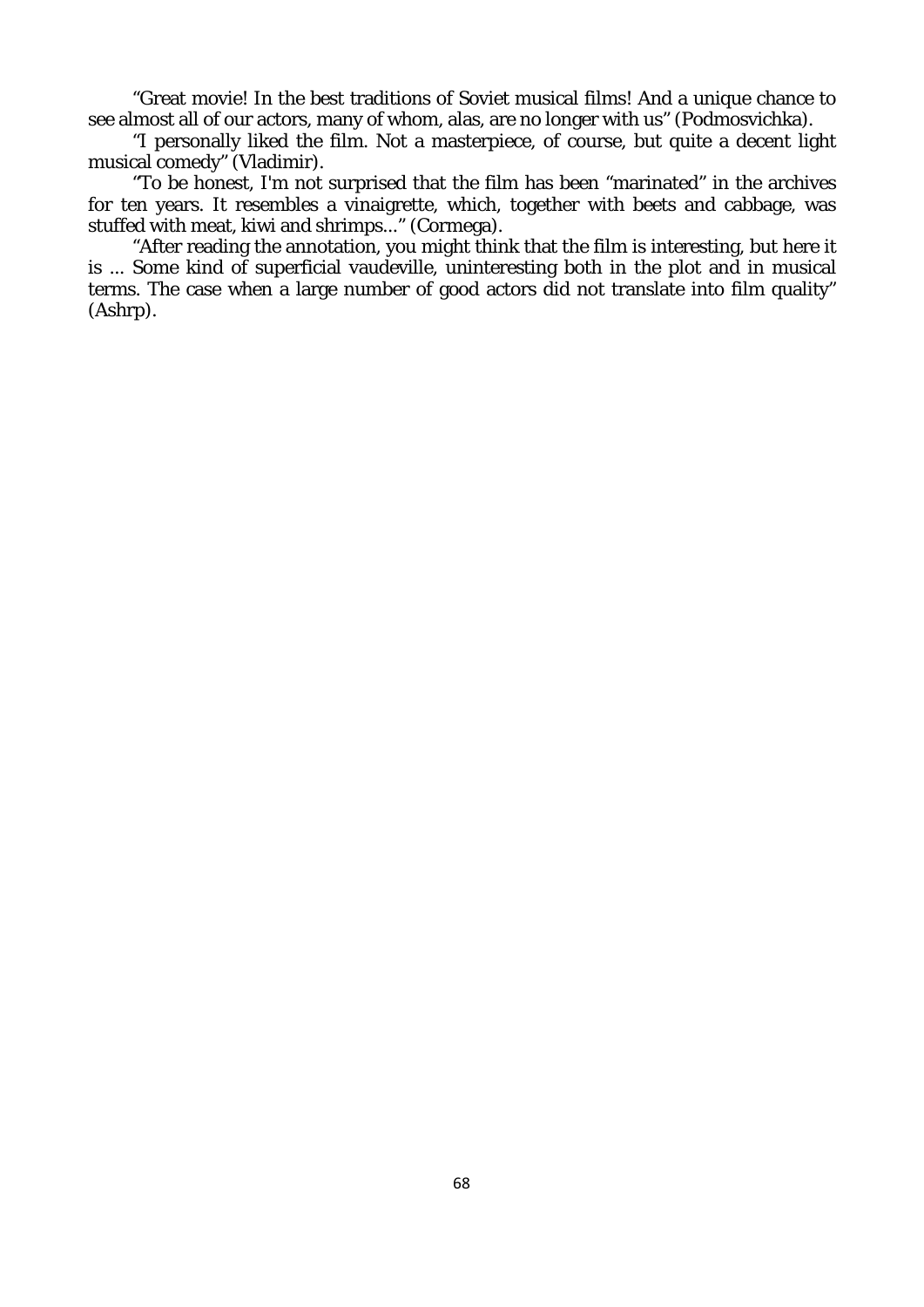"Great movie! In the best traditions of Soviet musical films! And a unique chance to see almost all of our actors, many of whom, alas, are no longer with us" (Podmosvichka).

"I personally liked the film. Not a masterpiece, of course, but quite a decent light musical comedy" (Vladimir).

"To be honest, I'm not surprised that the film has been "marinated" in the archives for ten years. It resembles a vinaigrette, which, together with beets and cabbage, was stuffed with meat, kiwi and shrimps..." (Cormega).

"After reading the annotation, you might think that the film is interesting, but here it is ... Some kind of superficial vaudeville, uninteresting both in the plot and in musical terms. The case when a large number of good actors did not translate into film quality" (Ashrp).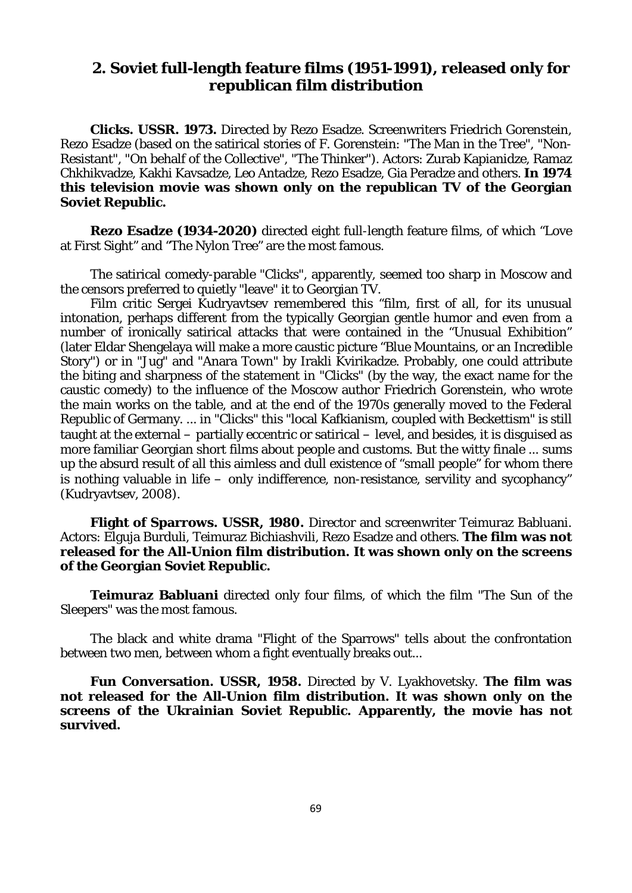## 2. Soviet full-length feature films (1951-1991), released only for republican film distribution

**Clicks. USSR. 1973.** Directed by Rezo Esadze. Screenwriters Friedrich Gorenstein, Rezo Esadze (based on the satirical stories of F. Gorenstein: "The Man in the Tree", "Non-Resistant", "On behalf of the Collective", "The Thinker"). Actors: Zurab Kapianidze, Ramaz Chkhikvadze, Kakhi Kavsadze, Leo Antadze, Rezo Esadze, Gia Peradze and others. **In 1974 this television movie was shown only on the republican TV of the Georgian Soviet Republic.**

**Rezo Esadze (1934-2020)** directed eight full-length feature films, of which "Love at First Sight" and "The Nylon Tree" are the most famous.

The satirical comedy-parable "Clicks", apparently, seemed too sharp in Moscow and the censors preferred to quietly "leave" it to Georgian TV.

Film critic Sergei Kudryavtsev remembered this "film, first of all, for its unusual intonation, perhaps different from the typically Georgian gentle humor and even from a number of ironically satirical attacks that were contained in the "Unusual Exhibition" (later Eldar Shengelaya will make a more caustic picture "Blue Mountains, or an Incredible Story") or in "Jug" and "Anara Town" by Irakli Kvirikadze. Probably, one could attribute the biting and sharpness of the statement in "Clicks" (by the way, the exact name for the caustic comedy) to the influence of the Moscow author Friedrich Gorenstein, who wrote the main works on the table, and at the end of the 1970s generally moved to the Federal Republic of Germany. ... in "Clicks" this "local Kafkianism, coupled with Beckettism" is still taught at the external – partially eccentric or satirical – level, and besides, it is disguised as more familiar Georgian short films about people and customs. But the witty finale ... sums up the absurd result of all this aimless and dull existence of "small people" for whom there is nothing valuable in life – only indifference, non-resistance, servility and sycophancy" (Kudryavtsev, 2008).

**Flight of Sparrows. USSR, 1980.** Director and screenwriter Teimuraz Babluani. Actors: Elguja Burduli, Teimuraz Bichiashvili, Rezo Esadze and others. **The film was not released for the All-Union film distribution. It was shown only on the screens of the Georgian Soviet Republic.**

**Teimuraz Babluani** directed only four films, of which the film "The Sun of the Sleepers" was the most famous.

The black and white drama "Flight of the Sparrows" tells about the confrontation between two men, between whom a fight eventually breaks out...

**Fun Conversation. USSR, 1958.** Directed by V. Lyakhovetsky. **The film was not released for the All-Union film distribution. It was shown only on the screens of the Ukrainian Soviet Republic. Apparently, the movie has not survived.**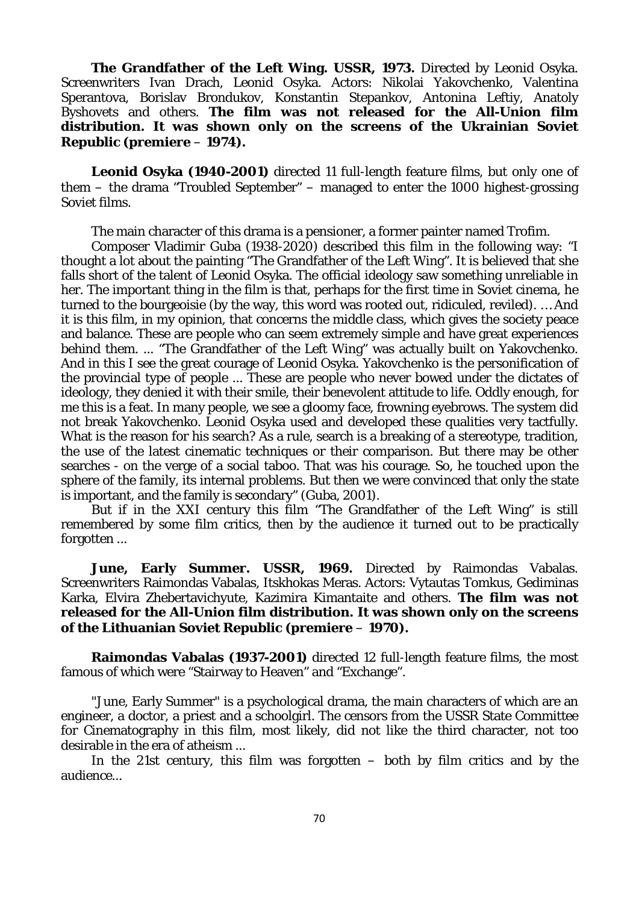**The Grandfather of the Left Wing. USSR, 1973.** Directed by Leonid Osyka. Screenwriters Ivan Drach, Leonid Osyka. Actors: Nikolai Yakovchenko, Valentina Sperantova, Borislav Brondukov, Konstantin Stepankov, Antonina Leftiy, Anatoly Byshovets and others. **The film was not released for the All-Union film distribution. It was shown only on the screens of the Ukrainian Soviet Republic (premiere – 1974).**

**Leonid Osyka (1940-2001)** directed 11 full-length feature films, but only one of them – the drama "Troubled September" – managed to enter the 1000 highest-grossing Soviet films.

The main character of this drama is a pensioner, a former painter named Trofim.

Composer Vladimir Guba (1938-2020) described this film in the following way: "I thought a lot about the painting "The Grandfather of the Left Wing". It is believed that she falls short of the talent of Leonid Osyka. The official ideology saw something unreliable in her. The important thing in the film is that, perhaps for the first time in Soviet cinema, he turned to the bourgeoisie (by the way, this word was rooted out, ridiculed, reviled). … And it is this film, in my opinion, that concerns the middle class, which gives the society peace and balance. These are people who can seem extremely simple and have great experiences behind them. ... "The Grandfather of the Left Wing" was actually built on Yakovchenko. And in this I see the great courage of Leonid Osyka. Yakovchenko is the personification of the provincial type of people ... These are people who never bowed under the dictates of ideology, they denied it with their smile, their benevolent attitude to life. Oddly enough, for me this is a feat. In many people, we see a gloomy face, frowning eyebrows. The system did not break Yakovchenko. Leonid Osyka used and developed these qualities very tactfully. What is the reason for his search? As a rule, search is a breaking of a stereotype, tradition, the use of the latest cinematic techniques or their comparison. But there may be other searches - on the verge of a social taboo. That was his courage. So, he touched upon the sphere of the family, its internal problems. But then we were convinced that only the state is important, and the family is secondary" (Guba, 2001).

But if in the XXI century this film "The Grandfather of the Left Wing" is still remembered by some film critics, then by the audience it turned out to be practically forgotten ...

**June, Early Summer. USSR, 1969.** Directed by Raimondas Vabalas. Screenwriters Raimondas Vabalas, Itskhokas Meras. Actors: Vytautas Tomkus, Gediminas Karka, Elvira Zhebertavichyute, Kazimira Kimantaite and others. **The film was not released for the All-Union film distribution. It was shown only on the screens of the Lithuanian Soviet Republic (premiere – 1970).**

**Raimondas Vabalas (1937-2001)** directed 12 full-length feature films, the most famous of which were "Stairway to Heaven" and "Exchange".

"June, Early Summer" is a psychological drama, the main characters of which are an engineer, a doctor, a priest and a schoolgirl. The censors from the USSR State Committee for Cinematography in this film, most likely, did not like the third character, not too desirable in the era of atheism ...

In the 21st century, this film was forgotten – both by film critics and by the audience...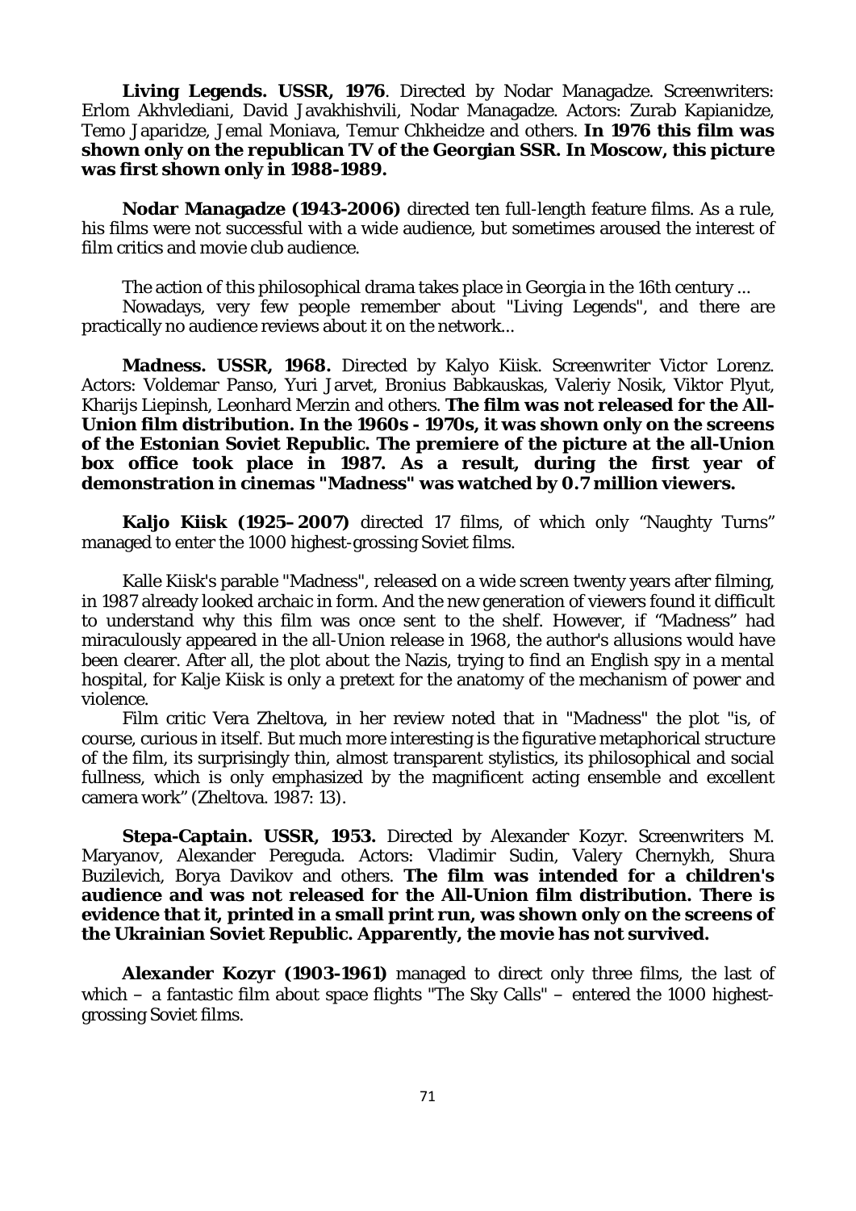**Living Legends. USSR, 1976**. Directed by Nodar Managadze. Screenwriters: Erlom Akhvlediani, David Javakhishvili, Nodar Managadze. Actors: Zurab Kapianidze, Temo Japaridze, Jemal Moniava, Temur Chkheidze and others. **In 1976 this film was shown only on the republican TV of the Georgian SSR. In Moscow, this picture was first shown only in 1988-1989.**

**Nodar Managadze (1943-2006)** directed ten full-length feature films. As a rule, his films were not successful with a wide audience, but sometimes aroused the interest of film critics and movie club audience.

The action of this philosophical drama takes place in Georgia in the 16th century ...

Nowadays, very few people remember about "Living Legends", and there are practically no audience reviews about it on the network...

**Madness. USSR, 1968.** Directed by Kalyo Kiisk. Screenwriter Victor Lorenz. Actors: Voldemar Panso, Yuri Jarvet, Bronius Babkauskas, Valeriy Nosik, Viktor Plyut, Kharijs Liepinsh, Leonhard Merzin and others. **The film was not released for the All-Union film distribution. In the 1960s - 1970s, it was shown only on the screens of the Estonian Soviet Republic. The premiere of the picture at the all-Union box office took place in 1987. As a result, during the first year of demonstration in cinemas "Madness" was watched by 0.7 million viewers.**

**Kaljo Kiisk (1925–2007)** directed 17 films, of which only "Naughty Turns" managed to enter the 1000 highest-grossing Soviet films.

Kalle Kiisk's parable "Madness", released on a wide screen twenty years after filming, in 1987 already looked archaic in form. And the new generation of viewers found it difficult to understand why this film was once sent to the shelf. However, if "Madness" had miraculously appeared in the all-Union release in 1968, the author's allusions would have been clearer. After all, the plot about the Nazis, trying to find an English spy in a mental hospital, for Kalje Kiisk is only a pretext for the anatomy of the mechanism of power and violence.

Film critic Vera Zheltova, in her review noted that in "Madness" the plot "is, of course, curious in itself. But much more interesting is the figurative metaphorical structure of the film, its surprisingly thin, almost transparent stylistics, its philosophical and social fullness, which is only emphasized by the magnificent acting ensemble and excellent camera work" (Zheltova. 1987: 13).

**Stepa-Captain. USSR, 1953.** Directed by Alexander Kozyr. Screenwriters M. Maryanov, Alexander Pereguda. Actors: Vladimir Sudin, Valery Chernykh, Shura Buzilevich, Borya Davikov and others. **The film was intended for a children's audience and was not released for the All-Union film distribution. There is evidence that it, printed in a small print run, was shown only on the screens of the Ukrainian Soviet Republic. Apparently, the movie has not survived.**

**Alexander Kozyr (1903-1961)** managed to direct only three films, the last of which – a fantastic film about space flights "The Sky Calls" – entered the 1000 highest-grossing Soviet films.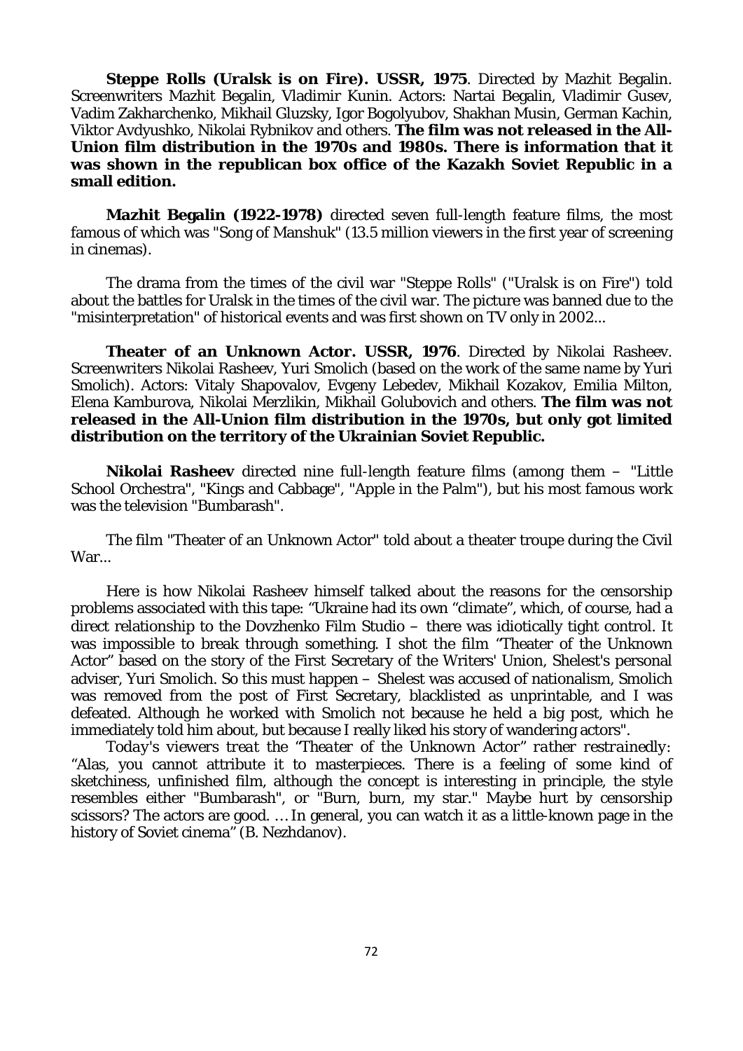**Steppe Rolls (Uralsk is on Fire). USSR, 1975**. Directed by Mazhit Begalin. Screenwriters Mazhit Begalin, Vladimir Kunin. Actors: Nartai Begalin, Vladimir Gusev, Vadim Zakharchenko, Mikhail Gluzsky, Igor Bogolyubov, Shakhan Musin, German Kachin, Viktor Avdyushko, Nikolai Rybnikov and others. **The film was not released in the All-Union film distribution in the 1970s and 1980s. There is information that it was shown in the republican box office of the Kazakh Soviet Republic in a small edition.**

**Mazhit Begalin (1922-1978)** directed seven full-length feature films, the most famous of which was "Song of Manshuk" (13.5 million viewers in the first year of screening in cinemas).

The drama from the times of the civil war "Steppe Rolls" ("Uralsk is on Fire") told about the battles for Uralsk in the times of the civil war. The picture was banned due to the "misinterpretation" of historical events and was first shown on TV only in 2002...

**Theater of an Unknown Actor. USSR, 1976**. Directed by Nikolai Rasheev. Screenwriters Nikolai Rasheev, Yuri Smolich (based on the work of the same name by Yuri Smolich). Actors: Vitaly Shapovalov, Evgeny Lebedev, Mikhail Kozakov, Emilia Milton, Elena Kamburova, Nikolai Merzlikin, Mikhail Golubovich and others. **The film was not released in the All-Union film distribution in the 1970s, but only got limited distribution on the territory of the Ukrainian Soviet Republic.**

**Nikolai Rasheev** directed nine full-length feature films (among them – "Little School Orchestra", "Kings and Cabbage", "Apple in the Palm"), but his most famous work was the television "Bumbarash".

The film "Theater of an Unknown Actor" told about a theater troupe during the Civil War...

Here is how Nikolai Rasheev himself talked about the reasons for the censorship problems associated with this tape: "Ukraine had its own "climate", which, of course, had a direct relationship to the Dovzhenko Film Studio – there was idiotically tight control. It was impossible to break through something. I shot the film "Theater of the Unknown Actor" based on the story of the First Secretary of the Writers' Union, Shelest's personal adviser, Yuri Smolich. So this must happen – Shelest was accused of nationalism, Smolich was removed from the post of First Secretary, blacklisted as unprintable, and I was defeated. Although he worked with Smolich not because he held a big post, which he immediately told him about, but because I really liked his story of wandering actors".

*Today's viewers treat the "Theater of the Unknown Actor" rather restrainedly*: "Alas, you cannot attribute it to masterpieces. There is a feeling of some kind of sketchiness, unfinished film, although the concept is interesting in principle, the style resembles either "Bumbarash", or "Burn, burn, my star." Maybe hurt by censorship scissors? The actors are good. … In general, you can watch it as a little-known page in the history of Soviet cinema" (B. Nezhdanov).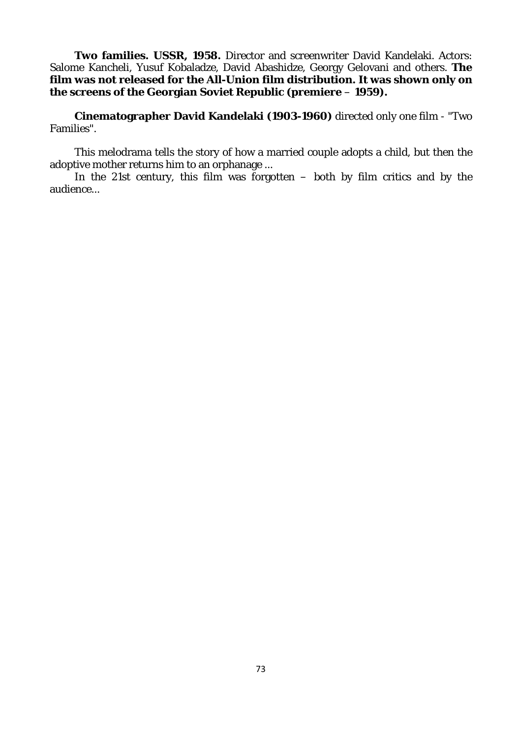**Two families. USSR, 1958.** Director and screenwriter David Kandelaki. Actors: Salome Kancheli, Yusuf Kobaladze, David Abashidze, Georgy Gelovani and others. **The film was not released for the All-Union film distribution. It was shown only on the screens of the Georgian Soviet Republic (premiere – 1959).**

**Cinematographer David Kandelaki (1903-1960)** directed only one film - "Two Families".

This melodrama tells the story of how a married couple adopts a child, but then the adoptive mother returns him to an orphanage ...

In the 21st century, this film was forgotten – both by film critics and by the audience...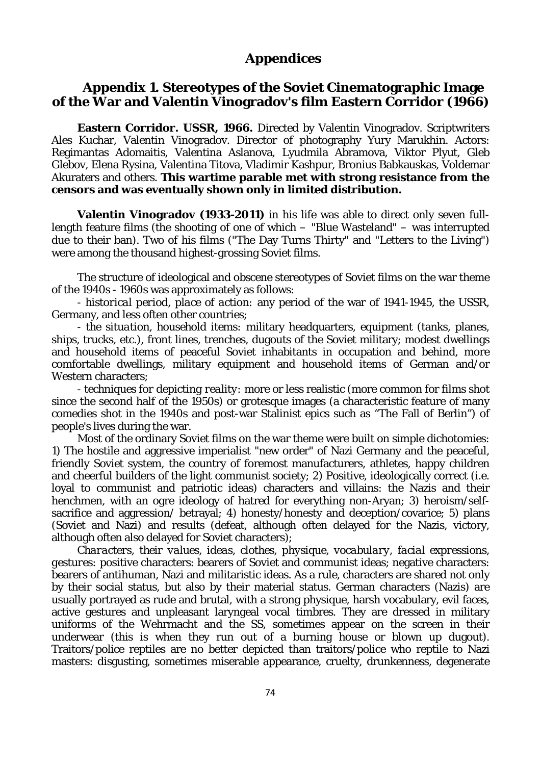# Appendices

## Appendix 1. Stereotypes of the Soviet Cinematographic Image of the War and Valentin Vinogradov's film Eastern Corridor (1966)

**Eastern Corridor. USSR, 1966.** Directed by Valentin Vinogradov. Scriptwriters Ales Kuchar, Valentin Vinogradov. Director of photography Yury Marukhin. Actors: Regimantas Adomaitis, Valentina Aslanova, Lyudmila Abramova, Viktor Plyut, Gleb Glebov, Elena Rysina, Valentina Titova, Vladimir Kashpur, Bronius Babkauskas, Voldemar Akuraters and others. **This wartime parable met with strong resistance from the censors and was eventually shown only in limited distribution.**

**Valentin Vinogradov (1933-2011)** in his life was able to direct only seven full-length feature films (the shooting of one of which – "Blue Wasteland" – was interrupted due to their ban). Two of his films ("The Day Turns Thirty" and "Letters to the Living") were among the thousand highest-grossing Soviet films.

The structure of ideological and obscene stereotypes of Soviet films on the war theme of the 1940s - 1960s was approximately as follows:

- *historical period, place of action*: any period of the war of 1941-1945, the USSR, Germany, and less often other countries;

- *the situation, household items*: military headquarters, equipment (tanks, planes, ships, trucks, etc.), front lines, trenches, dugouts of the Soviet military; modest dwellings and household items of peaceful Soviet inhabitants in occupation and behind, more comfortable dwellings, military equipment and household items of German and/or Western characters;

- *techniques for depicting reality*: more or less realistic (more common for films shot since the second half of the 1950s) or grotesque images (a characteristic feature of many comedies shot in the 1940s and post-war Stalinist epics such as "The Fall of Berlin") of people's lives during the war.

Most of the ordinary Soviet films on the war theme were built on simple dichotomies: 1) The hostile and aggressive imperialist "new order" of Nazi Germany and the peaceful, friendly Soviet system, the country of foremost manufacturers, athletes, happy children and cheerful builders of the light communist society; 2) Positive, ideologically correct (i.e. loyal to communist and patriotic ideas) characters and villains: the Nazis and their henchmen, with an ogre ideology of hatred for everything non-Aryan; 3) heroism/self-sacrifice and aggression/ betrayal; 4) honesty/honesty and deception/covarice; 5) plans (Soviet and Nazi) and results (defeat, although often delayed for the Nazis, victory, although often also delayed for Soviet characters);

*Characters, their values, ideas, clothes, physique, vocabulary, facial expressions, gestures*: positive characters: bearers of Soviet and communist ideas; negative characters: bearers of antihuman, Nazi and militaristic ideas. As a rule, characters are shared not only by their social status, but also by their material status. German characters (Nazis) are usually portrayed as rude and brutal, with a strong physique, harsh vocabulary, evil faces, active gestures and unpleasant laryngeal vocal timbres. They are dressed in military uniforms of the Wehrmacht and the SS, sometimes appear on the screen in their underwear (this is when they run out of a burning house or blown up dugout). Traitors/police reptiles are no better depicted than traitors/police who reptile to Nazi masters: disgusting, sometimes miserable appearance, cruelty, drunkenness, degenerate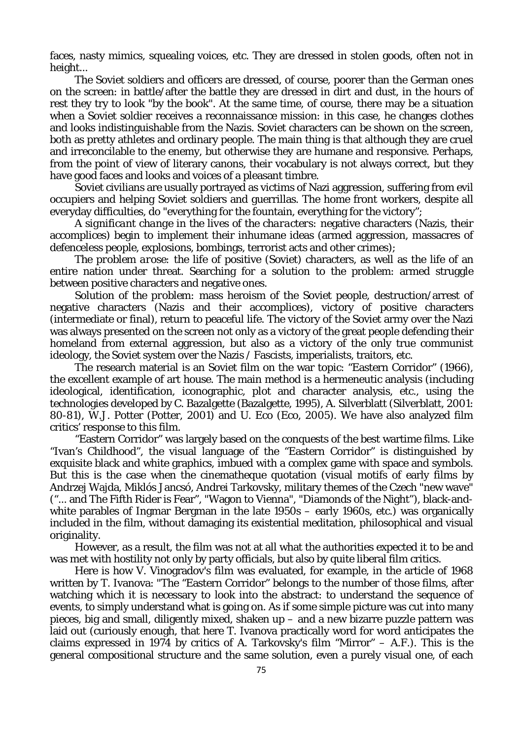faces, nasty mimics, squealing voices, etc. They are dressed in stolen goods, often not in height...

The Soviet soldiers and officers are dressed, of course, poorer than the German ones on the screen: in battle/after the battle they are dressed in dirt and dust, in the hours of rest they try to look "by the book". At the same time, of course, there may be a situation when a Soviet soldier receives a reconnaissance mission: in this case, he changes clothes and looks indistinguishable from the Nazis. Soviet characters can be shown on the screen, both as pretty athletes and ordinary people. The main thing is that although they are cruel and irreconcilable to the enemy, but otherwise they are humane and responsive. Perhaps, from the point of view of literary canons, their vocabulary is not always correct, but they have good faces and looks and voices of a pleasant timbre.

Soviet civilians are usually portrayed as victims of Nazi aggression, suffering from evil occupiers and helping Soviet soldiers and guerrillas. The home front workers, despite all everyday difficulties, do "everything for the fountain, everything for the victory";

*A significant change in the lives of the characters*: negative characters (Nazis, their accomplices) begin to implement their inhumane ideas (armed aggression, massacres of defenceless people, explosions, bombings, terrorist acts and other crimes);

*The problem arose*: the life of positive (Soviet) characters, as well as the life of an entire nation under threat. Searching for a solution to the problem: armed struggle between positive characters and negative ones.

*Solution of the problem*: mass heroism of the Soviet people, destruction/arrest of negative characters (Nazis and their accomplices), victory of positive characters (intermediate or final), return to peaceful life. The victory of the Soviet army over the Nazi was always presented on the screen not only as a victory of the great people defending their homeland from external aggression, but also as a victory of the only true communist ideology, the Soviet system over the Nazis / Fascists, imperialists, traitors, etc.

The research material is an Soviet film on the war topic: "Eastern Corridor" (1966), the excellent example of art house. The main method is a hermeneutic analysis (including ideological, identification, iconographic, plot and character analysis, etc., using the technologies developed by C. Bazalgette (Bazalgette, 1995), A. Silverblatt (Silverblatt, 2001: 80-81), W.J. Potter (Potter, 2001) and U. Eco (Eco, 2005). We have also analyzed film critics' response to this film.

"Eastern Corridor" was largely based on the conquests of the best wartime films. Like "Ivan's Childhood", the visual language of the "Eastern Corridor" is distinguished by exquisite black and white graphics, imbued with a complex game with space and symbols. But this is the case when the cinematheque quotation (visual motifs of early films by Andrzej Wajda, Miklós Jancsó, Andrei Tarkovsky, military themes of the Czech "new wave" ("... and The Fifth Rider is Fear", "Wagon to Vienna", "Diamonds of the Night"), black-and-white parables of Ingmar Bergman in the late 1950s – early 1960s, etc.) was organically included in the film, without damaging its existential meditation, philosophical and visual originality.

However, as a result, the film was not at all what the authorities expected it to be and was met with hostility not only by party officials, but also by quite liberal film critics.

Here is how V. Vinogradov's film was evaluated, for example, in the article of 1968 written by T. Ivanova: "The "Eastern Corridor" belongs to the number of those films, after watching which it is necessary to look into the abstract: to understand the sequence of events, to simply understand what is going on. As if some simple picture was cut into many pieces, big and small, diligently mixed, shaken up – and a new bizarre puzzle pattern was laid out (curiously enough, that here T. Ivanova practically word for word anticipates the claims expressed in 1974 by critics of A. Tarkovsky's film "Mirror" – A.F.). This is the general compositional structure and the same solution, even a purely visual one, of each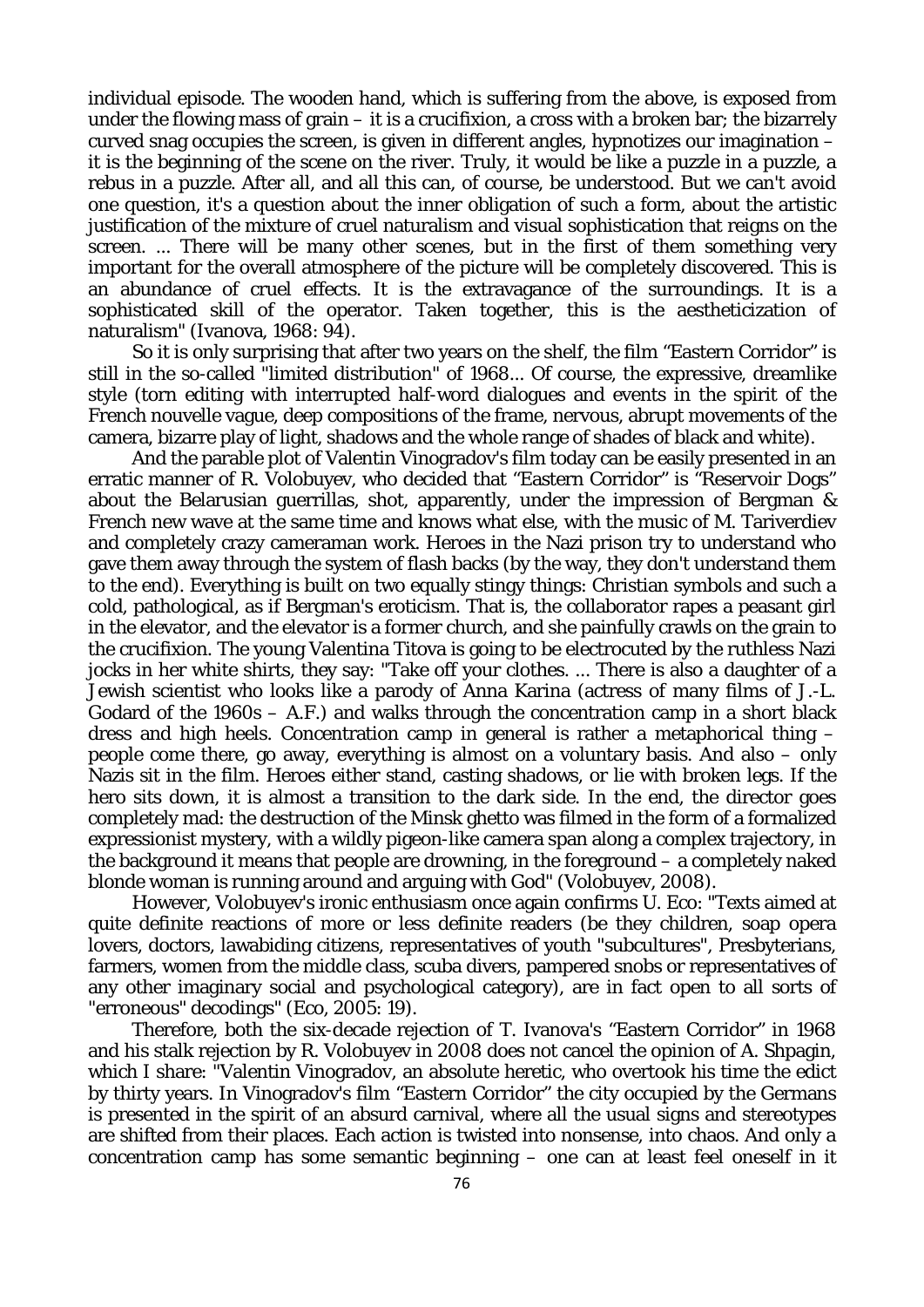individual episode. The wooden hand, which is suffering from the above, is exposed from under the flowing mass of grain – it is a crucifixion, a cross with a broken bar; the bizarrely curved snag occupies the screen, is given in different angles, hypnotizes our imagination – it is the beginning of the scene on the river. Truly, it would be like a puzzle in a puzzle, a rebus in a puzzle. After all, and all this can, of course, be understood. But we can't avoid one question, it's a question about the inner obligation of such a form, about the artistic justification of the mixture of cruel naturalism and visual sophistication that reigns on the screen. ... There will be many other scenes, but in the first of them something very important for the overall atmosphere of the picture will be completely discovered. This is an abundance of cruel effects. It is the extravagance of the surroundings. It is a sophisticated skill of the operator. Taken together, this is the aestheticization of naturalism" (Ivanova, 1968: 94).

So it is only surprising that after two years on the shelf, the film "Eastern Corridor" is still in the so-called "limited distribution" of 1968... Of course, the expressive, dreamlike style (torn editing with interrupted half-word dialogues and events in the spirit of the French nouvelle vague, deep compositions of the frame, nervous, abrupt movements of the camera, bizarre play of light, shadows and the whole range of shades of black and white).

And the parable plot of Valentin Vinogradov's film today can be easily presented in an erratic manner of R. Volobuyev, who decided that "Eastern Corridor" is "Reservoir Dogs" about the Belarusian guerrillas, shot, apparently, under the impression of Bergman & French new wave at the same time and knows what else, with the music of M. Tariverdiev and completely crazy cameraman work. Heroes in the Nazi prison try to understand who gave them away through the system of flash backs (by the way, they don't understand them to the end). Everything is built on two equally stingy things: Christian symbols and such a cold, pathological, as if Bergman's eroticism. That is, the collaborator rapes a peasant girl in the elevator, and the elevator is a former church, and she painfully crawls on the grain to the crucifixion. The young Valentina Titova is going to be electrocuted by the ruthless Nazi jocks in her white shirts, they say: "Take off your clothes. ... There is also a daughter of a Jewish scientist who looks like a parody of Anna Karina (actress of many films of J.-L. Godard of the 1960s – A.F.) and walks through the concentration camp in a short black dress and high heels. Concentration camp in general is rather a metaphorical thing – people come there, go away, everything is almost on a voluntary basis. And also – only Nazis sit in the film. Heroes either stand, casting shadows, or lie with broken legs. If the hero sits down, it is almost a transition to the dark side. In the end, the director goes completely mad: the destruction of the Minsk ghetto was filmed in the form of a formalized expressionist mystery, with a wildly pigeon-like camera span along a complex trajectory, in the background it means that people are drowning, in the foreground – a completely naked blonde woman is running around and arguing with God" (Volobuyev, 2008).

However, Volobuyev's ironic enthusiasm once again confirms U. Eco: "Texts aimed at quite definite reactions of more or less definite readers (be they children, soap opera lovers, doctors, lawabiding citizens, representatives of youth "subcultures", Presbyterians, farmers, women from the middle class, scuba divers, pampered snobs or representatives of any other imaginary social and psychological category), are in fact open to all sorts of "erroneous" decodings" (Eco, 2005: 19).

Therefore, both the six-decade rejection of T. Ivanova's "Eastern Corridor" in 1968 and his stalk rejection by R. Volobuyev in 2008 does not cancel the opinion of A. Shpagin, which I share: "Valentin Vinogradov, an absolute heretic, who overtook his time the edict by thirty years. In Vinogradov's film "Eastern Corridor" the city occupied by the Germans is presented in the spirit of an absurd carnival, where all the usual signs and stereotypes are shifted from their places. Each action is twisted into nonsense, into chaos. And only a concentration camp has some semantic beginning – one can at least feel oneself in it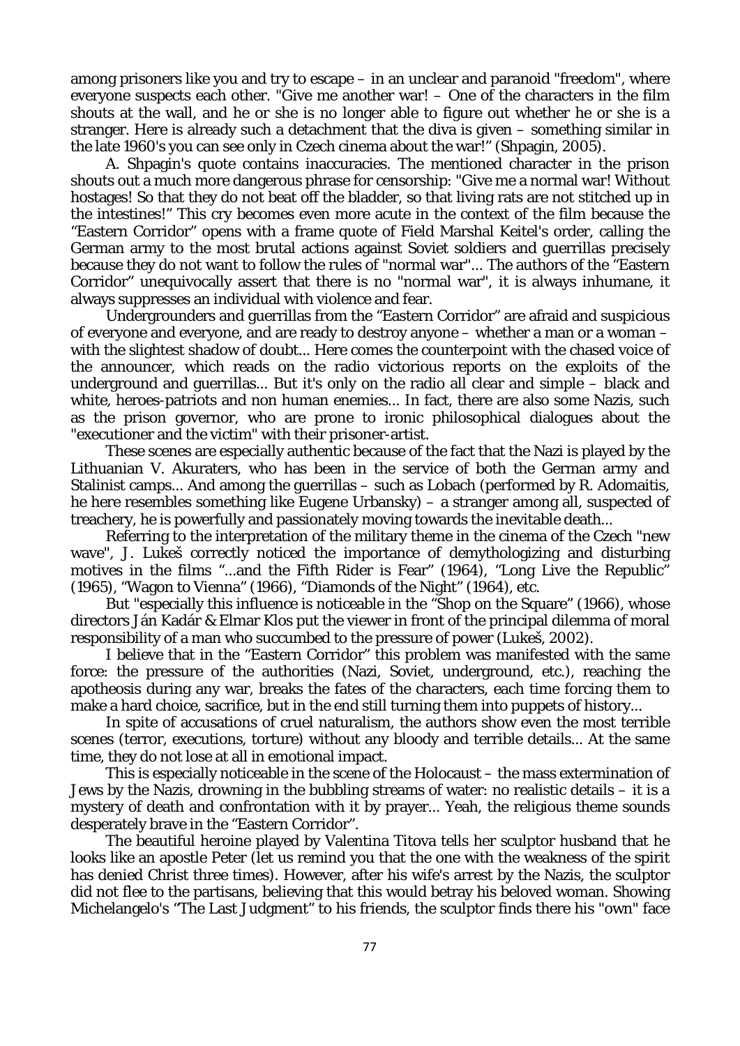among prisoners like you and try to escape – in an unclear and paranoid "freedom", where everyone suspects each other. "Give me another war! – One of the characters in the film shouts at the wall, and he or she is no longer able to figure out whether he or she is a stranger. Here is already such a detachment that the diva is given – something similar in the late 1960's you can see only in Czech cinema about the war!" (Shpagin, 2005).

A. Shpagin's quote contains inaccuracies. The mentioned character in the prison shouts out a much more dangerous phrase for censorship: "Give me a normal war! Without hostages! So that they do not beat off the bladder, so that living rats are not stitched up in the intestines!" This cry becomes even more acute in the context of the film because the "Eastern Corridor" opens with a frame quote of Field Marshal Keitel's order, calling the German army to the most brutal actions against Soviet soldiers and guerrillas precisely because they do not want to follow the rules of "normal war"... The authors of the "Eastern Corridor" unequivocally assert that there is no "normal war", it is always inhumane, it always suppresses an individual with violence and fear.

Undergrounders and guerrillas from the "Eastern Corridor" are afraid and suspicious of everyone and everyone, and are ready to destroy anyone – whether a man or a woman – with the slightest shadow of doubt... Here comes the counterpoint with the chased voice of the announcer, which reads on the radio victorious reports on the exploits of the underground and guerrillas... But it's only on the radio all clear and simple – black and white, heroes-patriots and non human enemies... In fact, there are also some Nazis, such as the prison governor, who are prone to ironic philosophical dialogues about the "executioner and the victim" with their prisoner-artist.

These scenes are especially authentic because of the fact that the Nazi is played by the Lithuanian V. Akuraters, who has been in the service of both the German army and Stalinist camps... And among the guerrillas – such as Lobach (performed by R. Adomaitis, he here resembles something like Eugene Urbansky) – a stranger among all, suspected of treachery, he is powerfully and passionately moving towards the inevitable death...

Referring to the interpretation of the military theme in the cinema of the Czech "new wave", J. Lukeš correctly noticed the importance of demythologizing and disturbing motives in the films "...and the Fifth Rider is Fear" (1964), "Long Live the Republic" (1965), "Wagon to Vienna" (1966), "Diamonds of the Night" (1964), etc.

But "especially this influence is noticeable in the "Shop on the Square" (1966), whose directors Ján Kadár & Elmar Klos put the viewer in front of the principal dilemma of moral responsibility of a man who succumbed to the pressure of power (Lukeš, 2002).

I believe that in the "Eastern Corridor" this problem was manifested with the same force: the pressure of the authorities (Nazi, Soviet, underground, etc.), reaching the apotheosis during any war, breaks the fates of the characters, each time forcing them to make a hard choice, sacrifice, but in the end still turning them into puppets of history...

In spite of accusations of cruel naturalism, the authors show even the most terrible scenes (terror, executions, torture) without any bloody and terrible details... At the same time, they do not lose at all in emotional impact.

This is especially noticeable in the scene of the Holocaust – the mass extermination of Jews by the Nazis, drowning in the bubbling streams of water: no realistic details – it is a mystery of death and confrontation with it by prayer... Yeah, the religious theme sounds desperately brave in the "Eastern Corridor".

The beautiful heroine played by Valentina Titova tells her sculptor husband that he looks like an apostle Peter (let us remind you that the one with the weakness of the spirit has denied Christ three times). However, after his wife's arrest by the Nazis, the sculptor did not flee to the partisans, believing that this would betray his beloved woman. Showing Michelangelo's "The Last Judgment" to his friends, the sculptor finds there his "own" face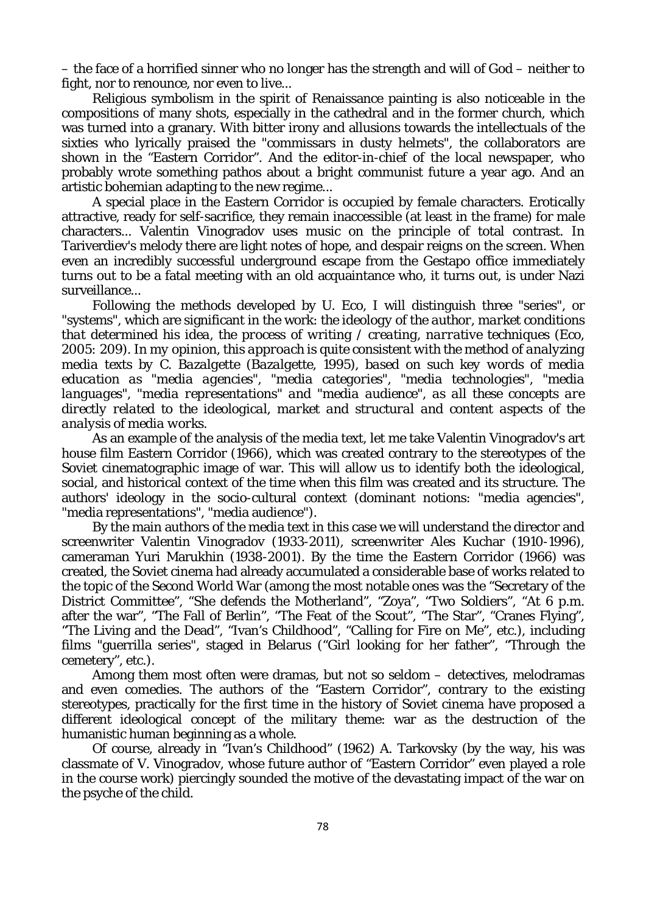– the face of a horrified sinner who no longer has the strength and will of God – neither to fight, nor to renounce, nor even to live...

Religious symbolism in the spirit of Renaissance painting is also noticeable in the compositions of many shots, especially in the cathedral and in the former church, which was turned into a granary. With bitter irony and allusions towards the intellectuals of the sixties who lyrically praised the "commissars in dusty helmets", the collaborators are shown in the "Eastern Corridor". And the editor-in-chief of the local newspaper, who probably wrote something pathos about a bright communist future a year ago. And an artistic bohemian adapting to the new regime...

A special place in the Eastern Corridor is occupied by female characters. Erotically attractive, ready for self-sacrifice, they remain inaccessible (at least in the frame) for male characters... Valentin Vinogradov uses music on the principle of total contrast. In Tariverdiev's melody there are light notes of hope, and despair reigns on the screen. When even an incredibly successful underground escape from the Gestapo office immediately turns out to be a fatal meeting with an old acquaintance who, it turns out, is under Nazi surveillance...

Following the methods developed by U. Eco, I will distinguish three "series", or "systems", which are significant in the work: *the ideology of the author, market conditions that determined his idea, the process of writing / creating, narrative techniques (Eco, 2005: 209). In my opinion, this approach is quite consistent with the method of analyzing media texts by C. Bazalgette (Bazalgette, 1995), based on such key words of media education as "media agencies", "media categories", "media technologies", "media languages", "media representations" and "media audience", as all these concepts are directly related to the ideological, market and structural and content aspects of the analysis of media works.*

As an example of the analysis of the media text, let me take Valentin Vinogradov's art house film Eastern Corridor (1966), which was created contrary to the stereotypes of the Soviet cinematographic image of war. This will allow us to identify both the ideological, social, and historical context of the time when this film was created and its structure. The authors' ideology in the socio-cultural context (dominant notions: "media agencies", "media representations", "media audience").

By the main authors of the media text in this case we will understand the director and screenwriter Valentin Vinogradov (1933-2011), screenwriter Ales Kuchar (1910-1996), cameraman Yuri Marukhin (1938-2001). By the time the Eastern Corridor (1966) was created, the Soviet cinema had already accumulated a considerable base of works related to the topic of the Second World War (among the most notable ones was the "Secretary of the District Committee", "She defends the Motherland", "Zoya", "Two Soldiers", "At 6 p.m. after the war", "The Fall of Berlin", "The Feat of the Scout", "The Star", "Cranes Flying", "The Living and the Dead", "Ivan's Childhood", "Calling for Fire on Me", etc.), including films "guerrilla series", staged in Belarus ("Girl looking for her father", "Through the cemetery", etc.).

Among them most often were dramas, but not so seldom – detectives, melodramas and even comedies. The authors of the "Eastern Corridor", contrary to the existing stereotypes, practically for the first time in the history of Soviet cinema have proposed a different ideological concept of the military theme: war as the destruction of the humanistic human beginning as a whole.

Of course, already in "Ivan's Childhood" (1962) A. Tarkovsky (by the way, his was classmate of V. Vinogradov, whose future author of "Eastern Corridor" even played a role in the course work) piercingly sounded the motive of the devastating impact of the war on the psyche of the child.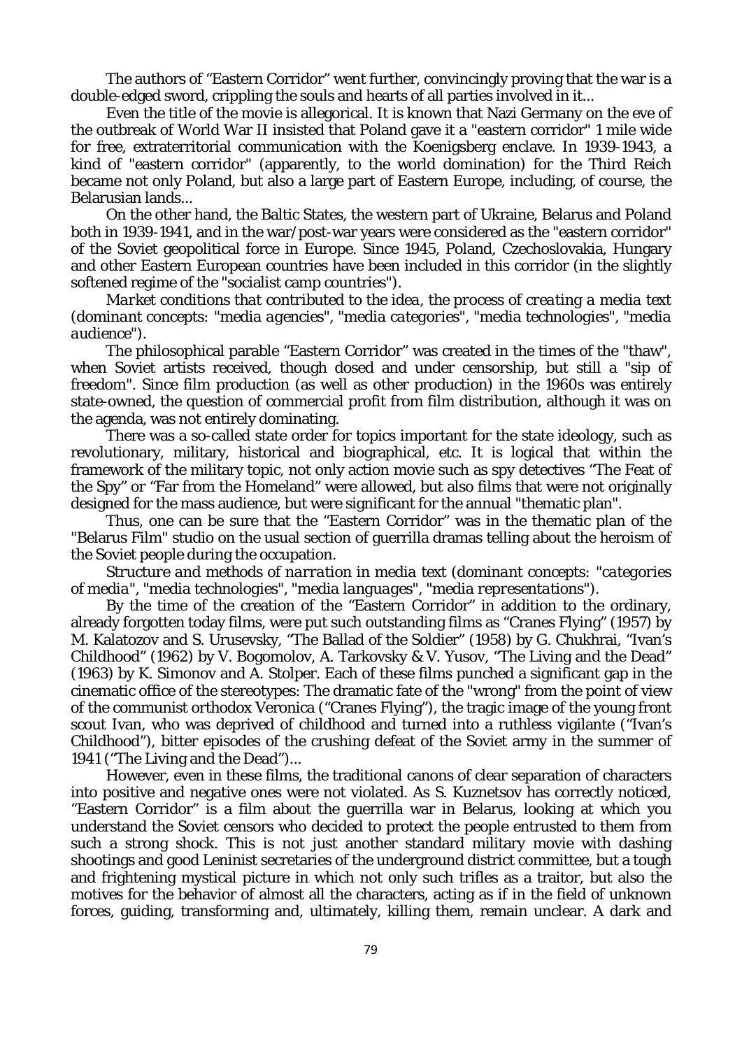The authors of "Eastern Corridor" went further, convincingly proving that the war is a double-edged sword, crippling the souls and hearts of all parties involved in it...

Even the title of the movie is allegorical. It is known that Nazi Germany on the eve of the outbreak of World War II insisted that Poland gave it a "eastern corridor" 1 mile wide for free, extraterritorial communication with the Koenigsberg enclave. In 1939-1943, a kind of "eastern corridor" (apparently, to the world domination) for the Third Reich became not only Poland, but also a large part of Eastern Europe, including, of course, the Belarusian lands...

On the other hand, the Baltic States, the western part of Ukraine, Belarus and Poland both in 1939-1941, and in the war/post-war years were considered as the "eastern corridor" of the Soviet geopolitical force in Europe. Since 1945, Poland, Czechoslovakia, Hungary and other Eastern European countries have been included in this corridor (in the slightly softened regime of the "socialist camp countries").

*Market conditions that contributed to the idea, the process of creating a media text (dominant concepts: "media agencies", "media categories", "media technologies", "media audience").*

The philosophical parable "Eastern Corridor" was created in the times of the "thaw", when Soviet artists received, though dosed and under censorship, but still a "sip of freedom". Since film production (as well as other production) in the 1960s was entirely state-owned, the question of commercial profit from film distribution, although it was on the agenda, was not entirely dominating.

There was a so-called state order for topics important for the state ideology, such as revolutionary, military, historical and biographical, etc. It is logical that within the framework of the military topic, not only action movie such as spy detectives "The Feat of the Spy" or "Far from the Homeland" were allowed, but also films that were not originally designed for the mass audience, but were significant for the annual "thematic plan".

Thus, one can be sure that the "Eastern Corridor" was in the thematic plan of the "Belarus Film" studio on the usual section of guerrilla dramas telling about the heroism of the Soviet people during the occupation.

*Structure and methods of narration in media text (dominant concepts: "categories of media", "media technologies", "media languages", "media representations").*

By the time of the creation of the "Eastern Corridor" in addition to the ordinary, already forgotten today films, were put such outstanding films as "Cranes Flying" (1957) by M. Kalatozov and S. Urusevsky, "The Ballad of the Soldier" (1958) by G. Chukhrai, "Ivan's Childhood" (1962) by V. Bogomolov, A. Tarkovsky & V. Yusov, "The Living and the Dead" (1963) by K. Simonov and A. Stolper. Each of these films punched a significant gap in the cinematic office of the stereotypes: The dramatic fate of the "wrong" from the point of view of the communist orthodox Veronica ("Cranes Flying"), the tragic image of the young front scout Ivan, who was deprived of childhood and turned into a ruthless vigilante ("Ivan's Childhood"), bitter episodes of the crushing defeat of the Soviet army in the summer of 1941 ("The Living and the Dead")...

However, even in these films, the traditional canons of clear separation of characters into positive and negative ones were not violated. As S. Kuznetsov has correctly noticed, "Eastern Corridor" is a film about the guerrilla war in Belarus, looking at which you understand the Soviet censors who decided to protect the people entrusted to them from such a strong shock. This is not just another standard military movie with dashing shootings and good Leninist secretaries of the underground district committee, but a tough and frightening mystical picture in which not only such trifles as a traitor, but also the motives for the behavior of almost all the characters, acting as if in the field of unknown forces, guiding, transforming and, ultimately, killing them, remain unclear. A dark and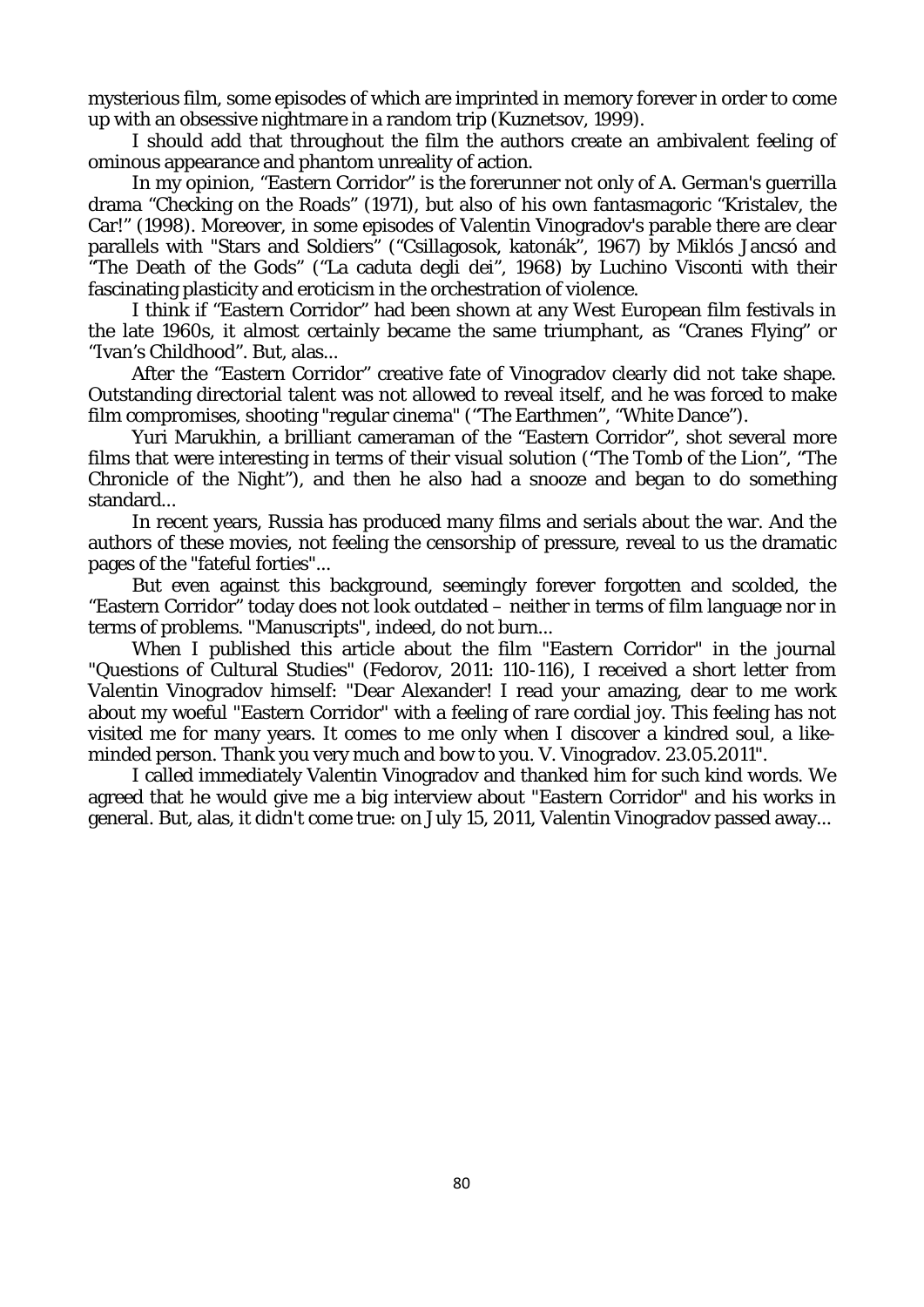mysterious film, some episodes of which are imprinted in memory forever in order to come up with an obsessive nightmare in a random trip (Kuznetsov, 1999).

I should add that throughout the film the authors create an ambivalent feeling of ominous appearance and phantom unreality of action.

In my opinion, "Eastern Corridor" is the forerunner not only of A. German's guerrilla drama "Checking on the Roads" (1971), but also of his own fantasmagoric "Kristalev, the Car!" (1998). Moreover, in some episodes of Valentin Vinogradov's parable there are clear parallels with "Stars and Soldiers" ("Csillagosok, katonák", 1967) by Miklós Jancsó and "The Death of the Gods" ("La caduta degli dei", 1968) by Luchino Visconti with their fascinating plasticity and eroticism in the orchestration of violence.

I think if "Eastern Corridor" had been shown at any West European film festivals in the late 1960s, it almost certainly became the same triumphant, as "Cranes Flying" or "Ivan's Childhood". But, alas...

After the "Eastern Corridor" creative fate of Vinogradov clearly did not take shape. Outstanding directorial talent was not allowed to reveal itself, and he was forced to make film compromises, shooting "regular cinema" ("The Earthmen", "White Dance").

Yuri Marukhin, a brilliant cameraman of the "Eastern Corridor", shot several more films that were interesting in terms of their visual solution ("The Tomb of the Lion", "The Chronicle of the Night"), and then he also had a snooze and began to do something standard...

In recent years, Russia has produced many films and serials about the war. And the authors of these movies, not feeling the censorship of pressure, reveal to us the dramatic pages of the "fateful forties"...

But even against this background, seemingly forever forgotten and scolded, the "Eastern Corridor" today does not look outdated – neither in terms of film language nor in terms of problems. "Manuscripts", indeed, do not burn...

When I published this article about the film "Eastern Corridor" in the journal "Questions of Cultural Studies" (Fedorov, 2011: 110-116), I received a short letter from Valentin Vinogradov himself: "Dear Alexander! I read your amazing, dear to me work about my woeful "Eastern Corridor" with a feeling of rare cordial joy. This feeling has not visited me for many years. It comes to me only when I discover a kindred soul, a like-minded person. Thank you very much and bow to you. V. Vinogradov. 23.05.2011".

I called immediately Valentin Vinogradov and thanked him for such kind words. We agreed that he would give me a big interview about "Eastern Corridor" and his works in general. But, alas, it didn't come true: on July 15, 2011, Valentin Vinogradov passed away...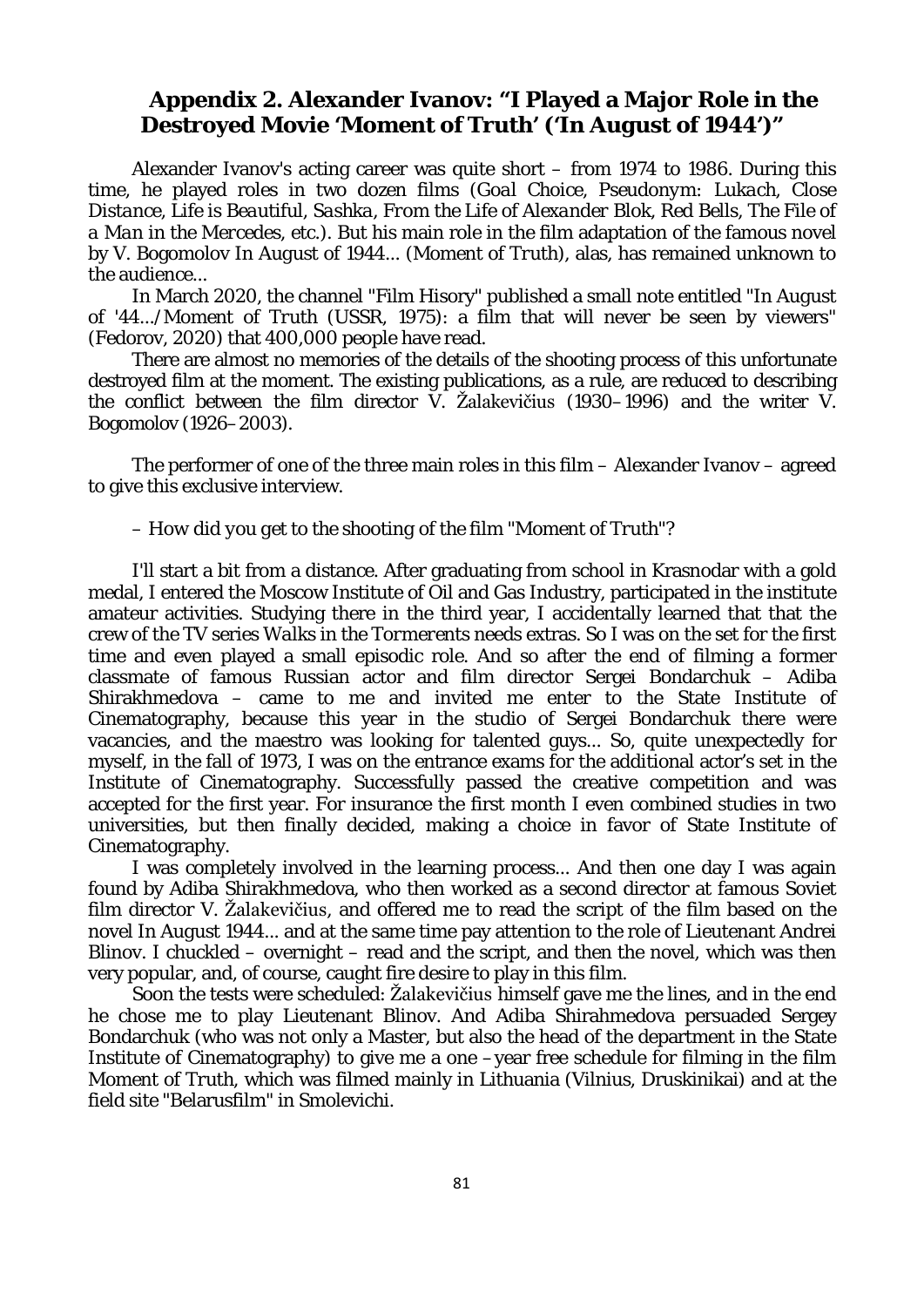## Appendix 2. Alexander Ivanov: "I Played a Major Role in the Destroyed Movie 'Moment of Truth' ('In August of 1944')"

Alexander Ivanov's acting career was quite short – from 1974 to 1986. During this time, he played roles in two dozen films (*Goal Choice*, *Pseudonym: Lukach*, *Close Distance*, *Life is Beautiful*, *Sashka*, *From the Life of Alexander Blok*, *Red Bells*, *The File of a Man in the Mercedes*, etc.). But his main role in the film adaptation of the famous novel by V. Bogomolov In August of 1944... (*Moment of Truth*), alas, has remained unknown to the audience...

In March 2020, the channel "Film Hisory" published a small note entitled "In August of '44.../*Moment of Truth* (USSR, 1975): a film that will never be seen by viewers" (Fedorov, 2020) that 400,000 people have read.

There are almost no memories of the details of the shooting process of this unfortunate destroyed film at the moment. The existing publications, as a rule, are reduced to describing the conflict between the film director V. Žalakevičius (1930–1996) and the writer V. Bogomolov (1926–2003).

The performer of one of the three main roles in this film – Alexander Ivanov – agreed to give this exclusive interview.

– How did you get to the shooting of the film "*Moment of Truth*"?

I'll start a bit from a distance. After graduating from school in Krasnodar with a gold medal, I entered the Moscow Institute of Oil and Gas Industry, participated in the institute amateur activities. Studying there in the third year, I accidentally learned that that the crew of the TV series *Walks in the Tormerents* needs extras. So I was on the set for the first time and even played a small episodic role. And so after the end of filming a former classmate of famous Russian actor and film director Sergei Bondarchuk – Adiba Shirakhmedova – came to me and invited me enter to the State Institute of Cinematography, because this year in the studio of Sergei Bondarchuk there were vacancies, and the maestro was looking for talented guys... So, quite unexpectedly for myself, in the fall of 1973, I was on the entrance exams for the additional actor's set in the Institute of Cinematography. Successfully passed the creative competition and was accepted for the first year. For insurance the first month I even combined studies in two universities, but then finally decided, making a choice in favor of State Institute of Cinematography.

I was completely involved in the learning process... And then one day I was again found by Adiba Shirakhmedova, who then worked as a second director at famous Soviet film director V. Žalakevičius, and offered me to read the script of the film based on the novel In August 1944... and at the same time pay attention to the role of Lieutenant Andrei Blinov. I chuckled – overnight – read and the script, and then the novel, which was then very popular, and, of course, caught fire desire to play in this film.

Soon the tests were scheduled: Žalakevičius himself gave me the lines, and in the end he chose me to play Lieutenant Blinov. And Adiba Shirahmedova persuaded Sergey Bondarchuk (who was not only a Master, but also the head of the department in the State Institute of Cinematography) to give me a one –year free schedule for filming in the film *Moment of Truth*, which was filmed mainly in Lithuania (Vilnius, Druskinikai) and at the field site "Belarusfilm" in Smolevichi.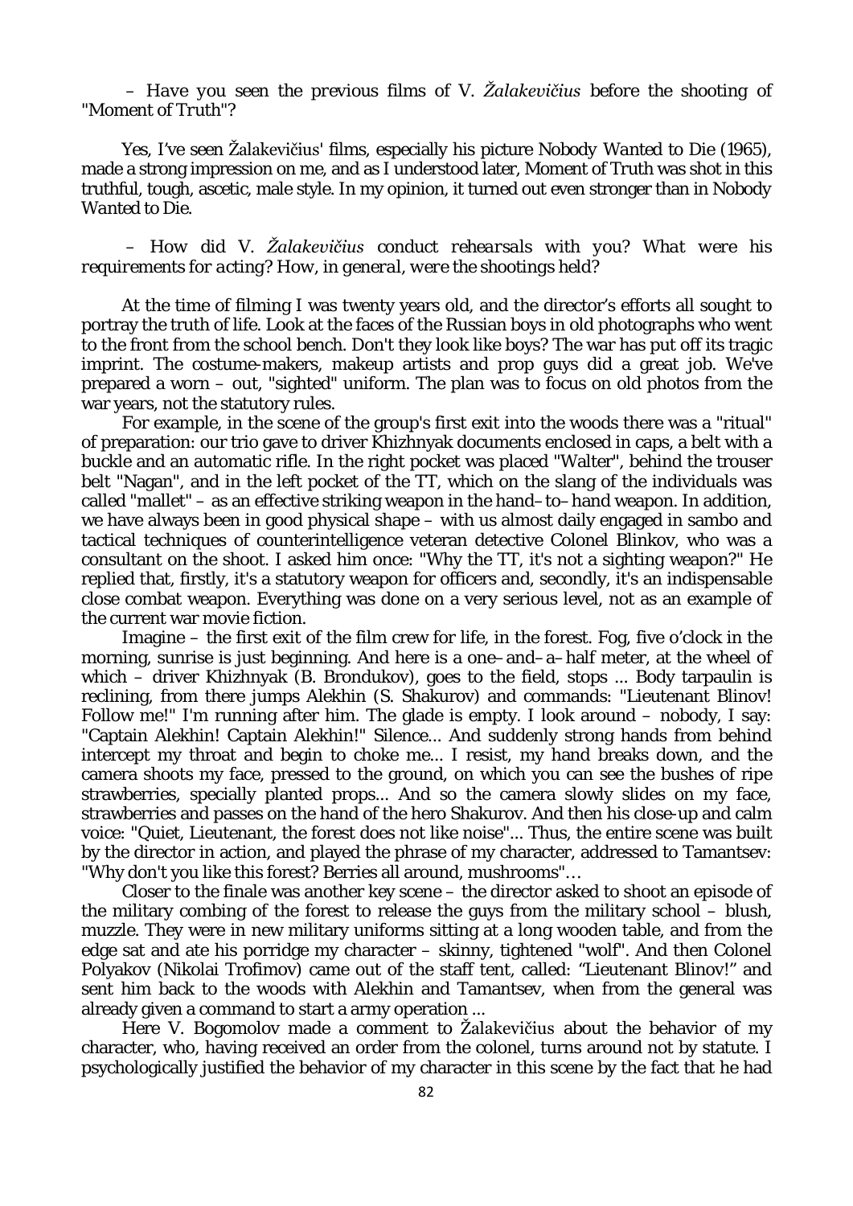*– Have you seen the previous films of V. Žalakevičius before the shooting of "Moment of Truth"?*

Yes, I've seen Žalakevičius' films, especially his picture *Nobody Wanted to Die* (1965), made a strong impression on me, and as I understood later, *Moment of Truth* was shot in this truthful, tough, ascetic, male style. In my opinion, it turned out even stronger than in *Nobody Wanted to Die*.

*– How did V. Žalakevičius conduct rehearsals with you? What were his requirements for acting? How, in general, were the shootings held?*

At the time of filming I was twenty years old, and the director's efforts all sought to portray the truth of life. Look at the faces of the Russian boys in old photographs who went to the front from the school bench. Don't they look like boys? The war has put off its tragic imprint. The costume-makers, makeup artists and prop guys did a great job. We've prepared a worn – out, "sighted" uniform. The plan was to focus on old photos from the war years, not the statutory rules.

For example, in the scene of the group's first exit into the woods there was a "ritual" of preparation: our trio gave to driver Khizhnyak documents enclosed in caps, a belt with a buckle and an automatic rifle. In the right pocket was placed "Walter", behind the trouser belt "Nagan", and in the left pocket of the TT, which on the slang of the individuals was called "mallet" – as an effective striking weapon in the hand–to–hand weapon. In addition, we have always been in good physical shape – with us almost daily engaged in sambo and tactical techniques of counterintelligence veteran detective Colonel Blinkov, who was a consultant on the shoot. I asked him once: "Why the TT, it's not a sighting weapon?" He replied that, firstly, it's a statutory weapon for officers and, secondly, it's an indispensable close combat weapon. Everything was done on a very serious level, not as an example of the current war movie fiction.

Imagine – the first exit of the film crew for life, in the forest. Fog, five o'clock in the morning, sunrise is just beginning. And here is a one–and–a–half meter, at the wheel of which – driver Khizhnyak (B. Brondukov), goes to the field, stops ... Body tarpaulin is reclining, from there jumps Alekhin (S. Shakurov) and commands: "Lieutenant Blinov! Follow me!" I'm running after him. The glade is empty. I look around – nobody, I say: "Captain Alekhin! Captain Alekhin!" Silence... And suddenly strong hands from behind intercept my throat and begin to choke me... I resist, my hand breaks down, and the camera shoots my face, pressed to the ground, on which you can see the bushes of ripe strawberries, specially planted props... And so the camera slowly slides on my face, strawberries and passes on the hand of the hero Shakurov. And then his close-up and calm voice: "Quiet, Lieutenant, the forest does not like noise"... Thus, the entire scene was built by the director in action, and played the phrase of my character, addressed to Tamantsev: "Why don't you like this forest? Berries all around, mushrooms"…

Closer to the finale was another key scene – the director asked to shoot an episode of the military combing of the forest to release the guys from the military school – blush, muzzle. They were in new military uniforms sitting at a long wooden table, and from the edge sat and ate his porridge my character – skinny, tightened "wolf". And then Colonel Polyakov (Nikolai Trofimov) came out of the staff tent, called: "Lieutenant Blinov!" and sent him back to the woods with Alekhin and Tamantsev, when from the general was already given a command to start a army operation ...

Here V. Bogomolov made a comment to Žalakevičius about the behavior of my character, who, having received an order from the colonel, turns around not by statute. I psychologically justified the behavior of my character in this scene by the fact that he had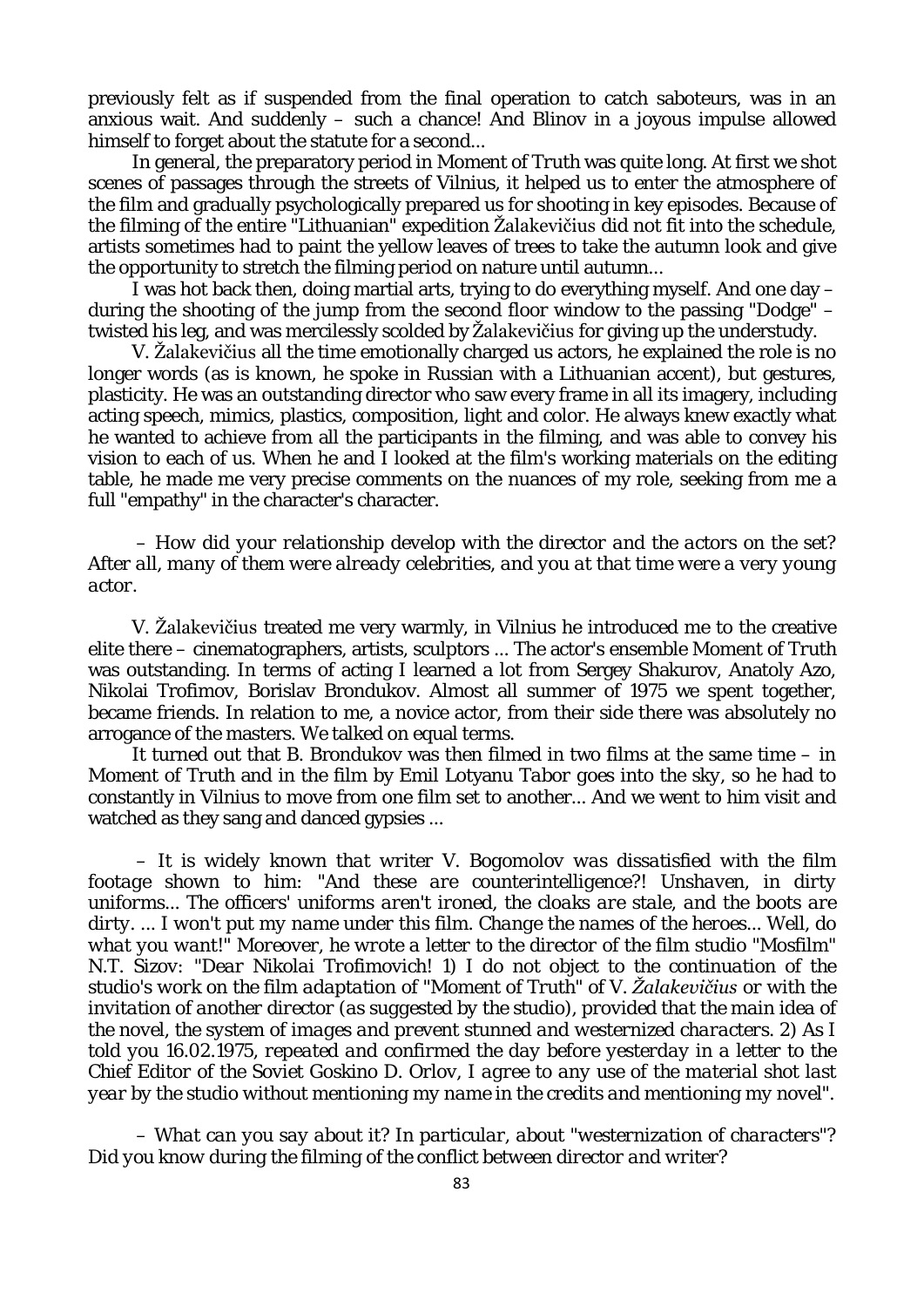previously felt as if suspended from the final operation to catch saboteurs, was in an anxious wait. And suddenly – such a chance! And Blinov in a joyous impulse allowed himself to forget about the statute for a second...

In general, the preparatory period in Moment of Truth was quite long. At first we shot scenes of passages through the streets of Vilnius, it helped us to enter the atmosphere of the film and gradually psychologically prepared us for shooting in key episodes. Because of the filming of the entire "Lithuanian" expedition Žalakevičius did not fit into the schedule, artists sometimes had to paint the yellow leaves of trees to take the autumn look and give the opportunity to stretch the filming period on nature until autumn...

I was hot back then, doing martial arts, trying to do everything myself. And one day – during the shooting of the jump from the second floor window to the passing "Dodge" – twisted his leg, and was mercilessly scolded by Žalakevičius for giving up the understudy.

V. Žalakevičius all the time emotionally charged us actors, he explained the role is no longer words (as is known, he spoke in Russian with a Lithuanian accent), but gestures, plasticity. He was an outstanding director who saw every frame in all its imagery, including acting speech, mimics, plastics, composition, light and color. He always knew exactly what he wanted to achieve from all the participants in the filming, and was able to convey his vision to each of us. When he and I looked at the film's working materials on the editing table, he made me very precise comments on the nuances of my role, seeking from me a full "empathy" in the character's character.

*– How did your relationship develop with the director and the actors on the set? After all, many of them were already celebrities, and you at that time were a very young actor.*

V. Žalakevičius treated me very warmly, in Vilnius he introduced me to the creative elite there – cinematographers, artists, sculptors ... The actor's ensemble Moment of Truth was outstanding. In terms of acting I learned a lot from Sergey Shakurov, Anatoly Azo, Nikolai Trofimov, Borislav Brondukov. Almost all summer of 1975 we spent together, became friends. In relation to me, a novice actor, from their side there was absolutely no arrogance of the masters. We talked on equal terms.

It turned out that B. Brondukov was then filmed in two films at the same time – in Moment of Truth and in the film by Emil Lotyanu *Tabor goes into the sky*, so he had to constantly in Vilnius to move from one film set to another... And we went to him visit and watched as they sang and danced gypsies ...

*– It is widely known that writer V. Bogomolov was dissatisfied with the film footage shown to him: "And these are counterintelligence?! Unshaven, in dirty uniforms... The officers' uniforms aren't ironed, the cloaks are stale, and the boots are dirty. ... I won't put my name under this film. Change the names of the heroes... Well, do what you want!" Moreover, he wrote a letter to the director of the film studio "Mosfilm" N.T. Sizov: "Dear Nikolai Trofimovich! 1) I do not object to the continuation of the studio's work on the film adaptation of "Moment of Truth" of V. Žalakevičius or with the invitation of another director (as suggested by the studio), provided that the main idea of the novel, the system of images and prevent stunned and westernized characters. 2) As I told you 16.02.1975, repeated and confirmed the day before yesterday in a letter to the Chief Editor of the Soviet Goskino D. Orlov, I agree to any use of the material shot last year by the studio without mentioning my name in the credits and mentioning my novel".*

*– What can you say about it? In particular, about "westernization of characters"? Did you know during the filming of the conflict between director and writer?*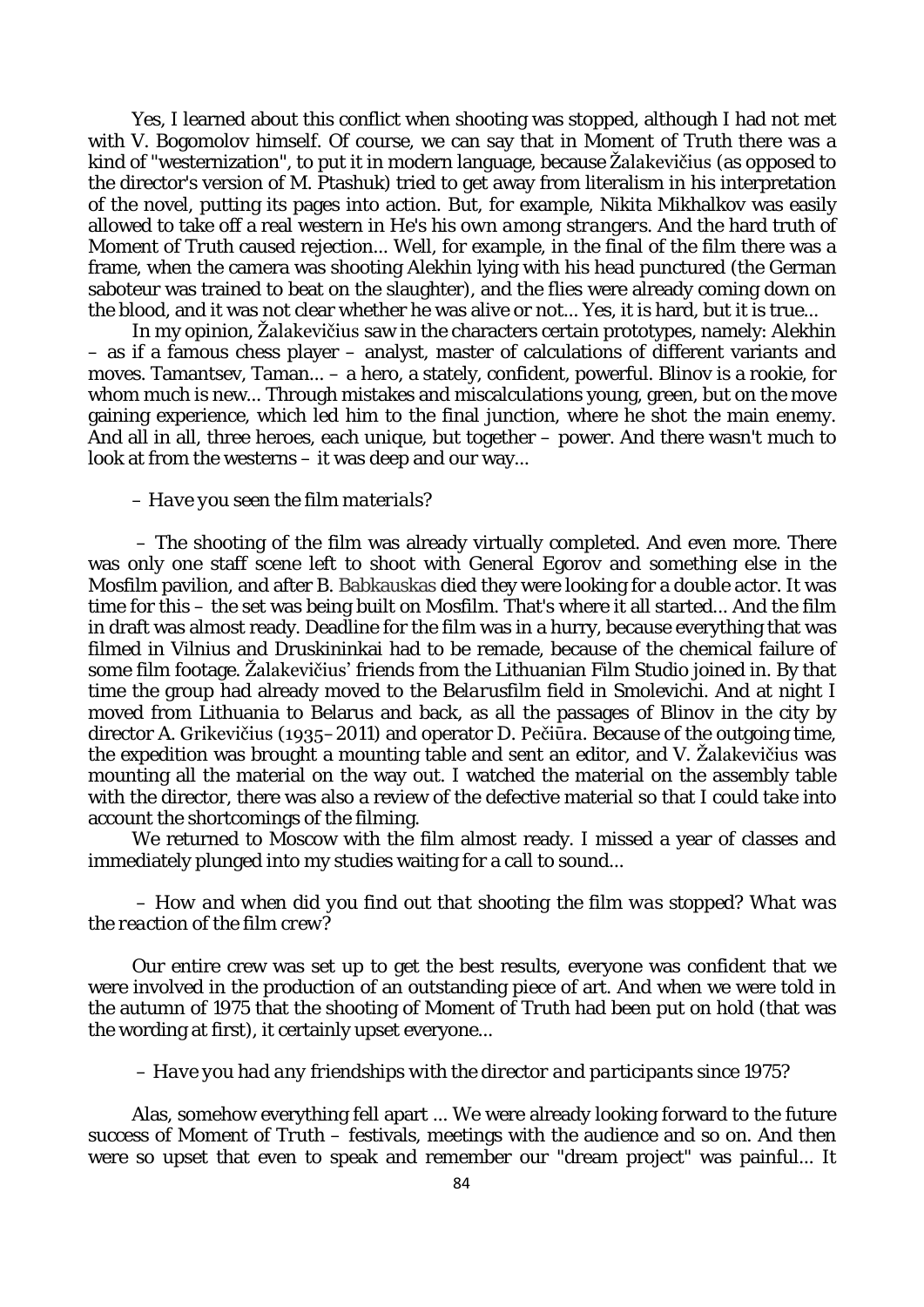Yes, I learned about this conflict when shooting was stopped, although I had not met with V. Bogomolov himself. Of course, we can say that in *Moment of Truth* there was a kind of "westernization", to put it in modern language, because Žalakevičius (as opposed to the director's version of M. Ptashuk) tried to get away from literalism in his interpretation of the novel, putting its pages into action. But, for example, Nikita Mikhalkov was easily allowed to take off a real western in *He's his own among strangers*. And the hard truth of *Moment of Truth* caused rejection... Well, for example, in the final of the film there was a frame, when the camera was shooting Alekhin lying with his head punctured (the German saboteur was trained to beat on the slaughter), and the flies were already coming down on the blood, and it was not clear whether he was alive or not... Yes, it is hard, but it is true...

In my opinion, Žalakevičius saw in the characters certain prototypes, namely: Alekhin – as if a famous chess player – analyst, master of calculations of different variants and moves. Tamantsev, Taman... – a hero, a stately, confident, powerful. Blinov is a rookie, for whom much is new... Through mistakes and miscalculations young, green, but on the move gaining experience, which led him to the final junction, where he shot the main enemy. And all in all, three heroes, each unique, but together – power. And there wasn't much to look at from the westerns – it was deep and our way...

*– Have you seen the film materials?*

– The shooting of the film was already virtually completed. And even more. There was only one staff scene left to shoot with General Egorov and something else in the Mosfilm pavilion, and after B. Babkauskas died they were looking for a double actor. It was time for this – the set was being built on Mosfilm. That's where it all started... And the film in draft was almost ready. Deadline for the film was in a hurry, because everything that was filmed in Vilnius and Druskininkai had to be remade, because of the chemical failure of some film footage. Žalakevičius' friends from the Lithuanian Film Studio joined in. By that time the group had already moved to the Belarusfilm field in Smolevichi. And at night I moved from Lithuania to Belarus and back, as all the passages of Blinov in the city by director A. Grikevičius (1935–2011) and operator D. Pečiūra. Because of the outgoing time, the expedition was brought a mounting table and sent an editor, and V. Žalakevičius was mounting all the material on the way out. I watched the material on the assembly table with the director, there was also a review of the defective material so that I could take into account the shortcomings of the filming.

We returned to Moscow with the film almost ready. I missed a year of classes and immediately plunged into my studies waiting for a call to sound...

*– How and when did you find out that shooting the film was stopped? What was the reaction of the film crew?*

Our entire crew was set up to get the best results, everyone was confident that we were involved in the production of an outstanding piece of art. And when we were told in the autumn of 1975 that the shooting of Moment of Truth had been put on hold (that was the wording at first), it certainly upset everyone...

*– Have you had any friendships with the director and participants since 1975?*

Alas, somehow everything fell apart ... We were already looking forward to the future success of Moment of Truth – festivals, meetings with the audience and so on. And then were so upset that even to speak and remember our "dream project" was painful... It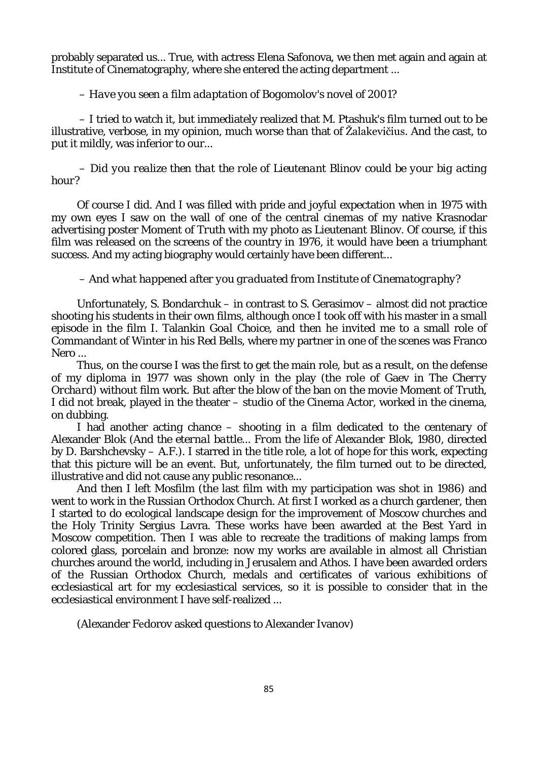probably separated us... True, with actress Elena Safonova, we then met again and again at Institute of Cinematography, where she entered the acting department ...

– *Have you seen a film adaptation of Bogomolov's novel of 2001?*

– I tried to watch it, but immediately realized that M. Ptashuk's film turned out to be illustrative, verbose, in my opinion, much worse than that of Žalakevičius. And the cast, to put it mildly, was inferior to our...

– *Did you realize then that the role of Lieutenant Blinov could be your big acting hour?*

Of course I did. And I was filled with pride and joyful expectation when in 1975 with my own eyes I saw on the wall of one of the central cinemas of my native Krasnodar advertising poster Moment of Truth with my photo as Lieutenant Blinov. Of course, if this film was released on the screens of the country in 1976, it would have been a triumphant success. And my acting biography would certainly have been different...

– *And what happened after you graduated from Institute of Cinematography?*

Unfortunately, S. Bondarchuk – in contrast to S. Gerasimov – almost did not practice shooting his students in their own films, although once I took off with his master in a small episode in the film I. Talankin Goal Choice, and then he invited me to a small role of Commandant of Winter in his Red Bells, where my partner in one of the scenes was Franco Nero ...

Thus, on the course I was the first to get the main role, but as a result, on the defense of my diploma in 1977 was shown only in the play (the role of Gaev in *The Cherry Orchard*) without film work. But after the blow of the ban on the movie *Moment of Truth*, I did not break, played in the theater – studio of the Cinema Actor, worked in the cinema, on dubbing.

I had another acting chance – shooting in a film dedicated to the centenary of Alexander Blok (*And the eternal battle... From the life of Alexander Blok*, *1980*, directed by D. Barshchevsky – A.F.). I starred in the title role, a lot of hope for this work, expecting that this picture will be an event. But, unfortunately, the film turned out to be directed, illustrative and did not cause any public resonance...

And then I left Mosfilm (the last film with my participation was shot in 1986) and went to work in the Russian Orthodox Church. At first I worked as a church gardener, then I started to do ecological landscape design for the improvement of Moscow churches and the Holy Trinity Sergius Lavra. These works have been awarded at the Best Yard in Moscow competition. Then I was able to recreate the traditions of making lamps from colored glass, porcelain and bronze: now my works are available in almost all Christian churches around the world, including in Jerusalem and Athos. I have been awarded orders of the Russian Orthodox Church, medals and certificates of various exhibitions of ecclesiastical art for my ecclesiastical services, so it is possible to consider that in the ecclesiastical environment I have self-realized ...

(Alexander Fedorov asked questions to Alexander Ivanov)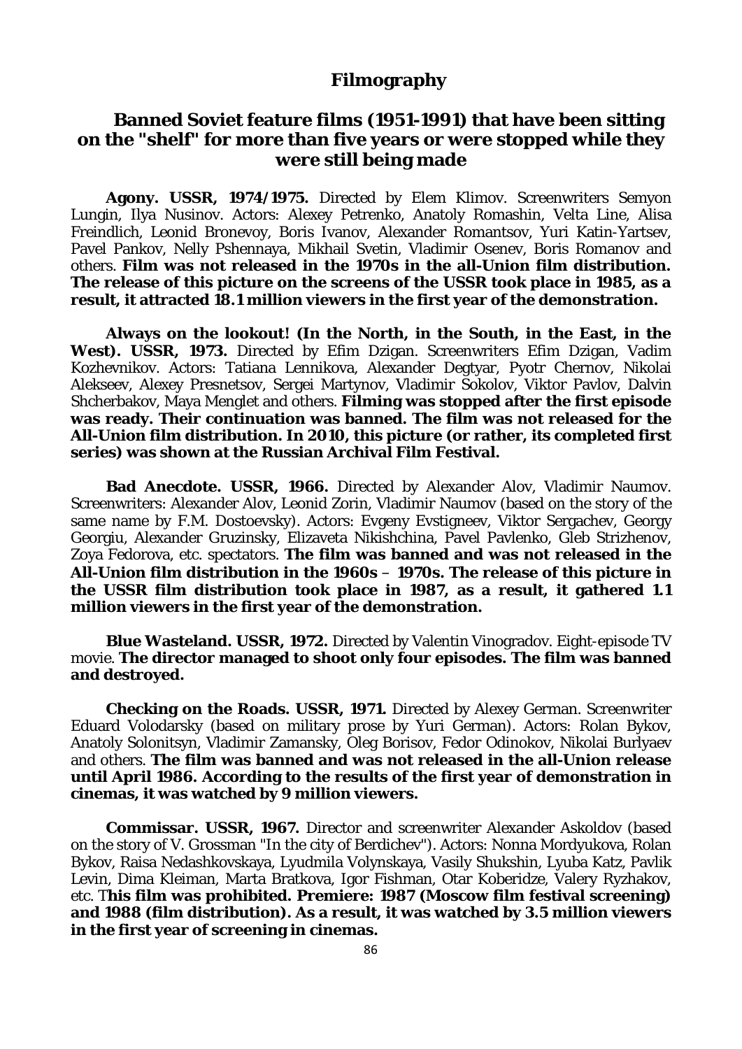# Filmography

## Banned Soviet feature films (1951-1991) that have been sitting on the "shelf" for more than five years or were stopped while they were still being made

**Agony. USSR, 1974/1975.** Directed by Elem Klimov. Screenwriters Semyon Lungin, Ilya Nusinov. Actors: Alexey Petrenko, Anatoly Romashin, Velta Line, Alisa Freindlich, Leonid Bronevoy, Boris Ivanov, Alexander Romantsov, Yuri Katin-Yartsev, Pavel Pankov, Nelly Pshennaya, Mikhail Svetin, Vladimir Osenev, Boris Romanov and others. **Film was not released in the 1970s in the all-Union film distribution. The release of this picture on the screens of the USSR took place in 1985, as a result, it attracted 18.1 million viewers in the first year of the demonstration.**

**Always on the lookout! (In the North, in the South, in the East, in the West). USSR, 1973.** Directed by Efim Dzigan. Screenwriters Efim Dzigan, Vadim Kozhevnikov. Actors: Tatiana Lennikova, Alexander Degtyar, Pyotr Chernov, Nikolai Alekseev, Alexey Presnetsov, Sergei Martynov, Vladimir Sokolov, Viktor Pavlov, Dalvin Shcherbakov, Maya Menglet and others. **Filming was stopped after the first episode was ready. Their continuation was banned. The film was not released for the All-Union film distribution. In 2010, this picture (or rather, its completed first series) was shown at the Russian Archival Film Festival.**

**Bad Anecdote. USSR, 1966.** Directed by Alexander Alov, Vladimir Naumov. Screenwriters: Alexander Alov, Leonid Zorin, Vladimir Naumov (based on the story of the same name by F.M. Dostoevsky). Actors: Evgeny Evstigneev, Viktor Sergachev, Georgy Georgiu, Alexander Gruzinsky, Elizaveta Nikishchina, Pavel Pavlenko, Gleb Strizhenov, Zoya Fedorova, etc. spectators. **The film was banned and was not released in the All-Union film distribution in the 1960s – 1970s. The release of this picture in the USSR film distribution took place in 1987, as a result, it gathered 1.1 million viewers in the first year of the demonstration.**

**Blue Wasteland. USSR, 1972.** Directed by Valentin Vinogradov. Eight-episode TV movie. **The director managed to shoot only four episodes. The film was banned and destroyed.**

**Checking on the Roads. USSR, 1971.** Directed by Alexey German. Screenwriter Eduard Volodarsky (based on military prose by Yuri German). Actors: Rolan Bykov, Anatoly Solonitsyn, Vladimir Zamansky, Oleg Borisov, Fedor Odinokov, Nikolai Burlyaev and others. **The film was banned and was not released in the all-Union release until April 1986. According to the results of the first year of demonstration in cinemas, it was watched by 9 million viewers.**

**Commissar. USSR, 1967.** Director and screenwriter Alexander Askoldov (based on the story of V. Grossman "In the city of Berdichev"). Actors: Nonna Mordyukova, Rolan Bykov, Raisa Nedashkovskaya, Lyudmila Volynskaya, Vasily Shukshin, Lyuba Katz, Pavlik Levin, Dima Kleiman, Marta Bratkova, Igor Fishman, Otar Koberidze, Valery Ryzhakov, etc. **This film was prohibited. Premiere: 1987 (Moscow film festival screening) and 1988 (film distribution). As a result, it was watched by 3.5 million viewers in the first year of screening in cinemas.**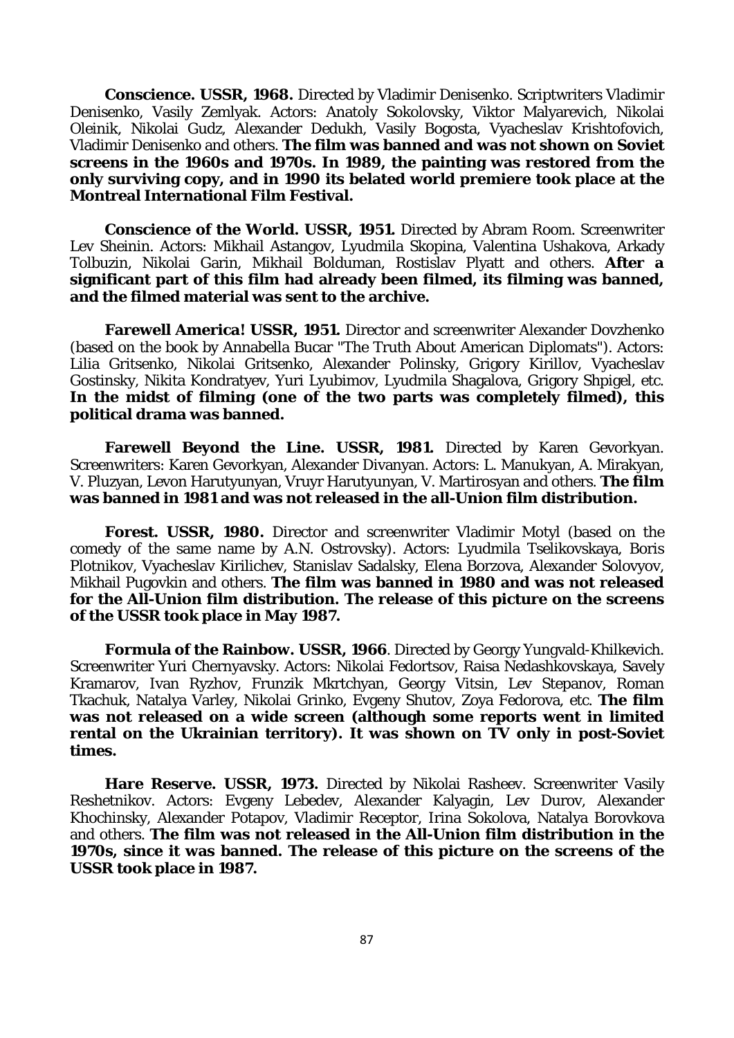**Conscience. USSR, 1968.** Directed by Vladimir Denisenko. Scriptwriters Vladimir Denisenko, Vasily Zemlyak. Actors: Anatoly Sokolovsky, Viktor Malyarevich, Nikolai Oleinik, Nikolai Gudz, Alexander Dedukh, Vasily Bogosta, Vyacheslav Krishtofovich, Vladimir Denisenko and others. **The film was banned and was not shown on Soviet screens in the 1960s and 1970s. In 1989, the painting was restored from the only surviving copy, and in 1990 its belated world premiere took place at the Montreal International Film Festival.**

**Conscience of the World. USSR, 1951.** Directed by Abram Room. Screenwriter Lev Sheinin. Actors: Mikhail Astangov, Lyudmila Skopina, Valentina Ushakova, Arkady Tolbuzin, Nikolai Garin, Mikhail Bolduman, Rostislav Plyatt and others. **After a significant part of this film had already been filmed, its filming was banned, and the filmed material was sent to the archive.**

**Farewell America! USSR, 1951.** Director and screenwriter Alexander Dovzhenko (based on the book by Annabella Bucar "The Truth About American Diplomats"). Actors: Lilia Gritsenko, Nikolai Gritsenko, Alexander Polinsky, Grigory Kirillov, Vyacheslav Gostinsky, Nikita Kondratyev, Yuri Lyubimov, Lyudmila Shagalova, Grigory Shpigel, etc. **In the midst of filming (one of the two parts was completely filmed), this political drama was banned.**

**Farewell Beyond the Line. USSR, 1981.** Directed by Karen Gevorkyan. Screenwriters: Karen Gevorkyan, Alexander Divanyan. Actors: L. Manukyan, A. Mirakyan, V. Pluzyan, Levon Harutyunyan, Vruyr Harutyunyan, V. Martirosyan and others. **The film was banned in 1981 and was not released in the all-Union film distribution.**

**Forest. USSR, 1980.** Director and screenwriter Vladimir Motyl (based on the comedy of the same name by A.N. Ostrovsky). Actors: Lyudmila Tselikovskaya, Boris Plotnikov, Vyacheslav Kirilichev, Stanislav Sadalsky, Elena Borzova, Alexander Solovyov, Mikhail Pugovkin and others. **The film was banned in 1980 and was not released for the All-Union film distribution. The release of this picture on the screens of the USSR took place in May 1987.**

**Formula of the Rainbow. USSR, 1966**. Directed by Georgy Yungvald-Khilkevich. Screenwriter Yuri Chernyavsky. Actors: Nikolai Fedortsov, Raisa Nedashkovskaya, Savely Kramarov, Ivan Ryzhov, Frunzik Mkrtchyan, Georgy Vitsin, Lev Stepanov, Roman Tkachuk, Natalya Varley, Nikolai Grinko, Evgeny Shutov, Zoya Fedorova, etc. **The film was not released on a wide screen (although some reports went in limited rental on the Ukrainian territory). It was shown on TV only in post-Soviet times.**

**Hare Reserve. USSR, 1973.** Directed by Nikolai Rasheev. Screenwriter Vasily Reshetnikov. Actors: Evgeny Lebedev, Alexander Kalyagin, Lev Durov, Alexander Khochinsky, Alexander Potapov, Vladimir Receptor, Irina Sokolova, Natalya Borovkova and others. **The film was not released in the All-Union film distribution in the 1970s, since it was banned. The release of this picture on the screens of the USSR took place in 1987.**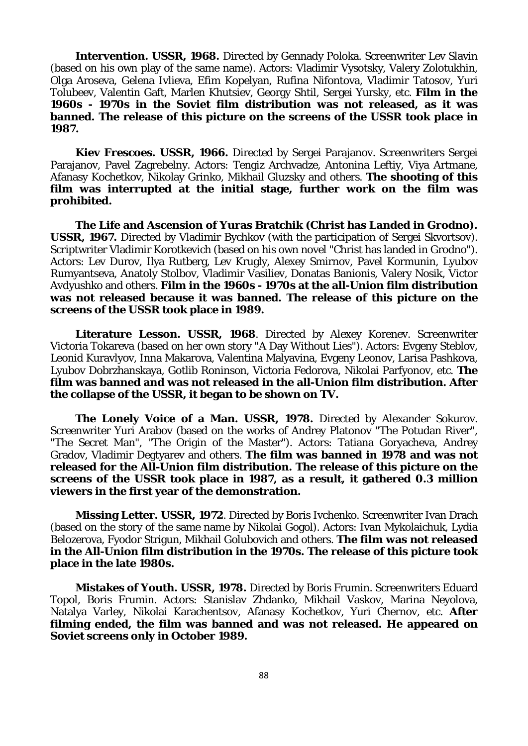**Intervention. USSR, 1968.** Directed by Gennady Poloka. Screenwriter Lev Slavin (based on his own play of the same name). Actors: Vladimir Vysotsky, Valery Zolotukhin, Olga Aroseva, Gelena Ivlieva, Efim Kopelyan, Rufina Nifontova, Vladimir Tatosov, Yuri Tolubeev, Valentin Gaft, Marlen Khutsiev, Georgy Shtil, Sergei Yursky, etc. **Film in the 1960s - 1970s in the Soviet film distribution was not released, as it was banned. The release of this picture on the screens of the USSR took place in 1987.**

**Kiev Frescoes. USSR, 1966.** Directed by Sergei Parajanov. Screenwriters Sergei Parajanov, Pavel Zagrebelny. Actors: Tengiz Archvadze, Antonina Leftiy, Viya Artmane, Afanasy Kochetkov, Nikolay Grinko, Mikhail Gluzsky and others. **The shooting of this film was interrupted at the initial stage, further work on the film was prohibited.**

**The Life and Ascension of Yuras Bratchik (Christ has Landed in Grodno). USSR, 1967.** Directed by Vladimir Bychkov (with the participation of Sergei Skvortsov). Scriptwriter Vladimir Korotkevich (based on his own novel "Christ has landed in Grodno"). Actors: Lev Durov, Ilya Rutberg, Lev Krugly, Alexey Smirnov, Pavel Kormunin, Lyubov Rumyantseva, Anatoly Stolbov, Vladimir Vasiliev, Donatas Banionis, Valery Nosik, Victor Avdyushko and others. **Film in the 1960s - 1970s at the all-Union film distribution was not released because it was banned. The release of this picture on the screens of the USSR took place in 1989.**

**Literature Lesson. USSR, 1968**. Directed by Alexey Korenev. Screenwriter Victoria Tokareva (based on her own story "A Day Without Lies"). Actors: Evgeny Steblov, Leonid Kuravlyov, Inna Makarova, Valentina Malyavina, Evgeny Leonov, Larisa Pashkova, Lyubov Dobrzhanskaya, Gotlib Roninson, Victoria Fedorova, Nikolai Parfyonov, etc. **The film was banned and was not released in the all-Union film distribution. After the collapse of the USSR, it began to be shown on TV.**

**The Lonely Voice of a Man. USSR, 1978.** Directed by Alexander Sokurov. Screenwriter Yuri Arabov (based on the works of Andrey Platonov "The Potudan River", "The Secret Man", "The Origin of the Master"). Actors: Tatiana Goryacheva, Andrey Gradov, Vladimir Degtyarev and others. **The film was banned in 1978 and was not released for the All-Union film distribution. The release of this picture on the screens of the USSR took place in 1987, as a result, it gathered 0.3 million viewers in the first year of the demonstration.**

**Missing Letter. USSR, 1972**. Directed by Boris Ivchenko. Screenwriter Ivan Drach (based on the story of the same name by Nikolai Gogol). Actors: Ivan Mykolaichuk, Lydia Belozerova, Fyodor Strigun, Mikhail Golubovich and others. **The film was not released in the All-Union film distribution in the 1970s. The release of this picture took place in the late 1980s.**

**Mistakes of Youth. USSR, 1978.** Directed by Boris Frumin. Screenwriters Eduard Topol, Boris Frumin. Actors: Stanislav Zhdanko, Mikhail Vaskov, Marina Neyolova, Natalya Varley, Nikolai Karachentsov, Afanasy Kochetkov, Yuri Chernov, etc. **After filming ended, the film was banned and was not released. He appeared on Soviet screens only in October 1989.**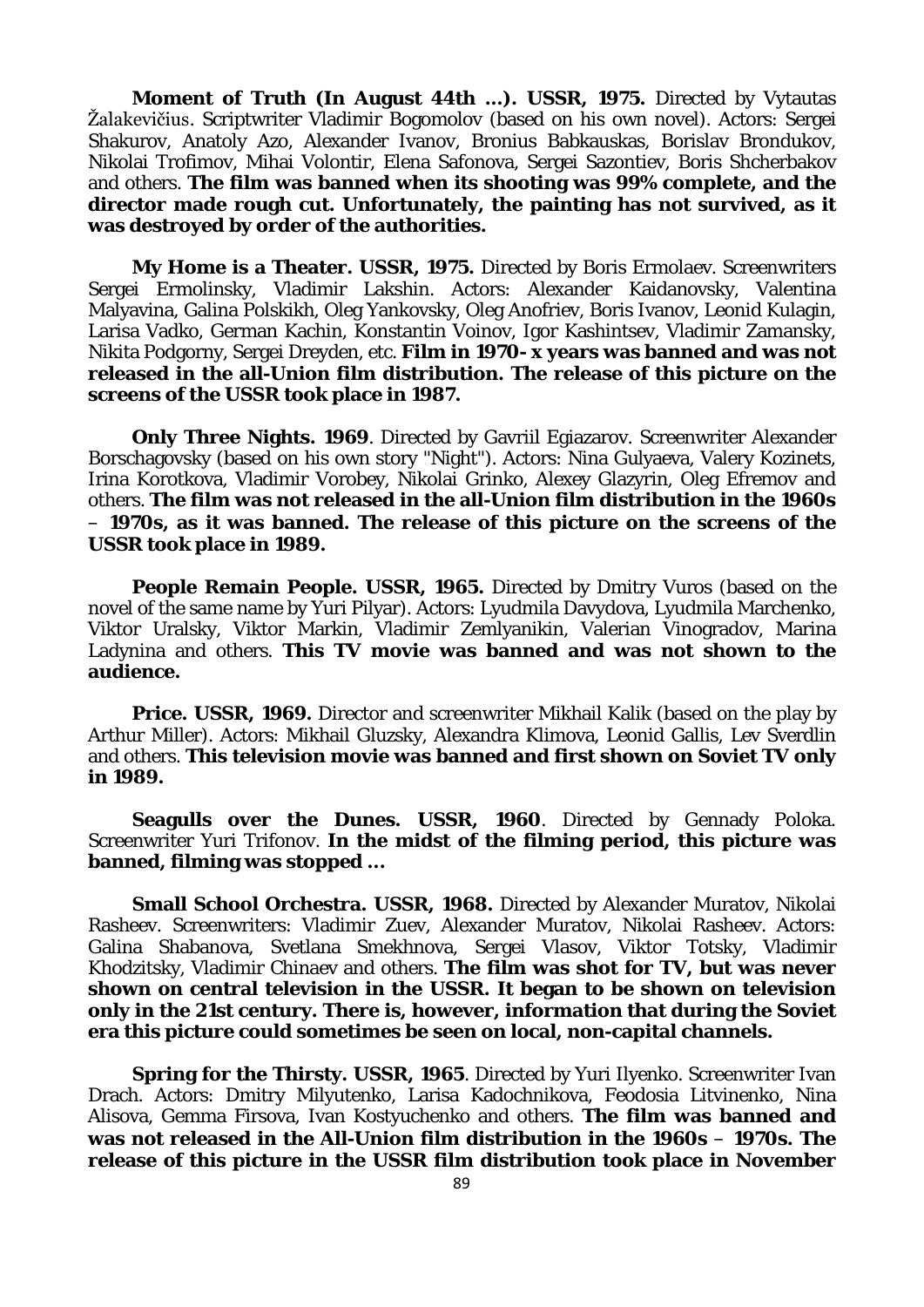**Moment of Truth (In August 44th ...). USSR, 1975.** Directed by Vytautas Žalakevičius. Scriptwriter Vladimir Bogomolov (based on his own novel). Actors: Sergei Shakurov, Anatoly Azo, Alexander Ivanov, Bronius Babkauskas, Borislav Brondukov, Nikolai Trofimov, Mihai Volontir, Elena Safonova, Sergei Sazontiev, Boris Shcherbakov and others. **The film was banned when its shooting was 99% complete, and the director made rough cut. Unfortunately, the painting has not survived, as it was destroyed by order of the authorities.**

**My Home is a Theater. USSR, 1975.** Directed by Boris Ermolaev. Screenwriters Sergei Ermolinsky, Vladimir Lakshin. Actors: Alexander Kaidanovsky, Valentina Malyavina, Galina Polskikh, Oleg Yankovsky, Oleg Anofriev, Boris Ivanov, Leonid Kulagin, Larisa Vadko, German Kachin, Konstantin Voinov, Igor Kashintsev, Vladimir Zamansky, Nikita Podgorny, Sergei Dreyden, etc. **Film in 1970- x years was banned and was not released in the all-Union film distribution. The release of this picture on the screens of the USSR took place in 1987.**

**Only Three Nights. 1969**. Directed by Gavriil Egiazarov. Screenwriter Alexander Borschagovsky (based on his own story "Night"). Actors: Nina Gulyaeva, Valery Kozinets, Irina Korotkova, Vladimir Vorobey, Nikolai Grinko, Alexey Glazyrin, Oleg Efremov and others. **The film was not released in the all-Union film distribution in the 1960s – 1970s, as it was banned. The release of this picture on the screens of the USSR took place in 1989.**

**People Remain People. USSR, 1965.** Directed by Dmitry Vuros (based on the novel of the same name by Yuri Pilyar). Actors: Lyudmila Davydova, Lyudmila Marchenko, Viktor Uralsky, Viktor Markin, Vladimir Zemlyanikin, Valerian Vinogradov, Marina Ladynina and others. **This TV movie was banned and was not shown to the audience.**

**Price. USSR, 1969.** Director and screenwriter Mikhail Kalik (based on the play by Arthur Miller). Actors: Mikhail Gluzsky, Alexandra Klimova, Leonid Gallis, Lev Sverdlin and others. **This television movie was banned and first shown on Soviet TV only in 1989.**

**Seagulls over the Dunes. USSR, 1960**. Directed by Gennady Poloka. Screenwriter Yuri Trifonov. **In the midst of the filming period, this picture was banned, filming was stopped ...**

**Small School Orchestra. USSR, 1968.** Directed by Alexander Muratov, Nikolai Rasheev. Screenwriters: Vladimir Zuev, Alexander Muratov, Nikolai Rasheev. Actors: Galina Shabanova, Svetlana Smekhnova, Sergei Vlasov, Viktor Totsky, Vladimir Khodzitsky, Vladimir Chinaev and others. **The film was shot for TV, but was never shown on central television in the USSR. It began to be shown on television only in the 21st century. There is, however, information that during the Soviet era this picture could sometimes be seen on local, non-capital channels.**

**Spring for the Thirsty. USSR, 1965**. Directed by Yuri Ilyenko. Screenwriter Ivan Drach. Actors: Dmitry Milyutenko, Larisa Kadochnikova, Feodosia Litvinenko, Nina Alisova, Gemma Firsova, Ivan Kostyuchenko and others. **The film was banned and was not released in the All-Union film distribution in the 1960s – 1970s. The release of this picture in the USSR film distribution took place in November**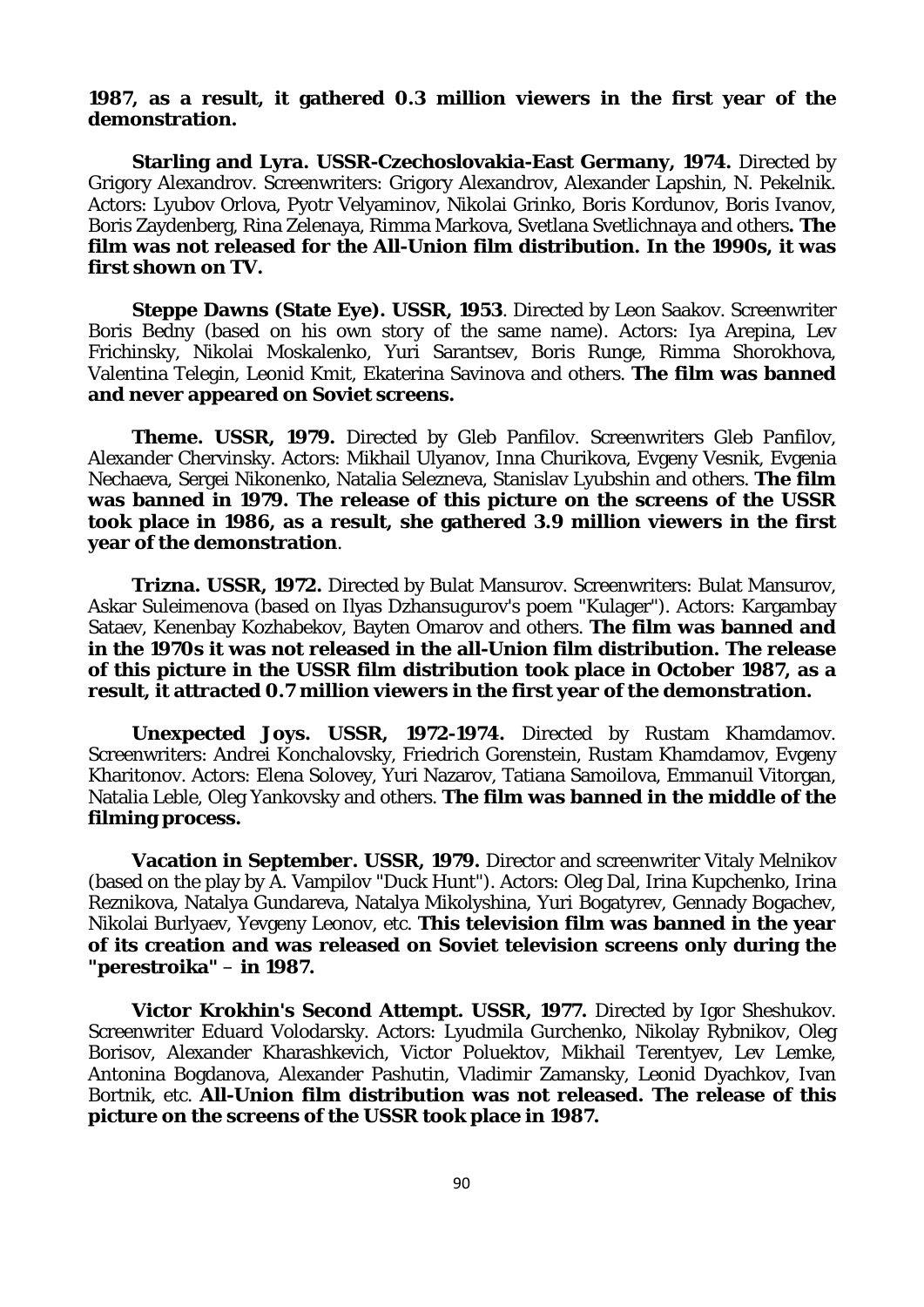**1987, as a result, it gathered 0.3 million viewers in the first year of the demonstration.**

**Starling and Lyra. USSR-Czechoslovakia-East Germany, 1974.** Directed by Grigory Alexandrov. Screenwriters: Grigory Alexandrov, Alexander Lapshin, N. Pekelnik. Actors: Lyubov Orlova, Pyotr Velyaminov, Nikolai Grinko, Boris Kordunov, Boris Ivanov, Boris Zaydenberg, Rina Zelenaya, Rimma Markova, Svetlana Svetlichnaya and others**. The film was not released for the All-Union film distribution. In the 1990s, it was first shown on TV.**

**Steppe Dawns (State Eye). USSR, 1953**. Directed by Leon Saakov. Screenwriter Boris Bedny (based on his own story of the same name). Actors: Iya Arepina, Lev Frichinsky, Nikolai Moskalenko, Yuri Sarantsev, Boris Runge, Rimma Shorokhova, Valentina Telegin, Leonid Kmit, Ekaterina Savinova and others. **The film was banned and never appeared on Soviet screens.**

**Theme. USSR, 1979.** Directed by Gleb Panfilov. Screenwriters Gleb Panfilov, Alexander Chervinsky. Actors: Mikhail Ulyanov, Inna Churikova, Evgeny Vesnik, Evgenia Nechaeva, Sergei Nikonenko, Natalia Selezneva, Stanislav Lyubshin and others. **The film was banned in 1979. The release of this picture on the screens of the USSR took place in 1986, as a result, she gathered 3.9 million viewers in the first year of the demonstration**.

**Trizna. USSR, 1972.** Directed by Bulat Mansurov. Screenwriters: Bulat Mansurov, Askar Suleimenova (based on Ilyas Dzhansugurov's poem "Kulager"). Actors: Kargambay Sataev, Kenenbay Kozhabekov, Bayten Omarov and others. **The film was banned and in the 1970s it was not released in the all-Union film distribution. The release of this picture in the USSR film distribution took place in October 1987, as a result, it attracted 0.7 million viewers in the first year of the demonstration.**

**Unexpected Joys. USSR, 1972-1974.** Directed by Rustam Khamdamov. Screenwriters: Andrei Konchalovsky, Friedrich Gorenstein, Rustam Khamdamov, Evgeny Kharitonov. Actors: Elena Solovey, Yuri Nazarov, Tatiana Samoilova, Emmanuil Vitorgan, Natalia Leble, Oleg Yankovsky and others. **The film was banned in the middle of the filming process.**

**Vacation in September. USSR, 1979.** Director and screenwriter Vitaly Melnikov (based on the play by A. Vampilov "Duck Hunt"). Actors: Oleg Dal, Irina Kupchenko, Irina Reznikova, Natalya Gundareva, Natalya Mikolyshina, Yuri Bogatyrev, Gennady Bogachev, Nikolai Burlyaev, Yevgeny Leonov, etc. **This television film was banned in the year of its creation and was released on Soviet television screens only during the "perestroika" – in 1987.**

**Victor Krokhin's Second Attempt. USSR, 1977.** Directed by Igor Sheshukov. Screenwriter Eduard Volodarsky. Actors: Lyudmila Gurchenko, Nikolay Rybnikov, Oleg Borisov, Alexander Kharashkevich, Victor Poluektov, Mikhail Terentyev, Lev Lemke, Antonina Bogdanova, Alexander Pashutin, Vladimir Zamansky, Leonid Dyachkov, Ivan Bortnik, etc. **All-Union film distribution was not released. The release of this picture on the screens of the USSR took place in 1987.**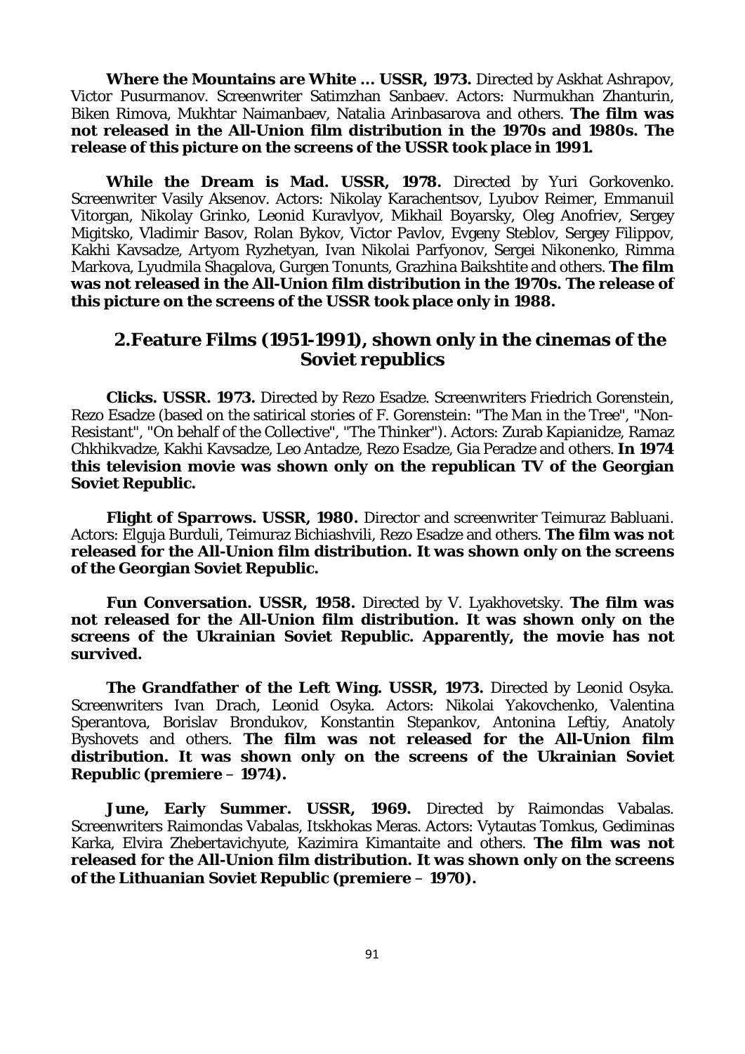**Where the Mountains are White ... USSR, 1973.** Directed by Askhat Ashrapov, Victor Pusurmanov. Screenwriter Satimzhan Sanbaev. Actors: Nurmukhan Zhanturin, Biken Rimova, Mukhtar Naimanbaev, Natalia Arinbasarova and others. **The film was not released in the All-Union film distribution in the 1970s and 1980s. The release of this picture on the screens of the USSR took place in 1991.**

**While the Dream is Mad. USSR, 1978.** Directed by Yuri Gorkovenko. Screenwriter Vasily Aksenov. Actors: Nikolay Karachentsov, Lyubov Reimer, Emmanuil Vitorgan, Nikolay Grinko, Leonid Kuravlyov, Mikhail Boyarsky, Oleg Anofriev, Sergey Migitsko, Vladimir Basov, Rolan Bykov, Victor Pavlov, Evgeny Steblov, Sergey Filippov, Kakhi Kavsadze, Artyom Ryzhetyan, Ivan Nikolai Parfyonov, Sergei Nikonenko, Rimma Markova, Lyudmila Shagalova, Gurgen Tonunts, Grazhina Baikshtite and others. **The film was not released in the All-Union film distribution in the 1970s. The release of this picture on the screens of the USSR took place only in 1988.**

## 2.Feature Films (1951-1991), shown only in the cinemas of the Soviet republics

**Clicks. USSR. 1973.** Directed by Rezo Esadze. Screenwriters Friedrich Gorenstein, Rezo Esadze (based on the satirical stories of F. Gorenstein: "The Man in the Tree", "Non-Resistant", "On behalf of the Collective", "The Thinker"). Actors: Zurab Kapianidze, Ramaz Chkhikvadze, Kakhi Kavsadze, Leo Antadze, Rezo Esadze, Gia Peradze and others. **In 1974 this television movie was shown only on the republican TV of the Georgian Soviet Republic.**

**Flight of Sparrows. USSR, 1980.** Director and screenwriter Teimuraz Babluani. Actors: Elguja Burduli, Teimuraz Bichiashvili, Rezo Esadze and others. **The film was not released for the All-Union film distribution. It was shown only on the screens of the Georgian Soviet Republic.**

**Fun Conversation. USSR, 1958.** Directed by V. Lyakhovetsky. **The film was not released for the All-Union film distribution. It was shown only on the screens of the Ukrainian Soviet Republic. Apparently, the movie has not survived.**

**The Grandfather of the Left Wing. USSR, 1973.** Directed by Leonid Osyka. Screenwriters Ivan Drach, Leonid Osyka. Actors: Nikolai Yakovchenko, Valentina Sperantova, Borislav Brondukov, Konstantin Stepankov, Antonina Leftiy, Anatoly Byshovets and others. **The film was not released for the All-Union film distribution. It was shown only on the screens of the Ukrainian Soviet Republic (premiere – 1974).**

**June, Early Summer. USSR, 1969.** Directed by Raimondas Vabalas. Screenwriters Raimondas Vabalas, Itskhokas Meras. Actors: Vytautas Tomkus, Gediminas Karka, Elvira Zhebertavichyute, Kazimira Kimantaite and others. **The film was not released for the All-Union film distribution. It was shown only on the screens of the Lithuanian Soviet Republic (premiere – 1970).**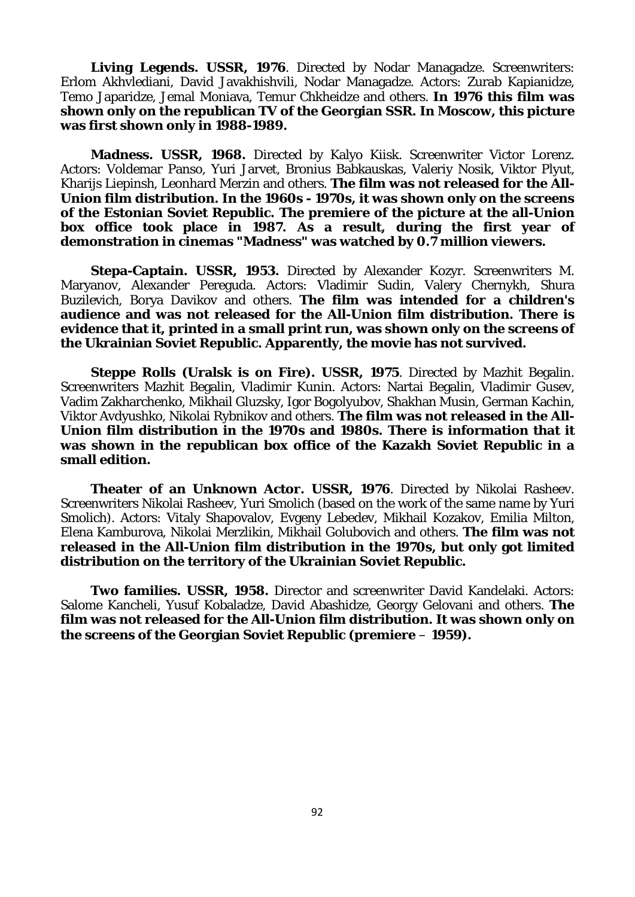**Living Legends. USSR, 1976**. Directed by Nodar Managadze. Screenwriters: Erlom Akhvlediani, David Javakhishvili, Nodar Managadze. Actors: Zurab Kapianidze, Temo Japaridze, Jemal Moniava, Temur Chkheidze and others. **In 1976 this film was shown only on the republican TV of the Georgian SSR. In Moscow, this picture was first shown only in 1988-1989.**

**Madness. USSR, 1968.** Directed by Kalyo Kiisk. Screenwriter Victor Lorenz. Actors: Voldemar Panso, Yuri Jarvet, Bronius Babkauskas, Valeriy Nosik, Viktor Plyut, Kharijs Liepinsh, Leonhard Merzin and others. **The film was not released for the All-Union film distribution. In the 1960s - 1970s, it was shown only on the screens of the Estonian Soviet Republic. The premiere of the picture at the all-Union box office took place in 1987. As a result, during the first year of demonstration in cinemas "Madness" was watched by 0.7 million viewers.**

**Stepa-Captain. USSR, 1953.** Directed by Alexander Kozyr. Screenwriters M. Maryanov, Alexander Pereguda. Actors: Vladimir Sudin, Valery Chernykh, Shura Buzilevich, Borya Davikov and others. **The film was intended for a children's audience and was not released for the All-Union film distribution. There is evidence that it, printed in a small print run, was shown only on the screens of the Ukrainian Soviet Republic. Apparently, the movie has not survived.**

**Steppe Rolls (Uralsk is on Fire). USSR, 1975**. Directed by Mazhit Begalin. Screenwriters Mazhit Begalin, Vladimir Kunin. Actors: Nartai Begalin, Vladimir Gusev, Vadim Zakharchenko, Mikhail Gluzsky, Igor Bogolyubov, Shakhan Musin, German Kachin, Viktor Avdyushko, Nikolai Rybnikov and others. **The film was not released in the All-Union film distribution in the 1970s and 1980s. There is information that it was shown in the republican box office of the Kazakh Soviet Republic in a small edition.**

**Theater of an Unknown Actor. USSR, 1976**. Directed by Nikolai Rasheev. Screenwriters Nikolai Rasheev, Yuri Smolich (based on the work of the same name by Yuri Smolich). Actors: Vitaly Shapovalov, Evgeny Lebedev, Mikhail Kozakov, Emilia Milton, Elena Kamburova, Nikolai Merzlikin, Mikhail Golubovich and others. **The film was not released in the All-Union film distribution in the 1970s, but only got limited distribution on the territory of the Ukrainian Soviet Republic.**

**Two families. USSR, 1958.** Director and screenwriter David Kandelaki. Actors: Salome Kancheli, Yusuf Kobaladze, David Abashidze, Georgy Gelovani and others. **The film was not released for the All-Union film distribution. It was shown only on the screens of the Georgian Soviet Republic (premiere – 1959).**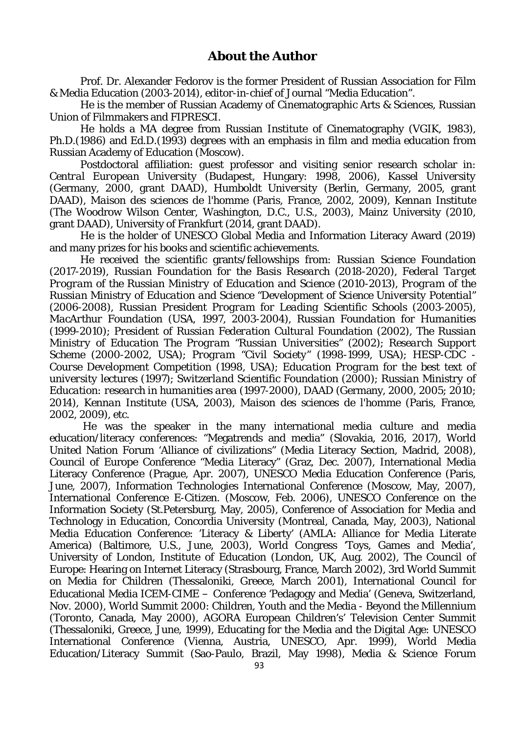## About the Author

Prof. Dr. Alexander Fedorov is the former President of Russian Association for Film & Media Education (2003-2014), editor-in-chief of Journal "Media Education".

He is the member of Russian Academy of Cinematographic Arts & Sciences, Russian Union of Filmmakers and FIPRESCI.

He holds a MA degree from Russian Institute of Cinematography (VGIK, 1983), Ph.D.(1986) and Ed.D.(1993) degrees with an emphasis in film and media education from Russian Academy of Education (Moscow).

Postdoctoral affiliation: guest professor and visiting senior research scholar in: *Central European University* (Budapest, Hungary: 1998, 2006), *Kassel University* (Germany, 2000, grant DAAD), *Humboldt University* (Berlin, Germany, 2005, grant DAAD), *Maison des sciences de l'homme* (Paris, France, 2002, 2009), *Kennan Institute* (The Woodrow Wilson Center, Washington, D.C., U.S., 2003), Mainz University (2010, grant DAAD), University of Frankfurt (2014, grant DAAD).

He is the holder of UNESCO Global Media and Information Literacy Award (2019) and many prizes for his books and scientific achievements.

He received the scientific grants/fellowships from: *Russian Science Foundation* (2017-2019), *Russian Foundation for the Basis Research* (2018-2020), *Federal Target Program of the Russian Ministry of Education and Science* (2010-2013), *Program of the Russian Ministry of Education and Science "Development of Science University Potential"* (2006-2008), *Russian President Program for Leading Scientific Schools* (2003-2005), *MacArthur Foundation* (USA, 1997, 2003-2004), *Russian Foundation for Humanities* (1999-2010); *President of Russian Federation Cultural Foundation* (2002), *The Russian Ministry of Education The Program "Russian Universities"* (2002); *Research Support Scheme* (2000-2002, USA); *Program "Civil Society"* (1998-1999, USA); *HESP-CDC - Course Development Competition* (1998, USA); *Education Program for the best text of university lectures* (1997); *Switzerland Scientific Foundation* (2000); *Russian Ministry of Education: research in humanities area* (1997-2000), DAAD (Germany, 2000, 2005; 2010; 2014), Kennan Institute (USA, 2003), Maison des sciences de l'homme (Paris, France, 2002, 2009), etc.

He was the speaker in the many international media culture and media education/literacy conferences: "Megatrends and media" (Slovakia, 2016, 2017), World United Nation Forum 'Alliance of civilizations" (Media Literacy Section, Madrid, 2008), Council of Europe Conference "Media Literacy" (Graz, Dec. 2007), International Media Literacy Conference (Prague, Apr. 2007), UNESCO Media Education Conference (Paris, June, 2007), Information Technologies International Conference (Moscow, May, 2007), International Conference E-Citizen. (Moscow, Feb. 2006), UNESCO Conference on the Information Society (St.Petersburg, May, 2005), Conference of Association for Media and Technology in Education, Concordia University (Montreal, Canada, May, 2003), National Media Education Conference: 'Literacy & Liberty' (AMLA: Alliance for Media Literate America) (Baltimore, U.S., June, 2003), World Congress 'Toys, Games and Media', University of London, Institute of Education (London, UK, Aug. 2002), The Council of Europe: Hearing on Internet Literacy (Strasbourg, France, March 2002), 3rd World Summit on Media for Children (Thessaloniki, Greece, March 2001), International Council for Educational Media ICEM-CIME – Conference 'Pedagogy and Media' (Geneva, Switzerland, Nov. 2000), World Summit 2000: Children, Youth and the Media - Beyond the Millennium (Toronto, Canada, May 2000), AGORA European Children's' Television Center Summit (Thessaloniki, Greece, June, 1999), Educating for the Media and the Digital Age: UNESCO International Conference (Vienna, Austria, UNESCO, Apr. 1999), World Media Education/Literacy Summit (Sao-Paulo, Brazil, May 1998), Media & Science Forum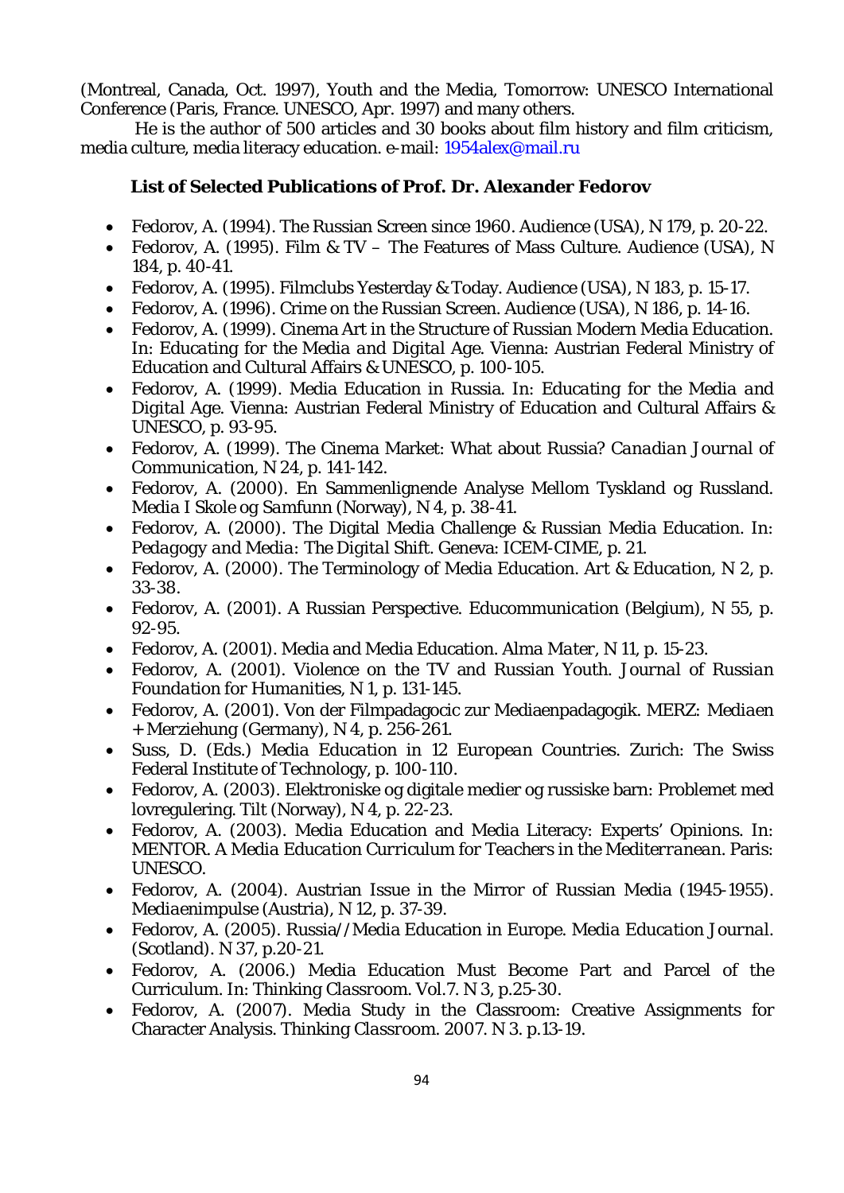(Montreal, Canada, Oct. 1997), Youth and the Media, Tomorrow: UNESCO International Conference (Paris, France. UNESCO, Apr. 1997) and many others.

He is the author of 500 articles and 30 books about film history and film criticism, media culture, media literacy education. e-mail: 1954alex@mail.ru

### List of Selected Publications of Prof. Dr. Alexander Fedorov

- Fedorov, A. (1994). The Russian Screen since 1960. Audience (USA), N 179, p. 20-22.
- Fedorov, A. (1995). Film & TV – The Features of Mass Culture. Audience (USA), N 184, p. 40-41.
- Fedorov, A. (1995). Filmclubs Yesterday & Today. Audience (USA), N 183, p. 15-17.
- Fedorov, A. (1996). Crime on the Russian Screen. Audience (USA), N 186, p. 14-16.
- Fedorov, A. (1999). Cinema Art in the Structure of Russian Modern Media Education. In: *Educating for the Media and Digital Age*. Vienna: Austrian Federal Ministry of Education and Cultural Affairs & UNESCO, p. 100-105.
- Fedorov, A. (1999). Media Education in Russia. In: *Educating for the Media and Digital Age*. Vienna: Austrian Federal Ministry of Education and Cultural Affairs & UNESCO, p. 93-95.
- Fedorov, A. (1999). The Cinema Market: What about Russia? *Canadian Journal of Communication*, N 24, p. 141-142.
- Fedorov, A. (2000). En Sammenlignende Analyse Mellom Tyskland og Russland. *Media I Skole og Samfunn* (Norway), N 4, p. 38-41.
- Fedorov, A. (2000). The Digital Media Challenge & Russian Media Education. In: *Pedagogy and Media: The Digital Shift*. Geneva: ICEM-CIME, p. 21.
- Fedorov, A. (2000). The Terminology of Media Education. *Art & Education*, N 2, p. 33-38.
- Fedorov, A. (2001). A Russian Perspective. *Educommunication* (Belgium), N 55, p. 92-95.
- Fedorov, A. (2001). Media and Media Education. *Alma Mater*, N 11, p. 15-23.
- Fedorov, A. (2001). Violence on the TV and Russian Youth. *Journal of Russian Foundation for Humanities*, N 1, p. 131-145.
- Fedorov, A. (2001). Von der Filmpadagocic zur Mediaenpadagogik. *MERZ: Mediaen + Merziehung* (Germany), N 4, p. 256-261.
- Suss, D. (Eds.) *Media Education in 12 European Countries*. Zurich: The Swiss Federal Institute of Technology, p. 100-110.
- Fedorov, A. (2003). Elektroniske og digitale medier og russiske barn: Problemet med lovregulering. *Tilt* (Norway), N 4, p. 22-23.
- Fedorov, A. (2003). Media Education and Media Literacy: Experts' Opinions. In: *MENTOR. A Media Education Curriculum for Teachers in the Mediterranean*. Paris: UNESCO.
- Fedorov, A. (2004). Austrian Issue in the Mirror of Russian Media (1945-1955). *Mediaenimpulse* (Austria), N 12, p. 37-39.
- Fedorov, A. (2005). Russia//Media Education in Europe. *Media Education Journal*. (Scotland). N 37, p.20-21.
- Fedorov, A. (2006.) Media Education Must Become Part and Parcel of the Curriculum. In: *Thinking Classroom*. Vol.7. N 3, p.25-30.
- Fedorov, A. (2007). Media Study in the Classroom: Creative Assignments for Character Analysis. *Thinking Classroom*. 2007. N 3. p.13-19.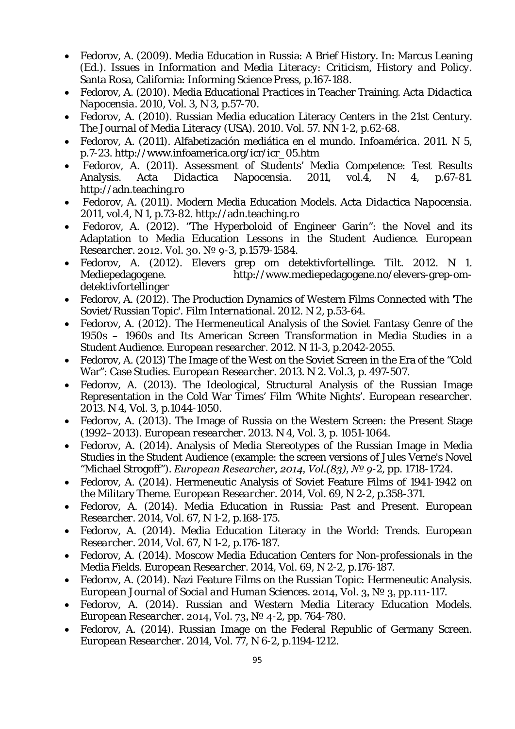- Fedorov, A. (2009). Media Education in Russia: A Brief History. In: Marcus Leaning (Ed.). *Issues in Information and Media Literacy: Criticism, History and Policy*. Santa Rosa, California: Informing Science Press, p.167-188.
- Fedorov, A. (2010). Media Educational Practices in Teacher Training. *Acta Didactica Napocensia*. 2010, Vol. 3, N 3, p.57-70.
- Fedorov, A. (2010). Russian Media education Literacy Centers in the 21st Century. *The Journal of Media Literacy* (USA). 2010. Vol. 57. NN 1-2, p.62-68.
- Fedorov, A. (2011). Alfabetización mediática en el mundo. *Infoamérica*. 2011. N 5, p.7-23. http://www.infoamerica.org/icr/icr_05.htm
- Fedorov, A. (2011). Assessment of Students' Media Competence: Test Results Analysis. *Acta Didactica Napocensia*. 2011, vol.4, N 4, p.67-81. http://adn.teaching.ro
- Fedorov, A. (2011). Modern Media Education Models. *Acta Didactica Napocensia*. 2011, vol.4, N 1, p.73-82. http://adn.teaching.ro
- Fedorov, A. (2012). "The Hyperboloid of Engineer Garin": the Novel and its Adaptation to Media Education Lessons in the Student Audience. *European Researcher*. 2012. Vol. 30. № 9-3, p.1579-1584.
- Fedorov, A. (2012). Elevers grep om detektivfortellinge. Tilt. 2012. N 1. Mediepedagogene. http://www.mediepedagogene.no/elevers-grep-om-detektivfortellinger
- Fedorov, A. (2012). The Production Dynamics of Western Films Connected with 'The Soviet/Russian Topic'. *Film International*. 2012. N 2, p.53-64.
- Fedorov, A. (2012). The Hermeneutical Analysis of the Soviet Fantasy Genre of the 1950s – 1960s and Its American Screen Transformation in Media Studies in a Student Audience. *European researcher*. 2012. N 11-3, p.2042-2055.
- Fedorov, A. (2013) The Image of the West on the Soviet Screen in the Era of the "Cold War": Case Studies. *European Researcher*. 2013. N 2. Vol.3, p. 497-507.
- Fedorov, A. (2013). The Ideological, Structural Analysis of the Russian Image Representation in the Cold War Times' Film 'White Nights'. *European researcher*. 2013. N 4, Vol. 3, p.1044-1050.
- Fedorov, A. (2013). The Image of Russia on the Western Screen: the Present Stage (1992–2013). *European researcher*. 2013. N 4, Vol. 3, p. 1051-1064.
- Fedorov, A. (2014). Analysis of Media Stereotypes of the Russian Image in Media Studies in the Student Audience (example: the screen versions of Jules Verne's Novel "Michael Strogoff"). *European Researcher, 2014, Vol.(83), № 9*-2, pp. 1718-1724.
- Fedorov, A. (2014). Hermeneutic Analysis of Soviet Feature Films of 1941-1942 on the Military Theme. *European Researcher*. 2014, Vol. 69, N 2-2, p.358-371.
- Fedorov, A. (2014). Media Education in Russia: Past and Present. *European Researcher*. 2014, Vol. 67, N 1-2, p.168-175.
- Fedorov, A. (2014). Media Education Literacy in the World: Trends. *European Researcher*. 2014, Vol. 67, N 1-2, p.176-187.
- Fedorov, A. (2014). Moscow Media Education Centers for Non-professionals in the Media Fields. *European Researcher*. 2014, Vol. 69, N 2-2, p.176-187.
- Fedorov, A. (2014). Nazi Feature Films on the Russian Topic: Hermeneutic Analysis. *European Journal of Social and Human Sciences*. 2014, Vol. 3, № 3, pp.111-117.
- Fedorov, A. (2014). Russian and Western Media Literacy Education Models. *European Researcher*. 2014, Vol. 73, № 4-2, pp. 764-780.
- Fedorov, A. (2014). Russian Image on the Federal Republic of Germany Screen. *European Researcher*. 2014, Vol. 77, N 6-2, p.1194-1212.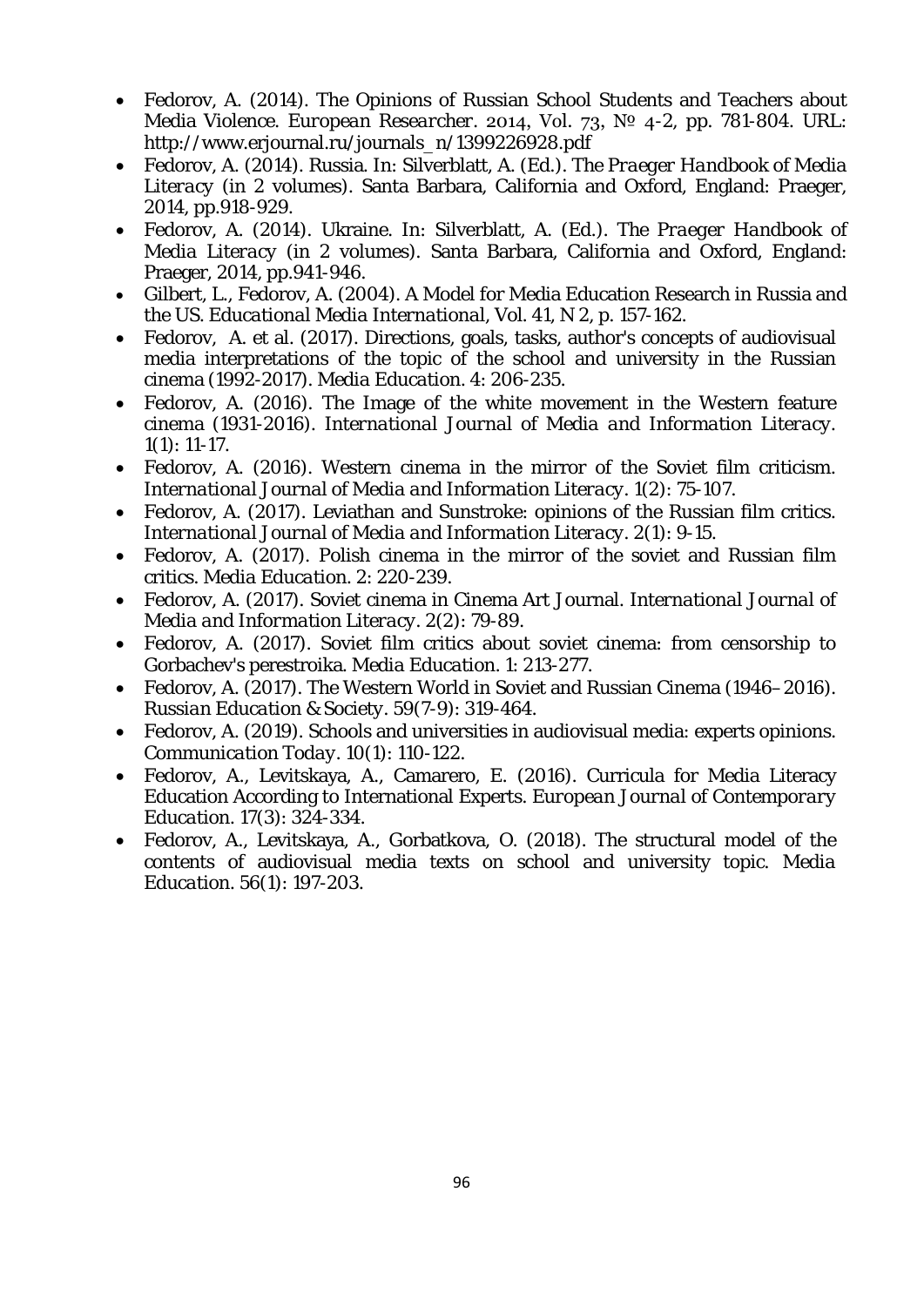- Fedorov, A. (2014). The Opinions of Russian School Students and Teachers about Media Violence. *European Researcher*. 2014, Vol. 73, № 4-2, pp. 781-804. URL: http://www.erjournal.ru/journals_n/1399226928.pdf
- Fedorov, A. (2014). Russia. In: Silverblatt, A. (Ed.). *The Praeger Handbook of Media Literacy* (in 2 volumes). Santa Barbara, California and Oxford, England: Praeger, 2014, pp.918-929.
- Fedorov, A. (2014). Ukraine. In: Silverblatt, A. (Ed.). *The Praeger Handbook of Media Literacy* (in 2 volumes). Santa Barbara, California and Oxford, England: Praeger, 2014, pp.941-946.
- Gilbert, L., Fedorov, A. (2004). A Model for Media Education Research in Russia and the US. *Educational Media International*, Vol. 41, N 2, p. 157-162.
- Fedorov, A. et al. (2017). Directions, goals, tasks, author's concepts of audiovisual media interpretations of the topic of the school and university in the Russian cinema (1992-2017). *Media Education*. 4: 206-235.
- Fedorov, A. (2016). The Image of the white movement in the Western feature cinema (1931-2016). *International Journal of Media and Information Literacy*. 1(1): 11-17.
- Fedorov, A. (2016). Western cinema in the mirror of the Soviet film criticism. *International Journal of Media and Information Literacy*. 1(2): 75-107.
- Fedorov, A. (2017). Leviathan and Sunstroke: opinions of the Russian film critics. *International Journal of Media and Information Literacy*. 2(1): 9-15.
- Fedorov, A. (2017). Polish cinema in the mirror of the soviet and Russian film critics. *Media Education*. 2: 220-239.
- Fedorov, A. (2017). Soviet cinema in Cinema Art Journal. *International Journal of Media and Information Literacy*. 2(2): 79-89.
- Fedorov, A. (2017). Soviet film critics about soviet cinema: from censorship to Gorbachev's perestroika. *Media Education*. 1: 213-277.
- Fedorov, A. (2017). The Western World in Soviet and Russian Cinema (1946–2016). *Russian Education & Society*. 59(7-9): 319-464.
- Fedorov, A. (2019). Schools and universities in audiovisual media: experts opinions. *Communication Today*. 10(1): 110-122.
- Fedorov, A., Levitskaya, A., Camarero, E. (2016). Curricula for Media Literacy Education According to International Experts. *European Journal of Contemporary Education*. 17(3): 324-334.
- Fedorov, A., Levitskaya, A., Gorbatkova, O. (2018). The structural model of the contents of audiovisual media texts on school and university topic. *Media Education*. 56(1): 197-203.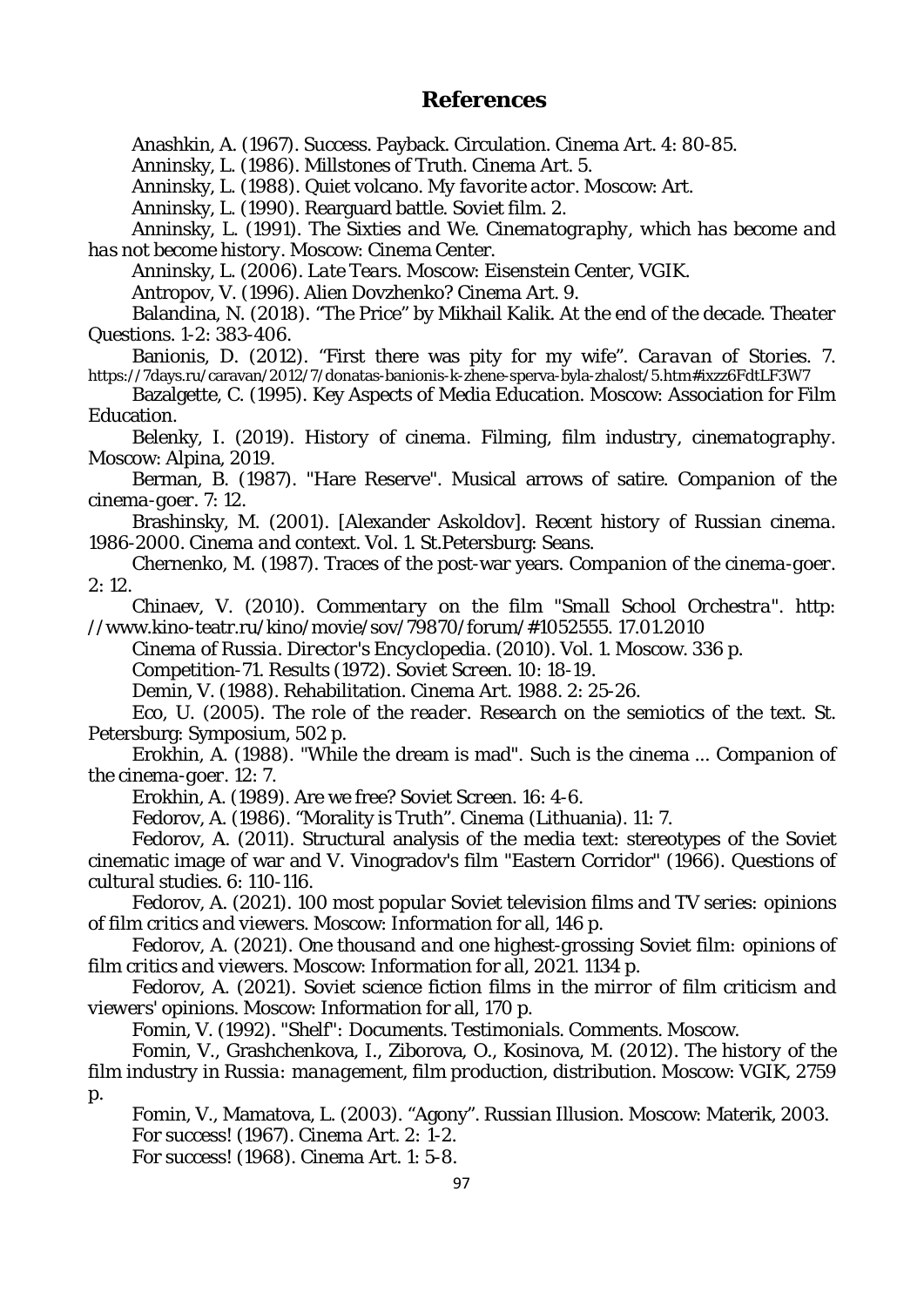## References

Anashkin, A. (1967). Success. Payback. Circulation. *Cinema Art*. 4: 80-85.

Anninsky, L. (1986). Millstones of Truth. *Cinema Art*. 5.

Anninsky, L. (1988). Quiet volcano. *My favorite actor*. Moscow: Art.

Anninsky, L. (1990). Rearguard battle. *Soviet film*. 2.

Anninsky, L. (1991). *The Sixties and We. Cinematography, which has become and has not become history*. Moscow: Cinema Center.

Anninsky, L. (2006). *Late Tears*. Moscow: Eisenstein Center, VGIK.

Antropov, V. (1996). Alien Dovzhenko? *Cinema Art*. 9.

Balandina, N. (2018). "The Price" by Mikhail Kalik. At the end of the decade. *Theater Questions*. 1-2: 383-406.

Banionis, D. (2012). "First there was pity for my wife". *Caravan of Stories*. 7. https://7days.ru/caravan/2012/7/donatas-banionis-k-zhene-sperva-byla-zhalost/5.htm#ixzz6FdtLF3W7

Bazalgette, C. (1995). *Key Aspects of Media Education*. Moscow: Association for Film Education.

Belenky, I. (2019). *History of cinema. Filming, film industry, cinematography*. Moscow: Alpina, 2019.

Berman, B. (1987). "Hare Reserve". Musical arrows of satire. *Companion of the cinema-goer*. 7: 12.

Brashinsky, M. (2001). [Alexander Askoldov]. *Recent history of Russian cinema. 1986-2000. Cinema and context*. Vol. 1. St.Petersburg: Seans.

Chernenko, M. (1987). Traces of the post-war years. *Companion of the cinema-goer*. 2: 12.

Chinaev, V. (2010). *Commentary on the film "Small School Orchestra"*. http: //www.kino-teatr.ru/kino/movie/sov/79870/forum/#1052555. 17.01.2010

*Cinema of Russia. Director's Encyclopedia*. (2010). Vol. 1. Moscow. 336 p.

Competition-71. Results (1972). *Soviet Screen*. 10: 18-19.

Demin, V. (1988). Rehabilitation. *Cinema Art*. 1988. 2: 25-26.

Eco, U. (2005). *The role of the reader. Research on the semiotics of the text*. St. Petersburg: Symposium, 502 p.

Erokhin, A. (1988). "While the dream is mad". Such is the cinema ... *Companion of the cinema-goer*. 12: 7.

Erokhin, A. (1989). Are we free? *Soviet Screen*. 16: 4-6.

Fedorov, A. (1986). "Morality is Truth". *Cinema (Lithuania)*. 11: 7.

Fedorov, A. (2011). Structural analysis of the media text: stereotypes of the Soviet cinematic image of war and V. Vinogradov's film "Eastern Corridor" (1966). *Questions of cultural studies*. 6: 110-116.

Fedorov, A. (2021). *100 most popular Soviet television films and TV series: opinions of film critics and viewers*. Moscow: Information for all, 146 p.

Fedorov, A. (2021). *One thousand and one highest-grossing Soviet film: opinions of film critics and viewers*. Moscow: Information for all, 2021. 1134 p.

Fedorov, A. (2021). *Soviet science fiction films in the mirror of film criticism and viewers' opinions*. Moscow: Information for all, 170 p.

Fomin, V. (1992). *"Shelf": Documents. Testimonials. Comments*. Moscow.

Fomin, V., Grashchenkova, I., Ziborova, O., Kosinova, M. (2012). *The history of the film industry in Russia: management, film production, distribution*. Moscow: VGIK, 2759 p.

Fomin, V., Mamatova, L. (2003). "Agony". *Russian Illusion*. Moscow: Materik, 2003.

For success! (1967). *Cinema Art*. 2: 1-2.

For success! (1968). *Cinema Art*. 1: 5-8.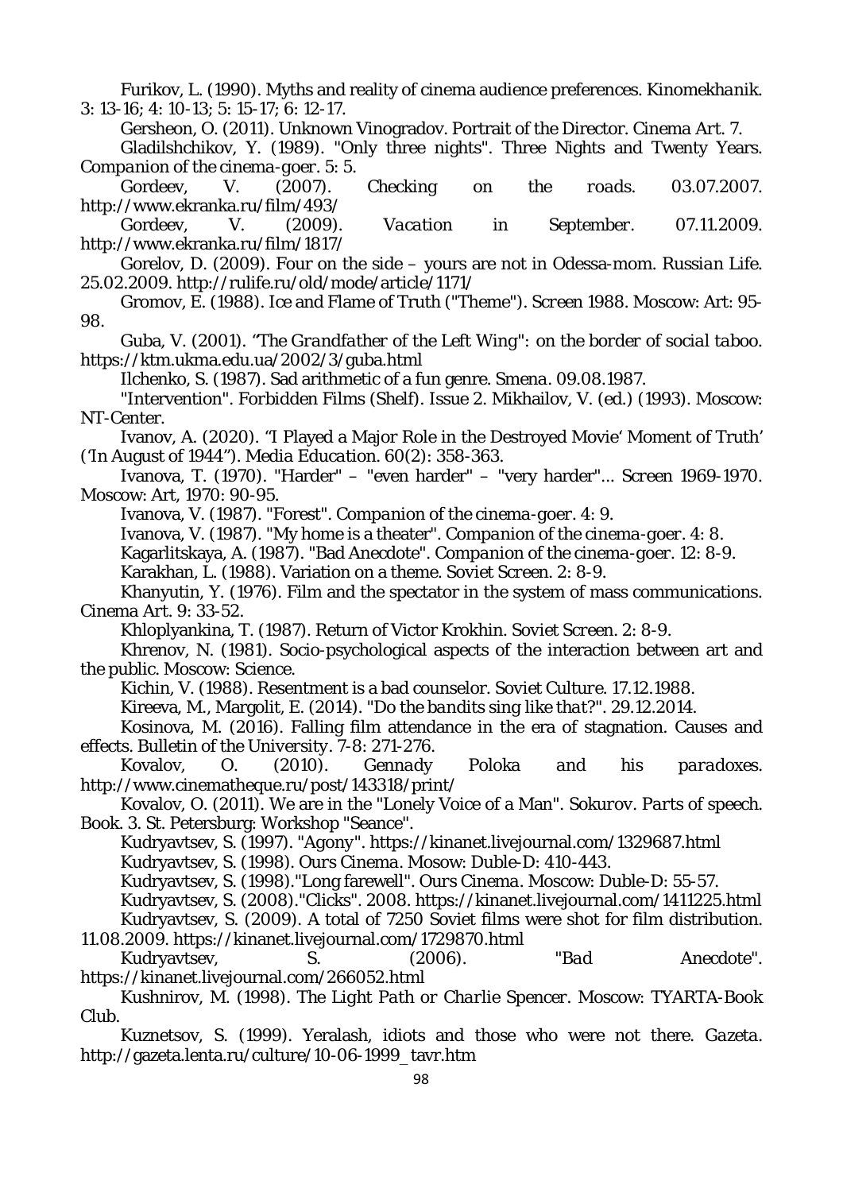Furikov, L. (1990). Myths and reality of cinema audience preferences. *Kinomekhanik*. 3: 13-16; 4: 10-13; 5: 15-17; 6: 12-17.

Gersheon, O. (2011). Unknown Vinogradov. Portrait of the Director. *Cinema Art*. 7.

Gladilshchikov, Y. (1989). "Only three nights". Three Nights and Twenty Years. *Companion of the cinema-goer*. 5: 5.

Gordeev, V. (2007). *Checking on the roads*. 03.07.2007. http://www.ekranka.ru/film/493/

Gordeev, V. (2009). *Vacation in September*. 07.11.2009. http://www.ekranka.ru/film/1817/

Gorelov, D. (2009). Four on the side – yours are not in Odessa-mom. *Russian Life*. 25.02.2009. http://rulife.ru/old/mode/article/1171/

Gromov, E. (1988). Ice and Flame of Truth ("Theme"). *Screen 1988*. Moscow: Art: 95-98.

Guba, V. (2001). *"The Grandfather of the Left Wing": on the border of social taboo*. https://ktm.ukma.edu.ua/2002/3/guba.html

Ilchenko, S. (1987). Sad arithmetic of a fun genre. *Smena*. 09.08.1987.

"Intervention". Forbidden Films (Shelf). Issue 2. Mikhailov, V. (ed.) (1993). Moscow: NT-Center.

Ivanov, A. (2020). "I Played a Major Role in the Destroyed Movie' Moment of Truth' ('In August of 1944"). *Media Education*. 60(2): 358-363.

Ivanova, T. (1970). "Harder" – "even harder" – "very harder"... *Screen 1969-1970*. Moscow: Art, 1970: 90-95.

Ivanova, V. (1987). "Forest". *Companion of the cinema-goer*. 4: 9.

Ivanova, V. (1987). "My home is a theater". *Companion of the cinema-goer*. 4: 8.

Kagarlitskaya, A. (1987). "Bad Anecdote". *Companion of the cinema-goer*. 12: 8-9.

Karakhan, L. (1988). Variation on a theme. *Soviet Screen*. 2: 8-9.

Khanyutin, Y. (1976). Film and the spectator in the system of mass communications. *Cinema Art*. 9: 33-52.

Khloplyankina, T. (1987). Return of Victor Krokhin. *Soviet Screen*. 2: 8-9.

Khrenov, N. (1981). Socio-psychological aspects of the interaction between art and the public. Moscow: Science.

Kichin, V. (1988). Resentment is a bad counselor. *Soviet Culture*. 17.12.1988.

Kireeva, M., Margolit, E. (2014). *"Do the bandits sing like that?"*. 29.12.2014.

Kosinova, M. (2016). Falling film attendance in the era of stagnation. Causes and effects. *Bulletin of the University*. 7-8: 271-276.

Kovalov, O. (2010). *Gennady Poloka and his paradoxes*. http://www.cinematheque.ru/post/143318/print/

Kovalov, O. (2011). We are in the "Lonely Voice of a Man". *Sokurov. Parts of speech*. Book. 3. St. Petersburg: Workshop "Seance".

Kudryavtsev, S. (1997). "Agony". https://kinanet.livejournal.com/1329687.html

Kudryavtsev, S. (1998). *Ours Cinema*. Mosow: Duble-D: 410-443.

Kudryavtsev, S. (1998)."Long farewell". *Ours Cinema*. Moscow: Duble-D: 55-57.

Kudryavtsev, S. (2008)."Clicks". 2008. https://kinanet.livejournal.com/1411225.html

Kudryavtsev, S. (2009). A total of 7250 Soviet films were shot for film distribution. 11.08.2009. https://kinanet.livejournal.com/1729870.html

Kudryavtsev, S. (2006). *"Bad Anecdote"*. https://kinanet.livejournal.com/266052.html

Kushnirov, M. (1998). *The Light Path or Charlie Spencer*. Moscow: TYARTA-Book Club.

Kuznetsov, S. (1999). Yeralash, idiots and those who were not there. *Gazeta*. http://gazeta.lenta.ru/culture/10-06-1999_tavr.htm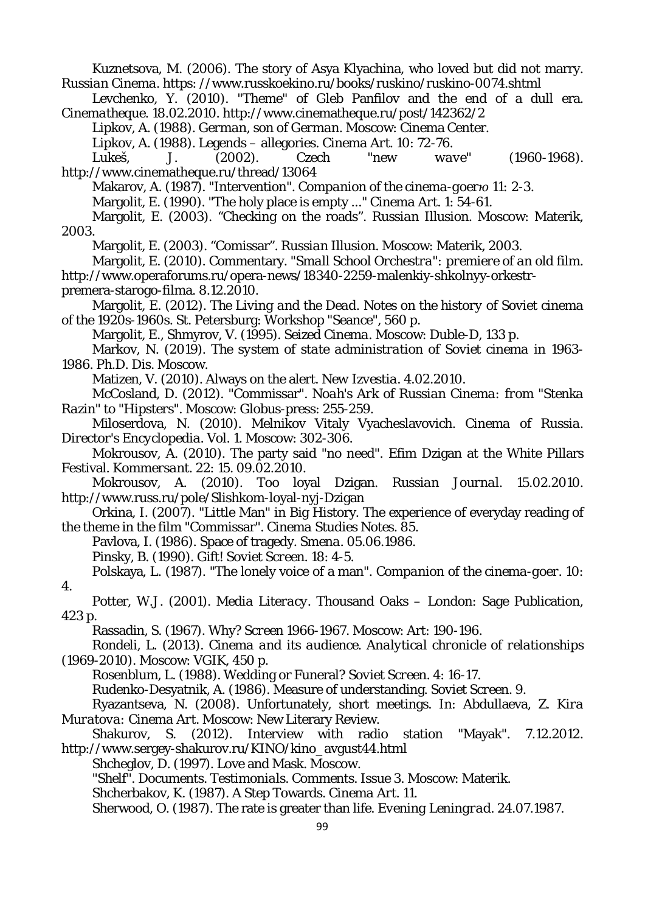Kuznetsova, M. (2006). The story of Asya Klyachina, who loved but did not marry. *Russian Cinema*. https: //www.russkoekino.ru/books/ruskino/ruskino-0074.shtml

Levchenko, Y. (2010). "Theme" of Gleb Panfilov and the end of a dull era. *Cinematheque*. 18.02.2010. http://www.cinematheque.ru/post/142362/2

Lipkov, A. (1988). *German, son of German*. Moscow: Cinema Center.

Lipkov, A. (1988). Legends – allegories. *Cinema Art*. 10: 72-76.

Lukeš, J. (2002). Czech "new wave" (1960-1968). http://www.cinematheque.ru/thread/13064

Makarov, A. (1987). "Intervention". *Companion of the cinema-goerю* 11: 2-3.

Margolit, E. (1990). "The holy place is empty ..." *Cinema Art*. 1: 54-61.

Margolit, E. (2003). "Checking on the roads". *Russian Illusion*. Moscow: Materik, 2003.

Margolit, E. (2003). "Comissar". *Russian Illusion*. Moscow: Materik, 2003.

Margolit, E. (2010). Commentary. *"Small School Orchestra": premiere of an old film*. http://www.operaforums.ru/opera-news/18340-2259-malenkiy-shkolnyy-orkestr-premera-starogo-filma. 8.12.2010.

Margolit, E. (2012). *The Living and the Dead*. Notes on the history of Soviet cinema of the 1920s-1960s. St. Petersburg: Workshop "Seance", 560 p.

Margolit, E., Shmyrov, V. (1995). *Seized Cinema*. Moscow: Duble-D, 133 p.

Markov, N. (2019). *The system of state administration of Soviet cinema in 1963-1986*. Ph.D. Dis. Moscow.

Matizen, V. (2010). Always on the alert. *New Izvestia*. 4.02.2010.

McCosland, D. (2012). "Commissar". *Noah's Ark of Russian Cinema: from "Stenka Razin" to "Hipsters"*. Moscow: Globus-press: 255-259.

Miloserdova, N. (2010). Melnikov Vitaly Vyacheslavovich. Cinema of Russia. *Director's Encyclopedia*. Vol. 1. Moscow: 302-306.

Mokrousov, A. (2010). The party said "no need". Efim Dzigan at the White Pillars Festival. *Kommersant*. 22: 15. 09.02.2010.

Mokrousov, A. (2010). Too loyal Dzigan. *Russian Journal*. 15.02.2010. http://www.russ.ru/pole/Slishkom-loyal-nyj-Dzigan

Orkina, I. (2007). "Little Man" in Big History. The experience of everyday reading of the theme in the film "Commissar". *Cinema Studies Notes*. 85.

Pavlova, I. (1986). Space of tragedy. *Smena*. 05.06.1986.

Pinsky, B. (1990). Gift! *Soviet Screen*. 18: 4-5.

Polskaya, L. (1987). "The lonely voice of a man". *Companion of the cinema-goer*. 10: 4.

Potter, W.J. (2001). *Media Literacy*. Thousand Oaks – London: Sage Publication, 423 p.

Rassadin, S. (1967). Why? *Screen 1966-1967*. Moscow: Art: 190-196.

Rondeli, L. (2013). *Cinema and its audience. Analytical chronicle of relationships (1969-2010)*. Moscow: VGIK, 450 p.

Rosenblum, L. (1988). Wedding or Funeral? *Soviet Screen*. 4: 16-17.

Rudenko-Desyatnik, A. (1986). Measure of understanding. *Soviet Screen*. 9.

Ryazantseva, N. (2008). Unfortunately, short meetings. In: Abdullaeva, Z. *Kira Muratova: Cinema Art*. Moscow: New Literary Review.

Shakurov, S. (2012). Interview with radio station "Mayak". 7.12.2012. http://www.sergey-shakurov.ru/KINO/kino_avgust44.html

Shcheglov, D. (1997). *Love and Mask*. Moscow.

*"Shelf". Documents. Testimonials. Comments*. Issue 3. Moscow: Materik.

Shcherbakov, K. (1987). A Step Towards. *Cinema Art*. 11.

Sherwood, O. (1987). The rate is greater than life. *Evening Leningrad*. 24.07.1987.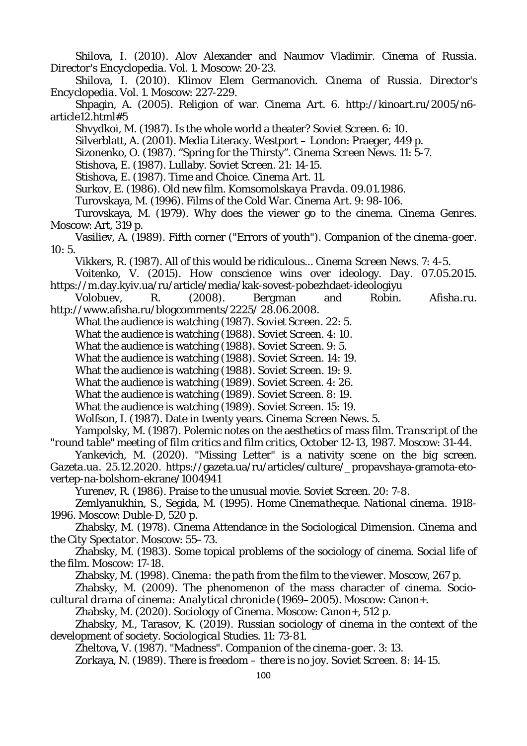Shilova, I. (2010). Alov Alexander and Naumov Vladimir. Cinema of Russia. *Director's Encyclopedia*. Vol. 1. Moscow: 20-23.

Shilova, I. (2010). Klimov Elem Germanovich. Cinema of Russia. *Director's Encyclopedia*. Vol. 1. Moscow: 227-229.

Shpagin, A. (2005). Religion of war. *Cinema Art*. 6. http://kinoart.ru/2005/n6-article12.html#5

Shvydkoi, M. (1987). Is the whole world a theater? *Soviet Screen*. 6: 10.

Silverblatt, A. (2001). Media Literacy. Westport – London: Praeger, 449 p.

Sizonenko, O. (1987). "Spring for the Thirsty". *Cinema Screen News*. 11: 5-7.

Stishova, E. (1987). Lullaby. *Soviet Screen*. 21: 14-15.

Stishova, E. (1987). Time and Choice. *Cinema Art*. 11.

Surkov, E. (1986). Old new film. *Komsomolskaya Pravda*. 09.01.1986.

Turovskaya, M. (1996). Films of the Cold War. *Cinema Art*. 9: 98-106.

Turovskaya, M. (1979). Why does the viewer go to the cinema. *Cinema Genres*. Moscow: Art, 319 p.

Vasiliev, A. (1989). Fifth corner ("Errors of youth"). *Companion of the cinema-goer*. 10: 5.

Vikkers, R. (1987). All of this would be ridiculous... *Cinema Screen News*. 7: 4-5.

Voitenko, V. (2015). How conscience wins over ideology. *Day*. 07.05.2015. https://m.day.kyiv.ua/ru/article/media/kak-sovest-pobezhdaet-ideologiyu

Volobuev, R. (2008). Bergman and Robin. *Afisha.ru*. http://www.afisha.ru/blogcomments/2225/ 28.06.2008.

What the audience is watching (1987). *Soviet Screen*. 22: 5.

What the audience is watching (1988). *Soviet Screen*. 4: 10.

What the audience is watching (1988). *Soviet Screen*. 9: 5.

What the audience is watching (1988). *Soviet Screen*. 14: 19.

What the audience is watching (1988). *Soviet Screen*. 19: 9.

What the audience is watching (1989). *Soviet Screen*. 4: 26.

What the audience is watching (1989). *Soviet Screen*. 8: 19.

What the audience is watching (1989). *Soviet Screen*. 15: 19.

Wolfson, I. (1987). Date in twenty years. *Cinema Screen News*. 5.

Yampolsky, M. (1987). Polemic notes on the aesthetics of mass film. *Transcript of the "round table" meeting of film critics and film critics, October 12-13, 1987*. Moscow: 31-44.

Yankevich, M. (2020). "Missing Letter" is a nativity scene on the big screen. *Gazeta.ua*. 25.12.2020. https://gazeta.ua/ru/articles/culture/_propavshaya-gramota-eto-vertep-na-bolshom-ekrane/1004941

Yurenev, R. (1986). Praise to the unusual movie. *Soviet Screen*. 20: 7-8.

Zemlyanukhin, S., Segida, M. (1995). *Home Cinematheque. National cinema. 1918-1996*. Moscow: Duble-D, 520 p.

Zhabsky, M. (1978). Cinema Attendance in the Sociological Dimension. *Cinema and the City Spectator*. Moscow: 55–73.

Zhabsky, M. (1983). Some topical problems of the sociology of cinema. *Social life of the film*. Moscow: 17-18.

Zhabsky, M. (1998). *Cinema: the path from the film to the viewer*. Moscow, 267 p.

Zhabsky, M. (2009). The phenomenon of the mass character of cinema. *Socio-cultural drama of cinema: Analytical chronicle (1969–2005)*. Moscow: Canon+.

Zhabsky, M. (2020). *Sociology of Cinema*. Moscow: Canon+, 512 p.

Zhabsky, M., Tarasov, K. (2019). Russian sociology of cinema in the context of the development of society. *Sociological Studies*. 11: 73-81.

Zheltova, V. (1987). "Madness". *Companion of the cinema-goer*. 3: 13.

Zorkaya, N. (1989). There is freedom – there is no joy. *Soviet Screen*. 8: 14-15.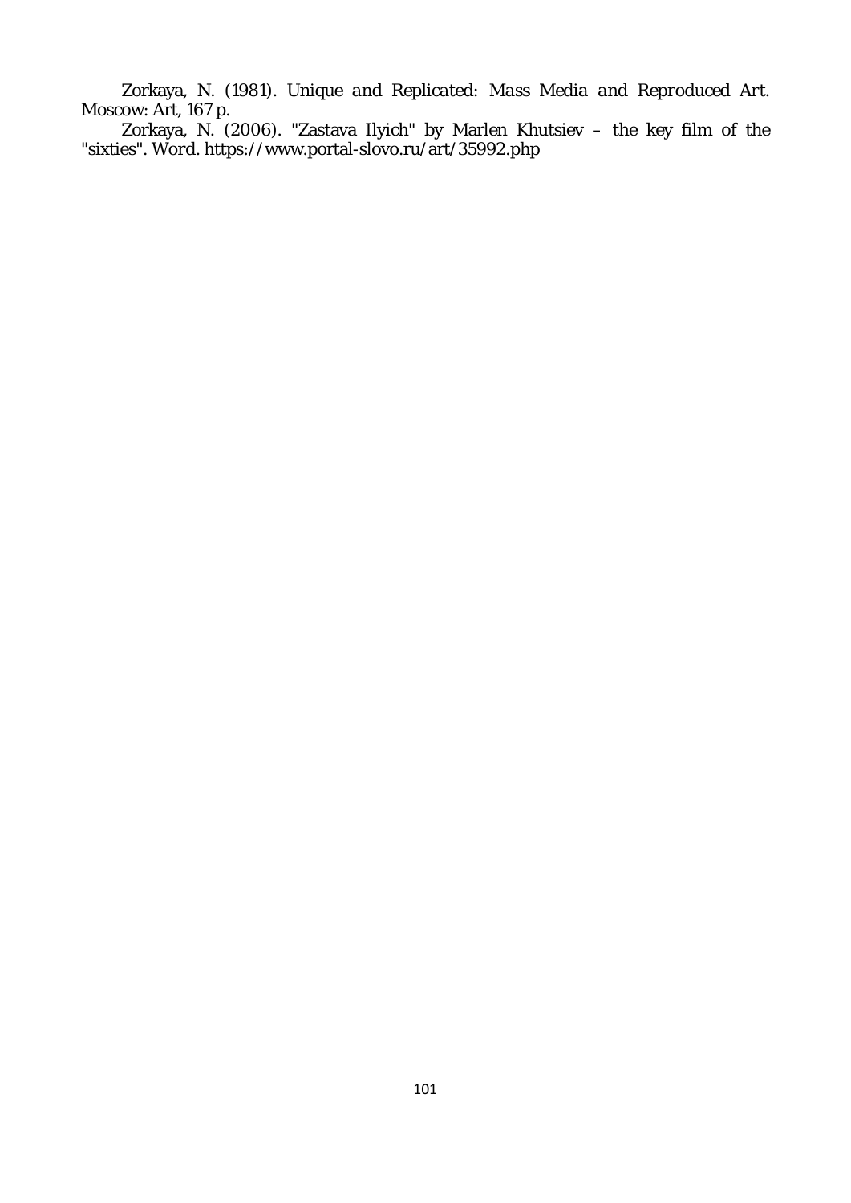Zorkaya, N. (1981). *Unique and Replicated: Mass Media and Reproduced Art*. Moscow: Art, 167 p.

Zorkaya, N. (2006). "Zastava Ilyich" by Marlen Khutsiev – the key film of the "sixties". *Word*. https://www.portal-slovo.ru/art/35992.php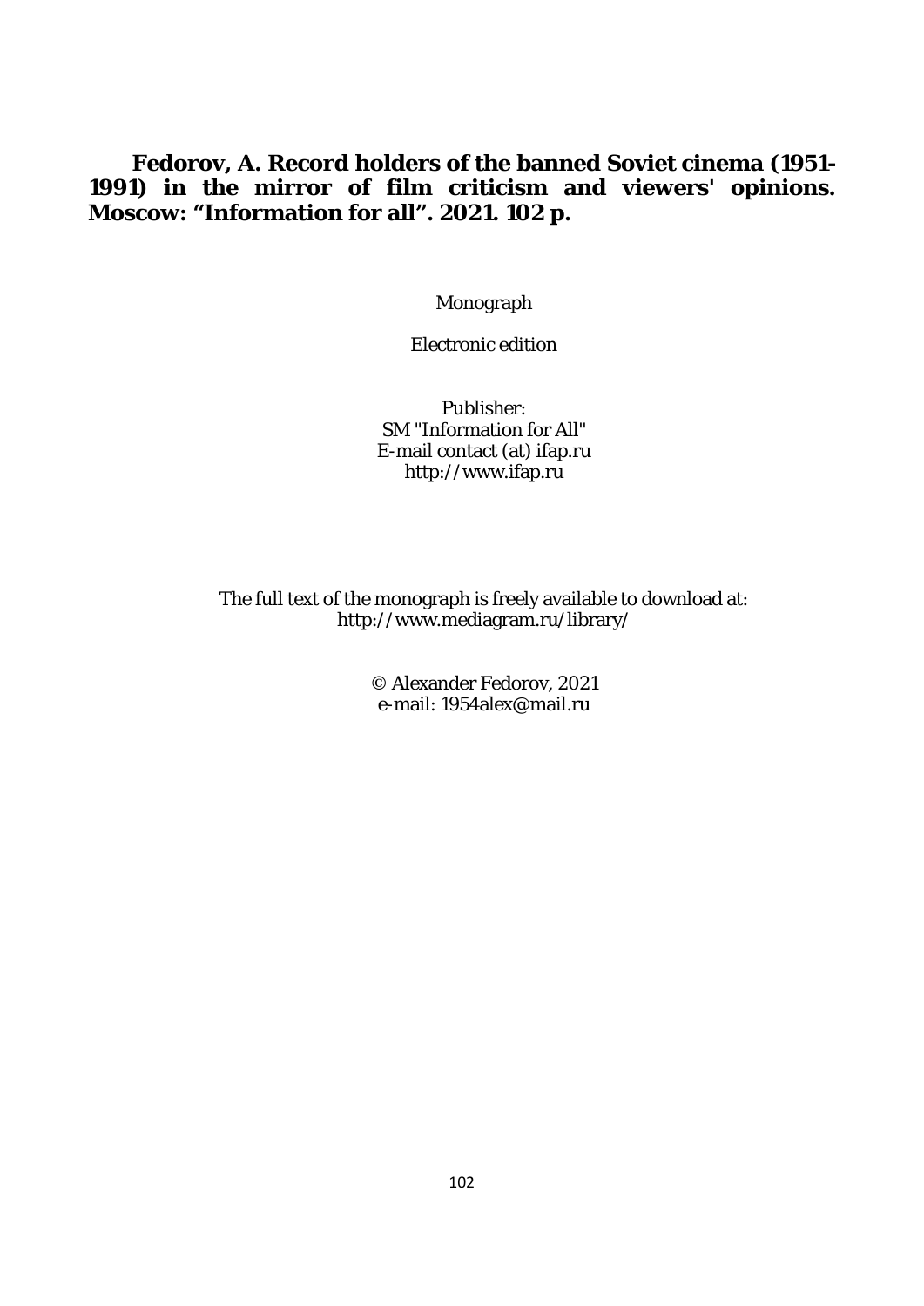**Fedorov, A. Record holders of the banned Soviet cinema (1951-1991) in the mirror of film criticism and viewers' opinions. Moscow: "Information for all". 2021. 102 p.**

Monograph

Electronic edition

Publisher:
SM "Information for All"
E-mail contact (at) ifap.ru
http://www.ifap.ru

The full text of the monograph is freely available to download at:
http://www.mediagram.ru/library/

© Alexander Fedorov, 2021
e-mail: 1954alex@mail.ru